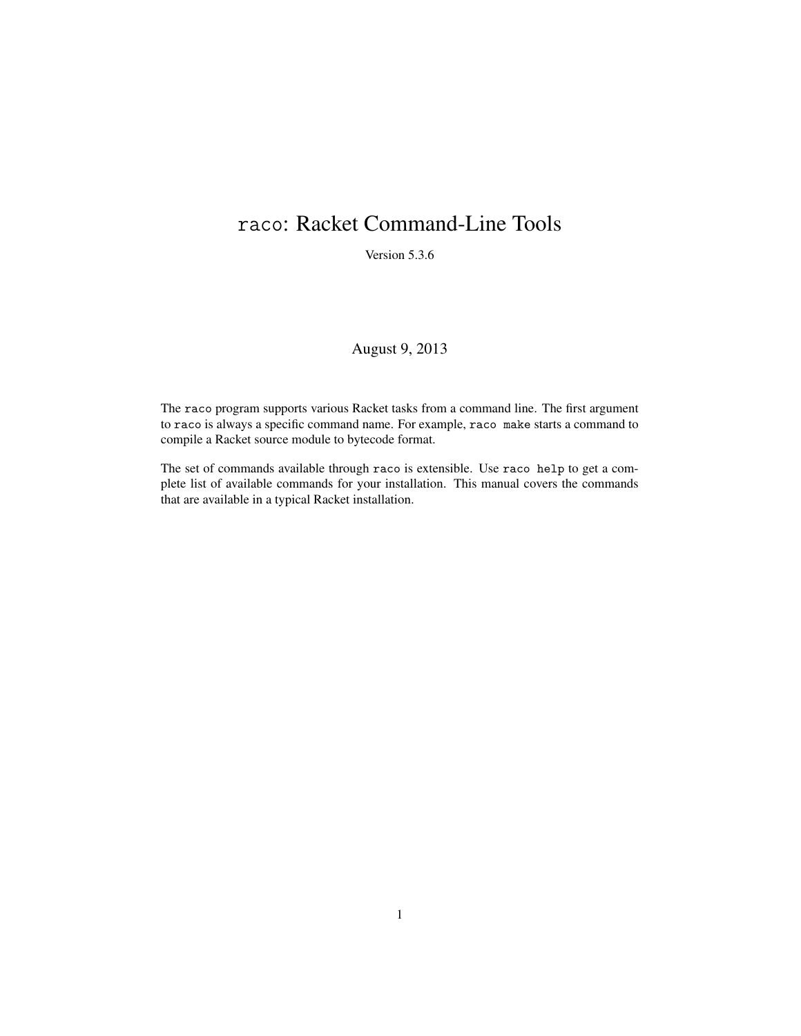# `raco`: Racket Command-Line Tools

Version 5.3.6

August 9, 2013

The `raco` program supports various Racket tasks from a command line. The first argument to `raco` is always a specific command name. For example, `raco make` starts a command to compile a Racket source module to bytecode format.

The set of commands available through `raco` is extensible. Use `raco help` to get a complete list of available commands for your installation. This manual covers the commands that are available in a typical Racket installation.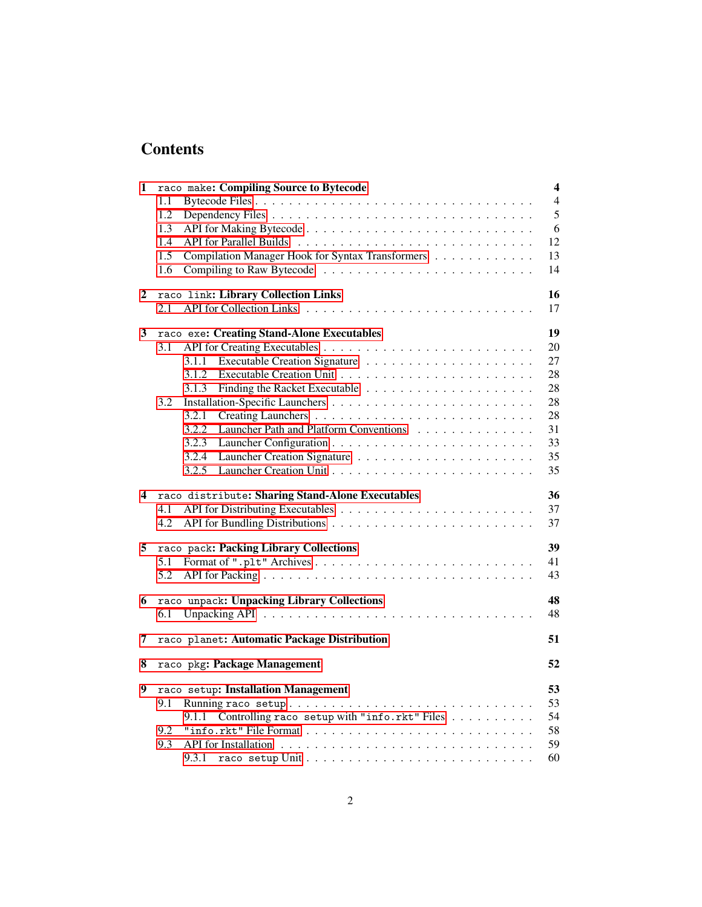# Contents

- 1 `raco make`: **Compiling Source to Bytecode** — 4
  - 1.1 Bytecode Files — 4
  - 1.2 Dependency Files — 5
  - 1.3 API for Making Bytecode — 6
  - 1.4 API for Parallel Builds — 12
  - 1.5 Compilation Manager Hook for Syntax Transformers — 13
  - 1.6 Compiling to Raw Bytecode — 14
- 2 `raco link`: **Library Collection Links** — 16
  - 2.1 API for Collection Links — 17
- 3 `raco exe`: **Creating Stand-Alone Executables** — 19
  - 3.1 API for Creating Executables — 20
    - 3.1.1 Executable Creation Signature — 27
    - 3.1.2 Executable Creation Unit — 28
    - 3.1.3 Finding the Racket Executable — 28
  - 3.2 Installation-Specific Launchers — 28
    - 3.2.1 Creating Launchers — 28
    - 3.2.2 Launcher Path and Platform Conventions — 31
    - 3.2.3 Launcher Configuration — 33
    - 3.2.4 Launcher Creation Signature — 35
    - 3.2.5 Launcher Creation Unit — 35
- 4 `raco distribute`: **Sharing Stand-Alone Executables** — 36
  - 4.1 API for Distributing Executables — 37
  - 4.2 API for Bundling Distributions — 37
- 5 `raco pack`: **Packing Library Collections** — 39
  - 5.1 Format of `".plt"` Archives — 41
  - 5.2 API for Packing — 43
- 6 `raco unpack`: **Unpacking Library Collections** — 48
  - 6.1 Unpacking API — 48
- 7 `raco planet`: **Automatic Package Distribution** — 51
- 8 `raco pkg`: **Package Management** — 52
- 9 `raco setup`: **Installation Management** — 53
  - 9.1 Running `raco setup` — 53
    - 9.1.1 Controlling `raco setup` with `"info.rkt"` Files — 54
  - 9.2 `"info.rkt"` File Format — 58
  - 9.3 API for Installation — 59
    - 9.3.1 `raco setup` Unit — 60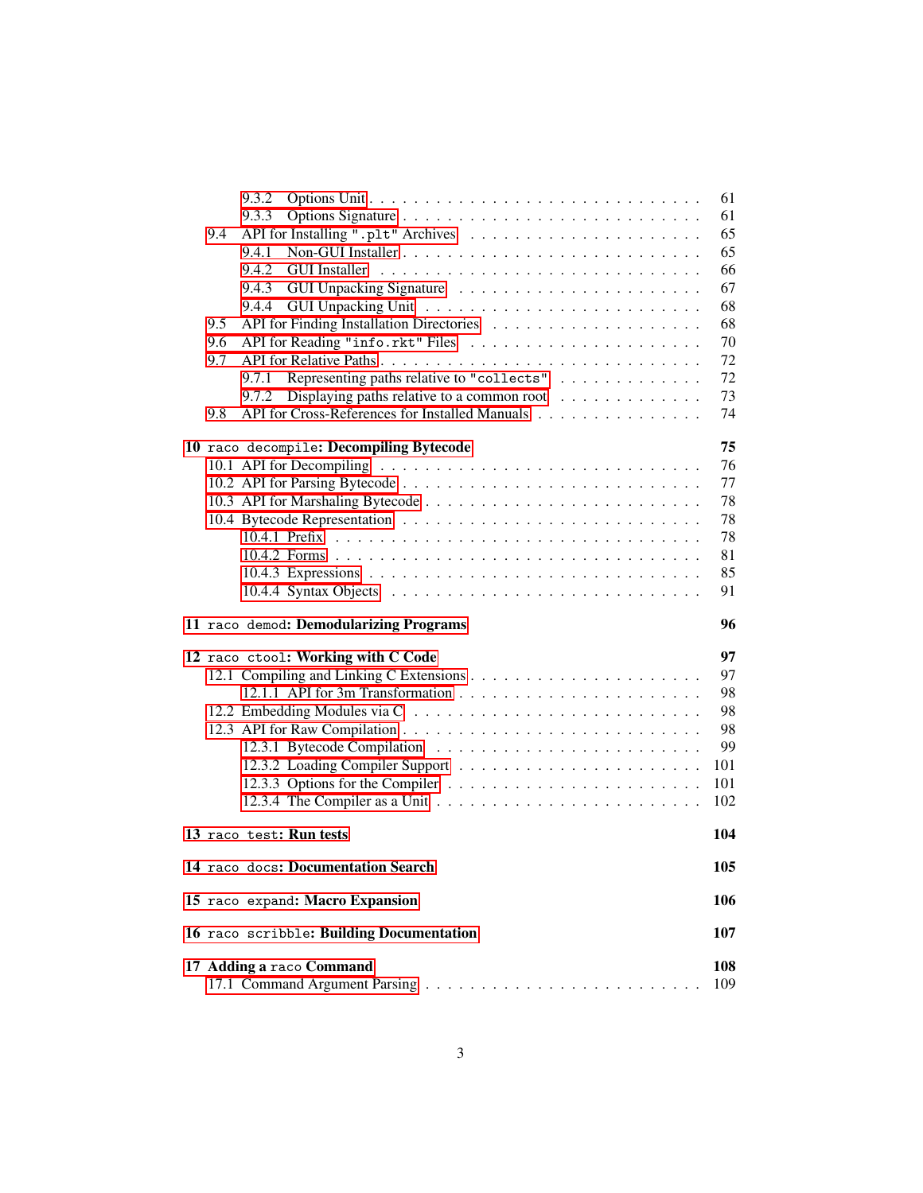- 9.3.2 Options Unit . . . 61
- 9.3.3 Options Signature . . . 61
- 9.4 API for Installing ".plt" Archives . . . 65
  - 9.4.1 Non-GUI Installer . . . 65
  - 9.4.2 GUI Installer . . . 66
  - 9.4.3 GUI Unpacking Signature . . . 67
  - 9.4.4 GUI Unpacking Unit . . . 68
- 9.5 API for Finding Installation Directories . . . 68
- 9.6 API for Reading "info.rkt" Files . . . 70
- 9.7 API for Relative Paths . . . 72
  - 9.7.1 Representing paths relative to "collects" . . . 72
  - 9.7.2 Displaying paths relative to a common root . . . 73
- 9.8 API for Cross-References for Installed Manuals . . . 74

**10 `raco decompile`: Decompiling Bytecode** **75**
- 10.1 API for Decompiling . . . 76
- 10.2 API for Parsing Bytecode . . . 77
- 10.3 API for Marshaling Bytecode . . . 78
- 10.4 Bytecode Representation . . . 78
  - 10.4.1 Prefix . . . 78
  - 10.4.2 Forms . . . 81
  - 10.4.3 Expressions . . . 85
  - 10.4.4 Syntax Objects . . . 91

**11 `raco demod`: Demodularizing Programs** **96**

**12 `raco ctool`: Working with C Code** **97**
- 12.1 Compiling and Linking C Extensions . . . 97
  - 12.1.1 API for 3m Transformation . . . 98
- 12.2 Embedding Modules via C . . . 98
- 12.3 API for Raw Compilation . . . 98
  - 12.3.1 Bytecode Compilation . . . 99
  - 12.3.2 Loading Compiler Support . . . 101
  - 12.3.3 Options for the Compiler . . . 101
  - 12.3.4 The Compiler as a Unit . . . 102

**13 `raco test`: Run tests** **104**

**14 `raco docs`: Documentation Search** **105**

**15 `raco expand`: Macro Expansion** **106**

**16 `raco scribble`: Building Documentation** **107**

**17 Adding a `raco` Command** **108**
- 17.1 Command Argument Parsing . . . 109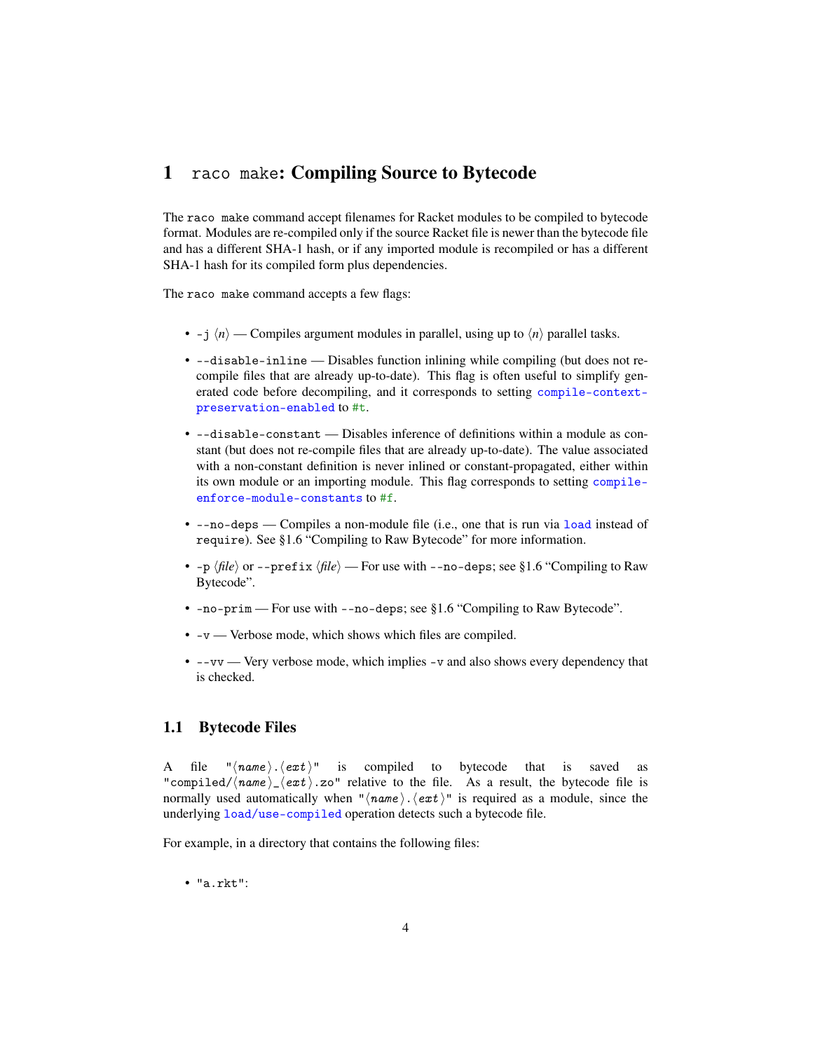# 1 `raco make`: Compiling Source to Bytecode

The `raco make` command accept filenames for Racket modules to be compiled to bytecode format. Modules are re-compiled only if the source Racket file is newer than the bytecode file and has a different SHA-1 hash, or if any imported module is recompiled or has a different SHA-1 hash for its compiled form plus dependencies.

The `raco make` command accepts a few flags:

- `-j` ⟨*n*⟩ — Compiles argument modules in parallel, using up to ⟨*n*⟩ parallel tasks.
- `--disable-inline` — Disables function inlining while compiling (but does not re-compile files that are already up-to-date). This flag is often useful to simplify generated code before decompiling, and it corresponds to setting `compile-context-preservation-enabled` to `#t`.
- `--disable-constant` — Disables inference of definitions within a module as constant (but does not re-compile files that are already up-to-date). The value associated with a non-constant definition is never inlined or constant-propagated, either within its own module or an importing module. This flag corresponds to setting `compile-enforce-module-constants` to `#f`.
- `--no-deps` — Compiles a non-module file (i.e., one that is run via `load` instead of `require`). See §1.6 "Compiling to Raw Bytecode" for more information.
- `-p` ⟨*file*⟩ or `--prefix` ⟨*file*⟩ — For use with `--no-deps`; see §1.6 "Compiling to Raw Bytecode".
- `-no-prim` — For use with `--no-deps`; see §1.6 "Compiling to Raw Bytecode".
- `-v` — Verbose mode, which shows which files are compiled.
- `--vv` — Very verbose mode, which implies `-v` and also shows every dependency that is checked.

## 1.1 Bytecode Files

A file `"⟨name⟩.⟨ext⟩"` is compiled to bytecode that is saved as `"compiled/⟨name⟩_⟨ext⟩.zo"` relative to the file. As a result, the bytecode file is normally used automatically when `"⟨name⟩.⟨ext⟩"` is required as a module, since the underlying `load/use-compiled` operation detects such a bytecode file.

For example, in a directory that contains the following files:

- `"a.rkt"`: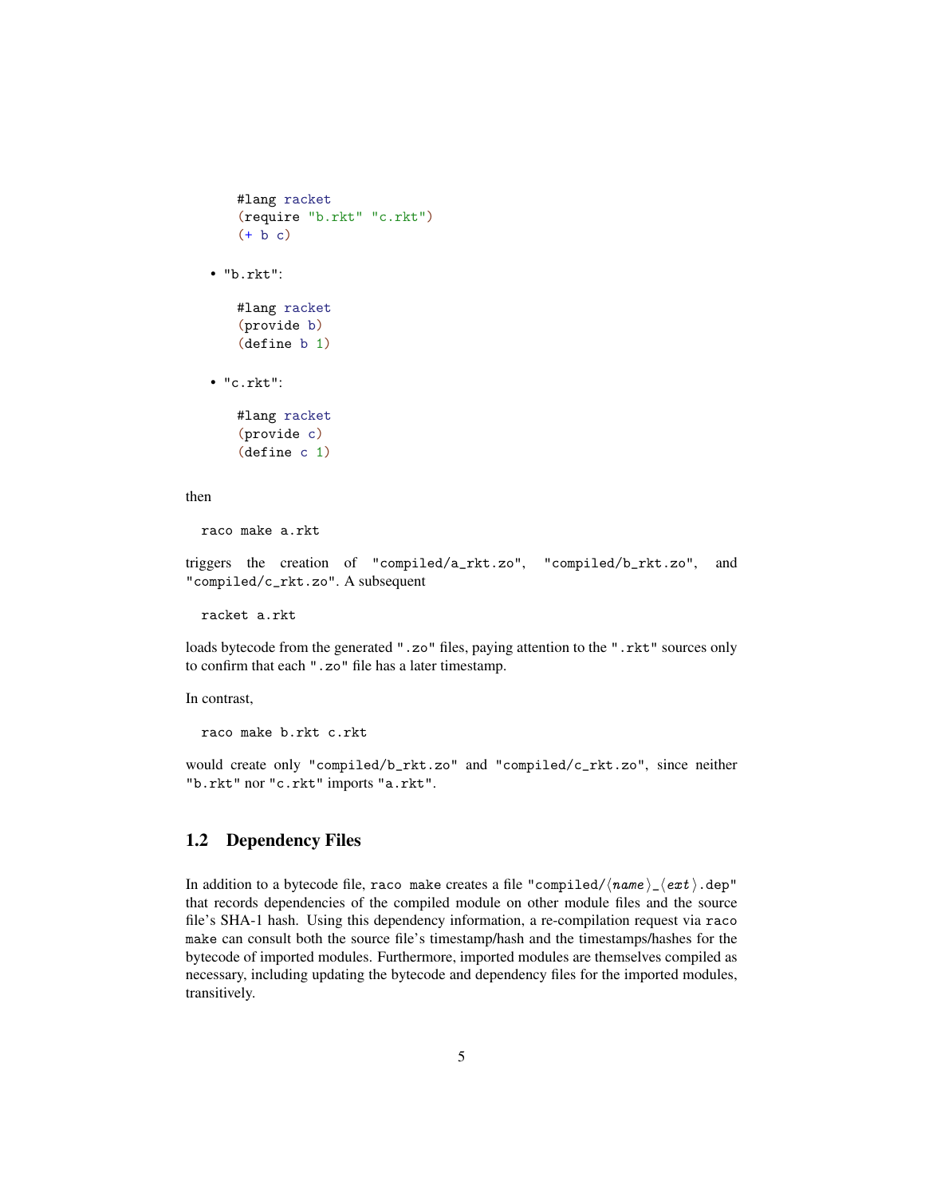```
#lang racket
(require "b.rkt" "c.rkt")
(+ b c)
```

- "b.rkt":

```
#lang racket
(provide b)
(define b 1)
```

- "c.rkt":

```
#lang racket
(provide c)
(define c 1)
```

then

```
raco make a.rkt
```

triggers the creation of "compiled/a_rkt.zo", "compiled/b_rkt.zo", and "compiled/c_rkt.zo". A subsequent

```
racket a.rkt
```

loads bytecode from the generated ".zo" files, paying attention to the ".rkt" sources only to confirm that each ".zo" file has a later timestamp.

In contrast,

```
raco make b.rkt c.rkt
```

would create only "compiled/b_rkt.zo" and "compiled/c_rkt.zo", since neither "b.rkt" nor "c.rkt" imports "a.rkt".

## 1.2 Dependency Files

In addition to a bytecode file, `raco make` creates a file "compiled/⟨*name*⟩_⟨*ext*⟩.dep" that records dependencies of the compiled module on other module files and the source file's SHA-1 hash. Using this dependency information, a re-compilation request via `raco make` can consult both the source file's timestamp/hash and the timestamps/hashes for the bytecode of imported modules. Furthermore, imported modules are themselves compiled as necessary, including updating the bytecode and dependency files for the imported modules, transitively.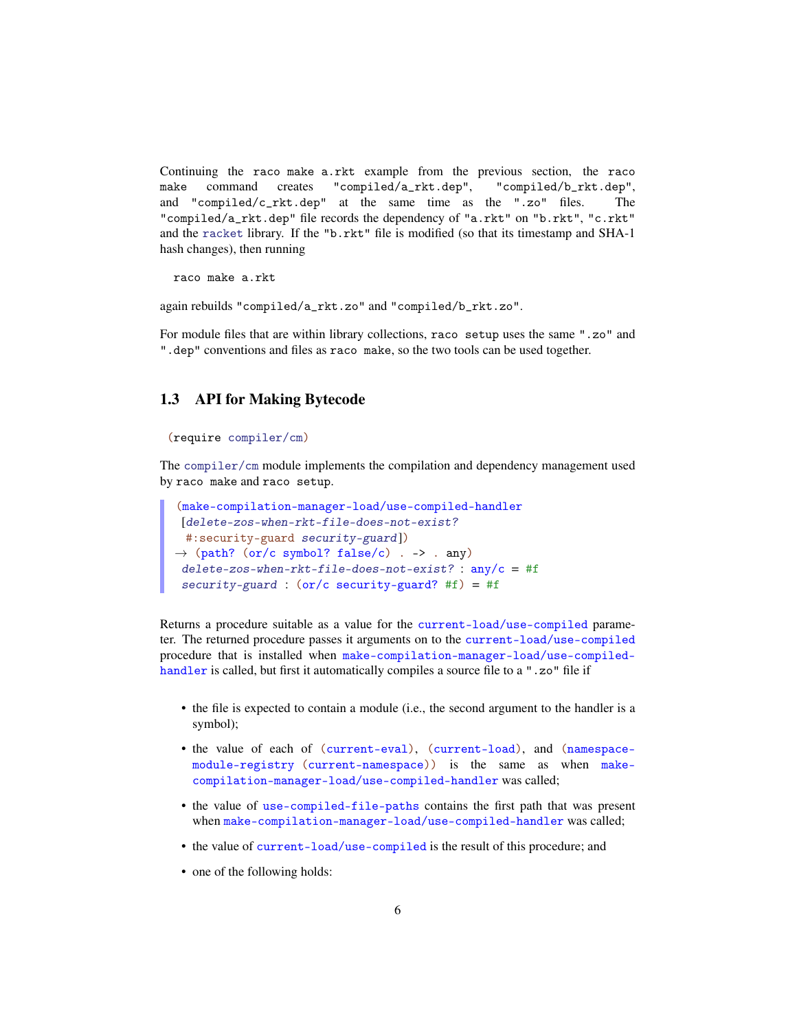Continuing the `raco make a.rkt` example from the previous section, the `raco make` command creates `"compiled/a_rkt.dep"`, `"compiled/b_rkt.dep"`, and `"compiled/c_rkt.dep"` at the same time as the `".zo"` files. The `"compiled/a_rkt.dep"` file records the dependency of `"a.rkt"` on `"b.rkt"`, `"c.rkt"` and the `racket` library. If the `"b.rkt"` file is modified (so that its timestamp and SHA-1 hash changes), then running

```
raco make a.rkt
```

again rebuilds `"compiled/a_rkt.zo"` and `"compiled/b_rkt.zo"`.

For module files that are within library collections, `raco setup` uses the same `".zo"` and `".dep"` conventions and files as `raco make`, so the two tools can be used together.

## 1.3 API for Making Bytecode

```
(require compiler/cm)
```

The `compiler/cm` module implements the compilation and dependency management used by `raco make` and `raco setup`.

```
(make-compilation-manager-load/use-compiled-handler
 [delete-zos-when-rkt-file-does-not-exist?
  #:security-guard security-guard])
→ (path? (or/c symbol? false/c) . -> . any)
  delete-zos-when-rkt-file-does-not-exist? : any/c = #f
  security-guard : (or/c security-guard? #f) = #f
```

Returns a procedure suitable as a value for the `current-load/use-compiled` parameter. The returned procedure passes it arguments on to the `current-load/use-compiled` procedure that is installed when `make-compilation-manager-load/use-compiled-handler` is called, but first it automatically compiles a source file to a `".zo"` file if

- the file is expected to contain a module (i.e., the second argument to the handler is a symbol);
- the value of each of `(current-eval)`, `(current-load)`, and `(namespace-module-registry (current-namespace))` is the same as when `make-compilation-manager-load/use-compiled-handler` was called;
- the value of `use-compiled-file-paths` contains the first path that was present when `make-compilation-manager-load/use-compiled-handler` was called;
- the value of `current-load/use-compiled` is the result of this procedure; and
- one of the following holds: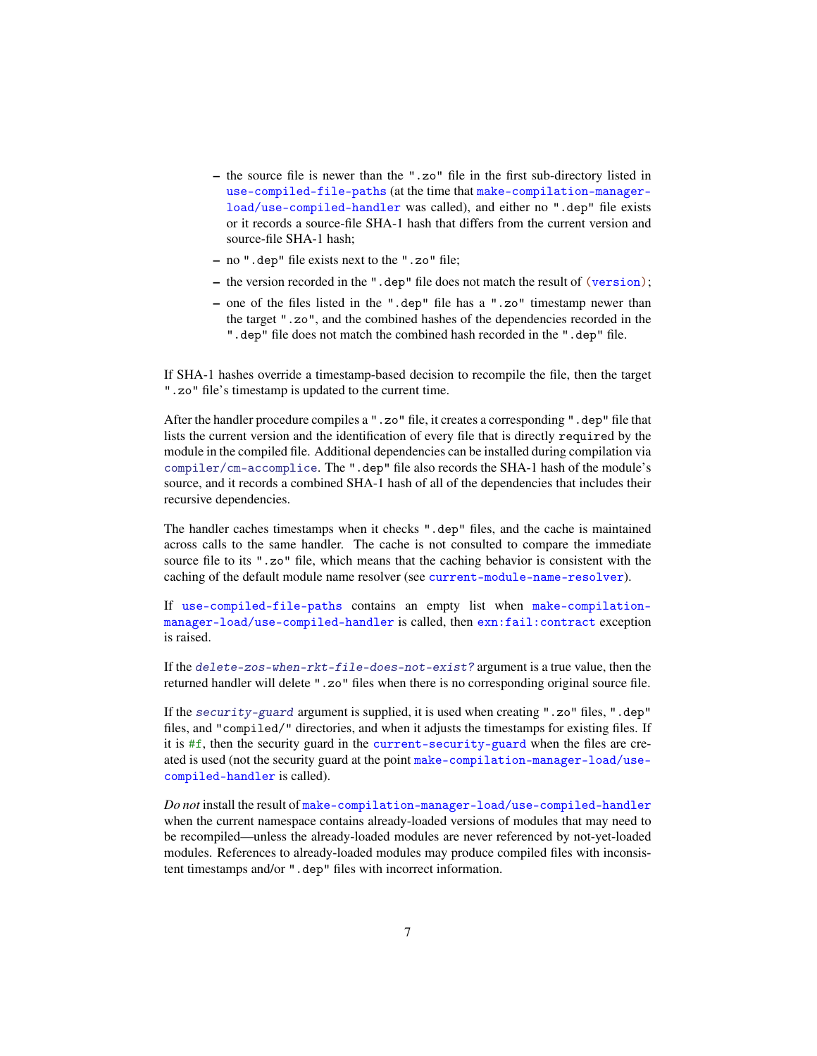- the source file is newer than the ".zo" file in the first sub-directory listed in `use-compiled-file-paths` (at the time that `make-compilation-manager-load/use-compiled-handler` was called), and either no ".dep" file exists or it records a source-file SHA-1 hash that differs from the current version and source-file SHA-1 hash;
- no ".dep" file exists next to the ".zo" file;
- the version recorded in the ".dep" file does not match the result of `(version)`;
- one of the files listed in the ".dep" file has a ".zo" timestamp newer than the target ".zo", and the combined hashes of the dependencies recorded in the ".dep" file does not match the combined hash recorded in the ".dep" file.

If SHA-1 hashes override a timestamp-based decision to recompile the file, then the target ".zo" file's timestamp is updated to the current time.

After the handler procedure compiles a ".zo" file, it creates a corresponding ".dep" file that lists the current version and the identification of every file that is directly `required` by the module in the compiled file. Additional dependencies can be installed during compilation via `compiler/cm-accomplice`. The ".dep" file also records the SHA-1 hash of the module's source, and it records a combined SHA-1 hash of all of the dependencies that includes their recursive dependencies.

The handler caches timestamps when it checks ".dep" files, and the cache is maintained across calls to the same handler. The cache is not consulted to compare the immediate source file to its ".zo" file, which means that the caching behavior is consistent with the caching of the default module name resolver (see `current-module-name-resolver`).

If `use-compiled-file-paths` contains an empty list when `make-compilation-manager-load/use-compiled-handler` is called, then `exn:fail:contract` exception is raised.

If the *`delete-zos-when-rkt-file-does-not-exist?`* argument is a true value, then the returned handler will delete ".zo" files when there is no corresponding original source file.

If the *`security-guard`* argument is supplied, it is used when creating ".zo" files, ".dep" files, and "compiled/" directories, and when it adjusts the timestamps for existing files. If it is `#f`, then the security guard in the `current-security-guard` when the files are created is used (not the security guard at the point `make-compilation-manager-load/use-compiled-handler` is called).

*Do not* install the result of `make-compilation-manager-load/use-compiled-handler` when the current namespace contains already-loaded versions of modules that may need to be recompiled—unless the already-loaded modules are never referenced by not-yet-loaded modules. References to already-loaded modules may produce compiled files with inconsistent timestamps and/or ".dep" files with incorrect information.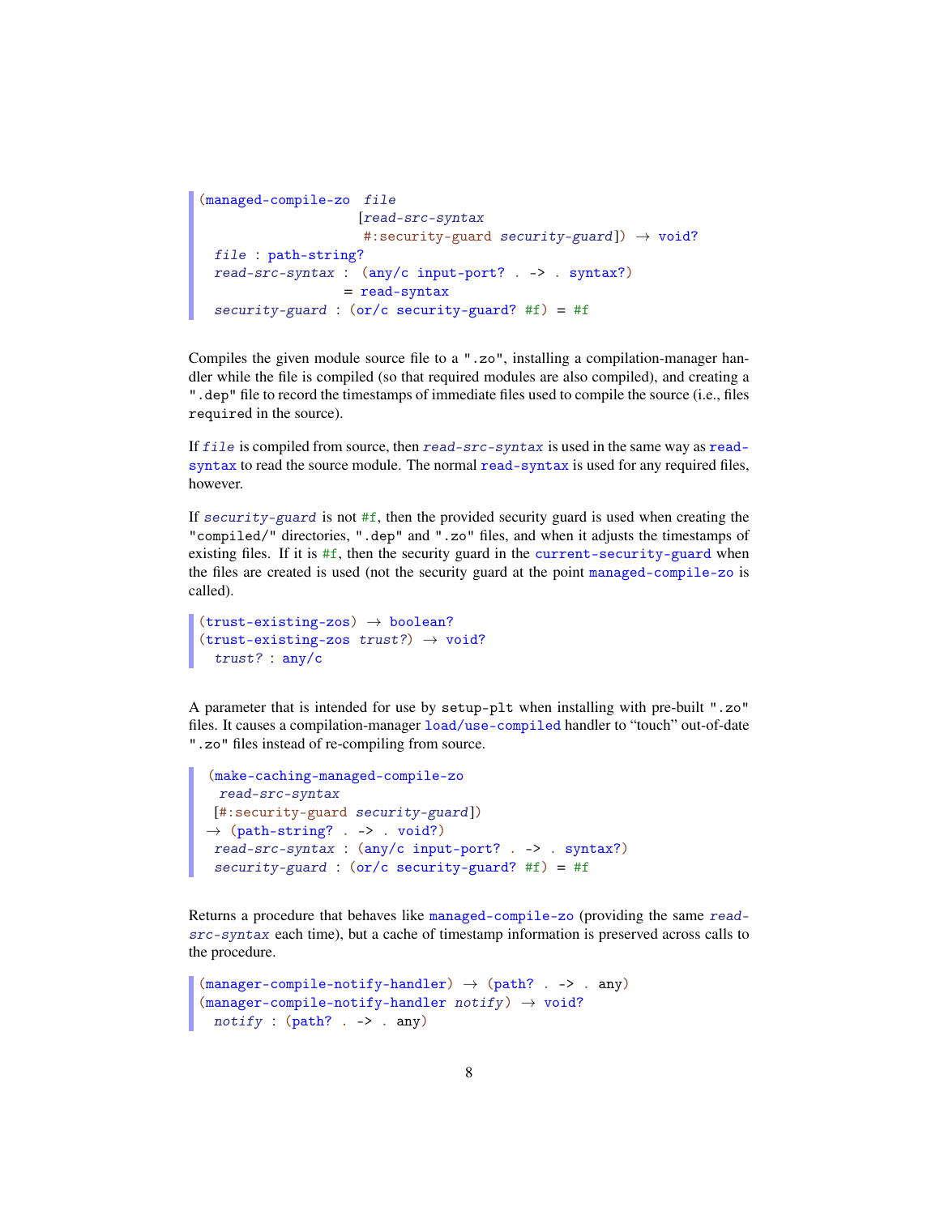```
(managed-compile-zo file
                    [read-src-syntax
                     #:security-guard security-guard]) → void?
  file : path-string?
  read-src-syntax : (any/c input-port? . -> . syntax?)
                  = read-syntax
  security-guard : (or/c security-guard? #f) = #f
```

Compiles the given module source file to a ".zo", installing a compilation-manager handler while the file is compiled (so that required modules are also compiled), and creating a ".dep" file to record the timestamps of immediate files used to compile the source (i.e., files `require`d in the source).

If *file* is compiled from source, then *read-src-syntax* is used in the same way as `read-syntax` to read the source module. The normal `read-syntax` is used for any required files, however.

If *security-guard* is not `#f`, then the provided security guard is used when creating the "compiled/" directories, ".dep" and ".zo" files, and when it adjusts the timestamps of existing files. If it is `#f`, then the security guard in the `current-security-guard` when the files are created is used (not the security guard at the point `managed-compile-zo` is called).

```
(trust-existing-zos) → boolean?
(trust-existing-zos trust?) → void?
  trust? : any/c
```

A parameter that is intended for use by `setup-plt` when installing with pre-built ".zo" files. It causes a compilation-manager `load/use-compiled` handler to "touch" out-of-date ".zo" files instead of re-compiling from source.

```
(make-caching-managed-compile-zo
  read-src-syntax
 [#:security-guard security-guard])
→ (path-string? . -> . void?)
  read-src-syntax : (any/c input-port? . -> . syntax?)
  security-guard : (or/c security-guard? #f) = #f
```

Returns a procedure that behaves like `managed-compile-zo` (providing the same *read-src-syntax* each time), but a cache of timestamp information is preserved across calls to the procedure.

```
(manager-compile-notify-handler) → (path? . -> . any)
(manager-compile-notify-handler notify) → void?
  notify : (path? . -> . any)
```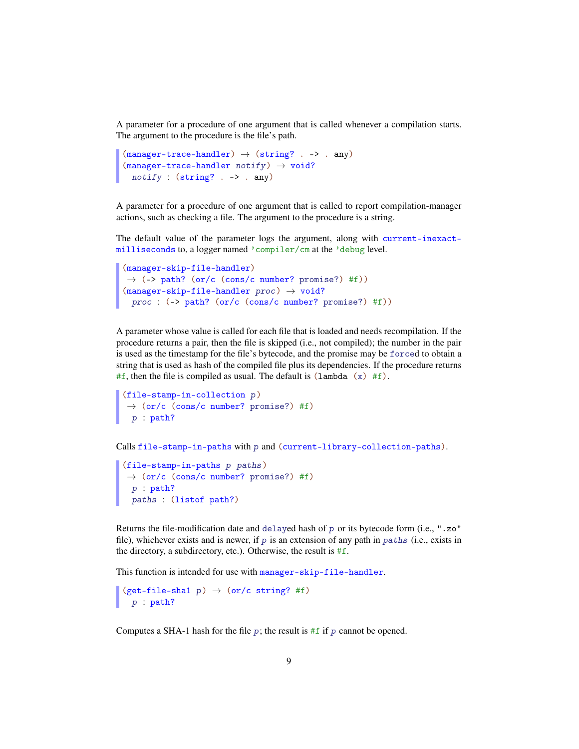A parameter for a procedure of one argument that is called whenever a compilation starts. The argument to the procedure is the file's path.

```
(manager-trace-handler) → (string? . -> . any)
(manager-trace-handler notify) → void?
  notify : (string? . -> . any)
```

A parameter for a procedure of one argument that is called to report compilation-manager actions, such as checking a file. The argument to the procedure is a string.

The default value of the parameter logs the argument, along with `current-inexact-milliseconds` to, a logger named `'compiler/cm` at the `'debug` level.

```
(manager-skip-file-handler)
 → (-> path? (or/c (cons/c number? promise?) #f))
(manager-skip-file-handler proc) → void?
  proc : (-> path? (or/c (cons/c number? promise?) #f))
```

A parameter whose value is called for each file that is loaded and needs recompilation. If the procedure returns a pair, then the file is skipped (i.e., not compiled); the number in the pair is used as the timestamp for the file's bytecode, and the promise may be `force`d to obtain a string that is used as hash of the compiled file plus its dependencies. If the procedure returns `#f`, then the file is compiled as usual. The default is `(lambda (x) #f)`.

```
(file-stamp-in-collection p)
 → (or/c (cons/c number? promise?) #f)
  p : path?
```

Calls `file-stamp-in-paths` with *p* and `(current-library-collection-paths)`.

```
(file-stamp-in-paths p paths)
 → (or/c (cons/c number? promise?) #f)
  p : path?
  paths : (listof path?)
```

Returns the file-modification date and `delay`ed hash of *p* or its bytecode form (i.e., `".zo"` file), whichever exists and is newer, if *p* is an extension of any path in *paths* (i.e., exists in the directory, a subdirectory, etc.). Otherwise, the result is `#f`.

This function is intended for use with `manager-skip-file-handler`.

```
(get-file-sha1 p) → (or/c string? #f)
  p : path?
```

Computes a SHA-1 hash for the file *p*; the result is `#f` if *p* cannot be opened.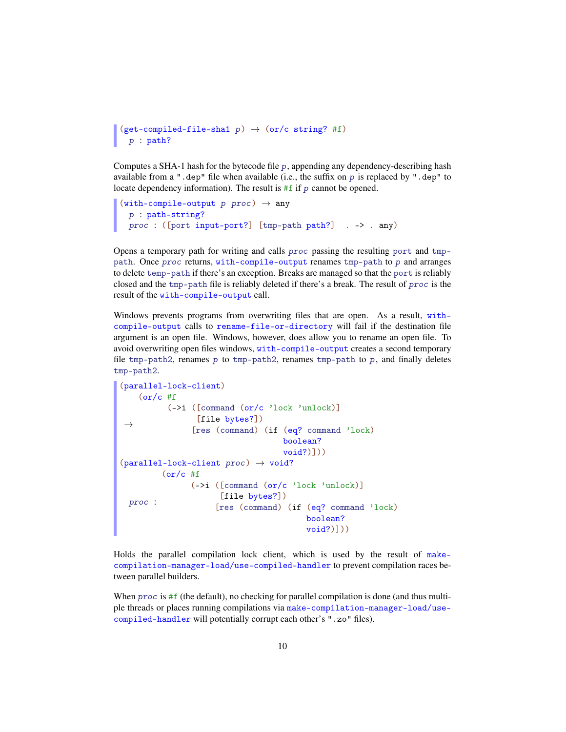```
(get-compiled-file-sha1 p) → (or/c string? #f)
  p : path?
```

Computes a SHA-1 hash for the bytecode file *p*, appending any dependency-describing hash available from a ".dep" file when available (i.e., the suffix on *p* is replaced by ".dep" to locate dependency information). The result is #f if *p* cannot be opened.

```
(with-compile-output p proc) → any
  p : path-string?
  proc : ([port input-port?] [tmp-path path?]  . -> . any)
```

Opens a temporary path for writing and calls *proc* passing the resulting port and tmp-path. Once *proc* returns, with-compile-output renames tmp-path to *p* and arranges to delete temp-path if there's an exception. Breaks are managed so that the port is reliably closed and the tmp-path file is reliably deleted if there's a break. The result of *proc* is the result of the with-compile-output call.

Windows prevents programs from overwriting files that are open. As a result, with-compile-output calls to rename-file-or-directory will fail if the destination file argument is an open file. Windows, however, does allow you to rename an open file. To avoid overwriting open files windows, with-compile-output creates a second temporary file tmp-path2, renames *p* to tmp-path2, renames tmp-path to *p*, and finally deletes tmp-path2.

```
(parallel-lock-client)
 → (or/c #f
         (->i ([command (or/c 'lock 'unlock)]
               [file bytes?])
              [res (command) (if (eq? command 'lock)
                                 boolean?
                                 void?)]))
(parallel-lock-client proc) → void?
  proc : (or/c #f
               (->i ([command (or/c 'lock 'unlock)]
                     [file bytes?])
                    [res (command) (if (eq? command 'lock)
                                       boolean?
                                       void?)]))
```

Holds the parallel compilation lock client, which is used by the result of make-compilation-manager-load/use-compiled-handler to prevent compilation races between parallel builders.

When *proc* is #f (the default), no checking for parallel compilation is done (and thus multiple threads or places running compilations via make-compilation-manager-load/use-compiled-handler will potentially corrupt each other's ".zo" files).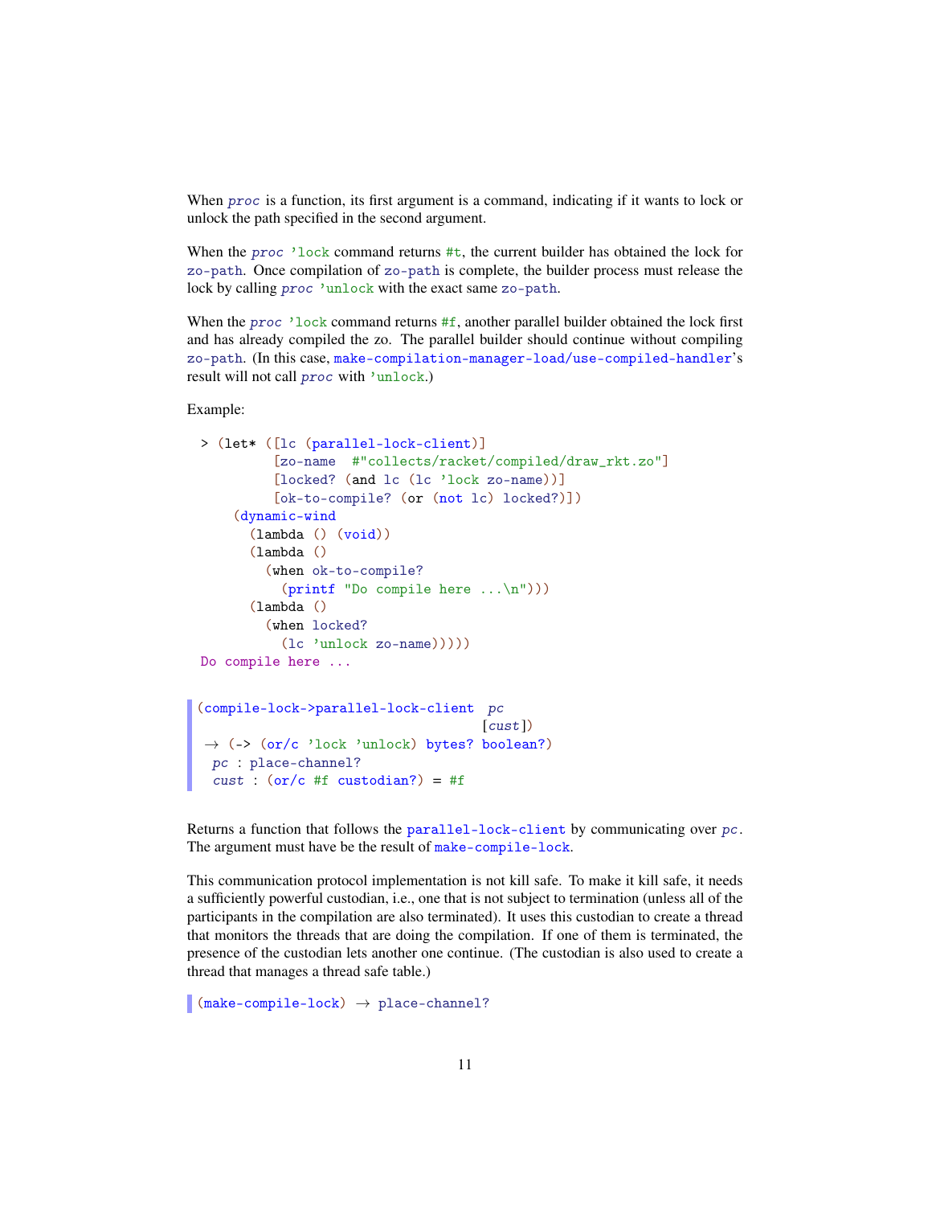When *proc* is a function, its first argument is a command, indicating if it wants to lock or unlock the path specified in the second argument.

When the *proc* `'lock` command returns `#t`, the current builder has obtained the lock for `zo-path`. Once compilation of `zo-path` is complete, the builder process must release the lock by calling *proc* `'unlock` with the exact same `zo-path`.

When the *proc* `'lock` command returns `#f`, another parallel builder obtained the lock first and has already compiled the zo. The parallel builder should continue without compiling `zo-path`. (In this case, `make-compilation-manager-load/use-compiled-handler`'s result will not call *proc* with `'unlock`.)

Example:

```
> (let* ([lc (parallel-lock-client)]
         [zo-name  #"collects/racket/compiled/draw_rkt.zo"]
         [locked? (and lc (lc 'lock zo-name))]
         [ok-to-compile? (or (not lc) locked?)])
    (dynamic-wind
      (lambda () (void))
      (lambda ()
        (when ok-to-compile?
          (printf "Do compile here ...\n")))
      (lambda ()
        (when locked?
          (lc 'unlock zo-name)))))
Do compile here ...
```

```
(compile-lock->parallel-lock-client  pc
                                    [cust])
 → (-> (or/c 'lock 'unlock) bytes? boolean?)
  pc : place-channel?
  cust : (or/c #f custodian?) = #f
```

Returns a function that follows the `parallel-lock-client` by communicating over *pc*. The argument must have be the result of `make-compile-lock`.

This communication protocol implementation is not kill safe. To make it kill safe, it needs a sufficiently powerful custodian, i.e., one that is not subject to termination (unless all of the participants in the compilation are also terminated). It uses this custodian to create a thread that monitors the threads that are doing the compilation. If one of them is terminated, the presence of the custodian lets another one continue. (The custodian is also used to create a thread that manages a thread safe table.)

```
(make-compile-lock) → place-channel?
```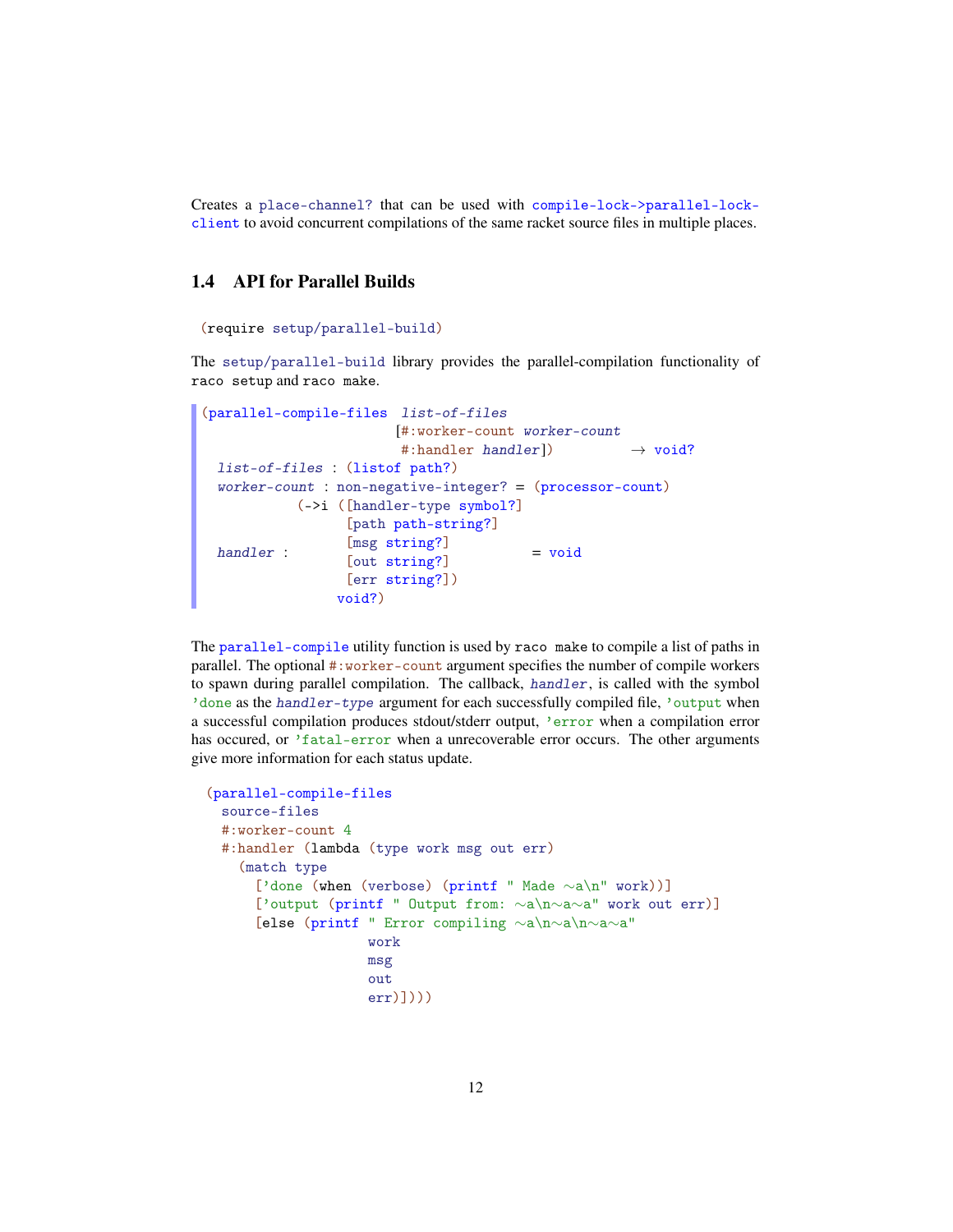Creates a `place-channel?` that can be used with `compile-lock->parallel-lock-client` to avoid concurrent compilations of the same racket source files in multiple places.

## 1.4 API for Parallel Builds

```
(require setup/parallel-build)
```

The `setup/parallel-build` library provides the parallel-compilation functionality of `raco setup` and `raco make`.

```
(parallel-compile-files  list-of-files
                        [#:worker-count worker-count
                         #:handler handler])         → void?
  list-of-files : (listof path?)
  worker-count : non-negative-integer? = (processor-count)
            (->i ([handler-type symbol?]
                  [path path-string?]
  handler :       [msg string?]            = void
                  [out string?]
                  [err string?])
                 void?)
```

The `parallel-compile` utility function is used by `raco make` to compile a list of paths in parallel. The optional `#:worker-count` argument specifies the number of compile workers to spawn during parallel compilation. The callback, *handler*, is called with the symbol `'done` as the *handler-type* argument for each successfully compiled file, `'output` when a successful compilation produces stdout/stderr output, `'error` when a compilation error has occured, or `'fatal-error` when a unrecoverable error occurs. The other arguments give more information for each status update.

```
(parallel-compile-files
  source-files
  #:worker-count 4
  #:handler (lambda (type work msg out err)
    (match type
      ['done (when (verbose) (printf " Made ~a\n" work))]
      ['output (printf " Output from: ~a\n~a~a" work out err)]
      [else (printf " Error compiling ~a\n~a\n~a~a"
                    work
                    msg
                    out
                    err)])))
```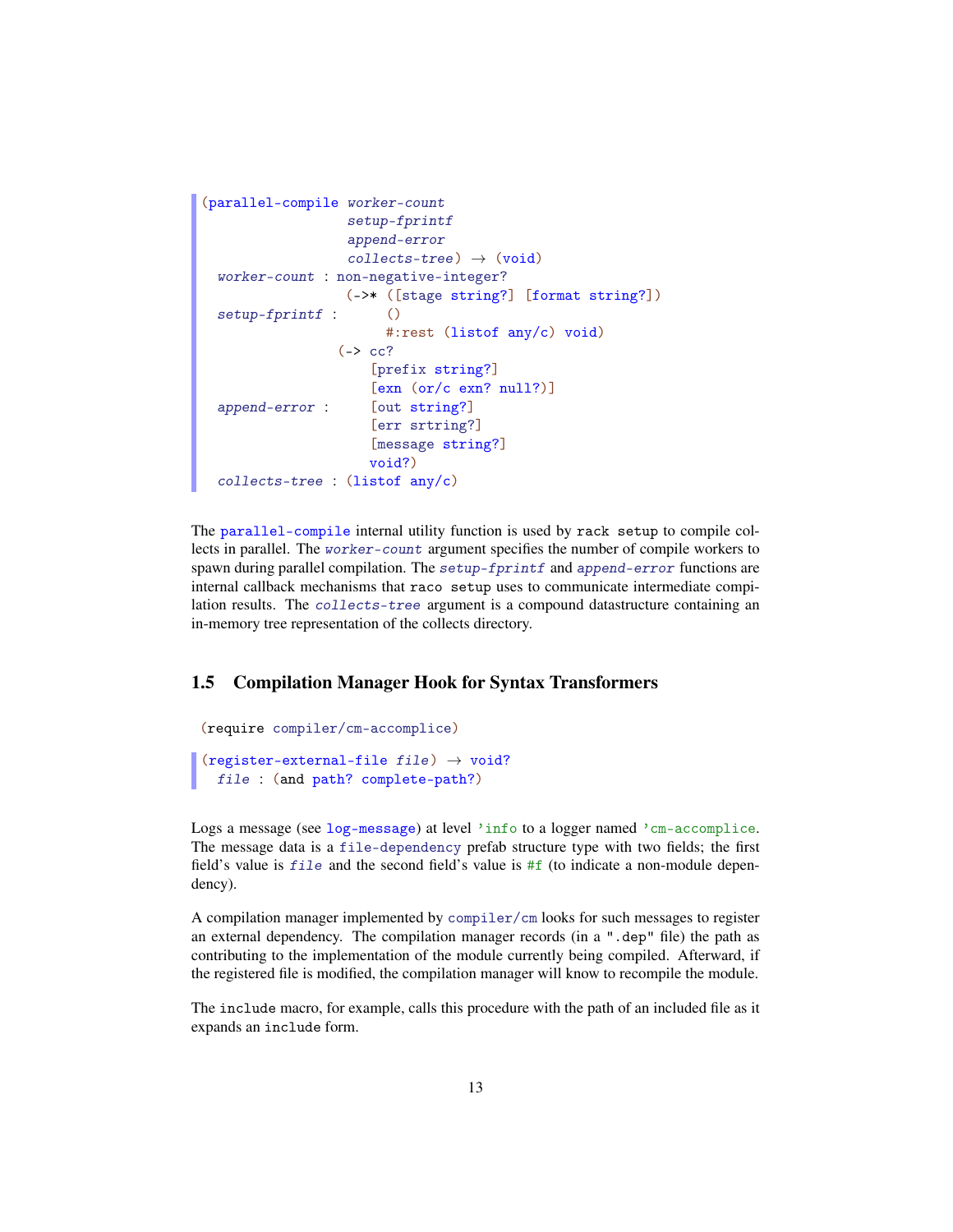```
(parallel-compile worker-count
                  setup-fprintf
                  append-error
                  collects-tree) → (void)
  worker-count : non-negative-integer?
                  (->* ([stage string?] [format string?])
  setup-fprintf :      ()
                       #:rest (listof any/c) void)
                 (-> cc?
                     [prefix string?]
                     [exn (or/c exn? null?)]
  append-error :     [out string?]
                     [err srtring?]
                     [message string?]
                     void?)
  collects-tree : (listof any/c)
```

The `parallel-compile` internal utility function is used by `rack setup` to compile collects in parallel. The *`worker-count`* argument specifies the number of compile workers to spawn during parallel compilation. The *`setup-fprintf`* and *`append-error`* functions are internal callback mechanisms that `raco setup` uses to communicate intermediate compilation results. The *`collects-tree`* argument is a compound datastructure containing an in-memory tree representation of the collects directory.

## 1.5 Compilation Manager Hook for Syntax Transformers

```
(require compiler/cm-accomplice)
```

```
(register-external-file file) → void?
  file : (and path? complete-path?)
```

Logs a message (see `log-message`) at level `'info` to a logger named `'cm-accomplice`. The message data is a `file-dependency` prefab structure type with two fields; the first field's value is *`file`* and the second field's value is `#f` (to indicate a non-module dependency).

A compilation manager implemented by `compiler/cm` looks for such messages to register an external dependency. The compilation manager records (in a `".dep"` file) the path as contributing to the implementation of the module currently being compiled. Afterward, if the registered file is modified, the compilation manager will know to recompile the module.

The `include` macro, for example, calls this procedure with the path of an included file as it expands an `include` form.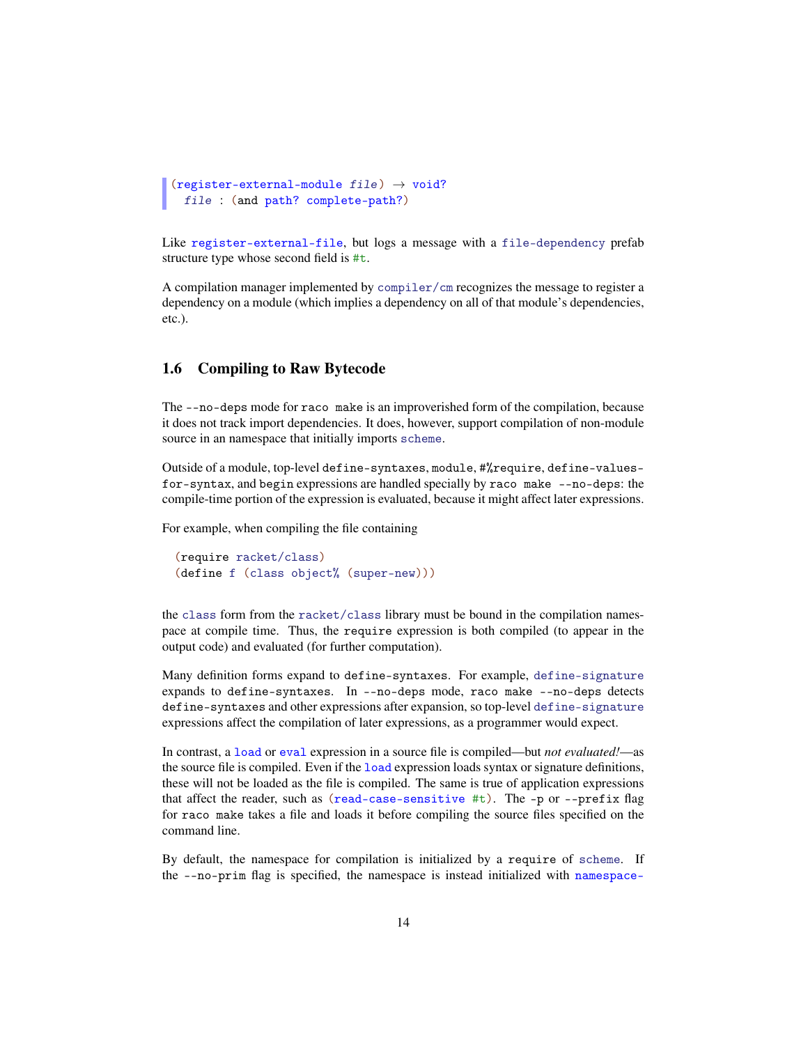```
(register-external-module file) → void?
  file : (and path? complete-path?)
```

Like `register-external-file`, but logs a message with a `file-dependency` prefab structure type whose second field is `#t`.

A compilation manager implemented by `compiler/cm` recognizes the message to register a dependency on a module (which implies a dependency on all of that module's dependencies, etc.).

## 1.6 Compiling to Raw Bytecode

The `--no-deps` mode for `raco make` is an improverished form of the compilation, because it does not track import dependencies. It does, however, support compilation of non-module source in an namespace that initially imports `scheme`.

Outside of a module, top-level `define-syntaxes`, `module`, `#%require`, `define-values-for-syntax`, and `begin` expressions are handled specially by `raco make --no-deps`: the compile-time portion of the expression is evaluated, because it might affect later expressions.

For example, when compiling the file containing

```
(require racket/class)
(define f (class object% (super-new)))
```

the `class` form from the `racket/class` library must be bound in the compilation namespace at compile time. Thus, the `require` expression is both compiled (to appear in the output code) and evaluated (for further computation).

Many definition forms expand to `define-syntaxes`. For example, `define-signature` expands to `define-syntaxes`. In `--no-deps` mode, `raco make --no-deps` detects `define-syntaxes` and other expressions after expansion, so top-level `define-signature` expressions affect the compilation of later expressions, as a programmer would expect.

In contrast, a `load` or `eval` expression in a source file is compiled—but *not evaluated!*—as the source file is compiled. Even if the `load` expression loads syntax or signature definitions, these will not be loaded as the file is compiled. The same is true of application expressions that affect the reader, such as `(read-case-sensitive #t)`. The `-p` or `--prefix` flag for `raco make` takes a file and loads it before compiling the source files specified on the command line.

By default, the namespace for compilation is initialized by a `require` of `scheme`. If the `--no-prim` flag is specified, the namespace is instead initialized with `namespace-`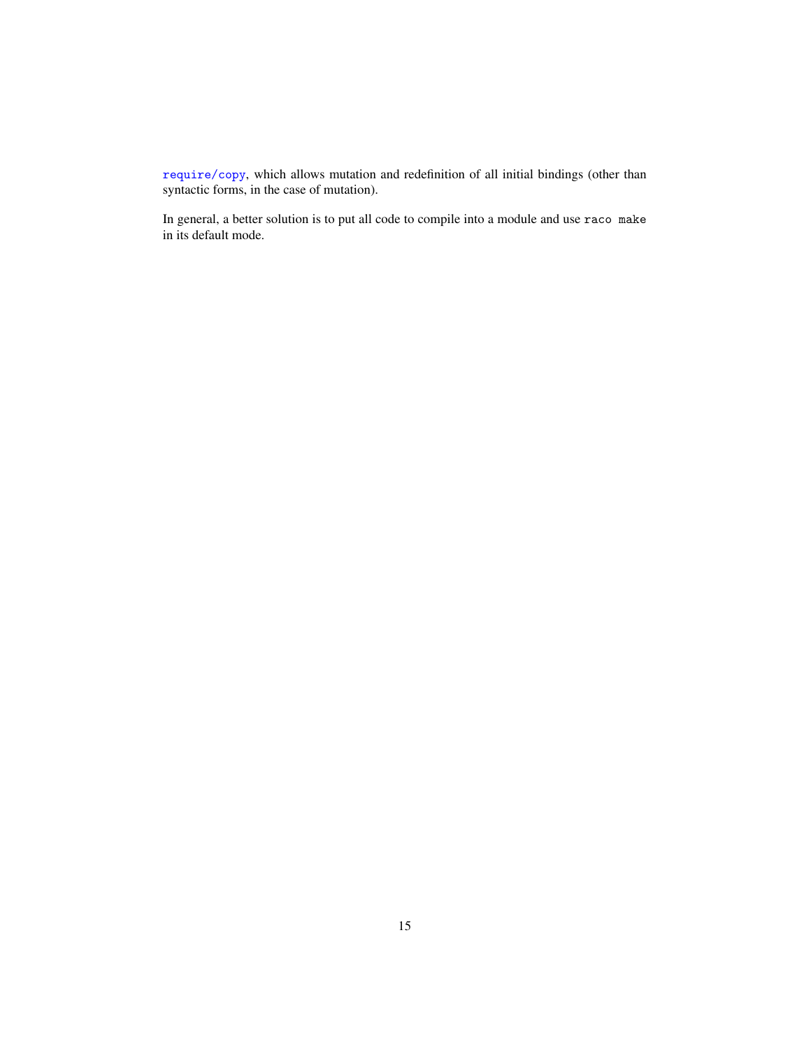`require/copy`, which allows mutation and redefinition of all initial bindings (other than syntactic forms, in the case of mutation).

In general, a better solution is to put all code to compile into a module and use `raco make` in its default mode.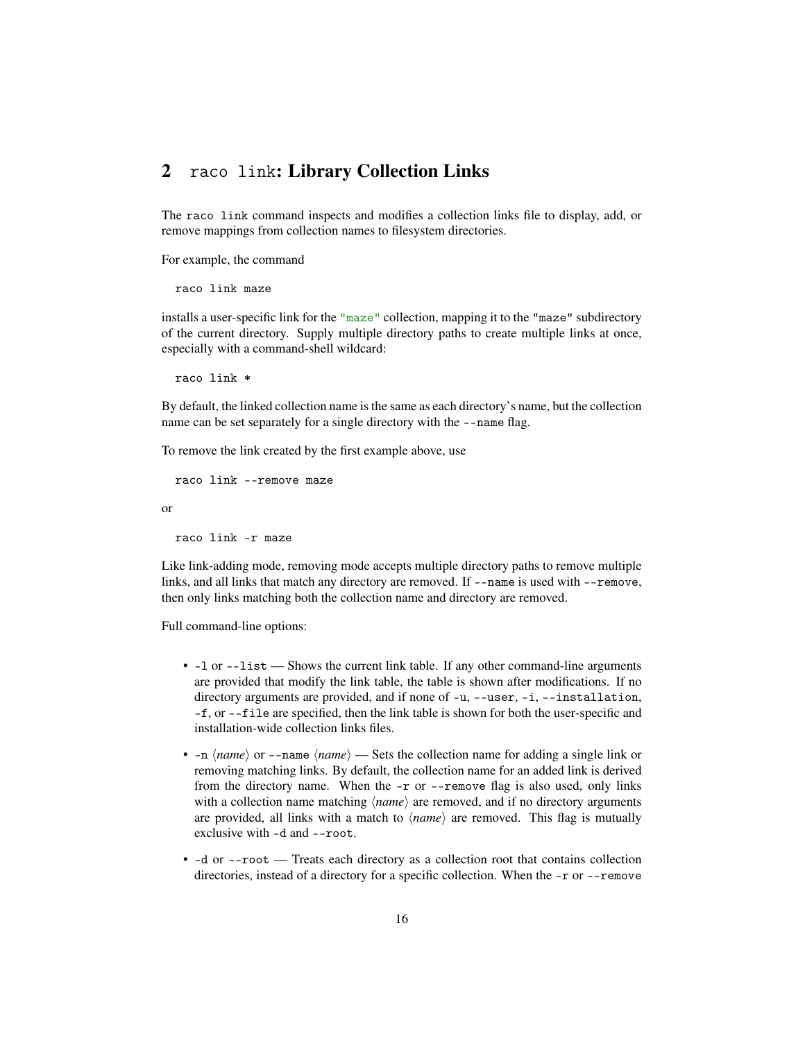## 2 `raco link`: Library Collection Links

The `raco link` command inspects and modifies a collection links file to display, add, or remove mappings from collection names to filesystem directories.

For example, the command

```
raco link maze
```

installs a user-specific link for the `"maze"` collection, mapping it to the `"maze"` subdirectory of the current directory. Supply multiple directory paths to create multiple links at once, especially with a command-shell wildcard:

```
raco link *
```

By default, the linked collection name is the same as each directory's name, but the collection name can be set separately for a single directory with the `--name` flag.

To remove the link created by the first example above, use

```
raco link --remove maze
```

or

```
raco link -r maze
```

Like link-adding mode, removing mode accepts multiple directory paths to remove multiple links, and all links that match any directory are removed. If `--name` is used with `--remove`, then only links matching both the collection name and directory are removed.

Full command-line options:

- `-l` or `--list` — Shows the current link table. If any other command-line arguments are provided that modify the link table, the table is shown after modifications. If no directory arguments are provided, and if none of `-u`, `--user`, `-i`, `--installation`, `-f`, or `--file` are specified, then the link table is shown for both the user-specific and installation-wide collection links files.
- `-n` ⟨*name*⟩ or `--name` ⟨*name*⟩ — Sets the collection name for adding a single link or removing matching links. By default, the collection name for an added link is derived from the directory name. When the `-r` or `--remove` flag is also used, only links with a collection name matching ⟨*name*⟩ are removed, and if no directory arguments are provided, all links with a match to ⟨*name*⟩ are removed. This flag is mutually exclusive with `-d` and `--root`.
- `-d` or `--root` — Treats each directory as a collection root that contains collection directories, instead of a directory for a specific collection. When the `-r` or `--remove`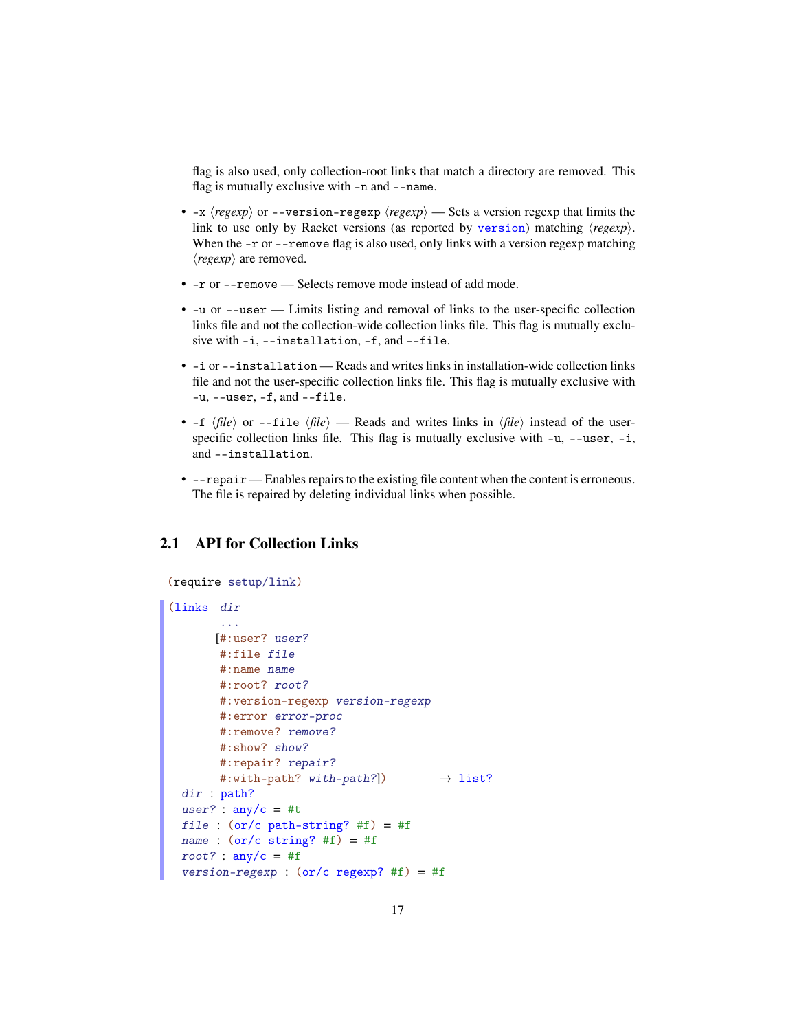flag is also used, only collection-root links that match a directory are removed. This flag is mutually exclusive with `-n` and `--name`.

- `-x` ⟨*regexp*⟩ or `--version-regexp` ⟨*regexp*⟩ — Sets a version regexp that limits the link to use only by Racket versions (as reported by `version`) matching ⟨*regexp*⟩. When the `-r` or `--remove` flag is also used, only links with a version regexp matching ⟨*regexp*⟩ are removed.
- `-r` or `--remove` — Selects remove mode instead of add mode.
- `-u` or `--user` — Limits listing and removal of links to the user-specific collection links file and not the collection-wide collection links file. This flag is mutually exclusive with `-i`, `--installation`, `-f`, and `--file`.
- `-i` or `--installation` — Reads and writes links in installation-wide collection links file and not the user-specific collection links file. This flag is mutually exclusive with `-u`, `--user`, `-f`, and `--file`.
- `-f` ⟨*file*⟩ or `--file` ⟨*file*⟩ — Reads and writes links in ⟨*file*⟩ instead of the user-specific collection links file. This flag is mutually exclusive with `-u`, `--user`, `-i`, and `--installation`.
- `--repair` — Enables repairs to the existing file content when the content is erroneous. The file is repaired by deleting individual links when possible.

## 2.1 API for Collection Links

```
(require setup/link)
```

```
(links  dir
        ...
       [#:user? user?
        #:file file
        #:name name
        #:root? root?
        #:version-regexp version-regexp
        #:error error-proc
        #:remove? remove?
        #:show? show?
        #:repair? repair?
        #:with-path? with-path?])        → list?
  dir : path?
  user? : any/c = #t
  file : (or/c path-string? #f) = #f
  name : (or/c string? #f) = #f
  root? : any/c = #f
  version-regexp : (or/c regexp? #f) = #f
```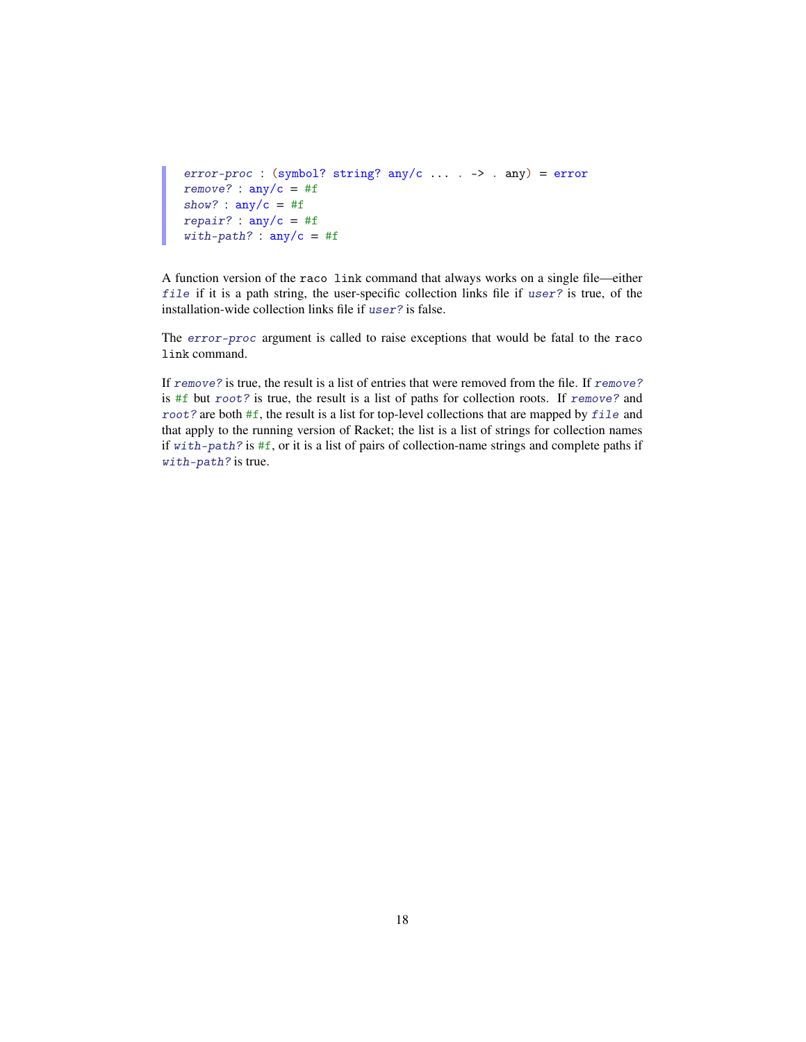```
error-proc : (symbol? string? any/c ... . -> . any) = error
remove? : any/c = #f
show? : any/c = #f
repair? : any/c = #f
with-path? : any/c = #f
```

A function version of the `raco link` command that always works on a single file—either *`file`* if it is a path string, the user-specific collection links file if *`user?`* is true, of the installation-wide collection links file if *`user?`* is false.

The *`error-proc`* argument is called to raise exceptions that would be fatal to the `raco link` command.

If *`remove?`* is true, the result is a list of entries that were removed from the file. If *`remove?`* is `#f` but *`root?`* is true, the result is a list of paths for collection roots. If *`remove?`* and *`root?`* are both `#f`, the result is a list for top-level collections that are mapped by *`file`* and that apply to the running version of Racket; the list is a list of strings for collection names if *`with-path?`* is `#f`, or it is a list of pairs of collection-name strings and complete paths if *`with-path?`* is true.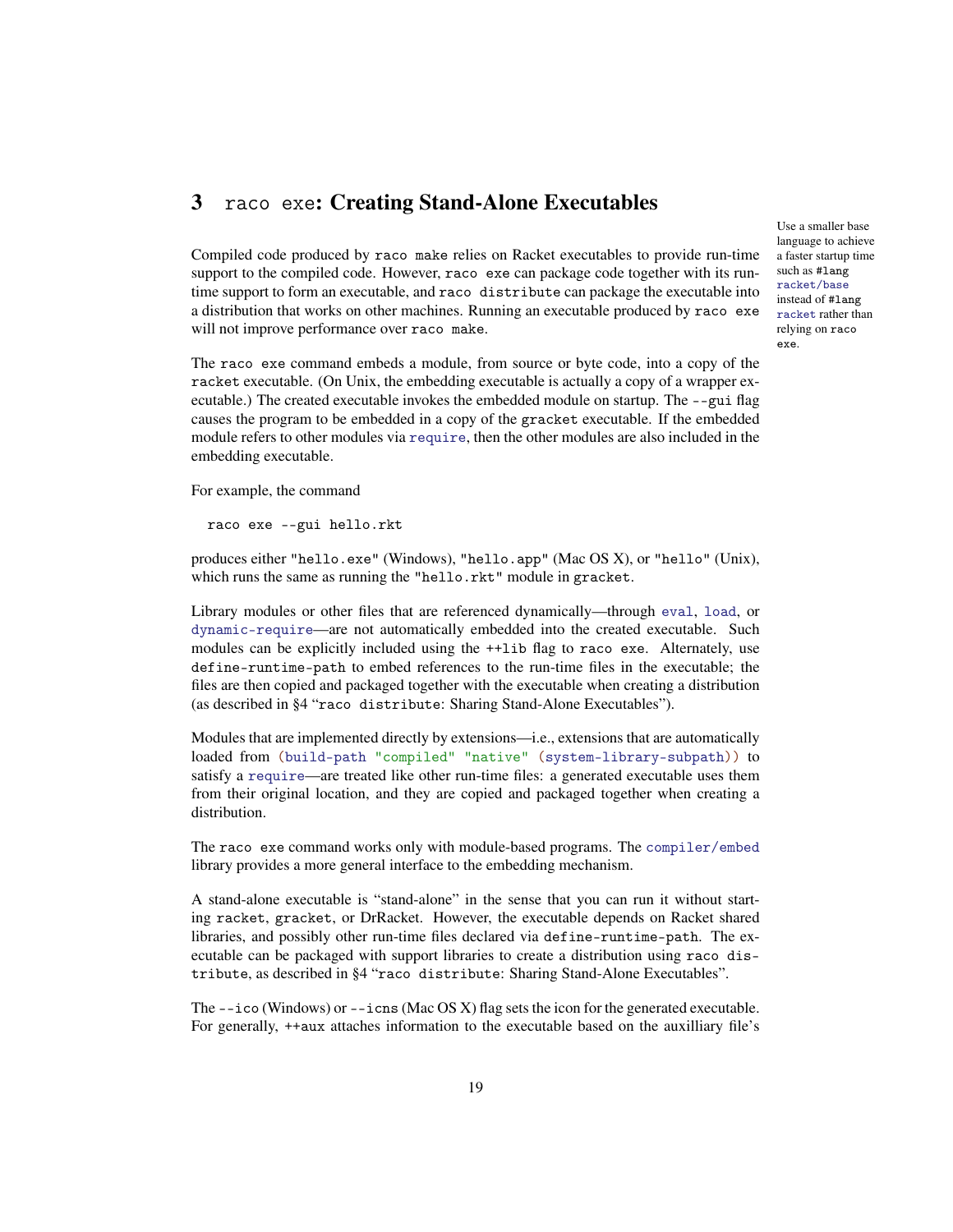# 3 `raco exe`: Creating Stand-Alone Executables

> Use a smaller base language to achieve a faster startup time such as `#lang racket/base` instead of `#lang racket` rather than relying on `raco exe`.

Compiled code produced by `raco make` relies on Racket executables to provide run-time support to the compiled code. However, `raco exe` can package code together with its run-time support to form an executable, and `raco distribute` can package the executable into a distribution that works on other machines. Running an executable produced by `raco exe` will not improve performance over `raco make`.

The `raco exe` command embeds a module, from source or byte code, into a copy of the `racket` executable. (On Unix, the embedding executable is actually a copy of a wrapper executable.) The created executable invokes the embedded module on startup. The `--gui` flag causes the program to be embedded in a copy of the `gracket` executable. If the embedded module refers to other modules via `require`, then the other modules are also included in the embedding executable.

For example, the command

```
raco exe --gui hello.rkt
```

produces either `"hello.exe"` (Windows), `"hello.app"` (Mac OS X), or `"hello"` (Unix), which runs the same as running the `"hello.rkt"` module in `gracket`.

Library modules or other files that are referenced dynamically—through `eval`, `load`, or `dynamic-require`—are not automatically embedded into the created executable. Such modules can be explicitly included using the `++lib` flag to `raco exe`. Alternately, use `define-runtime-path` to embed references to the run-time files in the executable; the files are then copied and packaged together with the executable when creating a distribution (as described in §4 "`raco distribute`: Sharing Stand-Alone Executables").

Modules that are implemented directly by extensions—i.e., extensions that are automatically loaded from `(build-path "compiled" "native" (system-library-subpath))` to satisfy a `require`—are treated like other run-time files: a generated executable uses them from their original location, and they are copied and packaged together when creating a distribution.

The `raco exe` command works only with module-based programs. The `compiler/embed` library provides a more general interface to the embedding mechanism.

A stand-alone executable is "stand-alone" in the sense that you can run it without starting `racket`, `gracket`, or DrRacket. However, the executable depends on Racket shared libraries, and possibly other run-time files declared via `define-runtime-path`. The executable can be packaged with support libraries to create a distribution using `raco distribute`, as described in §4 "`raco distribute`: Sharing Stand-Alone Executables".

The `--ico` (Windows) or `--icns` (Mac OS X) flag sets the icon for the generated executable. For generally, `++aux` attaches information to the executable based on the auxilliary file's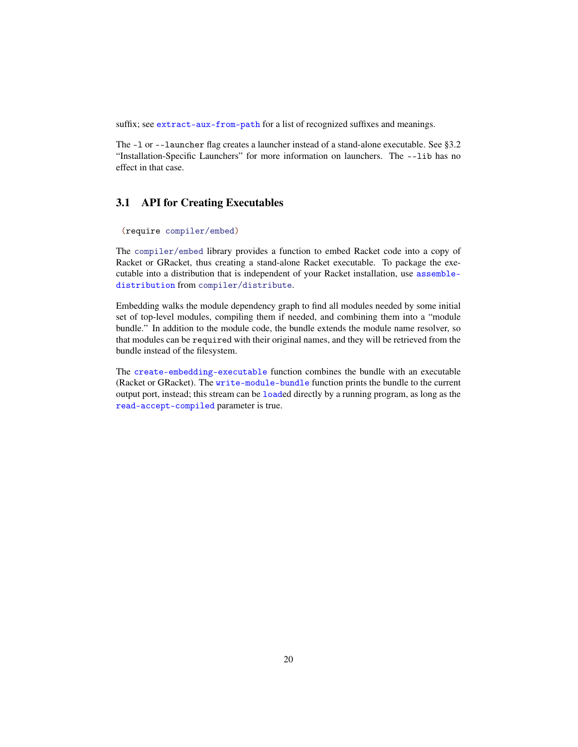suffix; see `extract-aux-from-path` for a list of recognized suffixes and meanings.

The `-l` or `--launcher` flag creates a launcher instead of a stand-alone executable. See §3.2 “Installation-Specific Launchers” for more information on launchers. The `--lib` has no effect in that case.

## 3.1 API for Creating Executables

```
(require compiler/embed)
```

The `compiler/embed` library provides a function to embed Racket code into a copy of Racket or GRacket, thus creating a stand-alone Racket executable. To package the executable into a distribution that is independent of your Racket installation, use `assemble-distribution` from `compiler/distribute`.

Embedding walks the module dependency graph to find all modules needed by some initial set of top-level modules, compiling them if needed, and combining them into a “module bundle.” In addition to the module code, the bundle extends the module name resolver, so that modules can be `require`d with their original names, and they will be retrieved from the bundle instead of the filesystem.

The `create-embedding-executable` function combines the bundle with an executable (Racket or GRacket). The `write-module-bundle` function prints the bundle to the current output port, instead; this stream can be `load`ed directly by a running program, as long as the `read-accept-compiled` parameter is true.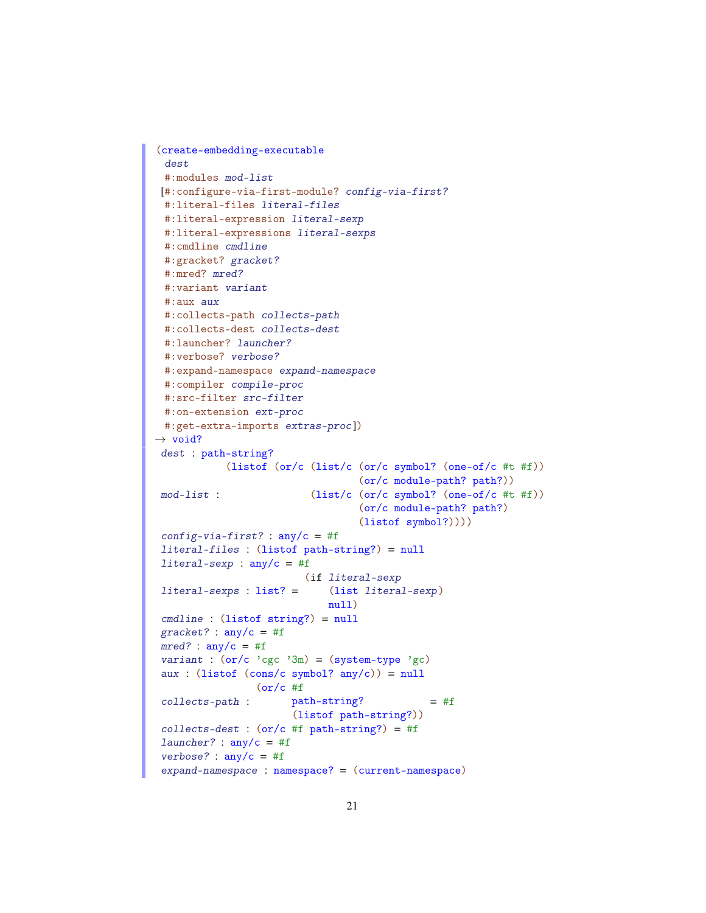```
(create-embedding-executable
  dest
  #:modules mod-list
 [#:configure-via-first-module? config-via-first?
  #:literal-files literal-files
  #:literal-expression literal-sexp
  #:literal-expressions literal-sexps
  #:cmdline cmdline
  #:gracket? gracket?
  #:mred? mred?
  #:variant variant
  #:aux aux
  #:collects-path collects-path
  #:collects-dest collects-dest
  #:launcher? launcher?
  #:verbose? verbose?
  #:expand-namespace expand-namespace
  #:compiler compile-proc
  #:src-filter src-filter
  #:on-extension ext-proc
  #:get-extra-imports extras-proc])
→ void?
  dest : path-string?
              (listof (or/c (list/c (or/c symbol? (one-of/c #t #f))
                                    (or/c module-path? path?))
  mod-list :                  (list/c (or/c symbol? (one-of/c #t #f))
                                    (or/c module-path? path?)
                                    (listof symbol?))))
  config-via-first? : any/c = #f
  literal-files : (listof path-string?) = null
  literal-sexp : any/c = #f
                              (if literal-sexp
  literal-sexps : list? =         (list literal-sexp)
                                  null)
  cmdline : (listof string?) = null
  gracket? : any/c = #f
  mred? : any/c = #f
  variant : (or/c 'cgc '3m) = (system-type 'gc)
  aux : (listof (cons/c symbol? any/c)) = null
                  (or/c #f
  collects-path :       path-string?          = #f
                        (listof path-string?))
  collects-dest : (or/c #f path-string?) = #f
  launcher? : any/c = #f
  verbose? : any/c = #f
  expand-namespace : namespace? = (current-namespace)
```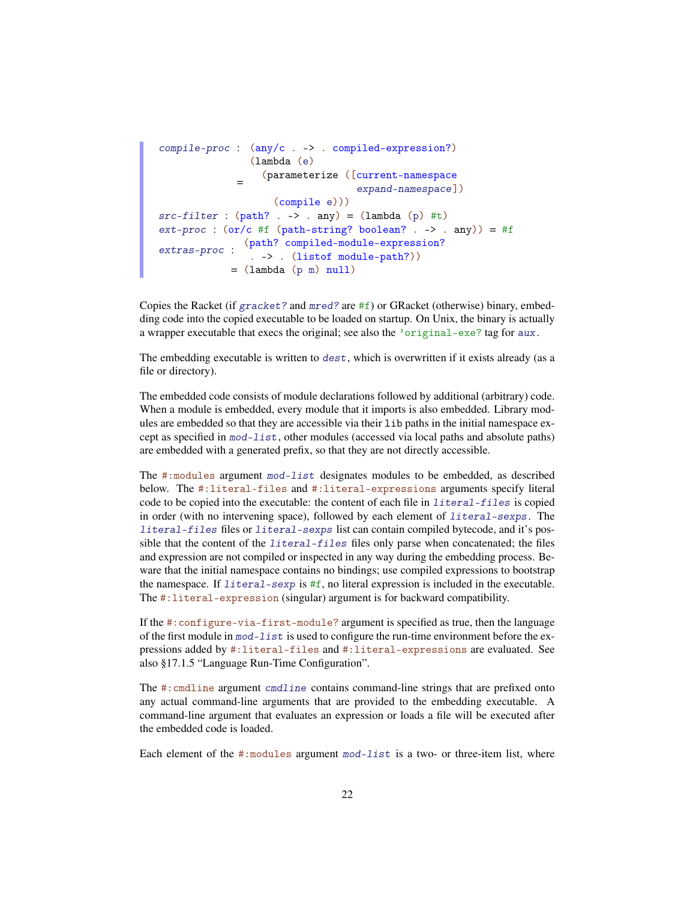```
compile-proc : (any/c . -> . compiled-expression?)
             = (lambda (e)
                 (parameterize ([current-namespace
                                 expand-namespace])
                   (compile e)))
src-filter : (path? . -> . any) = (lambda (p) #t)
ext-proc : (or/c #f (path-string? boolean? . -> . any)) = #f
extras-proc : (path? compiled-module-expression?
               . -> . (listof module-path?))
            = (lambda (p m) null)
```

Copies the Racket (if *gracket?* and *mred?* are #f) or GRacket (otherwise) binary, embedding code into the copied executable to be loaded on startup. On Unix, the binary is actually a wrapper executable that execs the original; see also the 'original-exe? tag for *aux*.

The embedding executable is written to *dest*, which is overwritten if it exists already (as a file or directory).

The embedded code consists of module declarations followed by additional (arbitrary) code. When a module is embedded, every module that it imports is also embedded. Library modules are embedded so that they are accessible via their `lib` paths in the initial namespace except as specified in *mod-list*, other modules (accessed via local paths and absolute paths) are embedded with a generated prefix, so that they are not directly accessible.

The `#:modules` argument *mod-list* designates modules to be embedded, as described below. The `#:literal-files` and `#:literal-expressions` arguments specify literal code to be copied into the executable: the content of each file in *literal-files* is copied in order (with no intervening space), followed by each element of *literal-sexps*. The *literal-files* files or *literal-sexps* list can contain compiled bytecode, and it's possible that the content of the *literal-files* files only parse when concatenated; the files and expression are not compiled or inspected in any way during the embedding process. Beware that the initial namespace contains no bindings; use compiled expressions to bootstrap the namespace. If *literal-sexp* is #f, no literal expression is included in the executable. The `#:literal-expression` (singular) argument is for backward compatibility.

If the `#:configure-via-first-module?` argument is specified as true, then the language of the first module in *mod-list* is used to configure the run-time environment before the expressions added by `#:literal-files` and `#:literal-expressions` are evaluated. See also §17.1.5 "Language Run-Time Configuration".

The `#:cmdline` argument *cmdline* contains command-line strings that are prefixed onto any actual command-line arguments that are provided to the embedding executable. A command-line argument that evaluates an expression or loads a file will be executed after the embedded code is loaded.

Each element of the `#:modules` argument *mod-list* is a two- or three-item list, where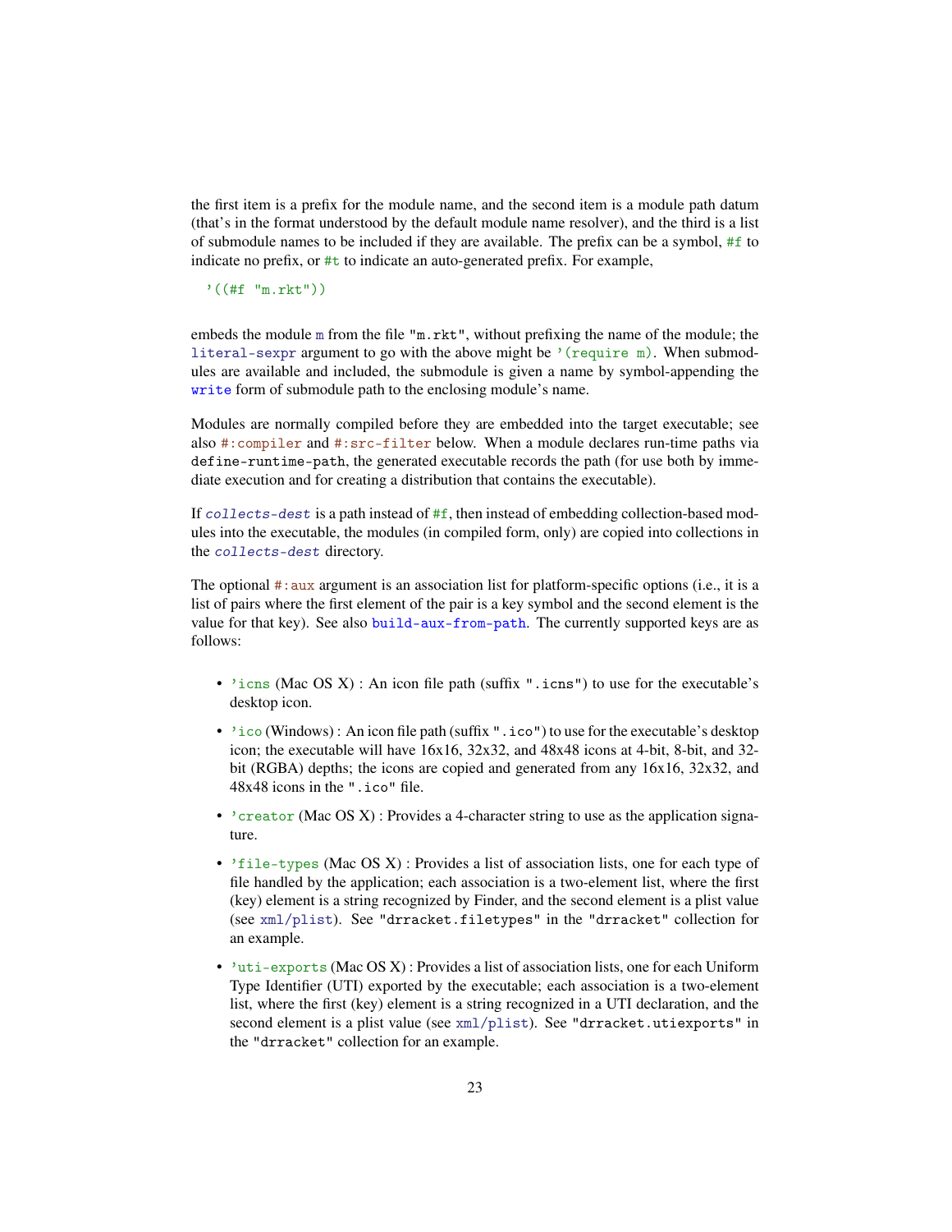the first item is a prefix for the module name, and the second item is a module path datum (that's in the format understood by the default module name resolver), and the third is a list of submodule names to be included if they are available. The prefix can be a symbol, `#f` to indicate no prefix, or `#t` to indicate an auto-generated prefix. For example,

```
'((#f "m.rkt"))
```

embeds the module `m` from the file `"m.rkt"`, without prefixing the name of the module; the `literal-sexpr` argument to go with the above might be `'(require m)`. When submodules are available and included, the submodule is given a name by symbol-appending the `write` form of submodule path to the enclosing module's name.

Modules are normally compiled before they are embedded into the target executable; see also `#:compiler` and `#:src-filter` below. When a module declares run-time paths via `define-runtime-path`, the generated executable records the path (for use both by immediate execution and for creating a distribution that contains the executable).

If *`collects-dest`* is a path instead of `#f`, then instead of embedding collection-based modules into the executable, the modules (in compiled form, only) are copied into collections in the *`collects-dest`* directory.

The optional `#:aux` argument is an association list for platform-specific options (i.e., it is a list of pairs where the first element of the pair is a key symbol and the second element is the value for that key). See also `build-aux-from-path`. The currently supported keys are as follows:

- `'icns` (Mac OS X) : An icon file path (suffix `".icns"`) to use for the executable's desktop icon.
- `'ico` (Windows) : An icon file path (suffix `".ico"`) to use for the executable's desktop icon; the executable will have 16x16, 32x32, and 48x48 icons at 4-bit, 8-bit, and 32-bit (RGBA) depths; the icons are copied and generated from any 16x16, 32x32, and 48x48 icons in the `".ico"` file.
- `'creator` (Mac OS X) : Provides a 4-character string to use as the application signature.
- `'file-types` (Mac OS X) : Provides a list of association lists, one for each type of file handled by the application; each association is a two-element list, where the first (key) element is a string recognized by Finder, and the second element is a plist value (see `xml/plist`). See `"drracket.filetypes"` in the `"drracket"` collection for an example.
- `'uti-exports` (Mac OS X) : Provides a list of association lists, one for each Uniform Type Identifier (UTI) exported by the executable; each association is a two-element list, where the first (key) element is a string recognized in a UTI declaration, and the second element is a plist value (see `xml/plist`). See `"drracket.utiexports"` in the `"drracket"` collection for an example.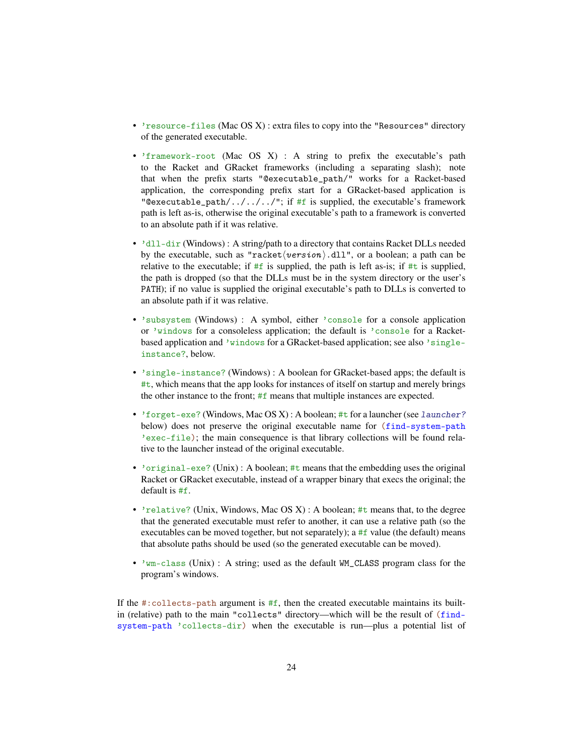- `'resource-files` (Mac OS X) : extra files to copy into the "Resources" directory of the generated executable.
- `'framework-root` (Mac OS X) : A string to prefix the executable's path to the Racket and GRacket frameworks (including a separating slash); note that when the prefix starts "@executable_path/" works for a Racket-based application, the corresponding prefix start for a GRacket-based application is "@executable_path/../../../"; if `#f` is supplied, the executable's framework path is left as-is, otherwise the original executable's path to a framework is converted to an absolute path if it was relative.
- `'dll-dir` (Windows) : A string/path to a directory that contains Racket DLLs needed by the executable, such as "racket⟨*version*⟩.dll", or a boolean; a path can be relative to the executable; if `#f` is supplied, the path is left as-is; if `#t` is supplied, the path is dropped (so that the DLLs must be in the system directory or the user's PATH); if no value is supplied the original executable's path to DLLs is converted to an absolute path if it was relative.
- `'subsystem` (Windows) : A symbol, either `'console` for a console application or `'windows` for a consoleless application; the default is `'console` for a Racket-based application and `'windows` for a GRacket-based application; see also `'single-instance?`, below.
- `'single-instance?` (Windows) : A boolean for GRacket-based apps; the default is `#t`, which means that the app looks for instances of itself on startup and merely brings the other instance to the front; `#f` means that multiple instances are expected.
- `'forget-exe?` (Windows, Mac OS X) : A boolean; `#t` for a launcher (see *launcher?* below) does not preserve the original executable name for `(find-system-path 'exec-file)`; the main consequence is that library collections will be found relative to the launcher instead of the original executable.
- `'original-exe?` (Unix) : A boolean; `#t` means that the embedding uses the original Racket or GRacket executable, instead of a wrapper binary that execs the original; the default is `#f`.
- `'relative?` (Unix, Windows, Mac OS X) : A boolean; `#t` means that, to the degree that the generated executable must refer to another, it can use a relative path (so the executables can be moved together, but not separately); a `#f` value (the default) means that absolute paths should be used (so the generated executable can be moved).
- `'wm-class` (Unix) : A string; used as the default WM_CLASS program class for the program's windows.

If the `#:collects-path` argument is `#f`, then the created executable maintains its built-in (relative) path to the main "collects" directory—which will be the result of `(find-system-path 'collects-dir)` when the executable is run—plus a potential list of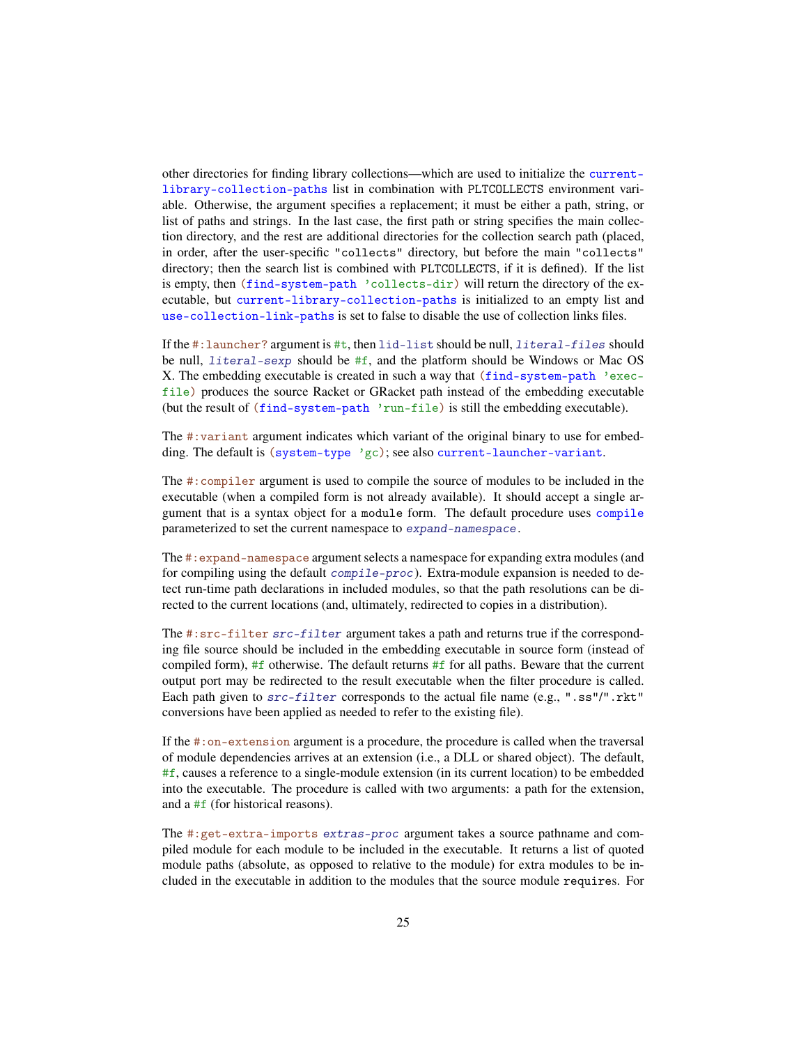other directories for finding library collections—which are used to initialize the `current-library-collection-paths` list in combination with PLTCOLLECTS environment variable. Otherwise, the argument specifies a replacement; it must be either a path, string, or list of paths and strings. In the last case, the first path or string specifies the main collection directory, and the rest are additional directories for the collection search path (placed, in order, after the user-specific `"collects"` directory, but before the main `"collects"` directory; then the search list is combined with PLTCOLLECTS, if it is defined). If the list is empty, then `(find-system-path 'collects-dir)` will return the directory of the executable, but `current-library-collection-paths` is initialized to an empty list and `use-collection-link-paths` is set to false to disable the use of collection links files.

If the `#:launcher?` argument is `#t`, then `lid-list` should be null, *`literal-files`* should be null, *`literal-sexp`* should be `#f`, and the platform should be Windows or Mac OS X. The embedding executable is created in such a way that `(find-system-path 'exec-file)` produces the source Racket or GRacket path instead of the embedding executable (but the result of `(find-system-path 'run-file)` is still the embedding executable).

The `#:variant` argument indicates which variant of the original binary to use for embedding. The default is `(system-type 'gc)`; see also `current-launcher-variant`.

The `#:compiler` argument is used to compile the source of modules to be included in the executable (when a compiled form is not already available). It should accept a single argument that is a syntax object for a `module` form. The default procedure uses `compile` parameterized to set the current namespace to *`expand-namespace`*.

The `#:expand-namespace` argument selects a namespace for expanding extra modules (and for compiling using the default *`compile-proc`*). Extra-module expansion is needed to detect run-time path declarations in included modules, so that the path resolutions can be directed to the current locations (and, ultimately, redirected to copies in a distribution).

The `#:src-filter` *`src-filter`* argument takes a path and returns true if the corresponding file source should be included in the embedding executable in source form (instead of compiled form), `#f` otherwise. The default returns `#f` for all paths. Beware that the current output port may be redirected to the result executable when the filter procedure is called. Each path given to *`src-filter`* corresponds to the actual file name (e.g., `".ss"`/`".rkt"` conversions have been applied as needed to refer to the existing file).

If the `#:on-extension` argument is a procedure, the procedure is called when the traversal of module dependencies arrives at an extension (i.e., a DLL or shared object). The default, `#f`, causes a reference to a single-module extension (in its current location) to be embedded into the executable. The procedure is called with two arguments: a path for the extension, and a `#f` (for historical reasons).

The `#:get-extra-imports` *`extras-proc`* argument takes a source pathname and compiled module for each module to be included in the executable. It returns a list of quoted module paths (absolute, as opposed to relative to the module) for extra modules to be included in the executable in addition to the modules that the source module `requires`. For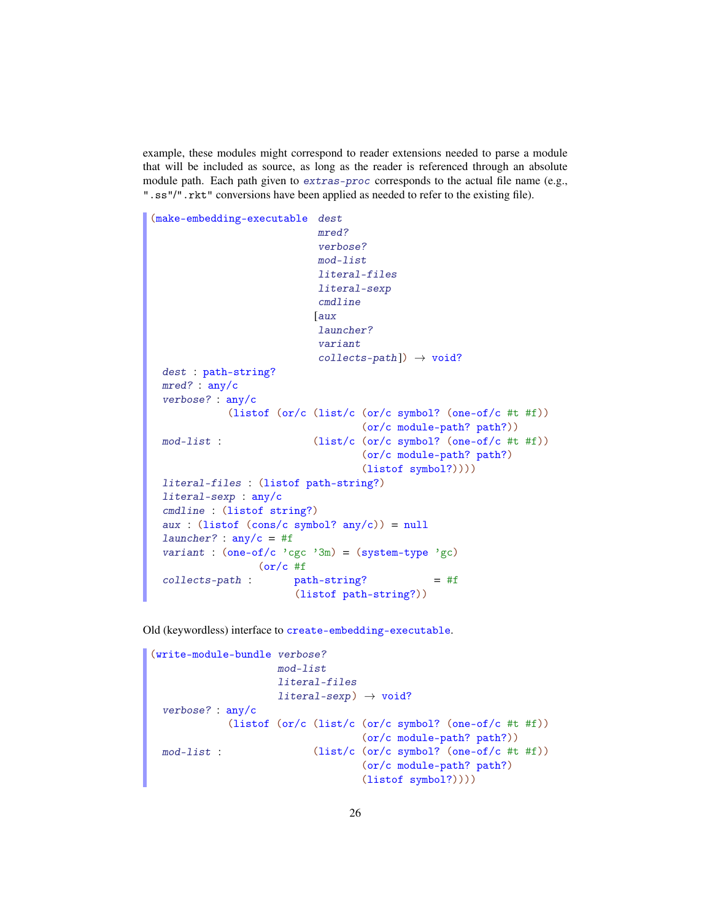example, these modules might correspond to reader extensions needed to parse a module that will be included as source, as long as the reader is referenced through an absolute module path. Each path given to *extras-proc* corresponds to the actual file name (e.g., ".ss"/".rkt" conversions have been applied as needed to refer to the existing file).

```
(make-embedding-executable  dest
                            mred?
                            verbose?
                            mod-list
                            literal-files
                            literal-sexp
                            cmdline
                           [aux
                            launcher?
                            variant
                            collects-path]) → void?
  dest : path-string?
  mred? : any/c
  verbose? : any/c
             (listof (or/c (list/c (or/c symbol? (one-of/c #t #f))
                                   (or/c module-path? path?))
  mod-list :               (list/c (or/c symbol? (one-of/c #t #f))
                                   (or/c module-path? path?)
                                   (listof symbol?))))
  literal-files : (listof path-string?)
  literal-sexp : any/c
  cmdline : (listof string?)
  aux : (listof (cons/c symbol? any/c)) = null
  launcher? : any/c = #f
  variant : (one-of/c 'cgc '3m) = (system-type 'gc)
                 (or/c #f
  collects-path :       path-string?           = #f
                        (listof path-string?))
```

Old (keywordless) interface to `create-embedding-executable`.

```
(write-module-bundle verbose?
                     mod-list
                     literal-files
                     literal-sexp) → void?
  verbose? : any/c
             (listof (or/c (list/c (or/c symbol? (one-of/c #t #f))
                                   (or/c module-path? path?))
  mod-list :               (list/c (or/c symbol? (one-of/c #t #f))
                                   (or/c module-path? path?)
                                   (listof symbol?))))
```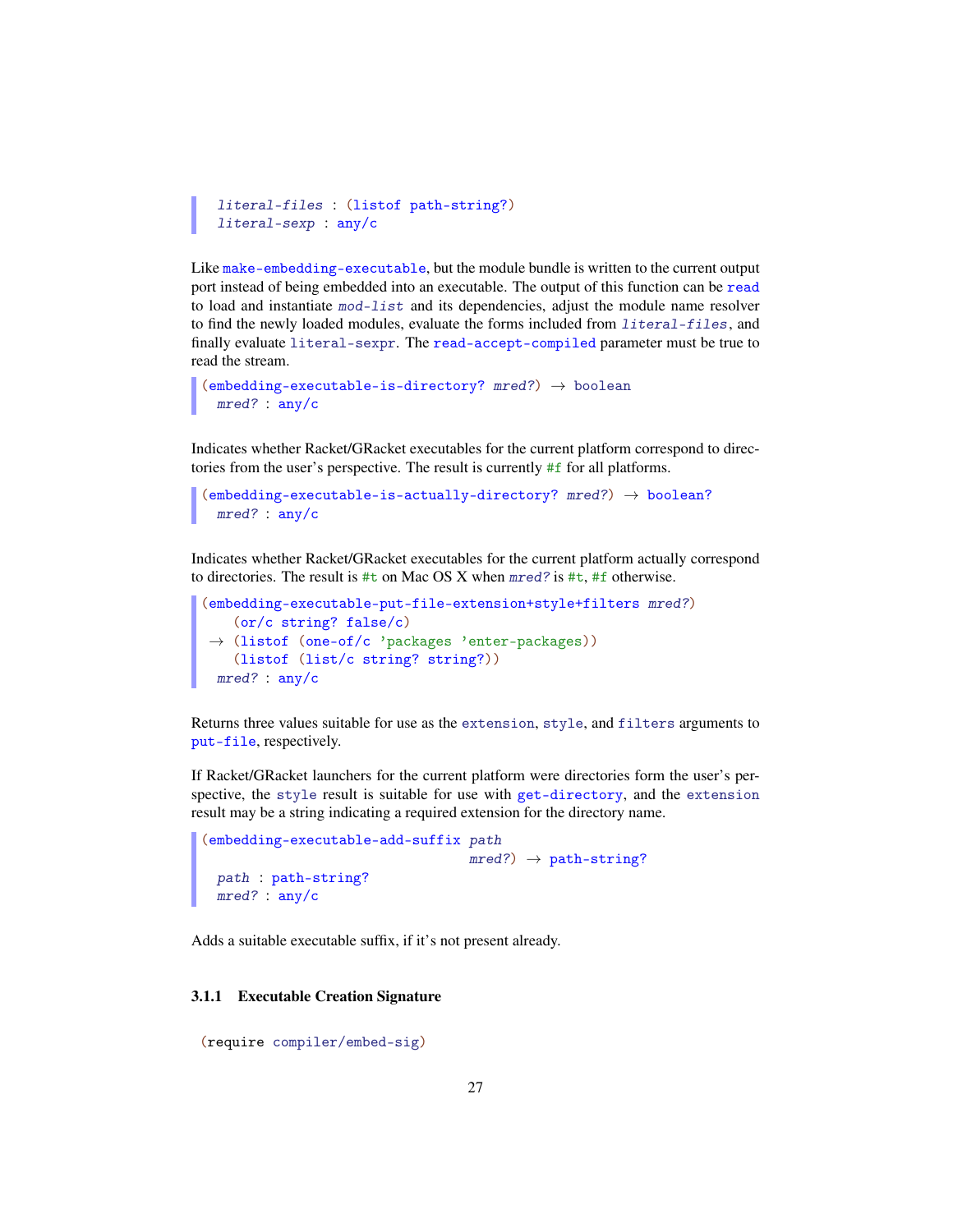```
literal-files : (listof path-string?)
literal-sexp : any/c
```

Like `make-embedding-executable`, but the module bundle is written to the current output port instead of being embedded into an executable. The output of this function can be `read` to load and instantiate *mod-list* and its dependencies, adjust the module name resolver to find the newly loaded modules, evaluate the forms included from *literal-files*, and finally evaluate `literal-sexpr`. The `read-accept-compiled` parameter must be true to read the stream.

```
(embedding-executable-is-directory? mred?) → boolean
  mred? : any/c
```

Indicates whether Racket/GRacket executables for the current platform correspond to directories from the user's perspective. The result is currently `#f` for all platforms.

```
(embedding-executable-is-actually-directory? mred?) → boolean?
  mred? : any/c
```

Indicates whether Racket/GRacket executables for the current platform actually correspond to directories. The result is `#t` on Mac OS X when *mred?* is `#t`, `#f` otherwise.

```
(embedding-executable-put-file-extension+style+filters mred?)
    (or/c string? false/c)
 → (listof (one-of/c 'packages 'enter-packages))
    (listof (list/c string? string?))
  mred? : any/c
```

Returns three values suitable for use as the `extension`, `style`, and `filters` arguments to `put-file`, respectively.

If Racket/GRacket launchers for the current platform were directories form the user's perspective, the `style` result is suitable for use with `get-directory`, and the `extension` result may be a string indicating a required extension for the directory name.

```
(embedding-executable-add-suffix path
                                 mred?) → path-string?
  path : path-string?
  mred? : any/c
```

Adds a suitable executable suffix, if it's not present already.

### 3.1.1 Executable Creation Signature

```
(require compiler/embed-sig)
```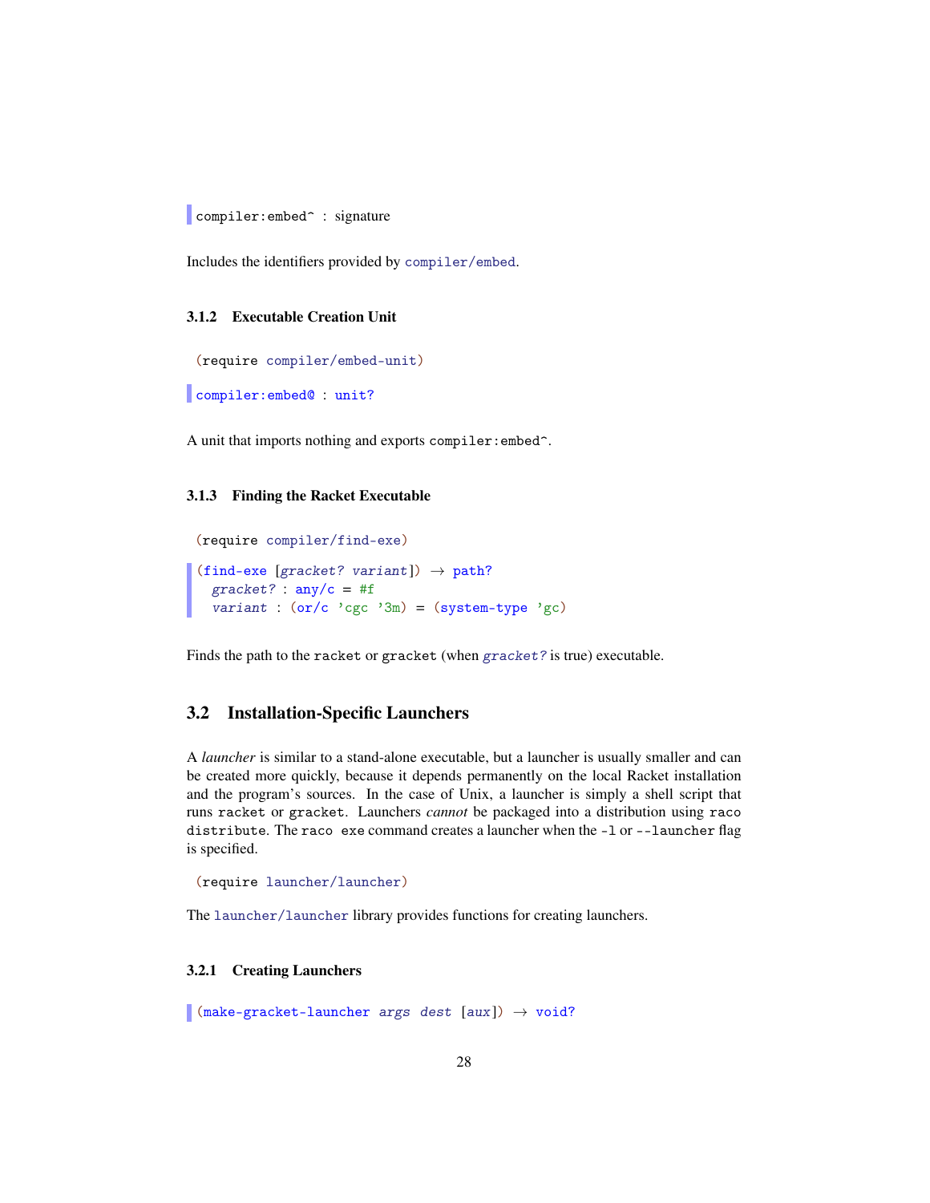```
compiler:embed^ : signature
```

Includes the identifiers provided by `compiler/embed`.

### 3.1.2 Executable Creation Unit

```
(require compiler/embed-unit)
```

```
compiler:embed@ : unit?
```

A unit that imports nothing and exports `compiler:embed^`.

### 3.1.3 Finding the Racket Executable

```
(require compiler/find-exe)
```

```
(find-exe [gracket? variant]) → path?
  gracket? : any/c = #f
  variant : (or/c 'cgc '3m) = (system-type 'gc)
```

Finds the path to the `racket` or `gracket` (when *`gracket?`* is true) executable.

## 3.2 Installation-Specific Launchers

A *launcher* is similar to a stand-alone executable, but a launcher is usually smaller and can be created more quickly, because it depends permanently on the local Racket installation and the program's sources. In the case of Unix, a launcher is simply a shell script that runs `racket` or `gracket`. Launchers *cannot* be packaged into a distribution using `raco distribute`. The `raco exe` command creates a launcher when the `-l` or `--launcher` flag is specified.

```
(require launcher/launcher)
```

The `launcher/launcher` library provides functions for creating launchers.

### 3.2.1 Creating Launchers

```
(make-gracket-launcher args dest [aux]) → void?
```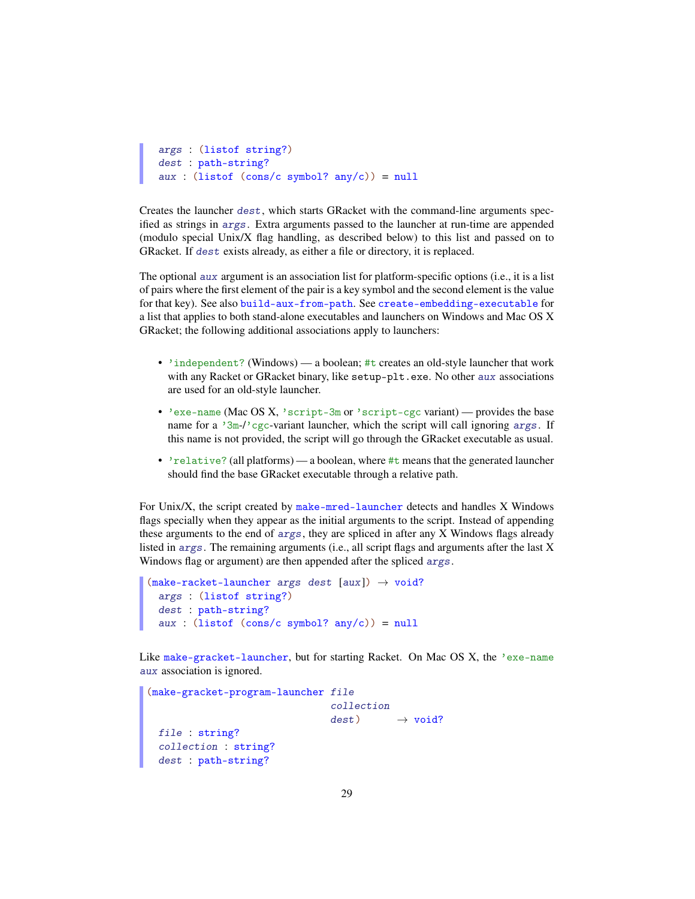```
args : (listof string?)
dest : path-string?
aux : (listof (cons/c symbol? any/c)) = null
```

Creates the launcher *dest*, which starts GRacket with the command-line arguments specified as strings in *args*. Extra arguments passed to the launcher at run-time are appended (modulo special Unix/X flag handling, as described below) to this list and passed on to GRacket. If *dest* exists already, as either a file or directory, it is replaced.

The optional *aux* argument is an association list for platform-specific options (i.e., it is a list of pairs where the first element of the pair is a key symbol and the second element is the value for that key). See also `build-aux-from-path`. See `create-embedding-executable` for a list that applies to both stand-alone executables and launchers on Windows and Mac OS X GRacket; the following additional associations apply to launchers:

- `'independent?` (Windows) — a boolean; `#t` creates an old-style launcher that work with any Racket or GRacket binary, like `setup-plt.exe`. No other *aux* associations are used for an old-style launcher.
- `'exe-name` (Mac OS X, `'script-3m` or `'script-cgc` variant) — provides the base name for a `'3m`-/`'cgc`-variant launcher, which the script will call ignoring *args*. If this name is not provided, the script will go through the GRacket executable as usual.
- `'relative?` (all platforms) — a boolean, where `#t` means that the generated launcher should find the base GRacket executable through a relative path.

For Unix/X, the script created by `make-mred-launcher` detects and handles X Windows flags specially when they appear as the initial arguments to the script. Instead of appending these arguments to the end of *args*, they are spliced in after any X Windows flags already listed in *args*. The remaining arguments (i.e., all script flags and arguments after the last X Windows flag or argument) are then appended after the spliced *args*.

```
(make-racket-launcher args dest [aux]) → void?
  args : (listof string?)
  dest : path-string?
  aux : (listof (cons/c symbol? any/c)) = null
```

Like `make-gracket-launcher`, but for starting Racket. On Mac OS X, the `'exe-name` *aux* association is ignored.

```
(make-gracket-program-launcher file
                               collection
                               dest)       → void?
  file : string?
  collection : string?
  dest : path-string?
```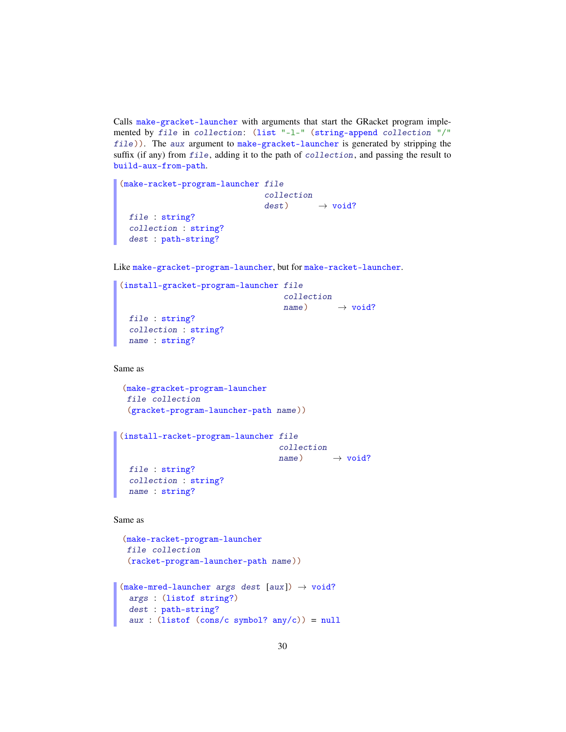Calls `make-gracket-launcher` with arguments that start the GRacket program implemented by *file* in *collection*: `(list "-l-" (string-append collection "/" file))`. The *aux* argument to `make-gracket-launcher` is generated by stripping the suffix (if any) from *file*, adding it to the path of *collection*, and passing the result to `build-aux-from-path`.

```
(make-racket-program-launcher file
                              collection
                              dest)      → void?
  file : string?
  collection : string?
  dest : path-string?
```

Like `make-gracket-program-launcher`, but for `make-racket-launcher`.

```
(install-gracket-program-launcher file
                                  collection
                                  name)      → void?
  file : string?
  collection : string?
  name : string?
```

Same as

```
(make-gracket-program-launcher
 file collection
 (gracket-program-launcher-path name))
```

```
(install-racket-program-launcher file
                                 collection
                                 name)      → void?
  file : string?
  collection : string?
  name : string?
```

Same as

```
(make-racket-program-launcher
 file collection
 (racket-program-launcher-path name))
```

```
(make-mred-launcher args dest [aux]) → void?
  args : (listof string?)
  dest : path-string?
  aux : (listof (cons/c symbol? any/c)) = null
```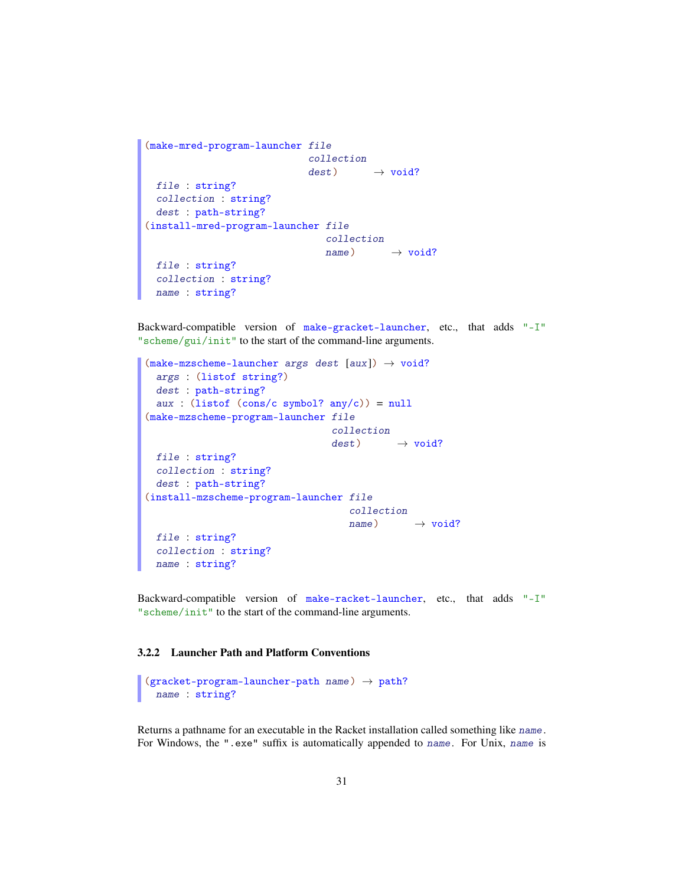```
(make-mred-program-launcher file
                            collection
                            dest)      → void?
  file : string?
  collection : string?
  dest : path-string?
(install-mred-program-launcher file
                               collection
                               name)      → void?
  file : string?
  collection : string?
  name : string?
```

Backward-compatible version of `make-gracket-launcher`, etc., that adds `"-I" "scheme/gui/init"` to the start of the command-line arguments.

```
(make-mzscheme-launcher args dest [aux]) → void?
  args : (listof string?)
  dest : path-string?
  aux : (listof (cons/c symbol? any/c)) = null
(make-mzscheme-program-launcher file
                                collection
                                dest)      → void?
  file : string?
  collection : string?
  dest : path-string?
(install-mzscheme-program-launcher file
                                   collection
                                   name)      → void?
  file : string?
  collection : string?
  name : string?
```

Backward-compatible version of `make-racket-launcher`, etc., that adds `"-I" "scheme/init"` to the start of the command-line arguments.

### 3.2.2 Launcher Path and Platform Conventions

```
(gracket-program-launcher-path name) → path?
  name : string?
```

Returns a pathname for an executable in the Racket installation called something like *name*. For Windows, the ".exe" suffix is automatically appended to *name*. For Unix, *name* is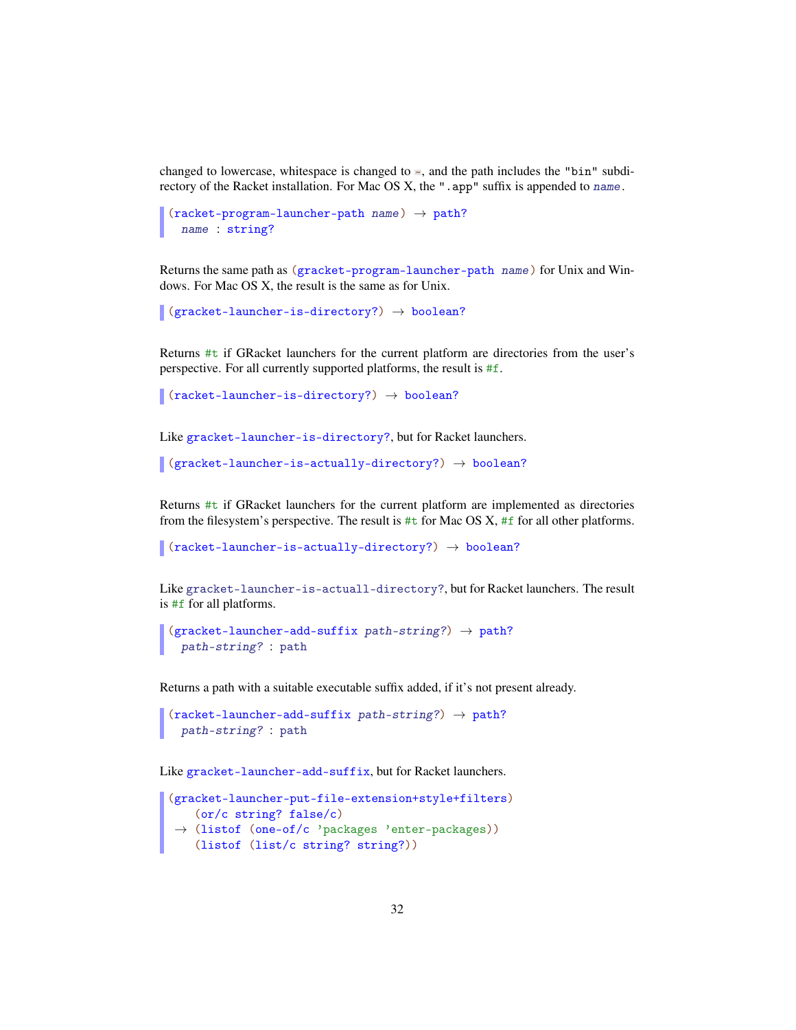changed to lowercase, whitespace is changed to `-`, and the path includes the `"bin"` subdirectory of the Racket installation. For Mac OS X, the `".app"` suffix is appended to *name*.

```
(racket-program-launcher-path name) → path?
  name : string?
```

Returns the same path as `(gracket-program-launcher-path name)` for Unix and Windows. For Mac OS X, the result is the same as for Unix.

```
(gracket-launcher-is-directory?) → boolean?
```

Returns `#t` if GRacket launchers for the current platform are directories from the user's perspective. For all currently supported platforms, the result is `#f`.

```
(racket-launcher-is-directory?) → boolean?
```

Like `gracket-launcher-is-directory?`, but for Racket launchers.

```
(gracket-launcher-is-actually-directory?) → boolean?
```

Returns `#t` if GRacket launchers for the current platform are implemented as directories from the filesystem's perspective. The result is `#t` for Mac OS X, `#f` for all other platforms.

```
(racket-launcher-is-actually-directory?) → boolean?
```

Like `gracket-launcher-is-actuall-directory?`, but for Racket launchers. The result is `#f` for all platforms.

```
(gracket-launcher-add-suffix path-string?) → path?
  path-string? : path
```

Returns a path with a suitable executable suffix added, if it's not present already.

```
(racket-launcher-add-suffix path-string?) → path?
  path-string? : path
```

Like `gracket-launcher-add-suffix`, but for Racket launchers.

```
(gracket-launcher-put-file-extension+style+filters)
    (or/c string? false/c)
 → (listof (one-of/c 'packages 'enter-packages))
    (listof (list/c string? string?))
```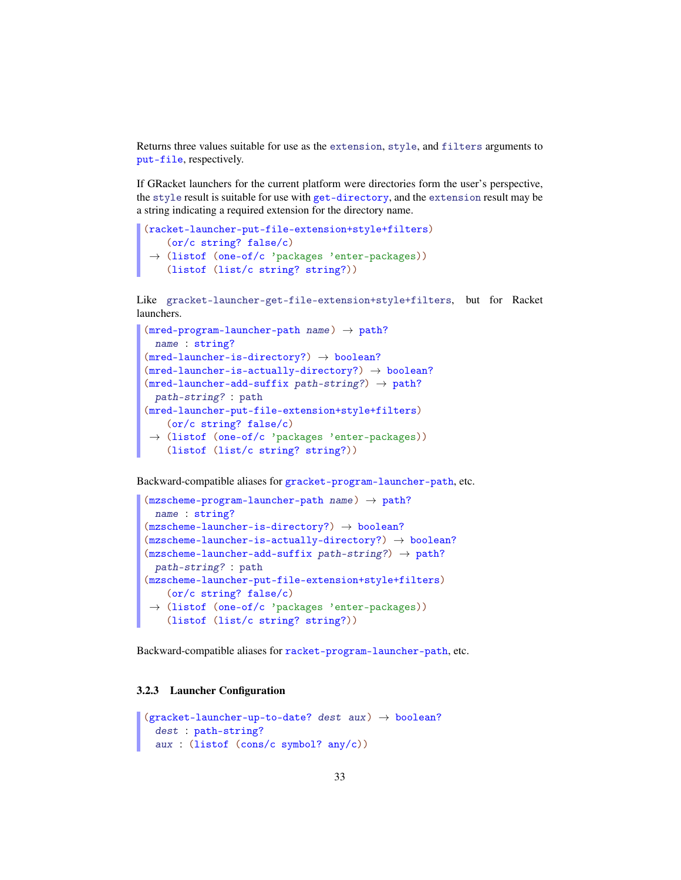Returns three values suitable for use as the `extension`, `style`, and `filters` arguments to `put-file`, respectively.

If GRacket launchers for the current platform were directories form the user's perspective, the `style` result is suitable for use with `get-directory`, and the `extension` result may be a string indicating a required extension for the directory name.

```
(racket-launcher-put-file-extension+style+filters)
    (or/c string? false/c)
 → (listof (one-of/c 'packages 'enter-packages))
    (listof (list/c string? string?))
```

Like `gracket-launcher-get-file-extension+style+filters`, but for Racket launchers.

```
(mred-program-launcher-path name) → path?
  name : string?
(mred-launcher-is-directory?) → boolean?
(mred-launcher-is-actually-directory?) → boolean?
(mred-launcher-add-suffix path-string?) → path?
  path-string? : path
(mred-launcher-put-file-extension+style+filters)
    (or/c string? false/c)
 → (listof (one-of/c 'packages 'enter-packages))
    (listof (list/c string? string?))
```

Backward-compatible aliases for `gracket-program-launcher-path`, etc.

```
(mzscheme-program-launcher-path name) → path?
  name : string?
(mzscheme-launcher-is-directory?) → boolean?
(mzscheme-launcher-is-actually-directory?) → boolean?
(mzscheme-launcher-add-suffix path-string?) → path?
  path-string? : path
(mzscheme-launcher-put-file-extension+style+filters)
    (or/c string? false/c)
 → (listof (one-of/c 'packages 'enter-packages))
    (listof (list/c string? string?))
```

Backward-compatible aliases for `racket-program-launcher-path`, etc.

### 3.2.3 Launcher Configuration

```
(gracket-launcher-up-to-date? dest aux) → boolean?
  dest : path-string?
  aux : (listof (cons/c symbol? any/c))
```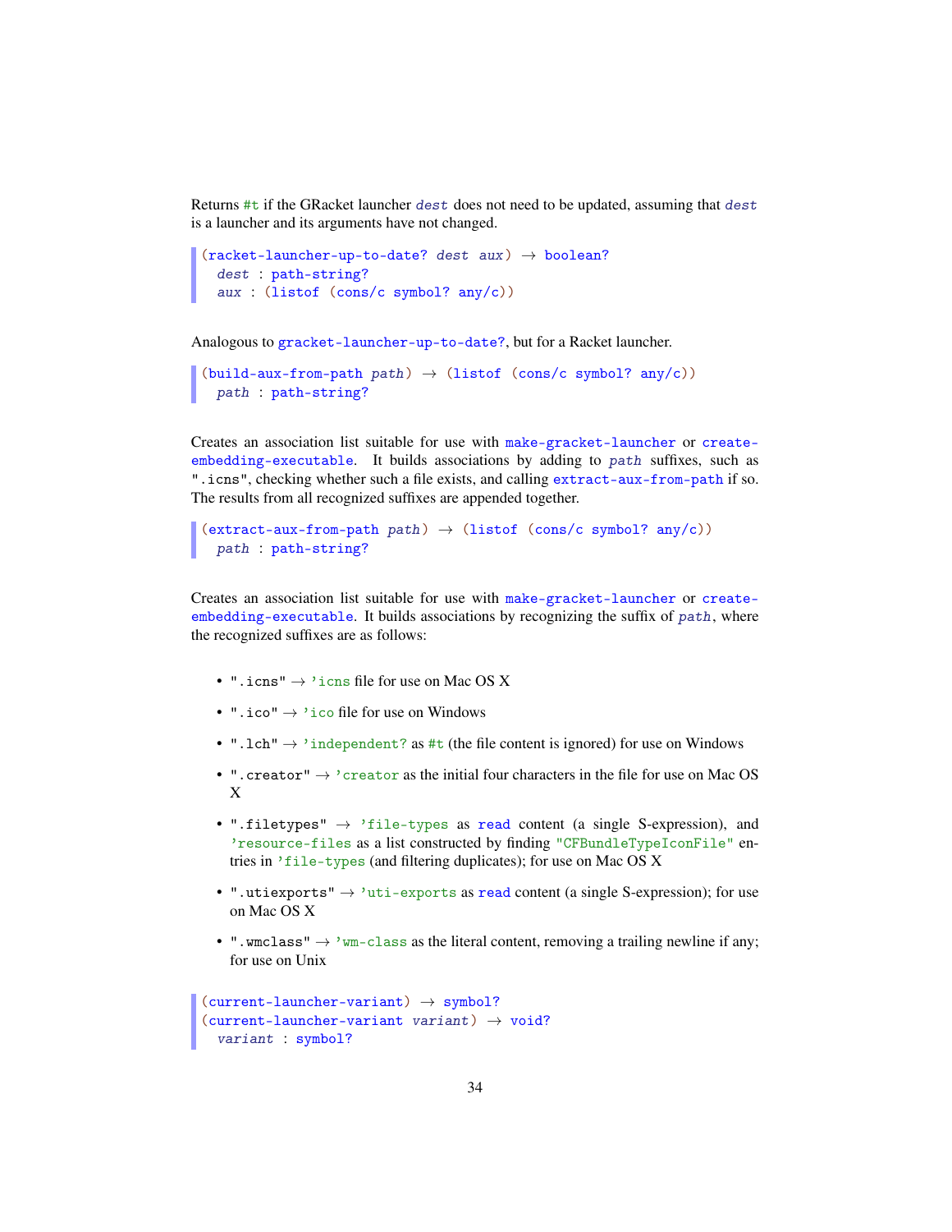Returns `#t` if the GRacket launcher *dest* does not need to be updated, assuming that *dest* is a launcher and its arguments have not changed.

```
(racket-launcher-up-to-date? dest aux) → boolean?
  dest : path-string?
  aux : (listof (cons/c symbol? any/c))
```

Analogous to `gracket-launcher-up-to-date?`, but for a Racket launcher.

```
(build-aux-from-path path) → (listof (cons/c symbol? any/c))
  path : path-string?
```

Creates an association list suitable for use with `make-gracket-launcher` or `create-embedding-executable`. It builds associations by adding to *path* suffixes, such as `".icns"`, checking whether such a file exists, and calling `extract-aux-from-path` if so. The results from all recognized suffixes are appended together.

```
(extract-aux-from-path path) → (listof (cons/c symbol? any/c))
  path : path-string?
```

Creates an association list suitable for use with `make-gracket-launcher` or `create-embedding-executable`. It builds associations by recognizing the suffix of *path*, where the recognized suffixes are as follows:

- `".icns"` → `'icns` file for use on Mac OS X
- `".ico"` → `'ico` file for use on Windows
- `".lch"` → `'independent?` as `#t` (the file content is ignored) for use on Windows
- `".creator"` → `'creator` as the initial four characters in the file for use on Mac OS X
- `".filetypes"` → `'file-types` as `read` content (a single S-expression), and `'resource-files` as a list constructed by finding `"CFBundleTypeIconFile"` entries in `'file-types` (and filtering duplicates); for use on Mac OS X
- `".utiexports"` → `'uti-exports` as `read` content (a single S-expression); for use on Mac OS X
- `".wmclass"` → `'wm-class` as the literal content, removing a trailing newline if any; for use on Unix

```
(current-launcher-variant) → symbol?
(current-launcher-variant variant) → void?
  variant : symbol?
```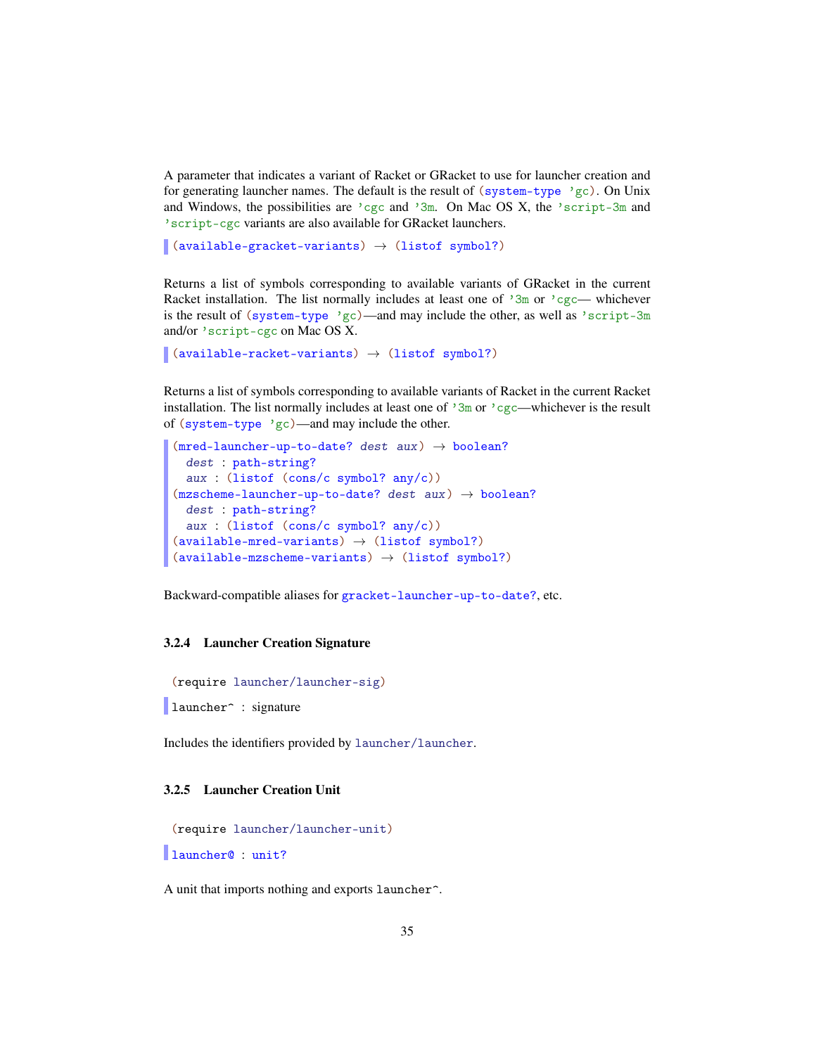A parameter that indicates a variant of Racket or GRacket to use for launcher creation and for generating launcher names. The default is the result of `(system-type 'gc)`. On Unix and Windows, the possibilities are `'cgc` and `'3m`. On Mac OS X, the `'script-3m` and `'script-cgc` variants are also available for GRacket launchers.

```
(available-gracket-variants) → (listof symbol?)
```

Returns a list of symbols corresponding to available variants of GRacket in the current Racket installation. The list normally includes at least one of `'3m` or `'cgc`— whichever is the result of `(system-type 'gc)`—and may include the other, as well as `'script-3m` and/or `'script-cgc` on Mac OS X.

```
(available-racket-variants) → (listof symbol?)
```

Returns a list of symbols corresponding to available variants of Racket in the current Racket installation. The list normally includes at least one of `'3m` or `'cgc`—whichever is the result of `(system-type 'gc)`—and may include the other.

```
(mred-launcher-up-to-date? dest aux) → boolean?
  dest : path-string?
  aux : (listof (cons/c symbol? any/c))
(mzscheme-launcher-up-to-date? dest aux) → boolean?
  dest : path-string?
  aux : (listof (cons/c symbol? any/c))
(available-mred-variants) → (listof symbol?)
(available-mzscheme-variants) → (listof symbol?)
```

Backward-compatible aliases for `gracket-launcher-up-to-date?`, etc.

### 3.2.4 Launcher Creation Signature

```
(require launcher/launcher-sig)
```

```
launcher^ : signature
```

Includes the identifiers provided by `launcher/launcher`.

### 3.2.5 Launcher Creation Unit

```
(require launcher/launcher-unit)
```

```
launcher@ : unit?
```

A unit that imports nothing and exports `launcher^`.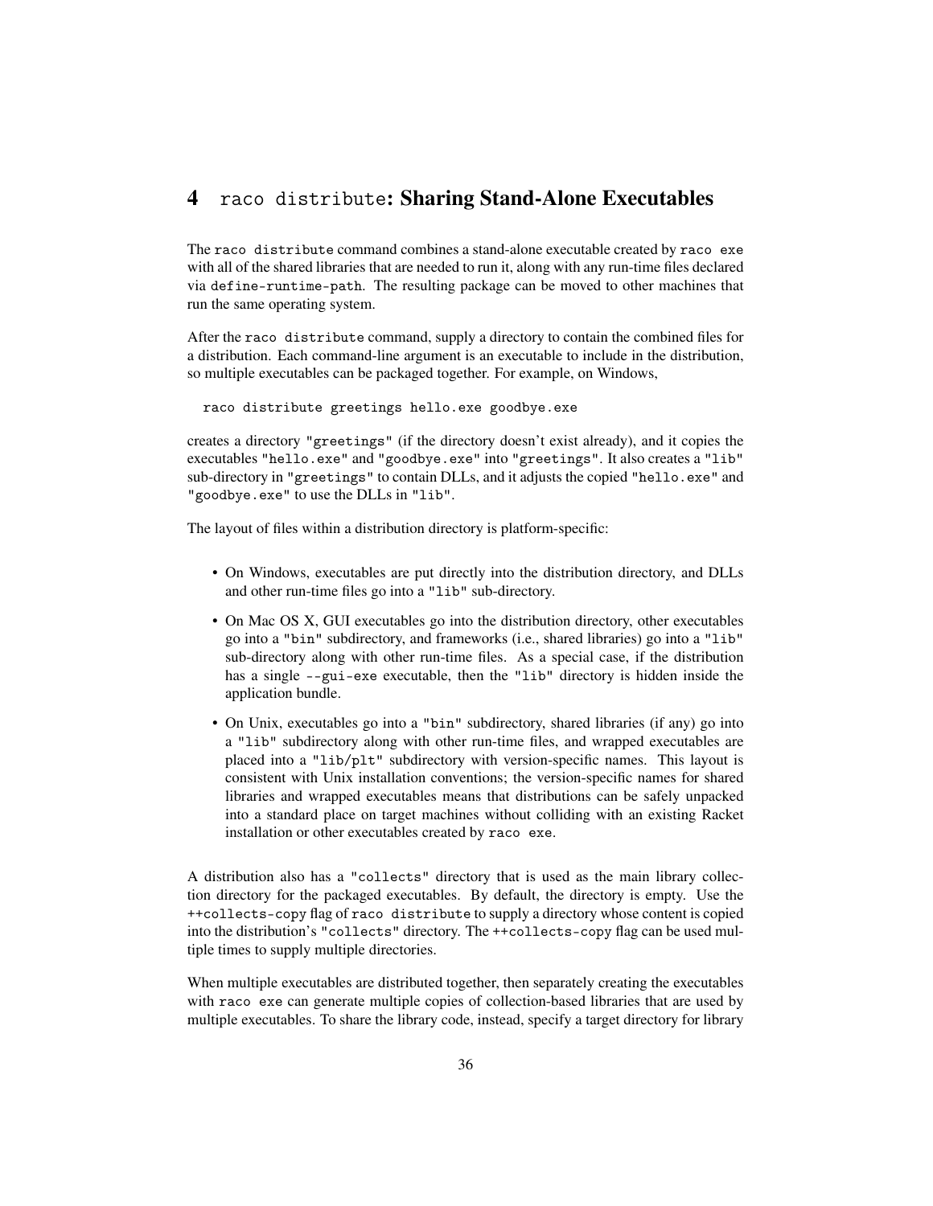## 4 `raco distribute`: Sharing Stand-Alone Executables

The `raco distribute` command combines a stand-alone executable created by `raco exe` with all of the shared libraries that are needed to run it, along with any run-time files declared via `define-runtime-path`. The resulting package can be moved to other machines that run the same operating system.

After the `raco distribute` command, supply a directory to contain the combined files for a distribution. Each command-line argument is an executable to include in the distribution, so multiple executables can be packaged together. For example, on Windows,

```
raco distribute greetings hello.exe goodbye.exe
```

creates a directory `"greetings"` (if the directory doesn't exist already), and it copies the executables `"hello.exe"` and `"goodbye.exe"` into `"greetings"`. It also creates a `"lib"` sub-directory in `"greetings"` to contain DLLs, and it adjusts the copied `"hello.exe"` and `"goodbye.exe"` to use the DLLs in `"lib"`.

The layout of files within a distribution directory is platform-specific:

- On Windows, executables are put directly into the distribution directory, and DLLs and other run-time files go into a `"lib"` sub-directory.
- On Mac OS X, GUI executables go into the distribution directory, other executables go into a `"bin"` subdirectory, and frameworks (i.e., shared libraries) go into a `"lib"` sub-directory along with other run-time files. As a special case, if the distribution has a single `--gui-exe` executable, then the `"lib"` directory is hidden inside the application bundle.
- On Unix, executables go into a `"bin"` subdirectory, shared libraries (if any) go into a `"lib"` subdirectory along with other run-time files, and wrapped executables are placed into a `"lib/plt"` subdirectory with version-specific names. This layout is consistent with Unix installation conventions; the version-specific names for shared libraries and wrapped executables means that distributions can be safely unpacked into a standard place on target machines without colliding with an existing Racket installation or other executables created by `raco exe`.

A distribution also has a `"collects"` directory that is used as the main library collection directory for the packaged executables. By default, the directory is empty. Use the `++collects-copy` flag of `raco distribute` to supply a directory whose content is copied into the distribution's `"collects"` directory. The `++collects-copy` flag can be used multiple times to supply multiple directories.

When multiple executables are distributed together, then separately creating the executables with `raco exe` can generate multiple copies of collection-based libraries that are used by multiple executables. To share the library code, instead, specify a target directory for library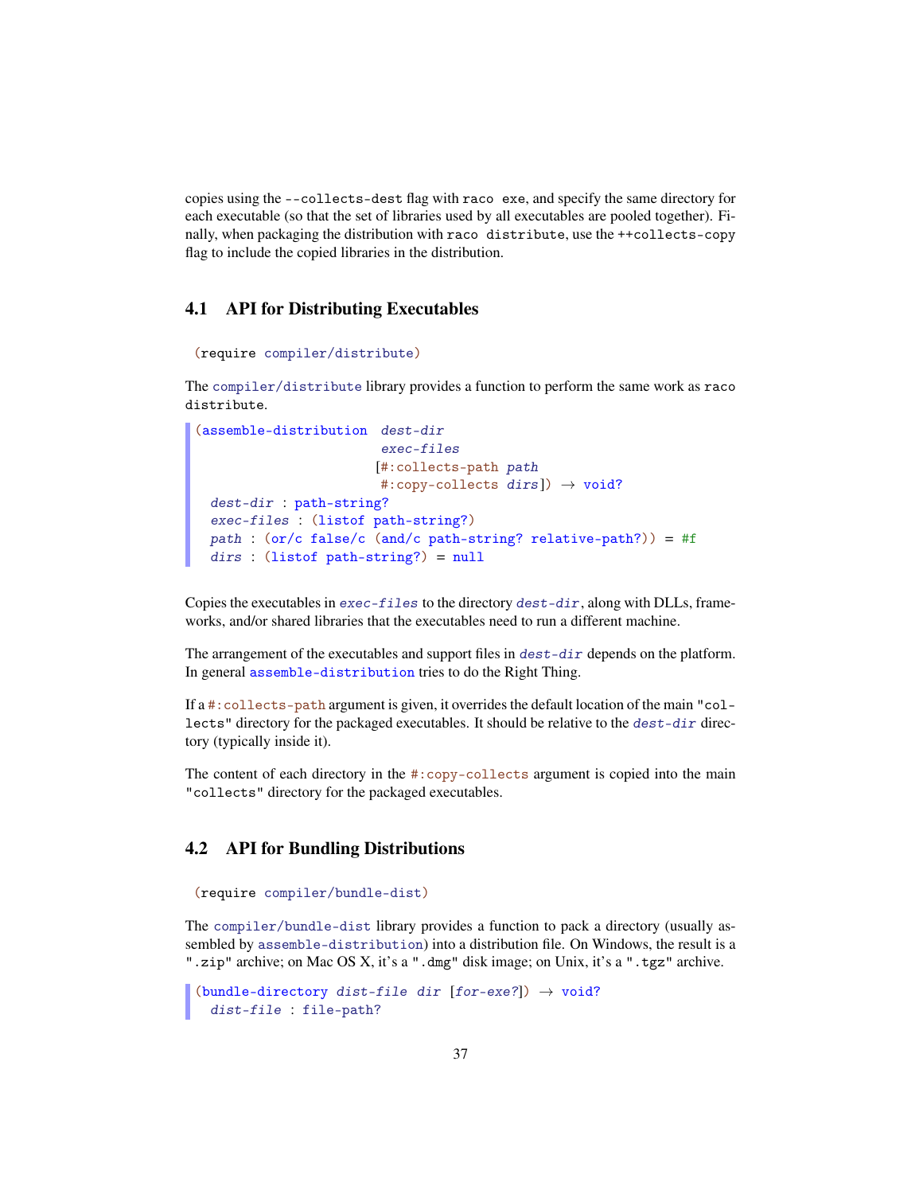copies using the `--collects-dest` flag with `raco exe`, and specify the same directory for each executable (so that the set of libraries used by all executables are pooled together). Finally, when packaging the distribution with `raco distribute`, use the `++collects-copy` flag to include the copied libraries in the distribution.

## 4.1 API for Distributing Executables

```
(require compiler/distribute)
```

The `compiler/distribute` library provides a function to perform the same work as `raco distribute`.

```
(assemble-distribution  dest-dir
                        exec-files
                       [#:collects-path path
                        #:copy-collects dirs]) → void?
  dest-dir : path-string?
  exec-files : (listof path-string?)
  path : (or/c false/c (and/c path-string? relative-path?)) = #f
  dirs : (listof path-string?) = null
```

Copies the executables in *exec-files* to the directory *dest-dir*, along with DLLs, frameworks, and/or shared libraries that the executables need to run a different machine.

The arrangement of the executables and support files in *dest-dir* depends on the platform. In general `assemble-distribution` tries to do the Right Thing.

If a `#:collects-path` argument is given, it overrides the default location of the main `"collects"` directory for the packaged executables. It should be relative to the *dest-dir* directory (typically inside it).

The content of each directory in the `#:copy-collects` argument is copied into the main `"collects"` directory for the packaged executables.

## 4.2 API for Bundling Distributions

```
(require compiler/bundle-dist)
```

The `compiler/bundle-dist` library provides a function to pack a directory (usually assembled by `assemble-distribution`) into a distribution file. On Windows, the result is a `".zip"` archive; on Mac OS X, it's a `".dmg"` disk image; on Unix, it's a `".tgz"` archive.

```
(bundle-directory dist-file dir [for-exe?]) → void?
  dist-file : file-path?
```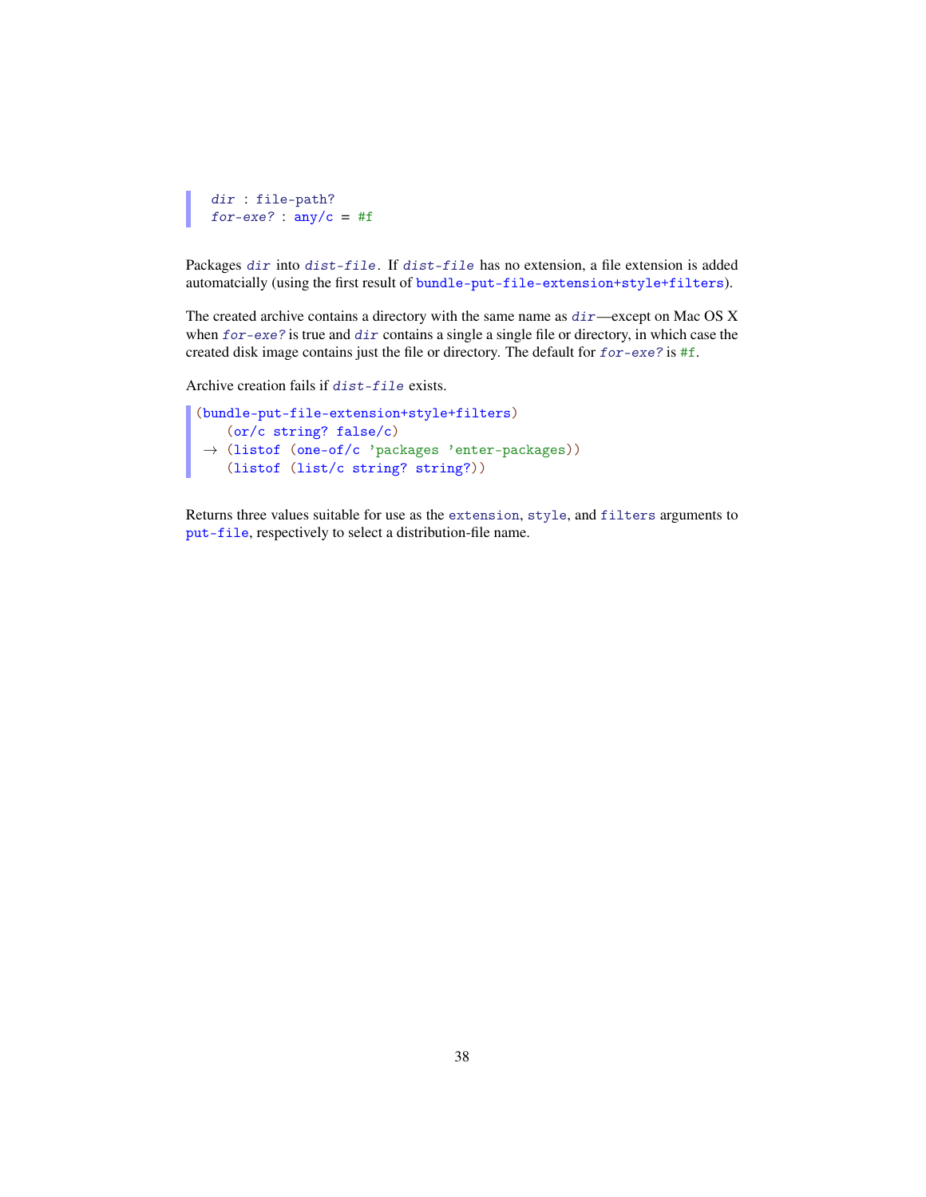```
dir : file-path?
for-exe? : any/c = #f
```

Packages *dir* into *dist-file*. If *dist-file* has no extension, a file extension is added automatcially (using the first result of `bundle-put-file-extension+style+filters`).

The created archive contains a directory with the same name as *dir*—except on Mac OS X when *for-exe?* is true and *dir* contains a single a single file or directory, in which case the created disk image contains just the file or directory. The default for *for-exe?* is `#f`.

Archive creation fails if *dist-file* exists.

```
(bundle-put-file-extension+style+filters)
   (or/c string? false/c)
 → (listof (one-of/c 'packages 'enter-packages))
   (listof (list/c string? string?))
```

Returns three values suitable for use as the `extension`, `style`, and `filters` arguments to `put-file`, respectively to select a distribution-file name.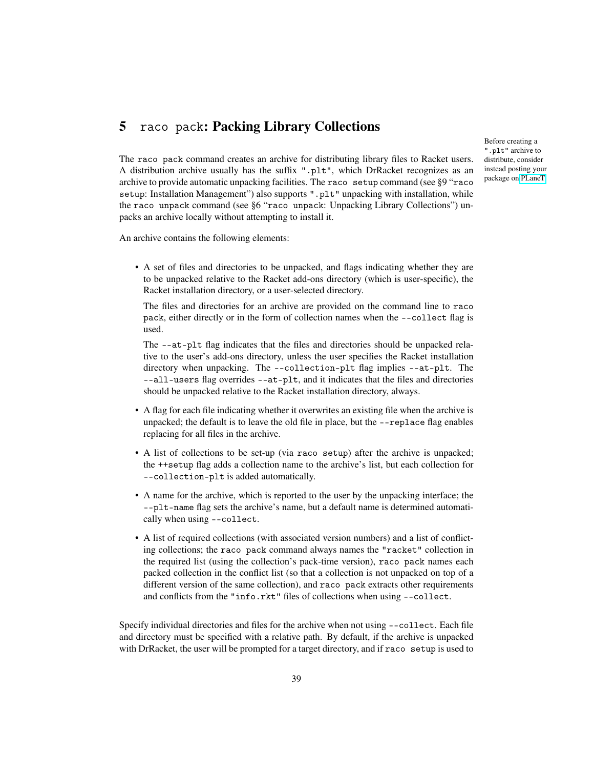# 5 raco pack: Packing Library Collections

Before creating a ".plt" archive to distribute, consider instead posting your package on PLaneT.

The raco pack command creates an archive for distributing library files to Racket users. A distribution archive usually has the suffix ".plt", which DrRacket recognizes as an archive to provide automatic unpacking facilities. The raco setup command (see §9 "raco setup: Installation Management") also supports ".plt" unpacking with installation, while the raco unpack command (see §6 "raco unpack: Unpacking Library Collections") unpacks an archive locally without attempting to install it.

An archive contains the following elements:

- A set of files and directories to be unpacked, and flags indicating whether they are to be unpacked relative to the Racket add-ons directory (which is user-specific), the Racket installation directory, or a user-selected directory.

  The files and directories for an archive are provided on the command line to raco pack, either directly or in the form of collection names when the --collect flag is used.

  The --at-plt flag indicates that the files and directories should be unpacked relative to the user's add-ons directory, unless the user specifies the Racket installation directory when unpacking. The --collection-plt flag implies --at-plt. The --all-users flag overrides --at-plt, and it indicates that the files and directories should be unpacked relative to the Racket installation directory, always.

- A flag for each file indicating whether it overwrites an existing file when the archive is unpacked; the default is to leave the old file in place, but the --replace flag enables replacing for all files in the archive.

- A list of collections to be set-up (via raco setup) after the archive is unpacked; the ++setup flag adds a collection name to the archive's list, but each collection for --collection-plt is added automatically.

- A name for the archive, which is reported to the user by the unpacking interface; the --plt-name flag sets the archive's name, but a default name is determined automatically when using --collect.

- A list of required collections (with associated version numbers) and a list of conflicting collections; the raco pack command always names the "racket" collection in the required list (using the collection's pack-time version), raco pack names each packed collection in the conflict list (so that a collection is not unpacked on top of a different version of the same collection), and raco pack extracts other requirements and conflicts from the "info.rkt" files of collections when using --collect.

Specify individual directories and files for the archive when not using --collect. Each file and directory must be specified with a relative path. By default, if the archive is unpacked with DrRacket, the user will be prompted for a target directory, and if raco setup is used to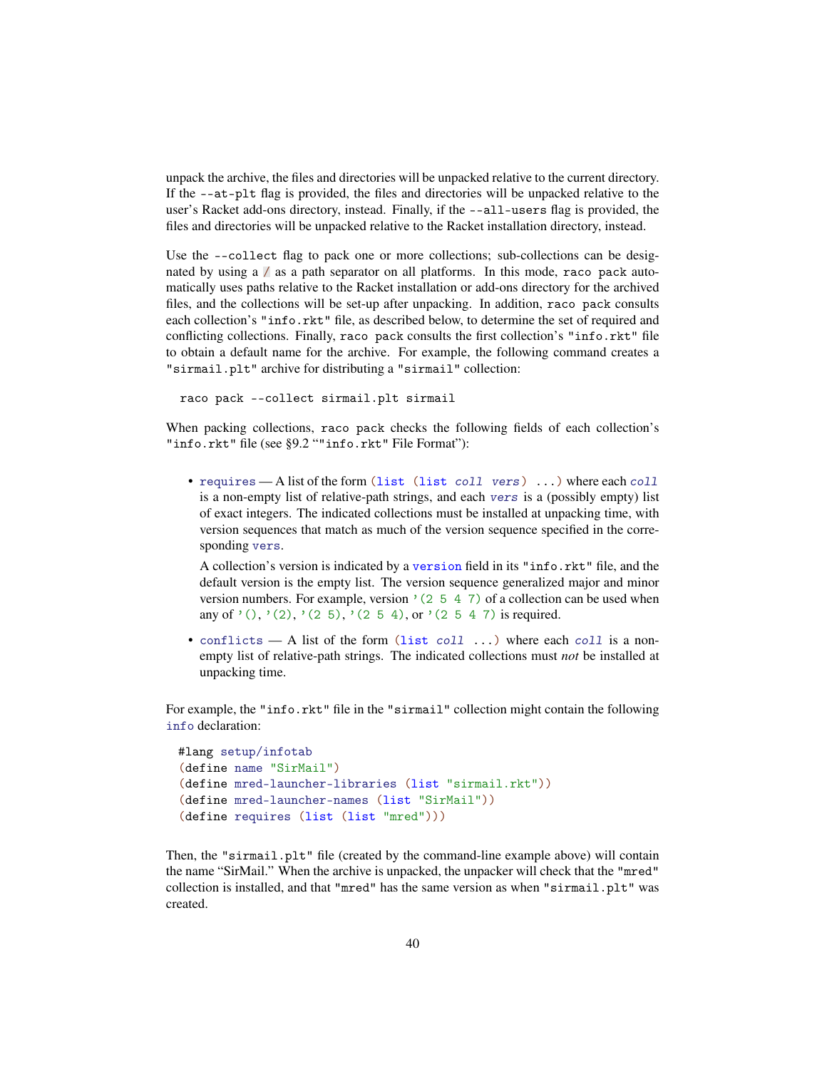unpack the archive, the files and directories will be unpacked relative to the current directory. If the `--at-plt` flag is provided, the files and directories will be unpacked relative to the user's Racket add-ons directory, instead. Finally, if the `--all-users` flag is provided, the files and directories will be unpacked relative to the Racket installation directory, instead.

Use the `--collect` flag to pack one or more collections; sub-collections can be designated by using a `/` as a path separator on all platforms. In this mode, `raco pack` automatically uses paths relative to the Racket installation or add-ons directory for the archived files, and the collections will be set-up after unpacking. In addition, `raco pack` consults each collection's `"info.rkt"` file, as described below, to determine the set of required and conflicting collections. Finally, `raco pack` consults the first collection's `"info.rkt"` file to obtain a default name for the archive. For example, the following command creates a `"sirmail.plt"` archive for distributing a `"sirmail"` collection:

```
raco pack --collect sirmail.plt sirmail
```

When packing collections, `raco pack` checks the following fields of each collection's `"info.rkt"` file (see §9.2 “`"info.rkt"` File Format”):

- `requires` — A list of the form `(list (list coll vers) ...)` where each *coll* is a non-empty list of relative-path strings, and each *vers* is a (possibly empty) list of exact integers. The indicated collections must be installed at unpacking time, with version sequences that match as much of the version sequence specified in the corresponding `vers`.

  A collection's version is indicated by a `version` field in its `"info.rkt"` file, and the default version is the empty list. The version sequence generalized major and minor version numbers. For example, version `'(2 5 4 7)` of a collection can be used when any of `'()`, `'(2)`, `'(2 5)`, `'(2 5 4)`, or `'(2 5 4 7)` is required.

- `conflicts` — A list of the form `(list coll ...)` where each *coll* is a non-empty list of relative-path strings. The indicated collections must *not* be installed at unpacking time.

For example, the `"info.rkt"` file in the `"sirmail"` collection might contain the following `info` declaration:

```
#lang setup/infotab
(define name "SirMail")
(define mred-launcher-libraries (list "sirmail.rkt"))
(define mred-launcher-names (list "SirMail"))
(define requires (list (list "mred")))
```

Then, the `"sirmail.plt"` file (created by the command-line example above) will contain the name “SirMail.” When the archive is unpacked, the unpacker will check that the `"mred"` collection is installed, and that `"mred"` has the same version as when `"sirmail.plt"` was created.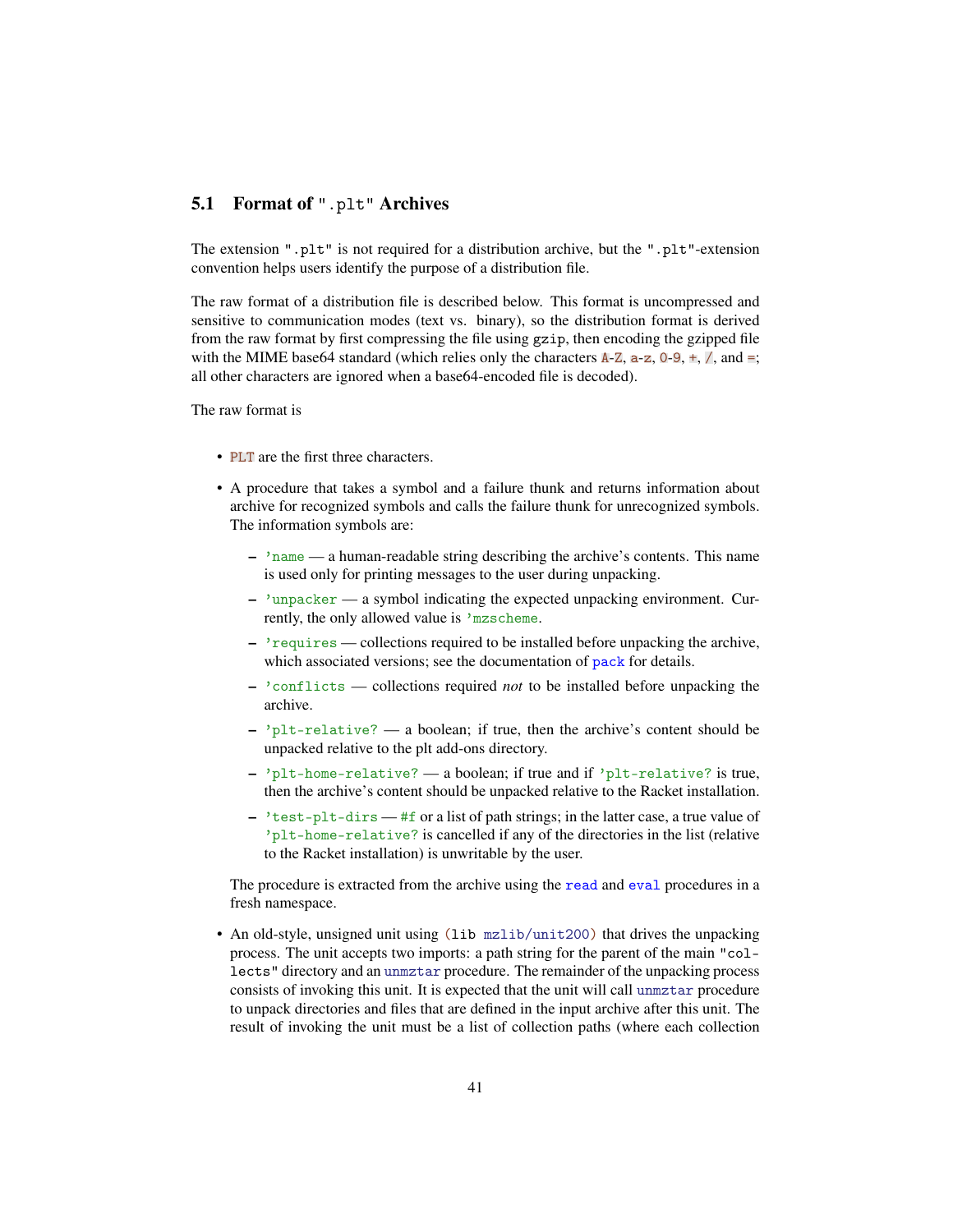## 5.1 Format of ".plt" Archives

The extension ".plt" is not required for a distribution archive, but the ".plt"-extension convention helps users identify the purpose of a distribution file.

The raw format of a distribution file is described below. This format is uncompressed and sensitive to communication modes (text vs. binary), so the distribution format is derived from the raw format by first compressing the file using gzip, then encoding the gzipped file with the MIME base64 standard (which relies only the characters A-Z, a-z, 0-9, +, /, and =; all other characters are ignored when a base64-encoded file is decoded).

The raw format is

- PLT are the first three characters.
- A procedure that takes a symbol and a failure thunk and returns information about archive for recognized symbols and calls the failure thunk for unrecognized symbols. The information symbols are:
  - 'name — a human-readable string describing the archive's contents. This name is used only for printing messages to the user during unpacking.
  - 'unpacker — a symbol indicating the expected unpacking environment. Currently, the only allowed value is 'mzscheme.
  - 'requires — collections required to be installed before unpacking the archive, which associated versions; see the documentation of pack for details.
  - 'conflicts — collections required *not* to be installed before unpacking the archive.
  - 'plt-relative? — a boolean; if true, then the archive's content should be unpacked relative to the plt add-ons directory.
  - 'plt-home-relative? — a boolean; if true and if 'plt-relative? is true, then the archive's content should be unpacked relative to the Racket installation.
  - 'test-plt-dirs — #f or a list of path strings; in the latter case, a true value of 'plt-home-relative? is cancelled if any of the directories in the list (relative to the Racket installation) is unwritable by the user.

  The procedure is extracted from the archive using the read and eval procedures in a fresh namespace.
- An old-style, unsigned unit using (lib mzlib/unit200) that drives the unpacking process. The unit accepts two imports: a path string for the parent of the main "collects" directory and an unmztar procedure. The remainder of the unpacking process consists of invoking this unit. It is expected that the unit will call unmztar procedure to unpack directories and files that are defined in the input archive after this unit. The result of invoking the unit must be a list of collection paths (where each collection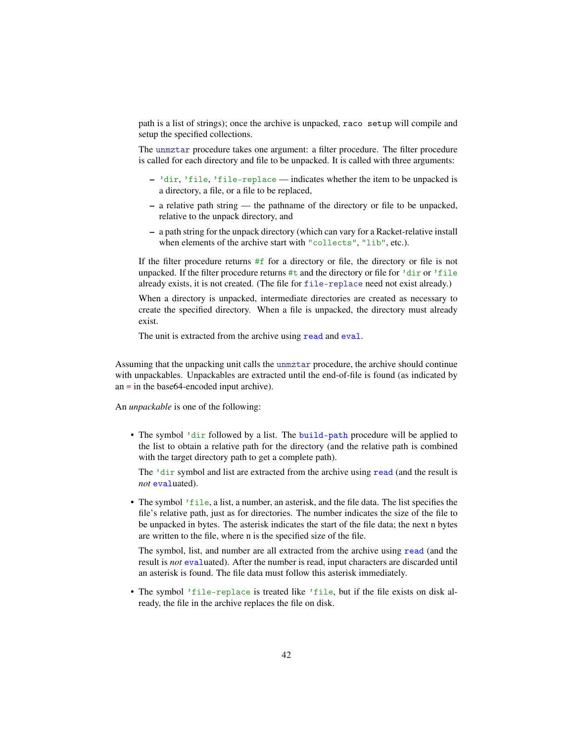path is a list of strings); once the archive is unpacked, `raco setup` will compile and setup the specified collections.

The `unmztar` procedure takes one argument: a filter procedure. The filter procedure is called for each directory and file to be unpacked. It is called with three arguments:

- `'dir`, `'file`, `'file-replace` — indicates whether the item to be unpacked is a directory, a file, or a file to be replaced,
- a relative path string — the pathname of the directory or file to be unpacked, relative to the unpack directory, and
- a path string for the unpack directory (which can vary for a Racket-relative install when elements of the archive start with `"collects"`, `"lib"`, etc.).

If the filter procedure returns `#f` for a directory or file, the directory or file is not unpacked. If the filter procedure returns `#t` and the directory or file for `'dir` or `'file` already exists, it is not created. (The file for `file-replace` need not exist already.)

When a directory is unpacked, intermediate directories are created as necessary to create the specified directory. When a file is unpacked, the directory must already exist.

The unit is extracted from the archive using `read` and `eval`.

Assuming that the unpacking unit calls the `unmztar` procedure, the archive should continue with unpackables. Unpackables are extracted until the end-of-file is found (as indicated by an `=` in the base64-encoded input archive).

An *unpackable* is one of the following:

- The symbol `'dir` followed by a list. The `build-path` procedure will be applied to the list to obtain a relative path for the directory (and the relative path is combined with the target directory path to get a complete path).

  The `'dir` symbol and list are extracted from the archive using `read` (and the result is *not* `eval`uated).

- The symbol `'file`, a list, a number, an asterisk, and the file data. The list specifies the file's relative path, just as for directories. The number indicates the size of the file to be unpacked in bytes. The asterisk indicates the start of the file data; the next n bytes are written to the file, where n is the specified size of the file.

  The symbol, list, and number are all extracted from the archive using `read` (and the result is *not* `eval`uated). After the number is read, input characters are discarded until an asterisk is found. The file data must follow this asterisk immediately.

- The symbol `'file-replace` is treated like `'file`, but if the file exists on disk already, the file in the archive replaces the file on disk.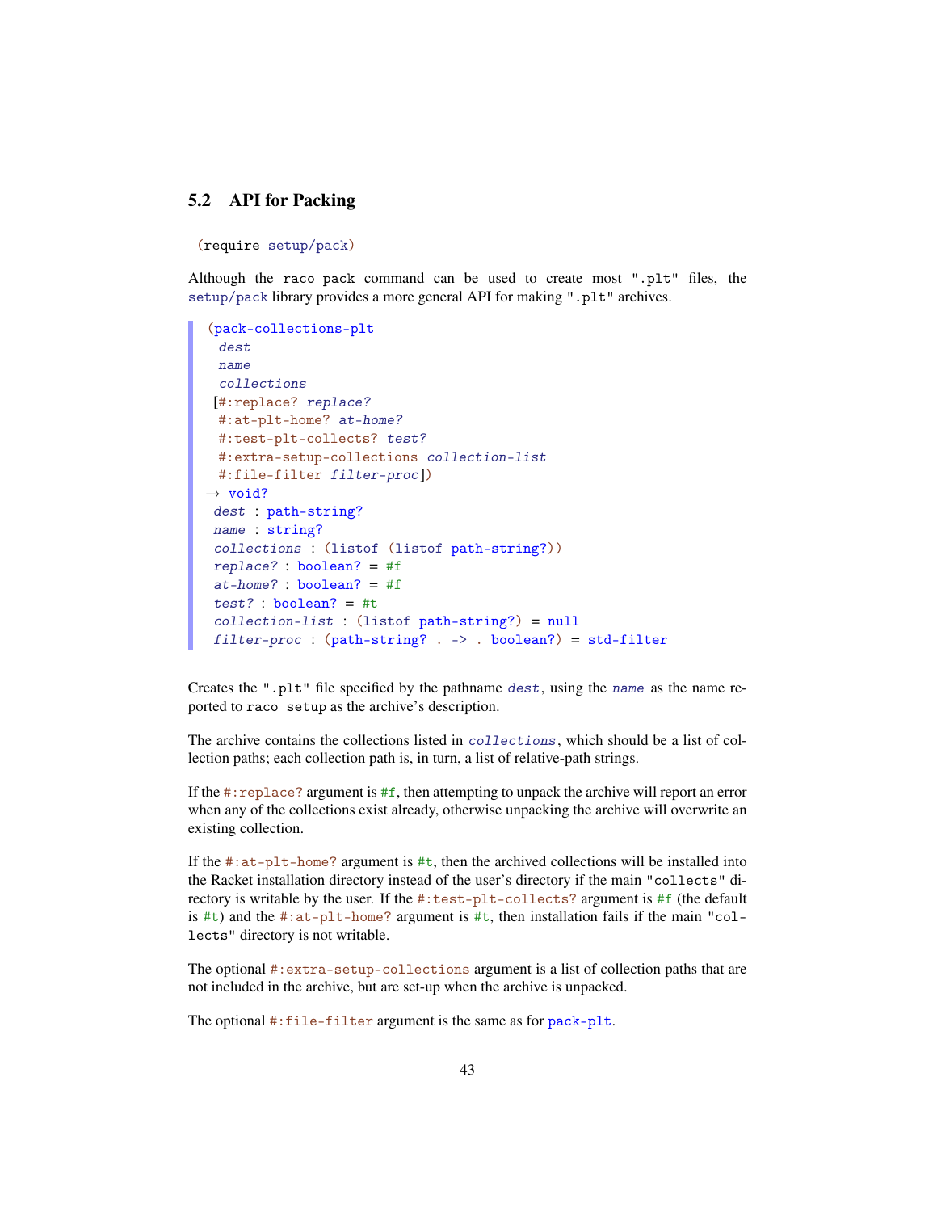## 5.2 API for Packing

```
(require setup/pack)
```

Although the `raco pack` command can be used to create most ".plt" files, the `setup/pack` library provides a more general API for making ".plt" archives.

```
(pack-collections-plt
  dest
  name
  collections
 [#:replace? replace?
  #:at-plt-home? at-home?
  #:test-plt-collects? test?
  #:extra-setup-collections collection-list
  #:file-filter filter-proc])
→ void?
 dest : path-string?
 name : string?
 collections : (listof (listof path-string?))
 replace? : boolean? = #f
 at-home? : boolean? = #f
 test? : boolean? = #t
 collection-list : (listof path-string?) = null
 filter-proc : (path-string? . -> . boolean?) = std-filter
```

Creates the ".plt" file specified by the pathname *dest*, using the *name* as the name reported to `raco setup` as the archive's description.

The archive contains the collections listed in *collections*, which should be a list of collection paths; each collection path is, in turn, a list of relative-path strings.

If the `#:replace?` argument is `#f`, then attempting to unpack the archive will report an error when any of the collections exist already, otherwise unpacking the archive will overwrite an existing collection.

If the `#:at-plt-home?` argument is `#t`, then the archived collections will be installed into the Racket installation directory instead of the user's directory if the main "collects" directory is writable by the user. If the `#:test-plt-collects?` argument is `#f` (the default is `#t`) and the `#:at-plt-home?` argument is `#t`, then installation fails if the main "collects" directory is not writable.

The optional `#:extra-setup-collections` argument is a list of collection paths that are not included in the archive, but are set-up when the archive is unpacked.

The optional `#:file-filter` argument is the same as for `pack-plt`.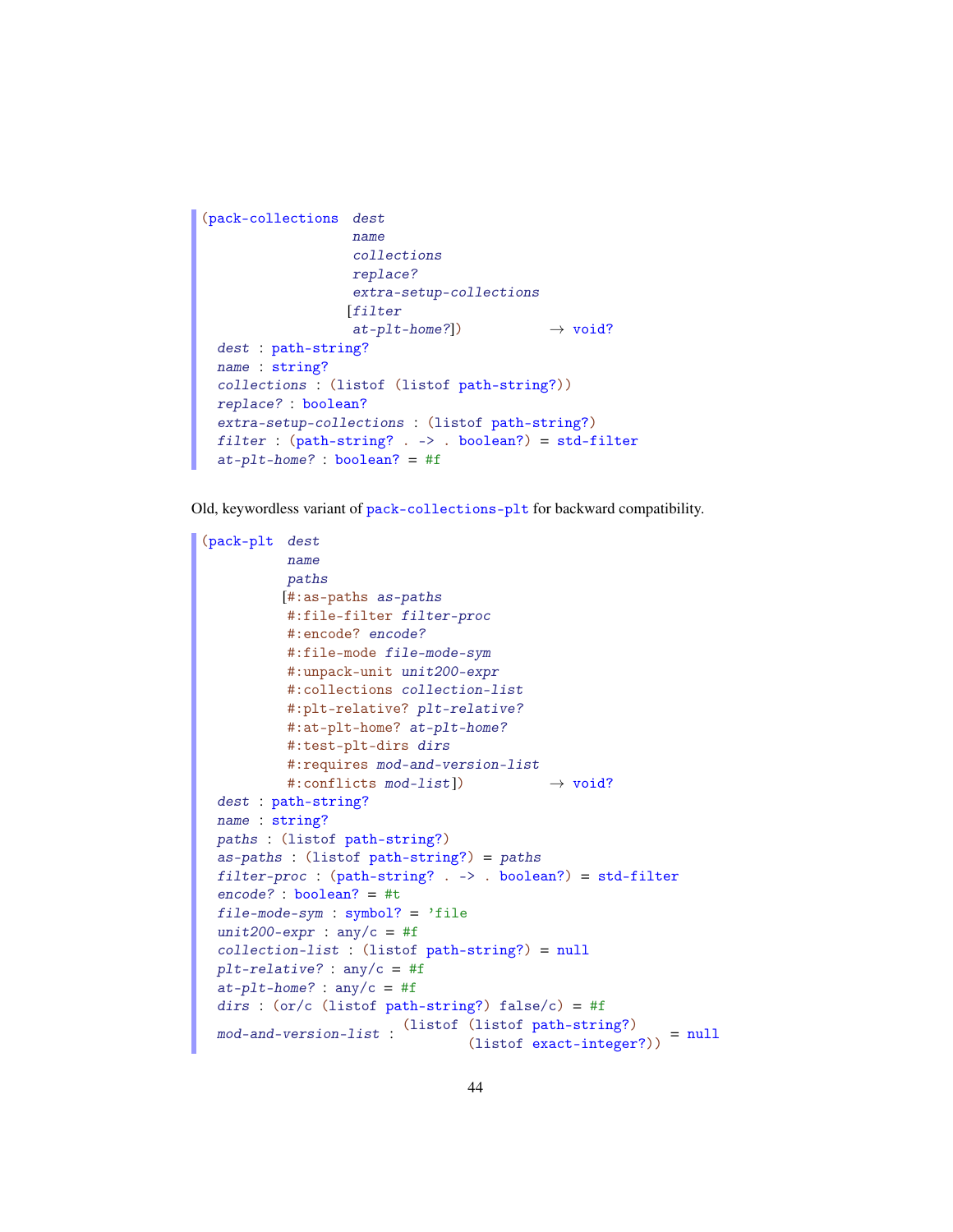```
(pack-collections  dest
                   name
                   collections
                   replace?
                   extra-setup-collections
                  [filter
                   at-plt-home?])          → void?
  dest : path-string?
  name : string?
  collections : (listof (listof path-string?))
  replace? : boolean?
  extra-setup-collections : (listof path-string?)
  filter : (path-string? . -> . boolean?) = std-filter
  at-plt-home? : boolean? = #f
```

Old, keywordless variant of `pack-collections-plt` for backward compatibility.

```
(pack-plt  dest
           name
           paths
          [#:as-paths as-paths
           #:file-filter filter-proc
           #:encode? encode?
           #:file-mode file-mode-sym
           #:unpack-unit unit200-expr
           #:collections collection-list
           #:plt-relative? plt-relative?
           #:at-plt-home? at-plt-home?
           #:test-plt-dirs dirs
           #:requires mod-and-version-list
           #:conflicts mod-list])          → void?
  dest : path-string?
  name : string?
  paths : (listof path-string?)
  as-paths : (listof path-string?) = paths
  filter-proc : (path-string? . -> . boolean?) = std-filter
  encode? : boolean? = #t
  file-mode-sym : symbol? = 'file
  unit200-expr : any/c = #f
  collection-list : (listof path-string?) = null
  plt-relative? : any/c = #f
  at-plt-home? : any/c = #f
  dirs : (or/c (listof path-string?) false/c) = #f
  mod-and-version-list : (listof (listof path-string?)
                                 (listof exact-integer?))  = null
```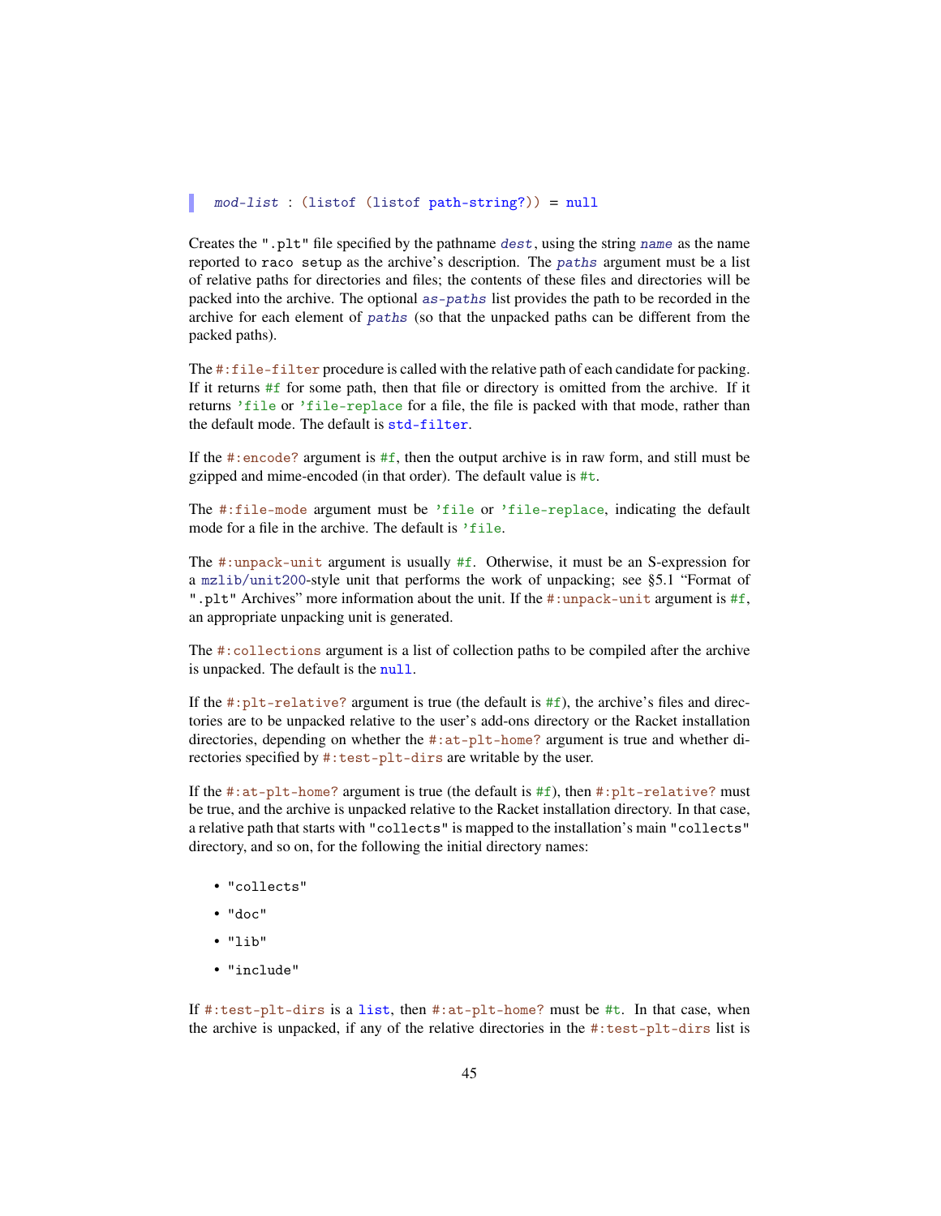```
mod-list : (listof (listof path-string?)) = null
```

Creates the `".plt"` file specified by the pathname *dest*, using the string *name* as the name reported to `raco setup` as the archive's description. The *paths* argument must be a list of relative paths for directories and files; the contents of these files and directories will be packed into the archive. The optional *as-paths* list provides the path to be recorded in the archive for each element of *paths* (so that the unpacked paths can be different from the packed paths).

The `#:file-filter` procedure is called with the relative path of each candidate for packing. If it returns `#f` for some path, then that file or directory is omitted from the archive. If it returns `'file` or `'file-replace` for a file, the file is packed with that mode, rather than the default mode. The default is `std-filter`.

If the `#:encode?` argument is `#f`, then the output archive is in raw form, and still must be gzipped and mime-encoded (in that order). The default value is `#t`.

The `#:file-mode` argument must be `'file` or `'file-replace`, indicating the default mode for a file in the archive. The default is `'file`.

The `#:unpack-unit` argument is usually `#f`. Otherwise, it must be an S-expression for a `mzlib/unit200`-style unit that performs the work of unpacking; see §5.1 "Format of `".plt"` Archives" more information about the unit. If the `#:unpack-unit` argument is `#f`, an appropriate unpacking unit is generated.

The `#:collections` argument is a list of collection paths to be compiled after the archive is unpacked. The default is the `null`.

If the `#:plt-relative?` argument is true (the default is `#f`), the archive's files and directories are to be unpacked relative to the user's add-ons directory or the Racket installation directories, depending on whether the `#:at-plt-home?` argument is true and whether directories specified by `#:test-plt-dirs` are writable by the user.

If the `#:at-plt-home?` argument is true (the default is `#f`), then `#:plt-relative?` must be true, and the archive is unpacked relative to the Racket installation directory. In that case, a relative path that starts with `"collects"` is mapped to the installation's main `"collects"` directory, and so on, for the following the initial directory names:

- `"collects"`
- `"doc"`
- `"lib"`
- `"include"`

If `#:test-plt-dirs` is a `list`, then `#:at-plt-home?` must be `#t`. In that case, when the archive is unpacked, if any of the relative directories in the `#:test-plt-dirs` list is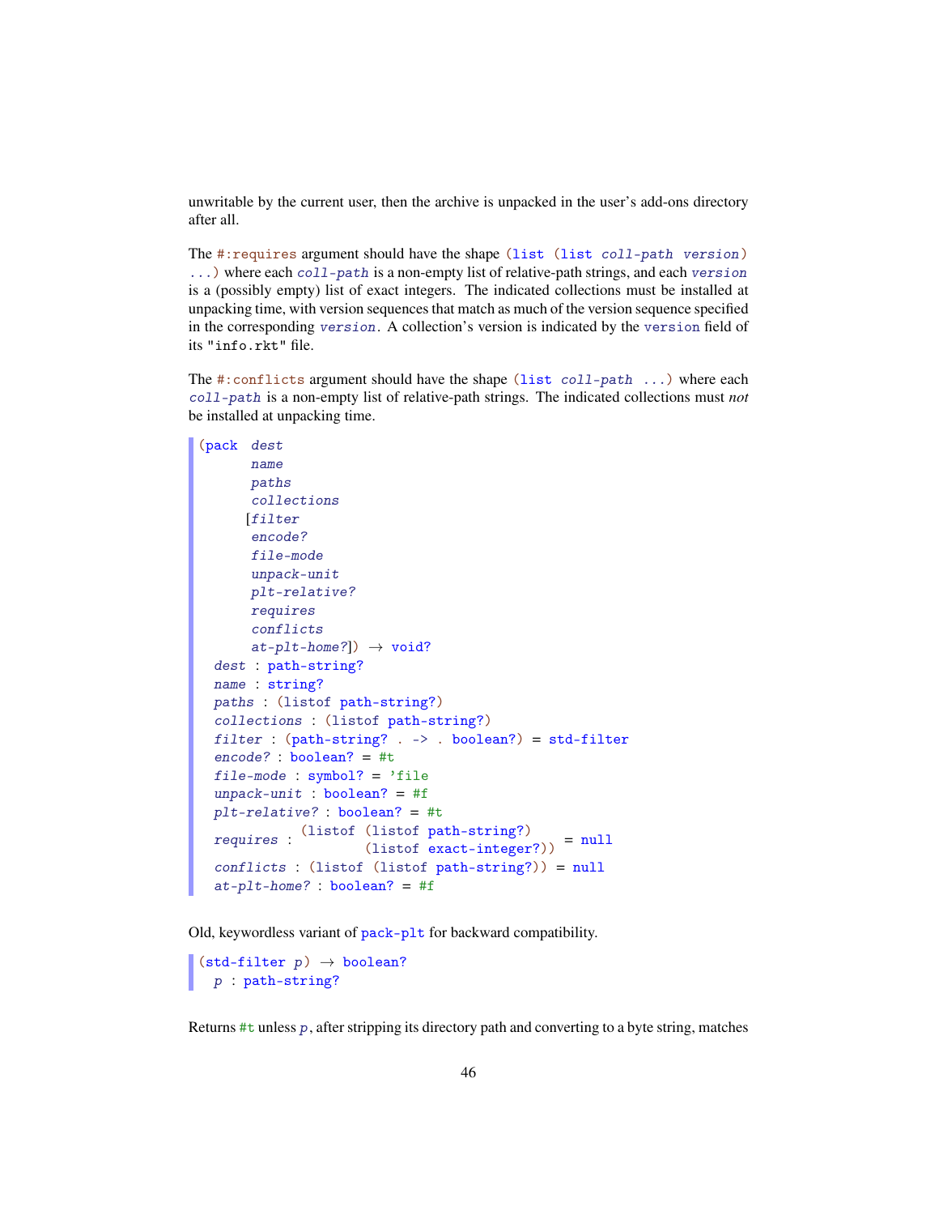unwritable by the current user, then the archive is unpacked in the user's add-ons directory after all.

The `#:requires` argument should have the shape `(list (list coll-path version) ...)` where each `coll-path` is a non-empty list of relative-path strings, and each `version` is a (possibly empty) list of exact integers. The indicated collections must be installed at unpacking time, with version sequences that match as much of the version sequence specified in the corresponding `version`. A collection's version is indicated by the `version` field of its `"info.rkt"` file.

The `#:conflicts` argument should have the shape `(list coll-path ...)` where each `coll-path` is a non-empty list of relative-path strings. The indicated collections must *not* be installed at unpacking time.

```
(pack  dest
       name
       paths
       collections
      [filter
       encode?
       file-mode
       unpack-unit
       plt-relative?
       requires
       conflicts
       at-plt-home?]) → void?
  dest : path-string?
  name : string?
  paths : (listof path-string?)
  collections : (listof path-string?)
  filter : (path-string? . -> . boolean?) = std-filter
  encode? : boolean? = #t
  file-mode : symbol? = 'file
  unpack-unit : boolean? = #f
  plt-relative? : boolean? = #t
  requires : (listof (listof path-string?)
                     (listof exact-integer?)) = null
  conflicts : (listof (listof path-string?)) = null
  at-plt-home? : boolean? = #f
```

Old, keywordless variant of `pack-plt` for backward compatibility.

```
(std-filter p) → boolean?
  p : path-string?
```

Returns `#t` unless `p`, after stripping its directory path and converting to a byte string, matches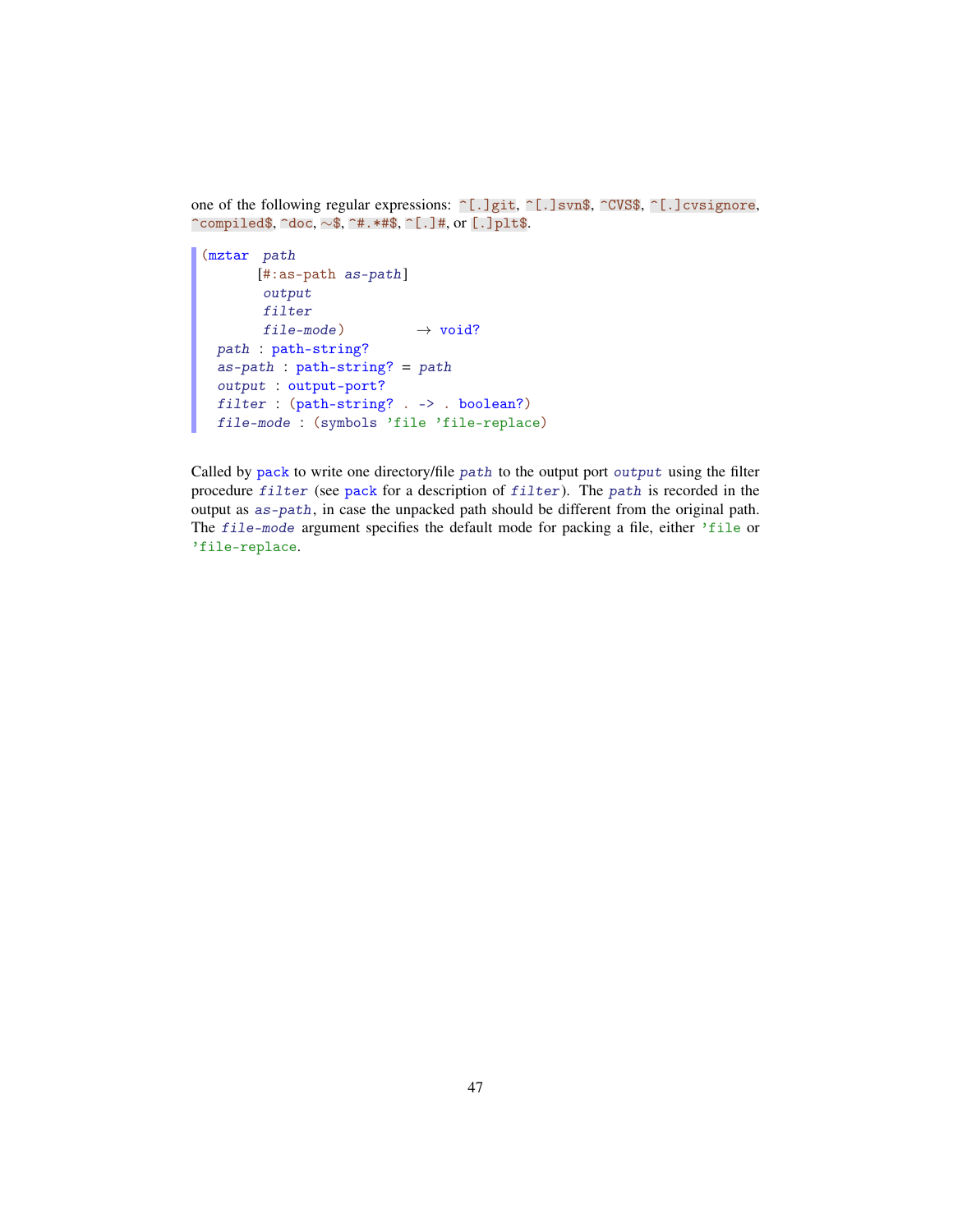one of the following regular expressions: `^[.]git`, `^[.]svn$`, `^CVS$`, `^[.]cvsignore`, `^compiled$`, `^doc`, `~$`, `^#.*#$`, `^[.]#`, or `[.]plt$`.

```
(mztar  path
       [#:as-path as-path]
        output
        filter
        file-mode)          → void?
  path : path-string?
  as-path : path-string? = path
  output : output-port?
  filter : (path-string? . -> . boolean?)
  file-mode : (symbols 'file 'file-replace)
```

Called by `pack` to write one directory/file *`path`* to the output port *`output`* using the filter procedure *`filter`* (see `pack` for a description of *`filter`*). The *`path`* is recorded in the output as *`as-path`*, in case the unpacked path should be different from the original path. The *`file-mode`* argument specifies the default mode for packing a file, either `'file` or `'file-replace`.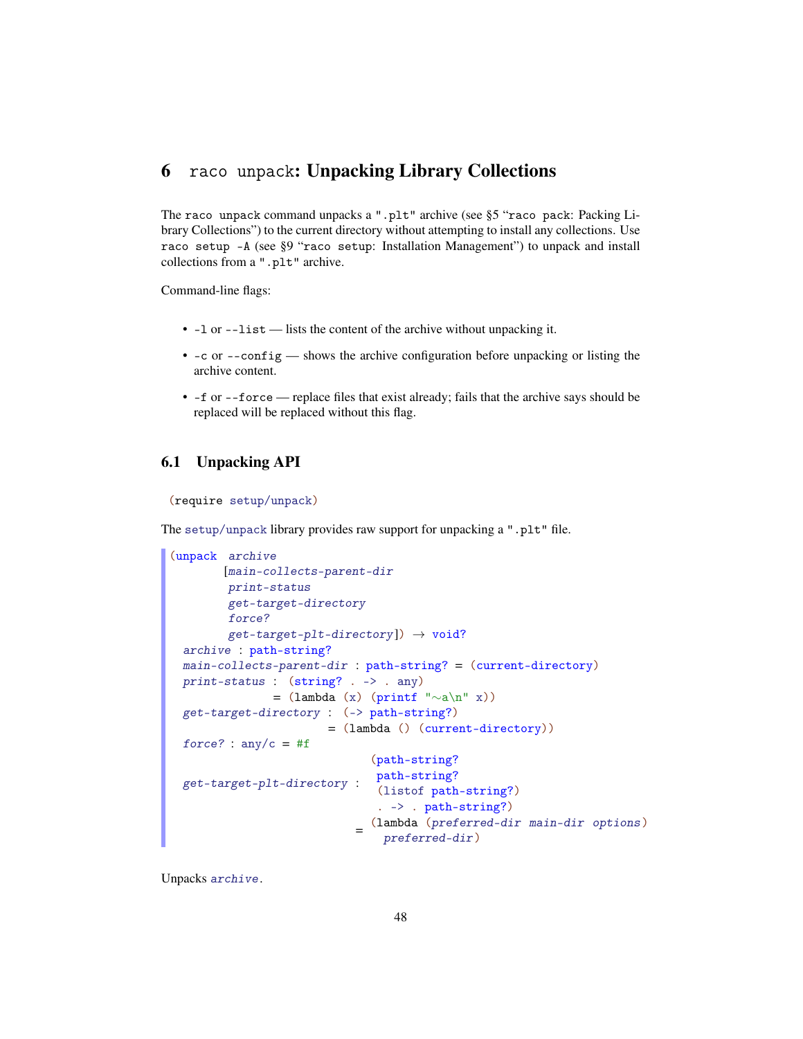# 6 raco unpack: Unpacking Library Collections

The raco unpack command unpacks a ".plt" archive (see §5 "raco pack: Packing Library Collections") to the current directory without attempting to install any collections. Use raco setup -A (see §9 "raco setup: Installation Management") to unpack and install collections from a ".plt" archive.

Command-line flags:

- -l or --list — lists the content of the archive without unpacking it.
- -c or --config — shows the archive configuration before unpacking or listing the archive content.
- -f or --force — replace files that exist already; fails that the archive says should be replaced will be replaced without this flag.

## 6.1 Unpacking API

```
(require setup/unpack)
```

The setup/unpack library provides raw support for unpacking a ".plt" file.

```
(unpack archive
       [main-collects-parent-dir
        print-status
        get-target-directory
        force?
        get-target-plt-directory]) → void?
  archive : path-string?
  main-collects-parent-dir : path-string? = (current-directory)
  print-status : (string? . -> . any)
               = (lambda (x) (printf "~a\n" x))
  get-target-directory : (-> path-string?)
                       = (lambda () (current-directory))
  force? : any/c = #f
                              (path-string?
                               path-string?
  get-target-plt-directory :   (listof path-string?)
                               . -> . path-string?)
                           = (lambda (preferred-dir main-dir options)
                               preferred-dir)
```

Unpacks *archive*.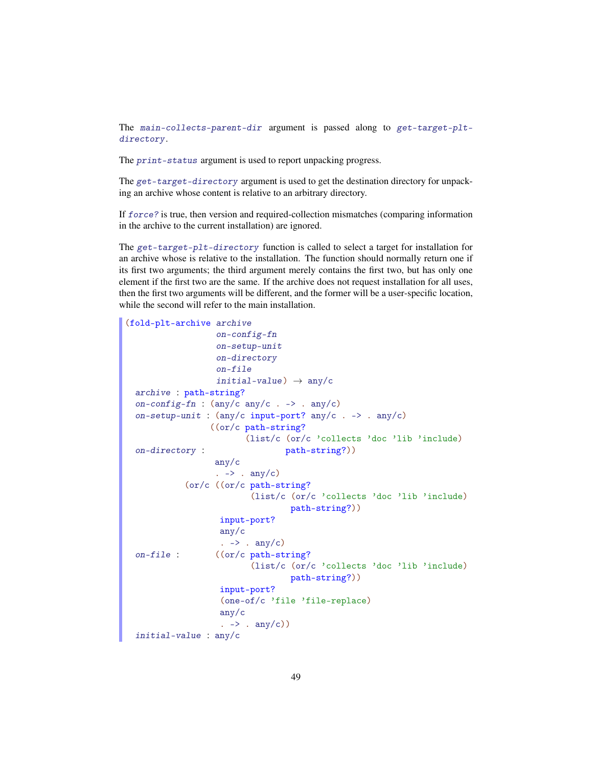The *main-collects-parent-dir* argument is passed along to *get-target-plt-directory*.

The *print-status* argument is used to report unpacking progress.

The *get-target-directory* argument is used to get the destination directory for unpacking an archive whose content is relative to an arbitrary directory.

If *force?* is true, then version and required-collection mismatches (comparing information in the archive to the current installation) are ignored.

The *get-target-plt-directory* function is called to select a target for installation for an archive whose is relative to the installation. The function should normally return one if its first two arguments; the third argument merely contains the first two, but has only one element if the first two are the same. If the archive does not request installation for all uses, then the first two arguments will be different, and the former will be a user-specific location, while the second will refer to the main installation.

```
(fold-plt-archive archive
                  on-config-fn
                  on-setup-unit
                  on-directory
                  on-file
                  initial-value) → any/c
  archive : path-string?
  on-config-fn : (any/c any/c . -> . any/c)
  on-setup-unit : (any/c input-port? any/c . -> . any/c)
                 ((or/c path-string?
                        (list/c (or/c 'collects 'doc 'lib 'include)
  on-directory :                path-string?))
                  any/c
                  . -> . any/c)
           (or/c ((or/c path-string?
                         (list/c (or/c 'collects 'doc 'lib 'include)
                                 path-string?))
                   input-port?
                   any/c
                   . -> . any/c)
  on-file :       ((or/c path-string?
                         (list/c (or/c 'collects 'doc 'lib 'include)
                                 path-string?))
                   input-port?
                   (one-of/c 'file 'file-replace)
                   any/c
                   . -> . any/c))
  initial-value : any/c
```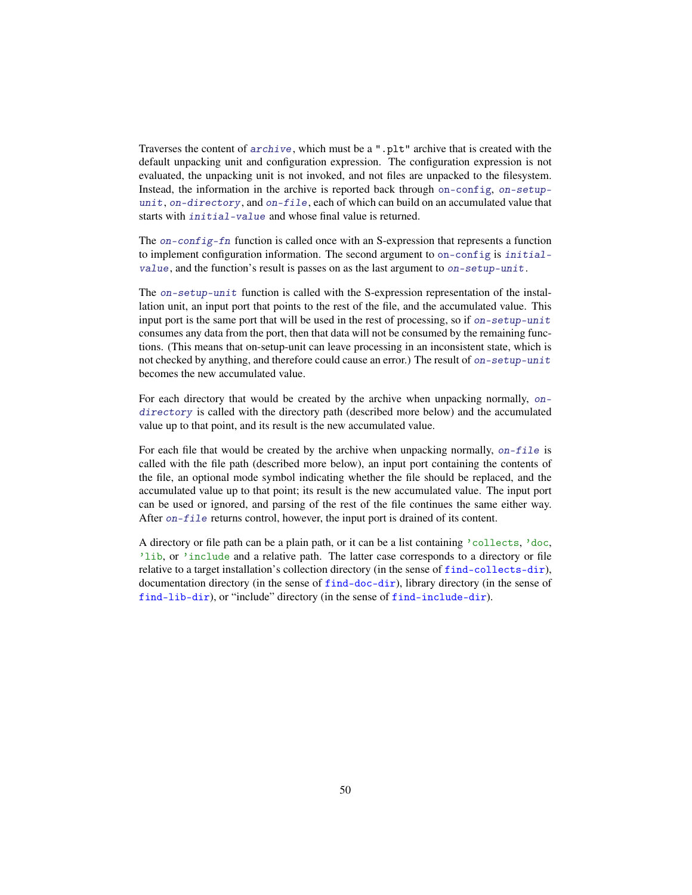Traverses the content of `archive`, which must be a `".plt"` archive that is created with the default unpacking unit and configuration expression. The configuration expression is not evaluated, the unpacking unit is not invoked, and not files are unpacked to the filesystem. Instead, the information in the archive is reported back through `on-config`, `on-setup-unit`, `on-directory`, and `on-file`, each of which can build on an accumulated value that starts with `initial-value` and whose final value is returned.

The `on-config-fn` function is called once with an S-expression that represents a function to implement configuration information. The second argument to `on-config` is `initial-value`, and the function's result is passes on as the last argument to `on-setup-unit`.

The `on-setup-unit` function is called with the S-expression representation of the installation unit, an input port that points to the rest of the file, and the accumulated value. This input port is the same port that will be used in the rest of processing, so if `on-setup-unit` consumes any data from the port, then that data will not be consumed by the remaining functions. (This means that on-setup-unit can leave processing in an inconsistent state, which is not checked by anything, and therefore could cause an error.) The result of `on-setup-unit` becomes the new accumulated value.

For each directory that would be created by the archive when unpacking normally, `on-directory` is called with the directory path (described more below) and the accumulated value up to that point, and its result is the new accumulated value.

For each file that would be created by the archive when unpacking normally, `on-file` is called with the file path (described more below), an input port containing the contents of the file, an optional mode symbol indicating whether the file should be replaced, and the accumulated value up to that point; its result is the new accumulated value. The input port can be used or ignored, and parsing of the rest of the file continues the same either way. After `on-file` returns control, however, the input port is drained of its content.

A directory or file path can be a plain path, or it can be a list containing `'collects`, `'doc`, `'lib`, or `'include` and a relative path. The latter case corresponds to a directory or file relative to a target installation's collection directory (in the sense of `find-collects-dir`), documentation directory (in the sense of `find-doc-dir`), library directory (in the sense of `find-lib-dir`), or "include" directory (in the sense of `find-include-dir`).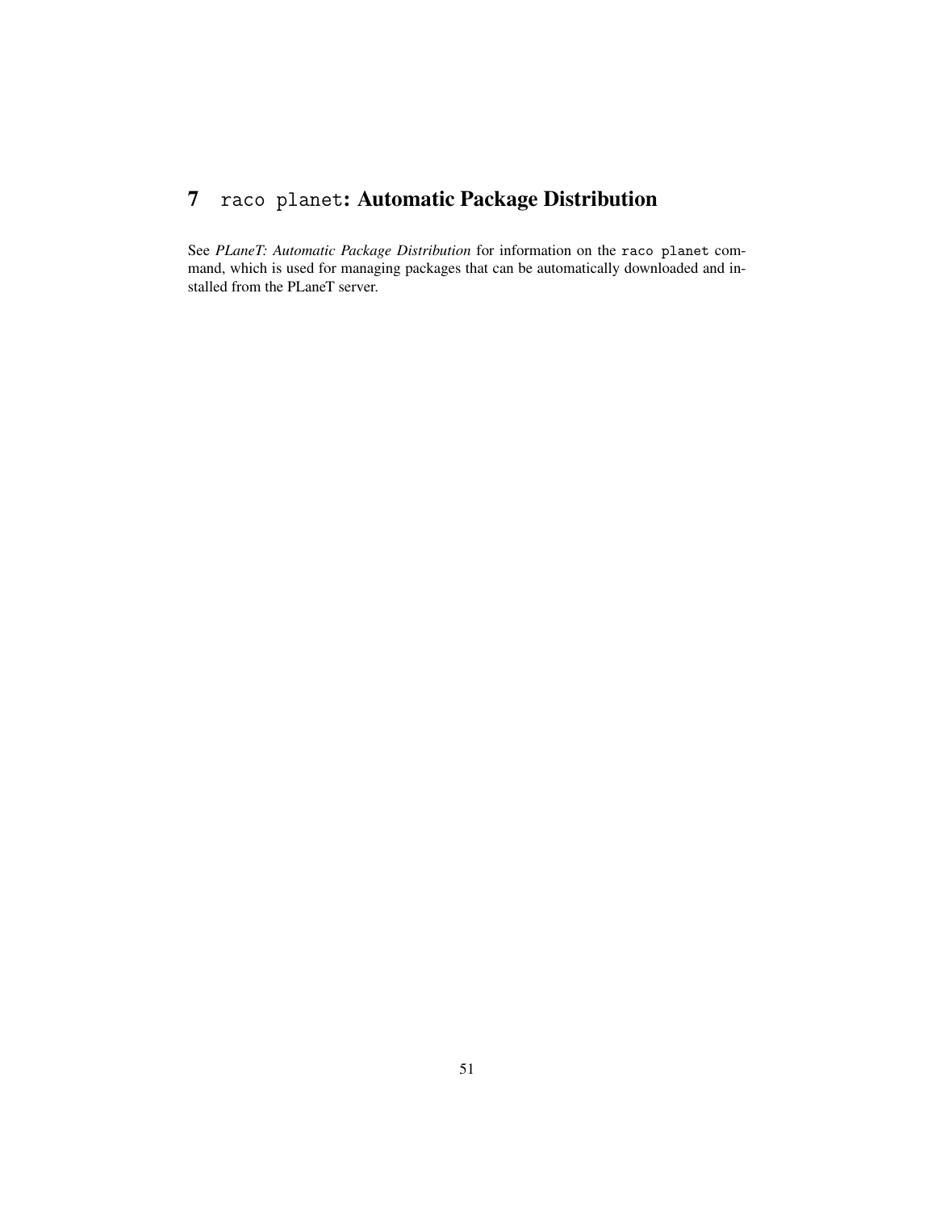# 7 `raco planet`: Automatic Package Distribution

See *PLaneT: Automatic Package Distribution* for information on the `raco planet` command, which is used for managing packages that can be automatically downloaded and installed from the PLaneT server.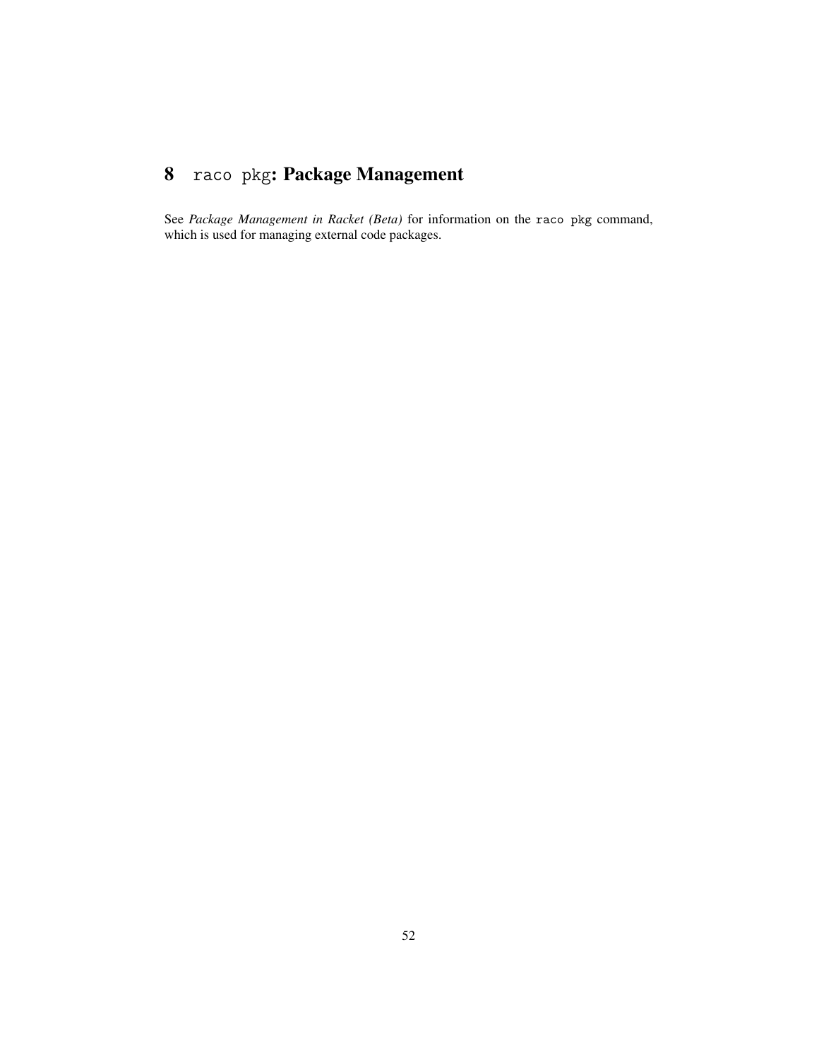# 8 `raco pkg`: Package Management

See *Package Management in Racket (Beta)* for information on the `raco pkg` command, which is used for managing external code packages.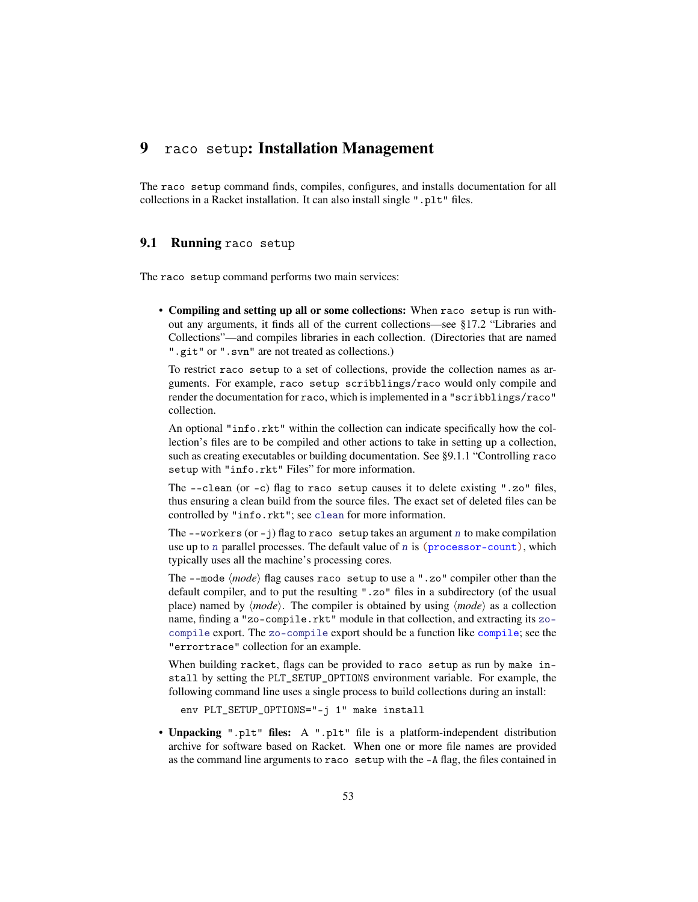# 9 `raco setup`: Installation Management

The `raco setup` command finds, compiles, configures, and installs documentation for all collections in a Racket installation. It can also install single `".plt"` files.

## 9.1 Running `raco setup`

The `raco setup` command performs two main services:

- **Compiling and setting up all or some collections:** When `raco setup` is run without any arguments, it finds all of the current collections—see §17.2 "Libraries and Collections"—and compiles libraries in each collection. (Directories that are named `".git"` or `".svn"` are not treated as collections.)

  To restrict `raco setup` to a set of collections, provide the collection names as arguments. For example, `raco setup scribblings/raco` would only compile and render the documentation for `raco`, which is implemented in a `"scribblings/raco"` collection.

  An optional `"info.rkt"` within the collection can indicate specifically how the collection's files are to be compiled and other actions to take in setting up a collection, such as creating executables or building documentation. See §9.1.1 "Controlling `raco setup` with `"info.rkt"` Files" for more information.

  The `--clean` (or `-c`) flag to `raco setup` causes it to delete existing `".zo"` files, thus ensuring a clean build from the source files. The exact set of deleted files can be controlled by `"info.rkt"`; see `clean` for more information.

  The `--workers` (or `-j`) flag to `raco setup` takes an argument *n* to make compilation use up to *n* parallel processes. The default value of *n* is `(processor-count)`, which typically uses all the machine's processing cores.

  The `--mode` ⟨*mode*⟩ flag causes `raco setup` to use a `".zo"` compiler other than the default compiler, and to put the resulting `".zo"` files in a subdirectory (of the usual place) named by ⟨*mode*⟩. The compiler is obtained by using ⟨*mode*⟩ as a collection name, finding a `"zo-compile.rkt"` module in that collection, and extracting its `zo-compile` export. The `zo-compile` export should be a function like `compile`; see the `"errortrace"` collection for an example.

  When building `racket`, flags can be provided to `raco setup` as run by `make install` by setting the `PLT_SETUP_OPTIONS` environment variable. For example, the following command line uses a single process to build collections during an install:

  ```
  env PLT_SETUP_OPTIONS="-j 1" make install
  ```

- **Unpacking `".plt"` files:** A `".plt"` file is a platform-independent distribution archive for software based on Racket. When one or more file names are provided as the command line arguments to `raco setup` with the `-A` flag, the files contained in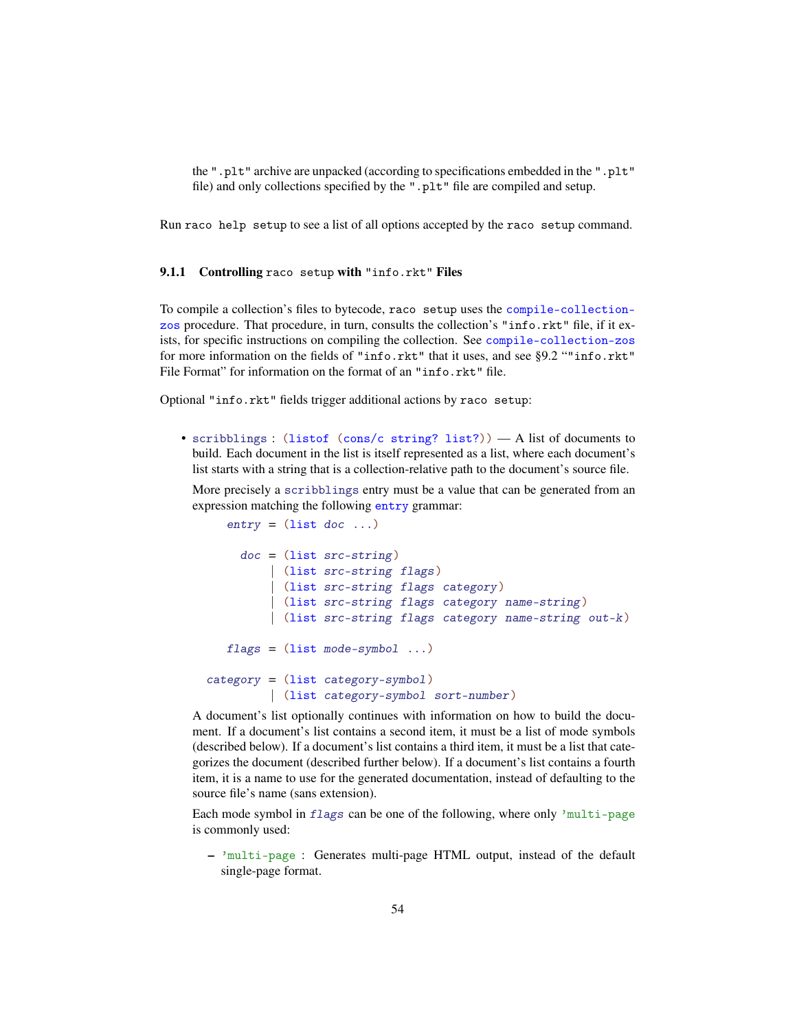the ".plt" archive are unpacked (according to specifications embedded in the ".plt" file) and only collections specified by the ".plt" file are compiled and setup.

Run `raco help setup` to see a list of all options accepted by the `raco setup` command.

### 9.1.1 Controlling `raco setup` with "info.rkt" Files

To compile a collection's files to bytecode, `raco setup` uses the `compile-collection-zos` procedure. That procedure, in turn, consults the collection's "info.rkt" file, if it exists, for specific instructions on compiling the collection. See `compile-collection-zos` for more information on the fields of "info.rkt" that it uses, and see §9.2 ""info.rkt" File Format" for information on the format of an "info.rkt" file.

Optional "info.rkt" fields trigger additional actions by `raco setup`:

- `scribblings` : `(listof (cons/c string? list?))` — A list of documents to build. Each document in the list is itself represented as a list, where each document's list starts with a string that is a collection-relative path to the document's source file.

  More precisely a `scribblings` entry must be a value that can be generated from an expression matching the following `entry` grammar:

  ```
     entry = (list doc ...)

       doc = (list src-string)
           | (list src-string flags)
           | (list src-string flags category)
           | (list src-string flags category name-string)
           | (list src-string flags category name-string out-k)

     flags = (list mode-symbol ...)

  category = (list category-symbol)
           | (list category-symbol sort-number)
  ```

  A document's list optionally continues with information on how to build the document. If a document's list contains a second item, it must be a list of mode symbols (described below). If a document's list contains a third item, it must be a list that categorizes the document (described further below). If a document's list contains a fourth item, it is a name to use for the generated documentation, instead of defaulting to the source file's name (sans extension).

  Each mode symbol in *flags* can be one of the following, where only `'multi-page` is commonly used:

  – `'multi-page` : Generates multi-page HTML output, instead of the default single-page format.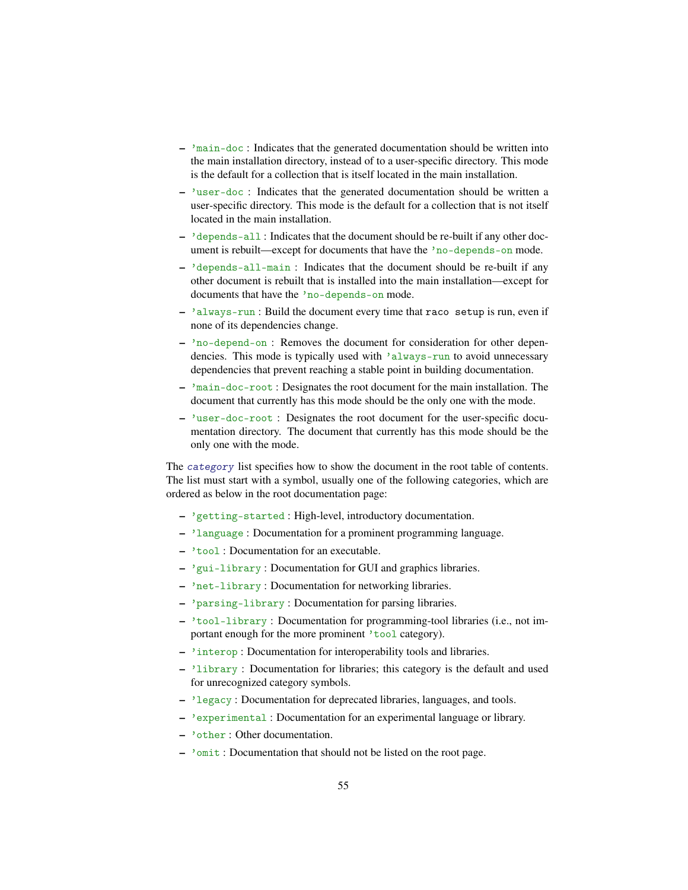- `'main-doc` : Indicates that the generated documentation should be written into the main installation directory, instead of to a user-specific directory. This mode is the default for a collection that is itself located in the main installation.
- `'user-doc` : Indicates that the generated documentation should be written a user-specific directory. This mode is the default for a collection that is not itself located in the main installation.
- `'depends-all` : Indicates that the document should be re-built if any other document is rebuilt—except for documents that have the `'no-depends-on` mode.
- `'depends-all-main` : Indicates that the document should be re-built if any other document is rebuilt that is installed into the main installation—except for documents that have the `'no-depends-on` mode.
- `'always-run` : Build the document every time that `raco setup` is run, even if none of its dependencies change.
- `'no-depend-on` : Removes the document for consideration for other dependencies. This mode is typically used with `'always-run` to avoid unnecessary dependencies that prevent reaching a stable point in building documentation.
- `'main-doc-root` : Designates the root document for the main installation. The document that currently has this mode should be the only one with the mode.
- `'user-doc-root` : Designates the root document for the user-specific documentation directory. The document that currently has this mode should be the only one with the mode.

The *category* list specifies how to show the document in the root table of contents. The list must start with a symbol, usually one of the following categories, which are ordered as below in the root documentation page:

- `'getting-started` : High-level, introductory documentation.
- `'language` : Documentation for a prominent programming language.
- `'tool` : Documentation for an executable.
- `'gui-library` : Documentation for GUI and graphics libraries.
- `'net-library` : Documentation for networking libraries.
- `'parsing-library` : Documentation for parsing libraries.
- `'tool-library` : Documentation for programming-tool libraries (i.e., not important enough for the more prominent `'tool` category).
- `'interop` : Documentation for interoperability tools and libraries.
- `'library` : Documentation for libraries; this category is the default and used for unrecognized category symbols.
- `'legacy` : Documentation for deprecated libraries, languages, and tools.
- `'experimental` : Documentation for an experimental language or library.
- `'other` : Other documentation.
- `'omit` : Documentation that should not be listed on the root page.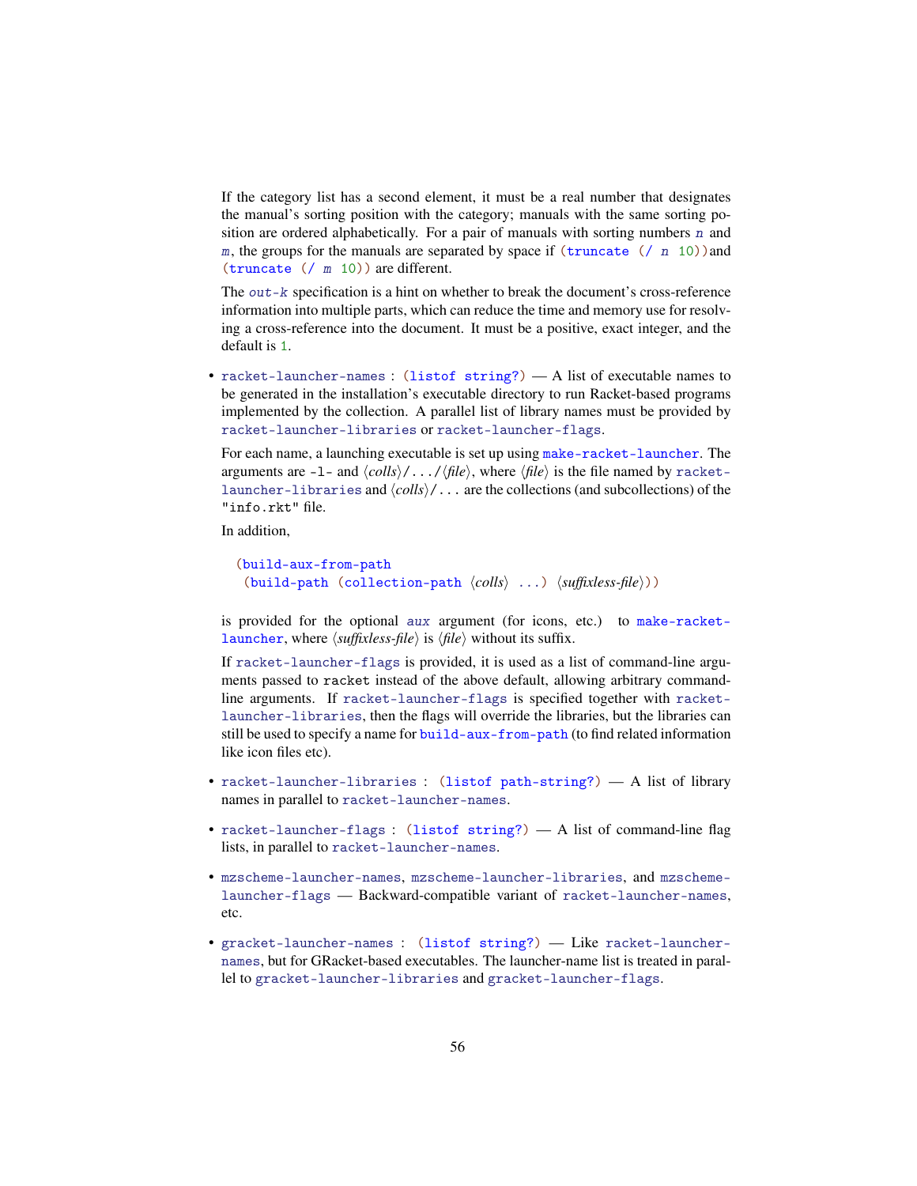If the category list has a second element, it must be a real number that designates the manual's sorting position with the category; manuals with the same sorting position are ordered alphabetically. For a pair of manuals with sorting numbers `n` and `m`, the groups for the manuals are separated by space if `(truncate (/ n 10))` and `(truncate (/ m 10))` are different.

The `out-k` specification is a hint on whether to break the document's cross-reference information into multiple parts, which can reduce the time and memory use for resolving a cross-reference into the document. It must be a positive, exact integer, and the default is `1`.

- `racket-launcher-names : (listof string?)` — A list of executable names to be generated in the installation's executable directory to run Racket-based programs implemented by the collection. A parallel list of library names must be provided by `racket-launcher-libraries` or `racket-launcher-flags`.

  For each name, a launching executable is set up using `make-racket-launcher`. The arguments are `-l-` and ⟨*colls*⟩`/.../`⟨*file*⟩, where ⟨*file*⟩ is the file named by `racket-launcher-libraries` and ⟨*colls*⟩`/...` are the collections (and subcollections) of the `"info.rkt"` file.

  In addition,

  ```
  (build-aux-from-path
   (build-path (collection-path ⟨colls⟩ ...) ⟨suffixless-file⟩))
  ```

  is provided for the optional `aux` argument (for icons, etc.) to `make-racket-launcher`, where ⟨*suffixless-file*⟩ is ⟨*file*⟩ without its suffix.

  If `racket-launcher-flags` is provided, it is used as a list of command-line arguments passed to `racket` instead of the above default, allowing arbitrary command-line arguments. If `racket-launcher-flags` is specified together with `racket-launcher-libraries`, then the flags will override the libraries, but the libraries can still be used to specify a name for `build-aux-from-path` (to find related information like icon files etc).

- `racket-launcher-libraries : (listof path-string?)` — A list of library names in parallel to `racket-launcher-names`.

- `racket-launcher-flags : (listof string?)` — A list of command-line flag lists, in parallel to `racket-launcher-names`.

- `mzscheme-launcher-names`, `mzscheme-launcher-libraries`, and `mzscheme-launcher-flags` — Backward-compatible variant of `racket-launcher-names`, etc.

- `gracket-launcher-names : (listof string?)` — Like `racket-launcher-names`, but for GRacket-based executables. The launcher-name list is treated in parallel to `gracket-launcher-libraries` and `gracket-launcher-flags`.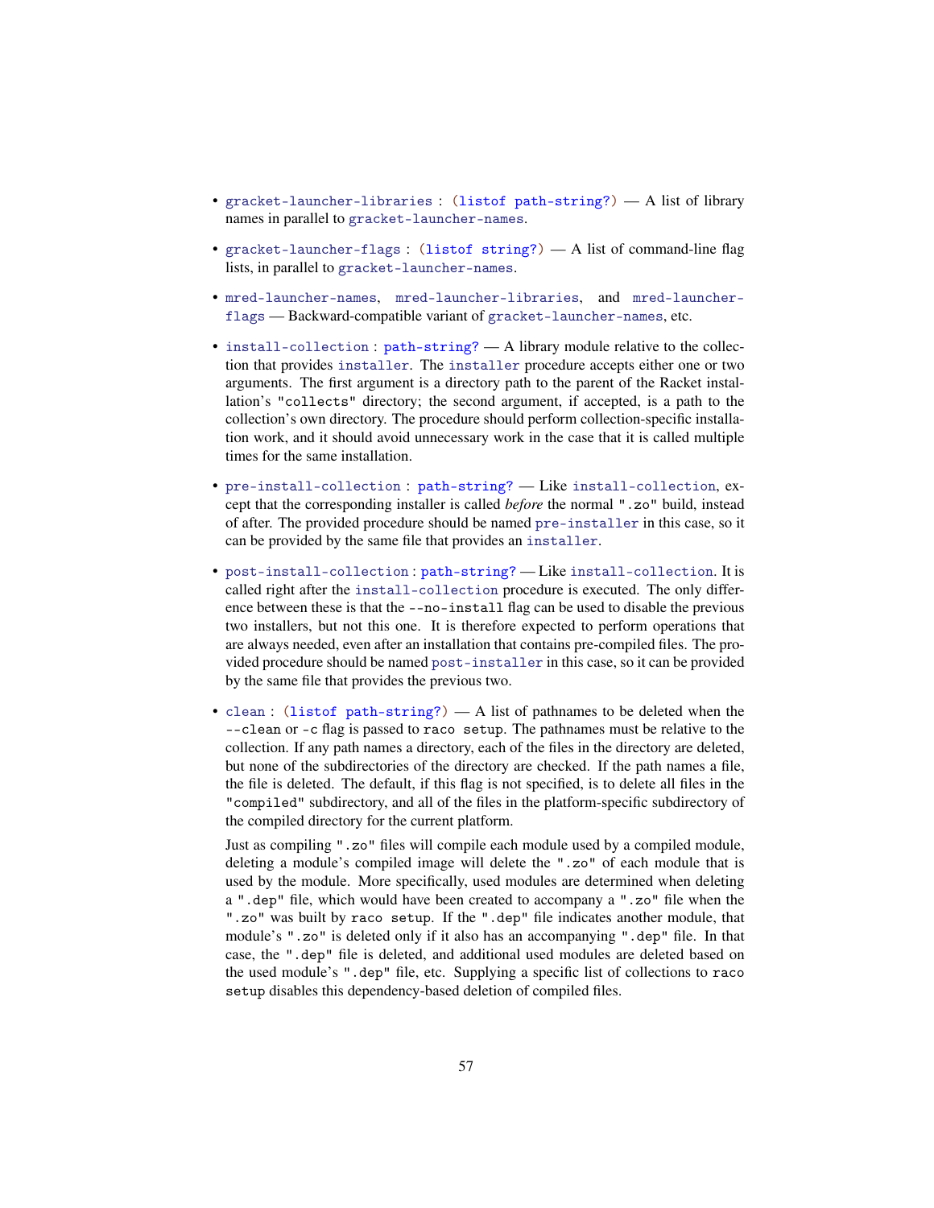- `gracket-launcher-libraries` : `(listof path-string?)` — A list of library names in parallel to `gracket-launcher-names`.

- `gracket-launcher-flags` : `(listof string?)` — A list of command-line flag lists, in parallel to `gracket-launcher-names`.

- `mred-launcher-names`, `mred-launcher-libraries`, and `mred-launcher-flags` — Backward-compatible variant of `gracket-launcher-names`, etc.

- `install-collection` : `path-string?` — A library module relative to the collection that provides `installer`. The `installer` procedure accepts either one or two arguments. The first argument is a directory path to the parent of the Racket installation's `"collects"` directory; the second argument, if accepted, is a path to the collection's own directory. The procedure should perform collection-specific installation work, and it should avoid unnecessary work in the case that it is called multiple times for the same installation.

- `pre-install-collection` : `path-string?` — Like `install-collection`, except that the corresponding installer is called *before* the normal `".zo"` build, instead of after. The provided procedure should be named `pre-installer` in this case, so it can be provided by the same file that provides an `installer`.

- `post-install-collection` : `path-string?` — Like `install-collection`. It is called right after the `install-collection` procedure is executed. The only difference between these is that the `--no-install` flag can be used to disable the previous two installers, but not this one. It is therefore expected to perform operations that are always needed, even after an installation that contains pre-compiled files. The provided procedure should be named `post-installer` in this case, so it can be provided by the same file that provides the previous two.

- `clean` : `(listof path-string?)` — A list of pathnames to be deleted when the `--clean` or `-c` flag is passed to `raco setup`. The pathnames must be relative to the collection. If any path names a directory, each of the files in the directory are deleted, but none of the subdirectories of the directory are checked. If the path names a file, the file is deleted. The default, if this flag is not specified, is to delete all files in the `"compiled"` subdirectory, and all of the files in the platform-specific subdirectory of the compiled directory for the current platform.

  Just as compiling `".zo"` files will compile each module used by a compiled module, deleting a module's compiled image will delete the `".zo"` of each module that is used by the module. More specifically, used modules are determined when deleting a `".dep"` file, which would have been created to accompany a `".zo"` file when the `".zo"` was built by `raco setup`. If the `".dep"` file indicates another module, that module's `".zo"` is deleted only if it also has an accompanying `".dep"` file. In that case, the `".dep"` file is deleted, and additional used modules are deleted based on the used module's `".dep"` file, etc. Supplying a specific list of collections to `raco setup` disables this dependency-based deletion of compiled files.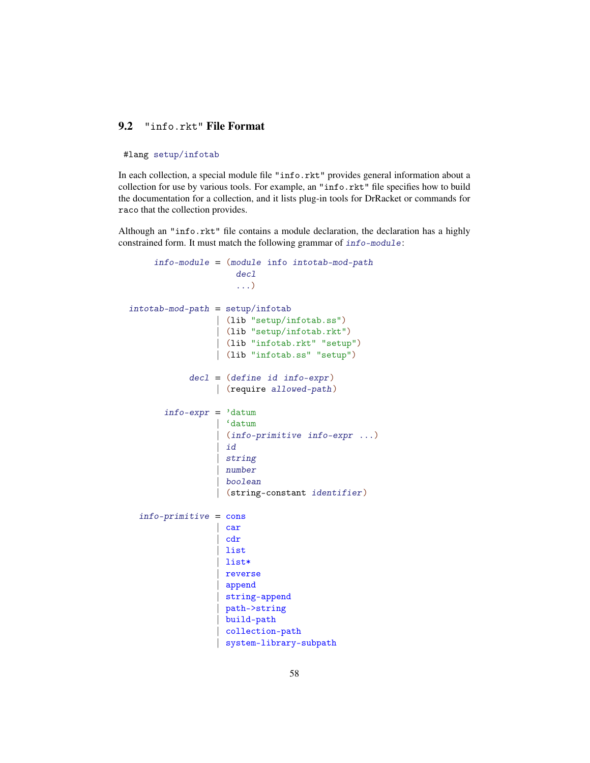## 9.2 "info.rkt" File Format

```
#lang setup/infotab
```

In each collection, a special module file "info.rkt" provides general information about a collection for use by various tools. For example, an "info.rkt" file specifies how to build the documentation for a collection, and it lists plug-in tools for DrRacket or commands for raco that the collection provides.

Although an "info.rkt" file contains a module declaration, the declaration has a highly constrained form. It must match the following grammar of *info-module*:

```
     info-module = (module info intotab-mod-path
                     decl
                     ...)

intotab-mod-path = setup/infotab
                 | (lib "setup/infotab.ss")
                 | (lib "setup/infotab.rkt")
                 | (lib "infotab.rkt" "setup")
                 | (lib "infotab.ss" "setup")

            decl = (define id info-expr)
                 | (require allowed-path)

       info-expr = 'datum
                 | `datum
                 | (info-primitive info-expr ...)
                 | id
                 | string
                 | number
                 | boolean
                 | (string-constant identifier)

  info-primitive = cons
                 | car
                 | cdr
                 | list
                 | list*
                 | reverse
                 | append
                 | string-append
                 | path->string
                 | build-path
                 | collection-path
                 | system-library-subpath
```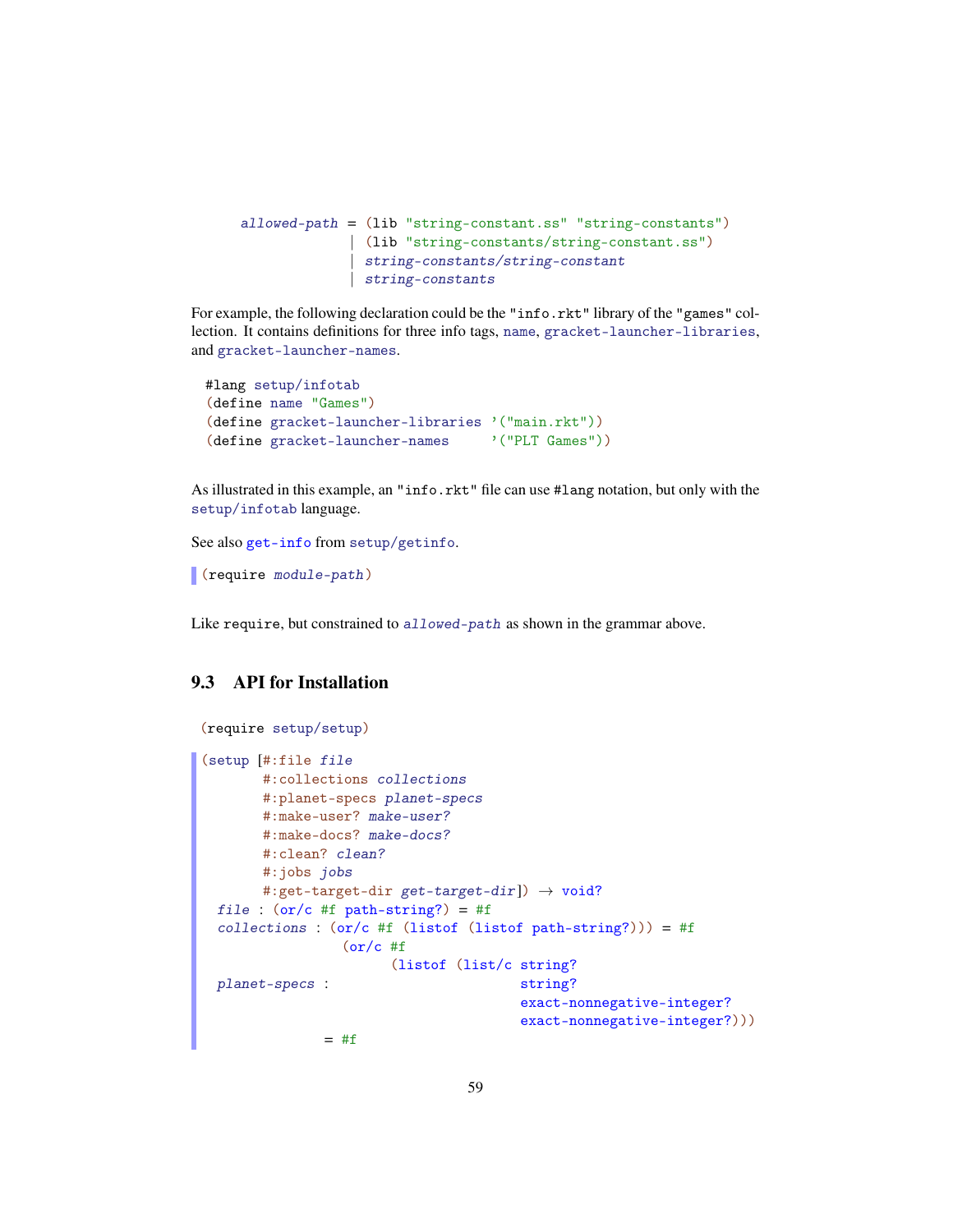```
allowed-path = (lib "string-constant.ss" "string-constants")
             | (lib "string-constants/string-constant.ss")
             | string-constants/string-constant
             | string-constants
```

For example, the following declaration could be the "info.rkt" library of the "games" collection. It contains definitions for three info tags, name, gracket-launcher-libraries, and gracket-launcher-names.

```
#lang setup/infotab
(define name "Games")
(define gracket-launcher-libraries '("main.rkt"))
(define gracket-launcher-names     '("PLT Games"))
```

As illustrated in this example, an "info.rkt" file can use #lang notation, but only with the setup/infotab language.

See also get-info from setup/getinfo.

```
(require module-path)
```

Like require, but constrained to *allowed-path* as shown in the grammar above.

## 9.3 API for Installation

```
(require setup/setup)
```

```
(setup [#:file file
        #:collections collections
        #:planet-specs planet-specs
        #:make-user? make-user?
        #:make-docs? make-docs?
        #:clean? clean?
        #:jobs jobs
        #:get-target-dir get-target-dir]) → void?
  file : (or/c #f path-string?) = #f
  collections : (or/c #f (listof (listof path-string?))) = #f
                 (or/c #f
                       (listof (list/c string?
  planet-specs :                        string?
                                        exact-nonnegative-integer?
                                        exact-nonnegative-integer?)))
               = #f
```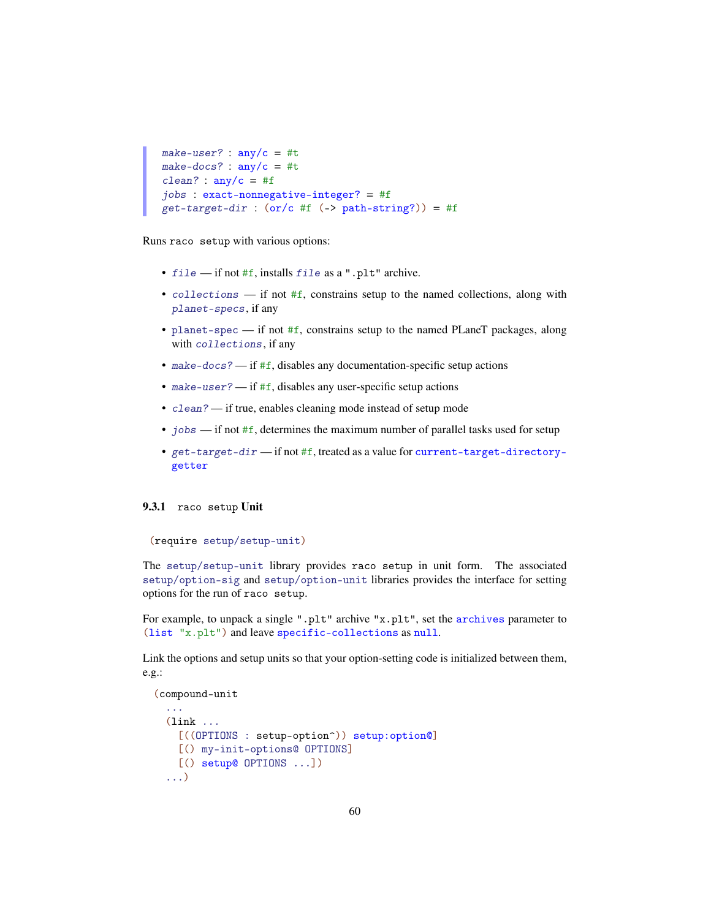```
make-user? : any/c = #t
make-docs? : any/c = #t
clean? : any/c = #f
jobs : exact-nonnegative-integer? = #f
get-target-dir : (or/c #f (-> path-string?)) = #f
```

Runs `raco setup` with various options:

- *file* — if not `#f`, installs *file* as a `".plt"` archive.
- *collections* — if not `#f`, constrains setup to the named collections, along with *planet-specs*, if any
- `planet-spec` — if not `#f`, constrains setup to the named PLaneT packages, along with *collections*, if any
- *make-docs?* — if `#f`, disables any documentation-specific setup actions
- *make-user?* — if `#f`, disables any user-specific setup actions
- *clean?* — if true, enables cleaning mode instead of setup mode
- *jobs* — if not `#f`, determines the maximum number of parallel tasks used for setup
- *get-target-dir* — if not `#f`, treated as a value for `current-target-directory-getter`

### 9.3.1 `raco setup` Unit

```
(require setup/setup-unit)
```

The `setup/setup-unit` library provides `raco setup` in unit form. The associated `setup/option-sig` and `setup/option-unit` libraries provides the interface for setting options for the run of `raco setup`.

For example, to unpack a single `".plt"` archive `"x.plt"`, set the `archives` parameter to `(list "x.plt")` and leave `specific-collections` as `null`.

Link the options and setup units so that your option-setting code is initialized between them, e.g.:

```
(compound-unit
  ...
  (link ...
    [((OPTIONS : setup-option^)) setup:option@]
    [() my-init-options@ OPTIONS]
    [() setup@ OPTIONS ...])
  ...)
```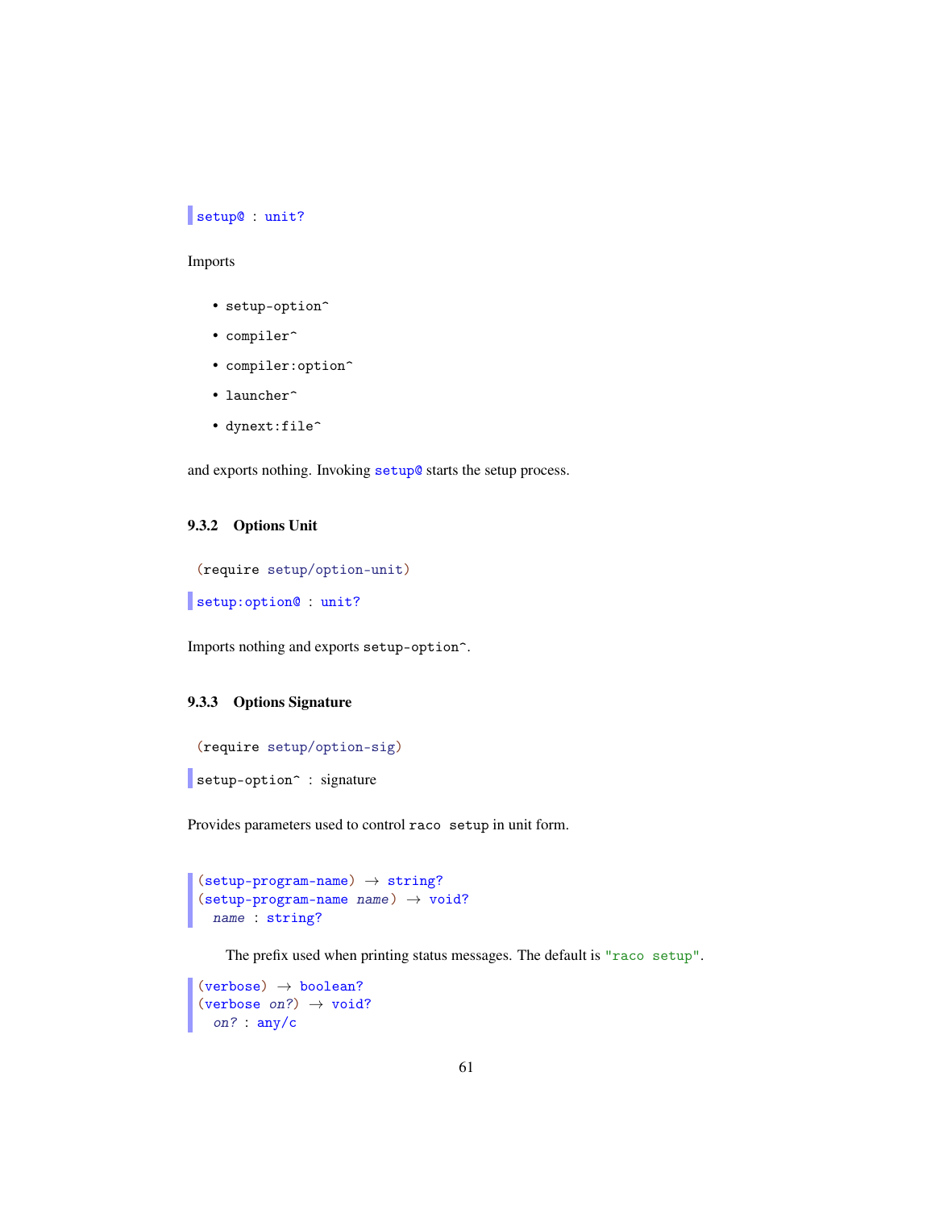```
setup@ : unit?
```

Imports

- `setup-option^`
- `compiler^`
- `compiler:option^`
- `launcher^`
- `dynext:file^`

and exports nothing. Invoking `setup@` starts the setup process.

### 9.3.2 Options Unit

```
(require setup/option-unit)
```

```
setup:option@ : unit?
```

Imports nothing and exports `setup-option^`.

### 9.3.3 Options Signature

```
(require setup/option-sig)
```

```
setup-option^ : signature
```

Provides parameters used to control `raco setup` in unit form.

```
(setup-program-name) → string?
(setup-program-name name) → void?
  name : string?
```

The prefix used when printing status messages. The default is `"raco setup"`.

```
(verbose) → boolean?
(verbose on?) → void?
  on? : any/c
```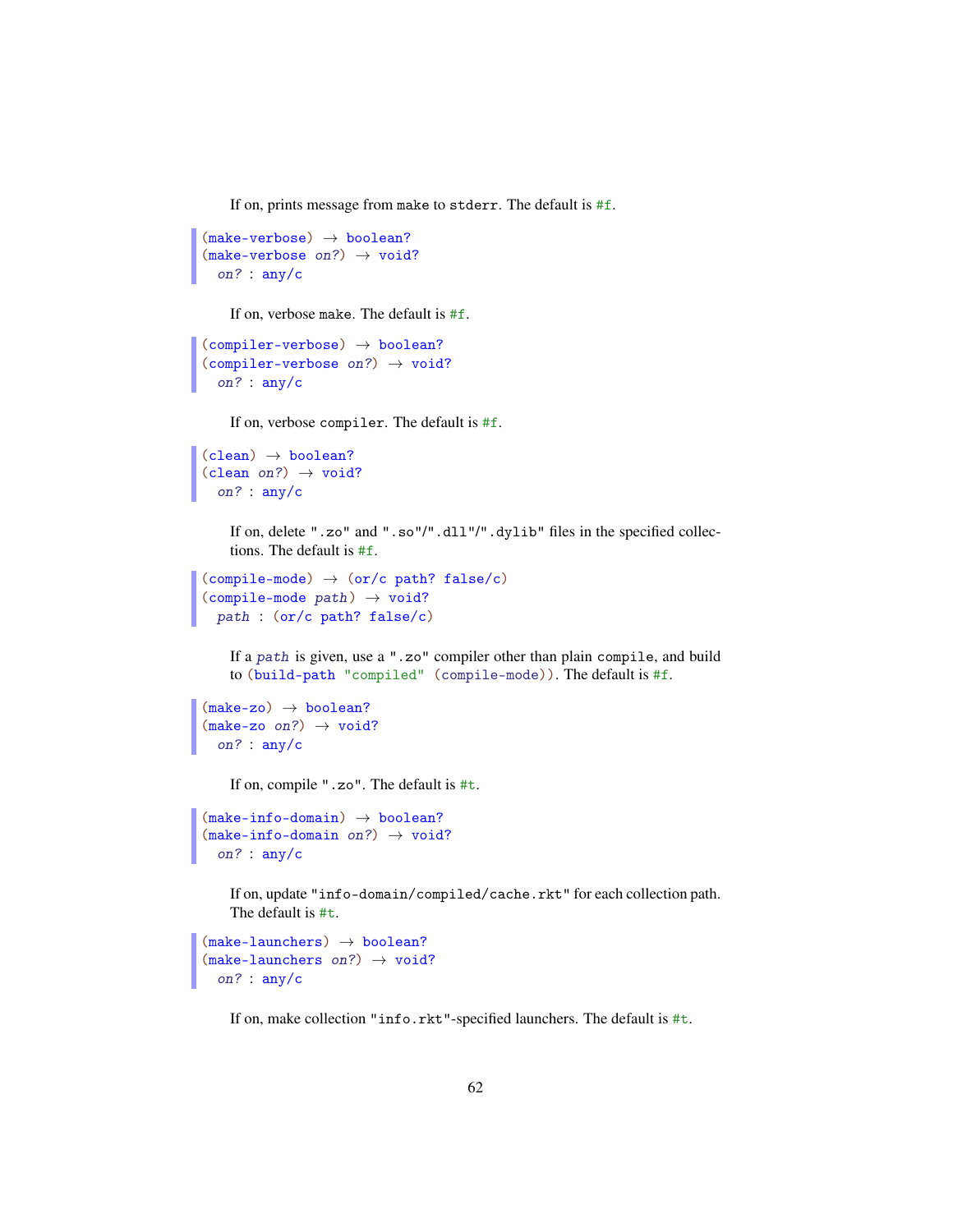If on, prints message from `make` to `stderr`. The default is `#f`.

```
(make-verbose) → boolean?
(make-verbose on?) → void?
  on? : any/c
```

If on, verbose `make`. The default is `#f`.

```
(compiler-verbose) → boolean?
(compiler-verbose on?) → void?
  on? : any/c
```

If on, verbose `compiler`. The default is `#f`.

```
(clean) → boolean?
(clean on?) → void?
  on? : any/c
```

If on, delete `".zo"` and `".so"`/`".dll"`/`".dylib"` files in the specified collections. The default is `#f`.

```
(compile-mode) → (or/c path? false/c)
(compile-mode path) → void?
  path : (or/c path? false/c)
```

If a *path* is given, use a `".zo"` compiler other than plain `compile`, and build to `(build-path "compiled" (compile-mode))`. The default is `#f`.

```
(make-zo) → boolean?
(make-zo on?) → void?
  on? : any/c
```

If on, compile `".zo"`. The default is `#t`.

```
(make-info-domain) → boolean?
(make-info-domain on?) → void?
  on? : any/c
```

If on, update `"info-domain/compiled/cache.rkt"` for each collection path. The default is `#t`.

```
(make-launchers) → boolean?
(make-launchers on?) → void?
  on? : any/c
```

If on, make collection `"info.rkt"`-specified launchers. The default is `#t`.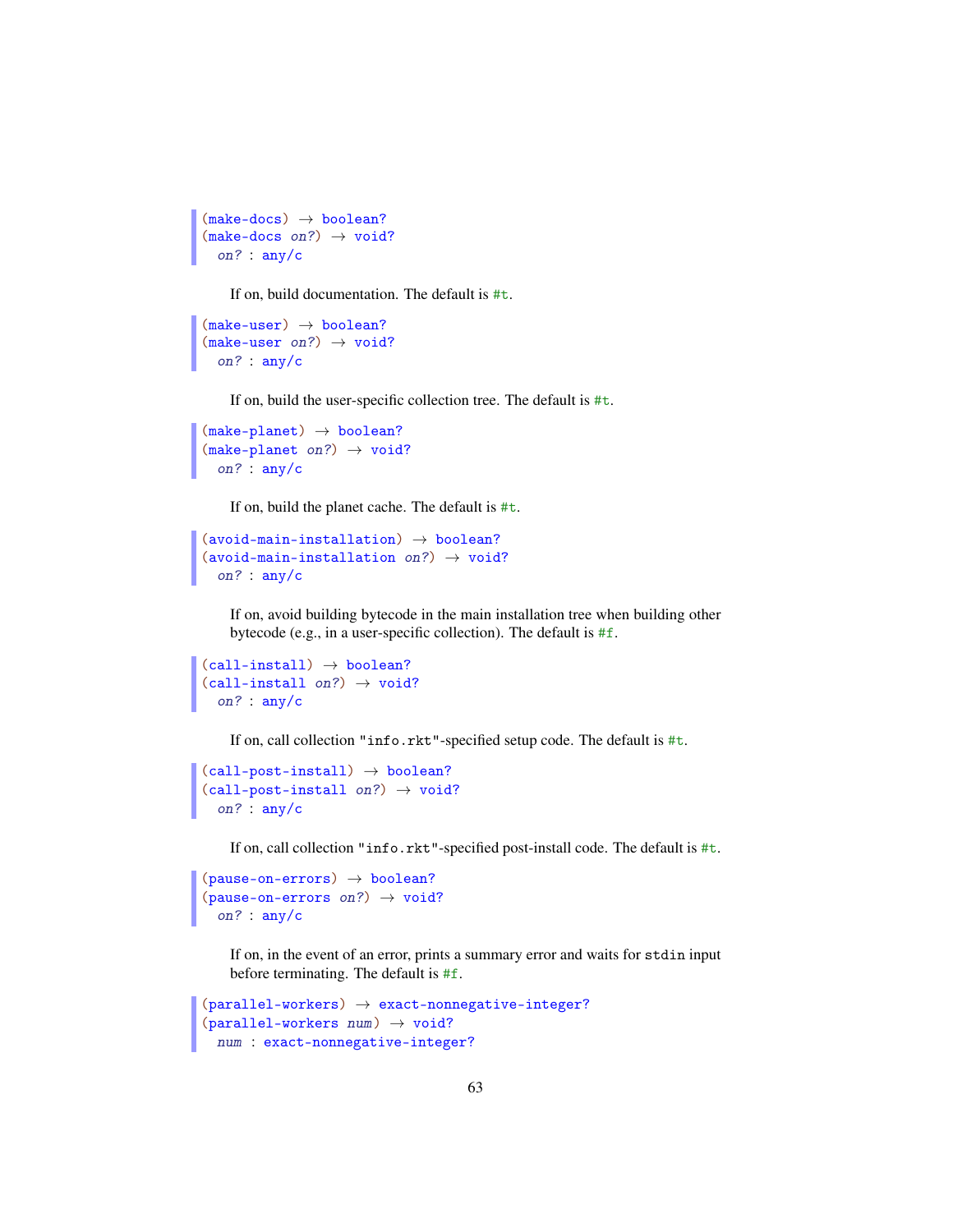```
(make-docs) → boolean?
(make-docs on?) → void?
  on? : any/c
```

If on, build documentation. The default is `#t`.

```
(make-user) → boolean?
(make-user on?) → void?
  on? : any/c
```

If on, build the user-specific collection tree. The default is `#t`.

```
(make-planet) → boolean?
(make-planet on?) → void?
  on? : any/c
```

If on, build the planet cache. The default is `#t`.

```
(avoid-main-installation) → boolean?
(avoid-main-installation on?) → void?
  on? : any/c
```

If on, avoid building bytecode in the main installation tree when building other bytecode (e.g., in a user-specific collection). The default is `#f`.

```
(call-install) → boolean?
(call-install on?) → void?
  on? : any/c
```

If on, call collection `"info.rkt"`-specified setup code. The default is `#t`.

```
(call-post-install) → boolean?
(call-post-install on?) → void?
  on? : any/c
```

If on, call collection `"info.rkt"`-specified post-install code. The default is `#t`.

```
(pause-on-errors) → boolean?
(pause-on-errors on?) → void?
  on? : any/c
```

If on, in the event of an error, prints a summary error and waits for `stdin` input before terminating. The default is `#f`.

```
(parallel-workers) → exact-nonnegative-integer?
(parallel-workers num) → void?
  num : exact-nonnegative-integer?
```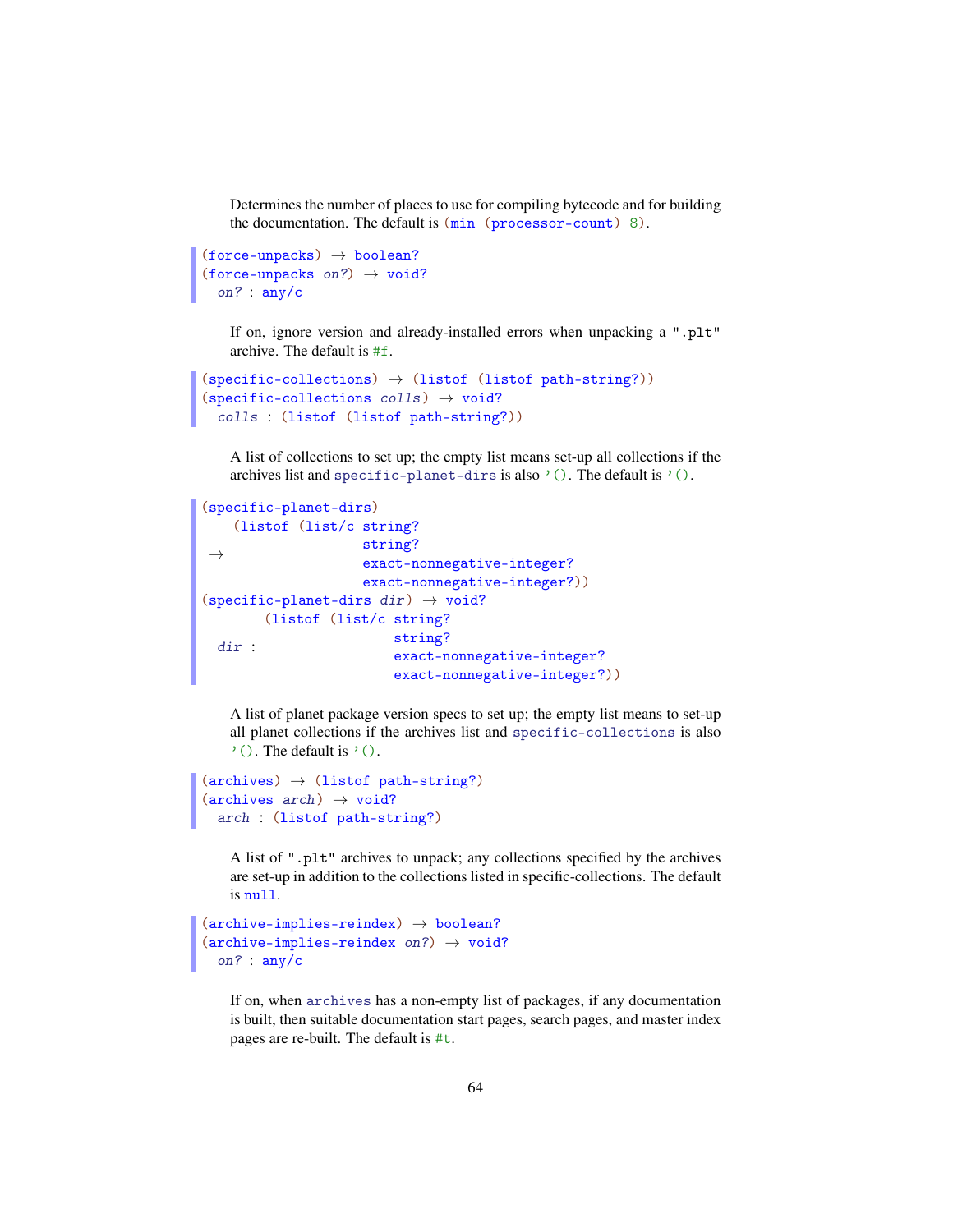Determines the number of places to use for compiling bytecode and for building the documentation. The default is `(min (processor-count) 8)`.

```
(force-unpacks) → boolean?
(force-unpacks on?) → void?
  on? : any/c
```

If on, ignore version and already-installed errors when unpacking a ".plt" archive. The default is `#f`.

```
(specific-collections) → (listof (listof path-string?))
(specific-collections colls) → void?
  colls : (listof (listof path-string?))
```

A list of collections to set up; the empty list means set-up all collections if the archives list and `specific-planet-dirs` is also `'()`. The default is `'()`.

```
(specific-planet-dirs)
    (listof (list/c string?
 →                  string?
                    exact-nonnegative-integer?
                    exact-nonnegative-integer?))
(specific-planet-dirs dir) → void?
        (listof (list/c string?
  dir :                 string?
                        exact-nonnegative-integer?
                        exact-nonnegative-integer?))
```

A list of planet package version specs to set up; the empty list means to set-up all planet collections if the archives list and `specific-collections` is also `'()`. The default is `'()`.

```
(archives) → (listof path-string?)
(archives arch) → void?
  arch : (listof path-string?)
```

A list of ".plt" archives to unpack; any collections specified by the archives are set-up in addition to the collections listed in specific-collections. The default is `null`.

```
(archive-implies-reindex) → boolean?
(archive-implies-reindex on?) → void?
  on? : any/c
```

If on, when `archives` has a non-empty list of packages, if any documentation is built, then suitable documentation start pages, search pages, and master index pages are re-built. The default is `#t`.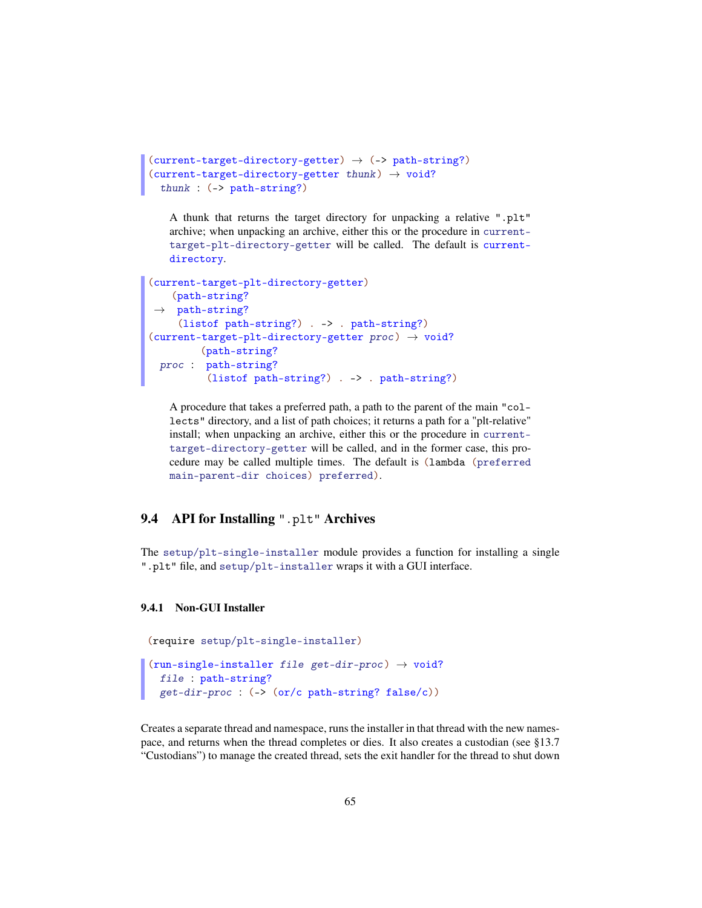```
(current-target-directory-getter) → (-> path-string?)
(current-target-directory-getter thunk) → void?
  thunk : (-> path-string?)
```

A thunk that returns the target directory for unpacking a relative ".plt" archive; when unpacking an archive, either this or the procedure in current-target-plt-directory-getter will be called. The default is current-directory.

```
(current-target-plt-directory-getter)
    (path-string?
 →   path-string?
     (listof path-string?) . -> . path-string?)
(current-target-plt-directory-getter proc) → void?
          (path-string?
  proc :   path-string?
           (listof path-string?) . -> . path-string?)
```

A procedure that takes a preferred path, a path to the parent of the main "collects" directory, and a list of path choices; it returns a path for a "plt-relative" install; when unpacking an archive, either this or the procedure in current-target-directory-getter will be called, and in the former case, this procedure may be called multiple times. The default is (lambda (preferred main-parent-dir choices) preferred).

## 9.4 API for Installing ".plt" Archives

The setup/plt-single-installer module provides a function for installing a single ".plt" file, and setup/plt-installer wraps it with a GUI interface.

### 9.4.1 Non-GUI Installer

```
(require setup/plt-single-installer)
```

```
(run-single-installer file get-dir-proc) → void?
  file : path-string?
  get-dir-proc : (-> (or/c path-string? false/c))
```

Creates a separate thread and namespace, runs the installer in that thread with the new namespace, and returns when the thread completes or dies. It also creates a custodian (see §13.7 "Custodians") to manage the created thread, sets the exit handler for the thread to shut down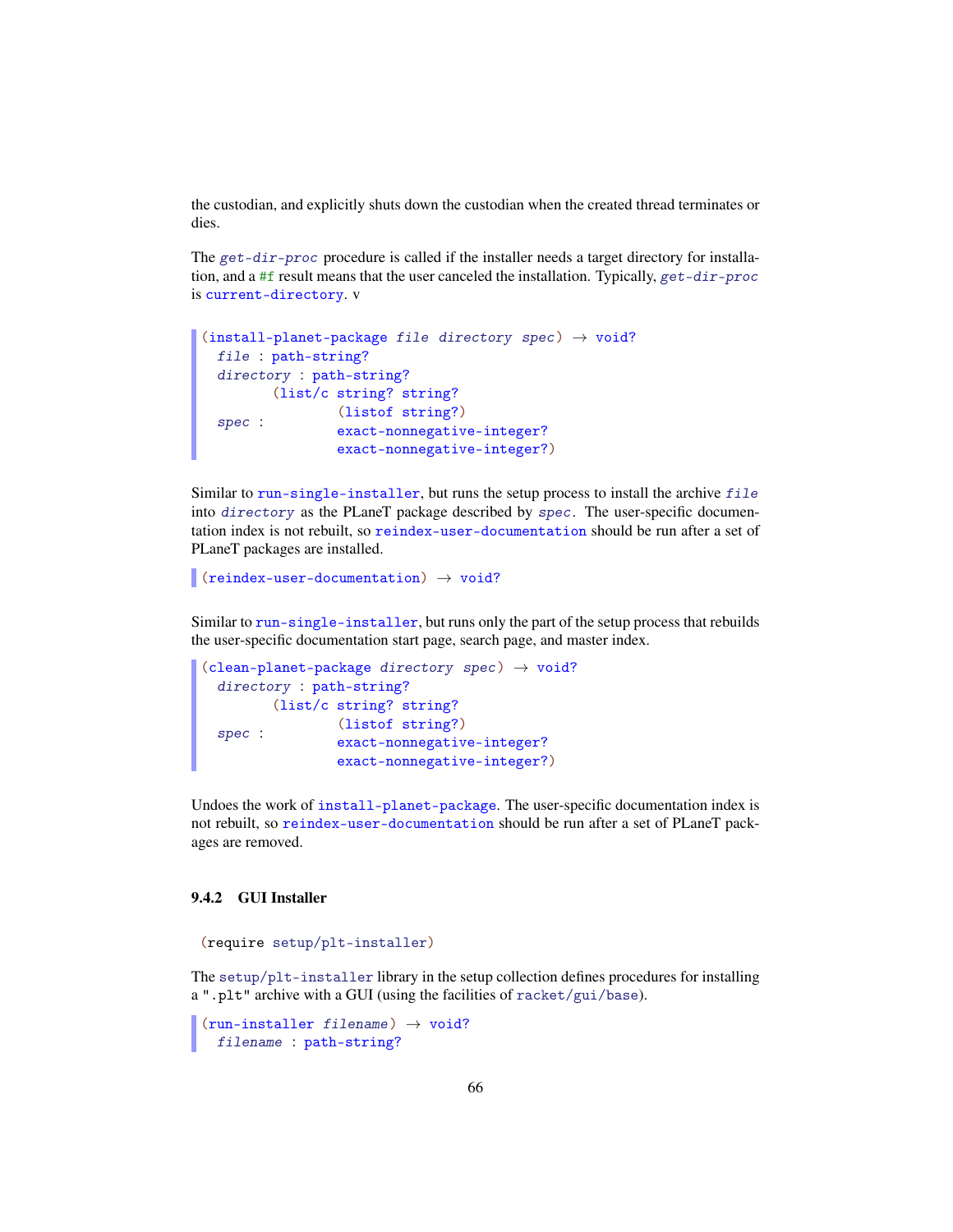the custodian, and explicitly shuts down the custodian when the created thread terminates or dies.

The *get-dir-proc* procedure is called if the installer needs a target directory for installation, and a #f result means that the user canceled the installation. Typically, *get-dir-proc* is current-directory. v

```
(install-planet-package file directory spec) → void?
  file : path-string?
  directory : path-string?
  spec : (list/c string? string?
                 (listof string?)
                 exact-nonnegative-integer?
                 exact-nonnegative-integer?)
```

Similar to run-single-installer, but runs the setup process to install the archive *file* into *directory* as the PLaneT package described by *spec*. The user-specific documentation index is not rebuilt, so reindex-user-documentation should be run after a set of PLaneT packages are installed.

```
(reindex-user-documentation) → void?
```

Similar to run-single-installer, but runs only the part of the setup process that rebuilds the user-specific documentation start page, search page, and master index.

```
(clean-planet-package directory spec) → void?
  directory : path-string?
  spec : (list/c string? string?
                 (listof string?)
                 exact-nonnegative-integer?
                 exact-nonnegative-integer?)
```

Undoes the work of install-planet-package. The user-specific documentation index is not rebuilt, so reindex-user-documentation should be run after a set of PLaneT packages are removed.

### 9.4.2 GUI Installer

```
(require setup/plt-installer)
```

The setup/plt-installer library in the setup collection defines procedures for installing a ".plt" archive with a GUI (using the facilities of racket/gui/base).

```
(run-installer filename) → void?
  filename : path-string?
```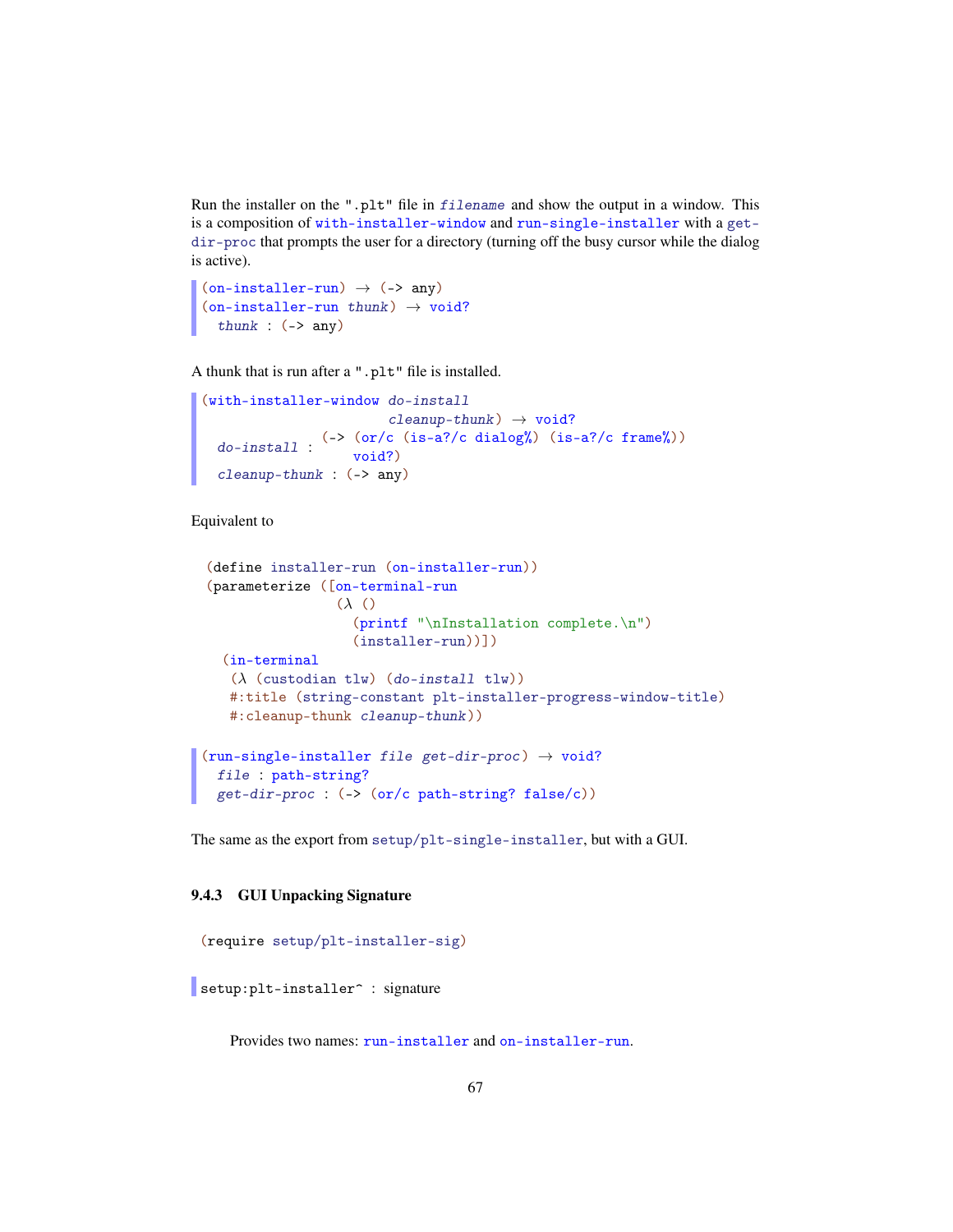Run the installer on the ".plt" file in *filename* and show the output in a window. This is a composition of with-installer-window and run-single-installer with a get-dir-proc that prompts the user for a directory (turning off the busy cursor while the dialog is active).

```
(on-installer-run) → (-> any)
(on-installer-run thunk) → void?
  thunk : (-> any)
```

A thunk that is run after a ".plt" file is installed.

```
(with-installer-window do-install
                       cleanup-thunk) → void?
  do-install : (-> (or/c (is-a?/c dialog%) (is-a?/c frame%))
                   void?)
  cleanup-thunk : (-> any)
```

Equivalent to

```
(define installer-run (on-installer-run))
(parameterize ([on-terminal-run
                (λ ()
                  (printf "\nInstallation complete.\n")
                  (installer-run))])
  (in-terminal
   (λ (custodian tlw) (do-install tlw))
   #:title (string-constant plt-installer-progress-window-title)
   #:cleanup-thunk cleanup-thunk))
```

```
(run-single-installer file get-dir-proc) → void?
  file : path-string?
  get-dir-proc : (-> (or/c path-string? false/c))
```

The same as the export from setup/plt-single-installer, but with a GUI.

### 9.4.3 GUI Unpacking Signature

```
(require setup/plt-installer-sig)
```

```
setup:plt-installer^ : signature
```

Provides two names: run-installer and on-installer-run.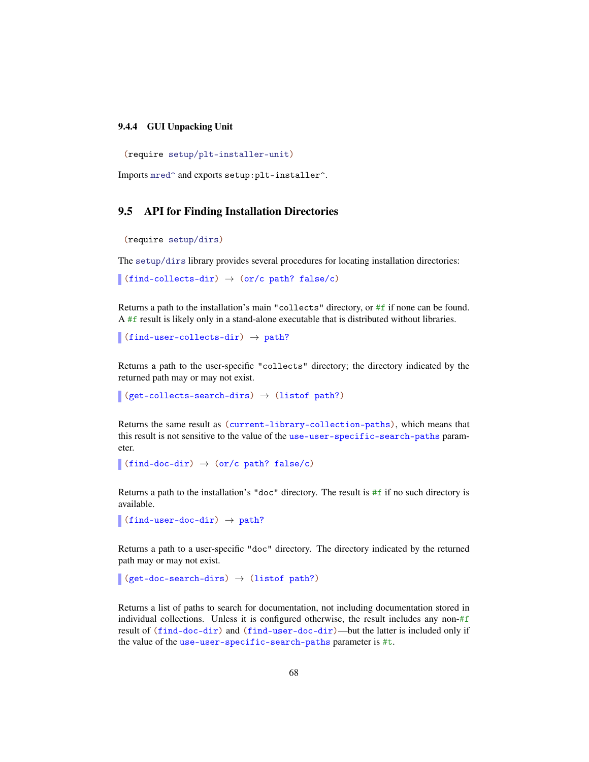### 9.4.4 GUI Unpacking Unit

```
(require setup/plt-installer-unit)
```

Imports `mred^` and exports `setup:plt-installer^`.

## 9.5 API for Finding Installation Directories

```
(require setup/dirs)
```

The `setup/dirs` library provides several procedures for locating installation directories:

```
(find-collects-dir) → (or/c path? false/c)
```

Returns a path to the installation's main `"collects"` directory, or `#f` if none can be found. A `#f` result is likely only in a stand-alone executable that is distributed without libraries.

```
(find-user-collects-dir) → path?
```

Returns a path to the user-specific `"collects"` directory; the directory indicated by the returned path may or may not exist.

```
(get-collects-search-dirs) → (listof path?)
```

Returns the same result as `(current-library-collection-paths)`, which means that this result is not sensitive to the value of the `use-user-specific-search-paths` parameter.

```
(find-doc-dir) → (or/c path? false/c)
```

Returns a path to the installation's `"doc"` directory. The result is `#f` if no such directory is available.

```
(find-user-doc-dir) → path?
```

Returns a path to a user-specific `"doc"` directory. The directory indicated by the returned path may or may not exist.

```
(get-doc-search-dirs) → (listof path?)
```

Returns a list of paths to search for documentation, not including documentation stored in individual collections. Unless it is configured otherwise, the result includes any non-`#f` result of `(find-doc-dir)` and `(find-user-doc-dir)`—but the latter is included only if the value of the `use-user-specific-search-paths` parameter is `#t`.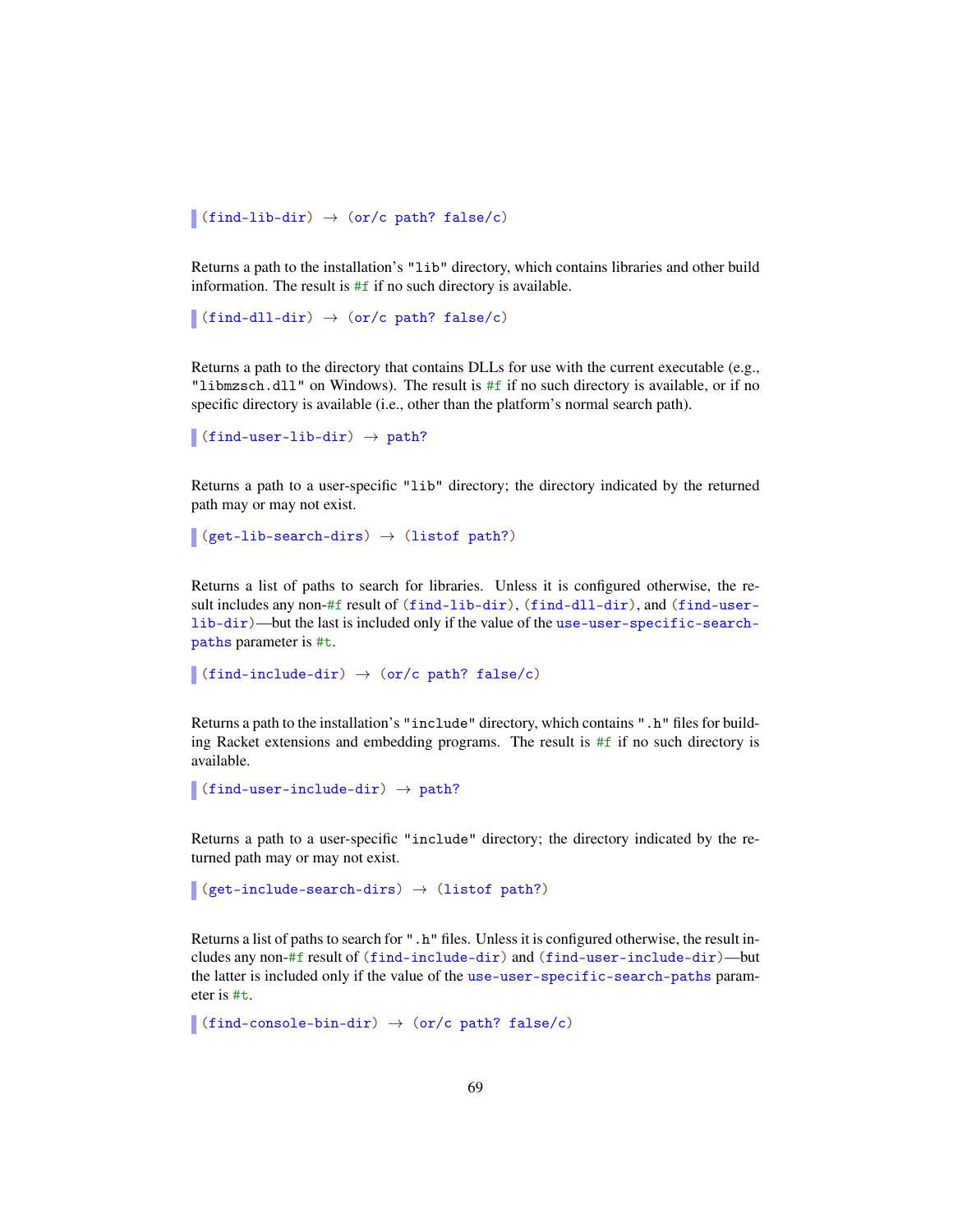```
(find-lib-dir) → (or/c path? false/c)
```

Returns a path to the installation's `"lib"` directory, which contains libraries and other build information. The result is `#f` if no such directory is available.

```
(find-dll-dir) → (or/c path? false/c)
```

Returns a path to the directory that contains DLLs for use with the current executable (e.g., `"libmzsch.dll"` on Windows). The result is `#f` if no such directory is available, or if no specific directory is available (i.e., other than the platform's normal search path).

```
(find-user-lib-dir) → path?
```

Returns a path to a user-specific `"lib"` directory; the directory indicated by the returned path may or may not exist.

```
(get-lib-search-dirs) → (listof path?)
```

Returns a list of paths to search for libraries. Unless it is configured otherwise, the result includes any non-`#f` result of `(find-lib-dir)`, `(find-dll-dir)`, and `(find-user-lib-dir)`—but the last is included only if the value of the `use-user-specific-search-paths` parameter is `#t`.

```
(find-include-dir) → (or/c path? false/c)
```

Returns a path to the installation's `"include"` directory, which contains `".h"` files for building Racket extensions and embedding programs. The result is `#f` if no such directory is available.

```
(find-user-include-dir) → path?
```

Returns a path to a user-specific `"include"` directory; the directory indicated by the returned path may or may not exist.

```
(get-include-search-dirs) → (listof path?)
```

Returns a list of paths to search for `".h"` files. Unless it is configured otherwise, the result includes any non-`#f` result of `(find-include-dir)` and `(find-user-include-dir)`—but the latter is included only if the value of the `use-user-specific-search-paths` parameter is `#t`.

```
(find-console-bin-dir) → (or/c path? false/c)
```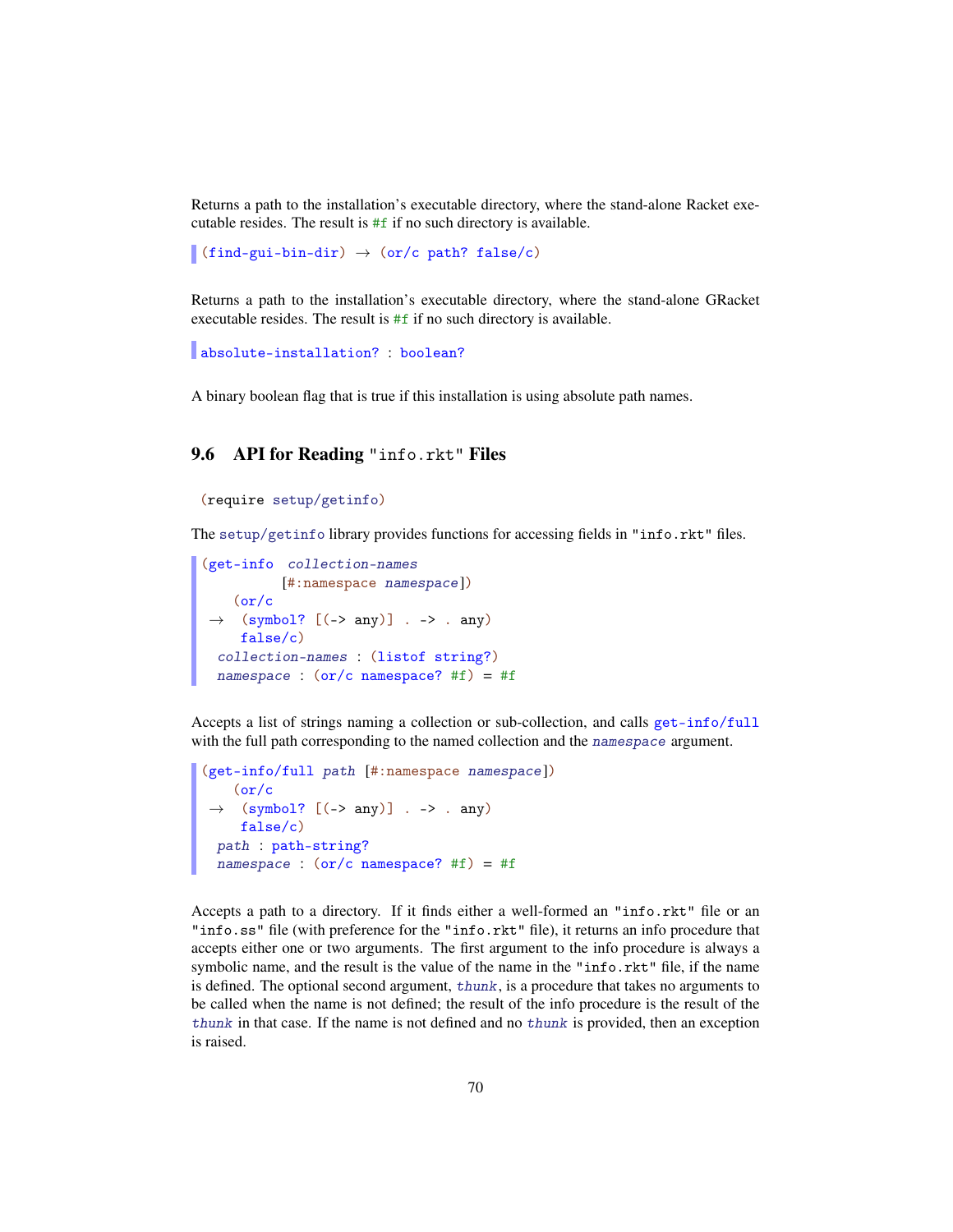Returns a path to the installation's executable directory, where the stand-alone Racket executable resides. The result is #f if no such directory is available.

```
(find-gui-bin-dir) → (or/c path? false/c)
```

Returns a path to the installation's executable directory, where the stand-alone GRacket executable resides. The result is #f if no such directory is available.

```
absolute-installation? : boolean?
```

A binary boolean flag that is true if this installation is using absolute path names.

## 9.6 API for Reading "info.rkt" Files

```
(require setup/getinfo)
```

The setup/getinfo library provides functions for accessing fields in "info.rkt" files.

```
(get-info collection-names
          [#:namespace namespace])
    (or/c
 →   (symbol? [(-> any)] . -> . any)
     false/c)
  collection-names : (listof string?)
  namespace : (or/c namespace? #f) = #f
```

Accepts a list of strings naming a collection or sub-collection, and calls get-info/full with the full path corresponding to the named collection and the *namespace* argument.

```
(get-info/full path [#:namespace namespace])
    (or/c
 →   (symbol? [(-> any)] . -> . any)
     false/c)
  path : path-string?
  namespace : (or/c namespace? #f) = #f
```

Accepts a path to a directory. If it finds either a well-formed an "info.rkt" file or an "info.ss" file (with preference for the "info.rkt" file), it returns an info procedure that accepts either one or two arguments. The first argument to the info procedure is always a symbolic name, and the result is the value of the name in the "info.rkt" file, if the name is defined. The optional second argument, *thunk*, is a procedure that takes no arguments to be called when the name is not defined; the result of the info procedure is the result of the *thunk* in that case. If the name is not defined and no *thunk* is provided, then an exception is raised.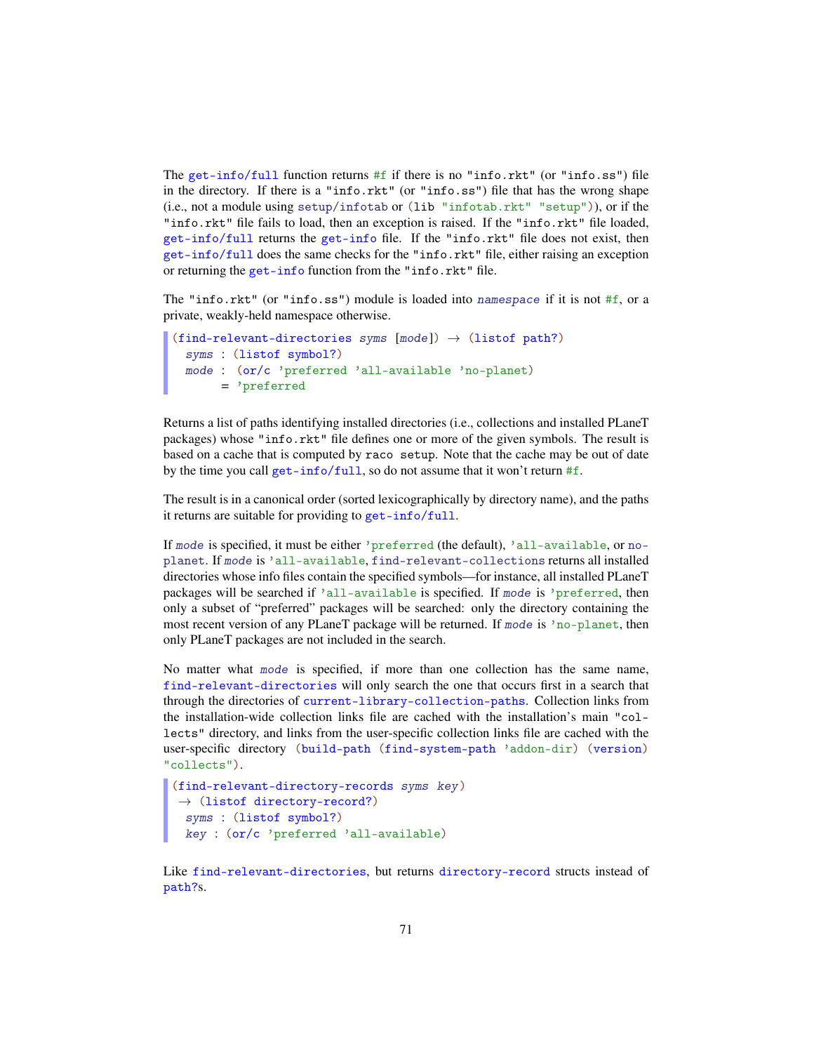The `get-info/full` function returns `#f` if there is no "info.rkt" (or "info.ss") file in the directory. If there is a "info.rkt" (or "info.ss") file that has the wrong shape (i.e., not a module using `setup/infotab` or `(lib "infotab.rkt" "setup")`), or if the "info.rkt" file fails to load, then an exception is raised. If the "info.rkt" file loaded, `get-info/full` returns the `get-info` file. If the "info.rkt" file does not exist, then `get-info/full` does the same checks for the "info.rkt" file, either raising an exception or returning the `get-info` function from the "info.rkt" file.

The "info.rkt" (or "info.ss") module is loaded into *namespace* if it is not `#f`, or a private, weakly-held namespace otherwise.

```
(find-relevant-directories syms [mode]) → (listof path?)
  syms : (listof symbol?)
  mode : (or/c 'preferred 'all-available 'no-planet)
       = 'preferred
```

Returns a list of paths identifying installed directories (i.e., collections and installed PLaneT packages) whose "info.rkt" file defines one or more of the given symbols. The result is based on a cache that is computed by `raco setup`. Note that the cache may be out of date by the time you call `get-info/full`, so do not assume that it won't return `#f`.

The result is in a canonical order (sorted lexicographically by directory name), and the paths it returns are suitable for providing to `get-info/full`.

If *mode* is specified, it must be either `'preferred` (the default), `'all-available`, or `no-planet`. If *mode* is `'all-available`, `find-relevant-collections` returns all installed directories whose info files contain the specified symbols—for instance, all installed PLaneT packages will be searched if `'all-available` is specified. If *mode* is `'preferred`, then only a subset of "preferred" packages will be searched: only the directory containing the most recent version of any PLaneT package will be returned. If *mode* is `'no-planet`, then only PLaneT packages are not included in the search.

No matter what *mode* is specified, if more than one collection has the same name, `find-relevant-directories` will only search the one that occurs first in a search that through the directories of `current-library-collection-paths`. Collection links from the installation-wide collection links file are cached with the installation's main "collects" directory, and links from the user-specific collection links file are cached with the user-specific directory `(build-path (find-system-path 'addon-dir) (version) "collects")`.

```
(find-relevant-directory-records syms key)
 → (listof directory-record?)
  syms : (listof symbol?)
  key : (or/c 'preferred 'all-available)
```

Like `find-relevant-directories`, but returns `directory-record` structs instead of `path?`s.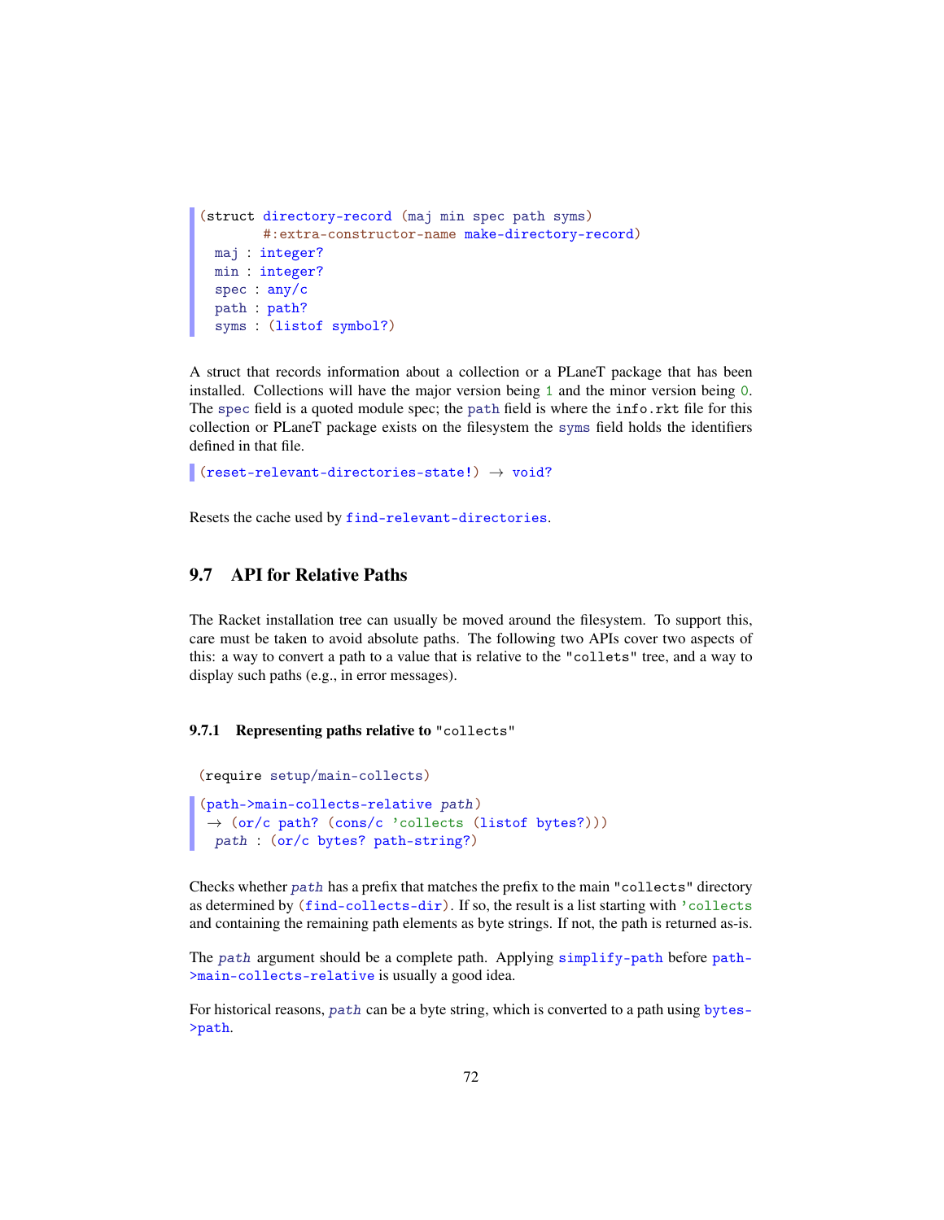```
(struct directory-record (maj min spec path syms)
        #:extra-constructor-name make-directory-record)
  maj : integer?
  min : integer?
  spec : any/c
  path : path?
  syms : (listof symbol?)
```

A struct that records information about a collection or a PLaneT package that has been installed. Collections will have the major version being `1` and the minor version being `0`. The `spec` field is a quoted module spec; the `path` field is where the `info.rkt` file for this collection or PLaneT package exists on the filesystem the `syms` field holds the identifiers defined in that file.

```
(reset-relevant-directories-state!) → void?
```

Resets the cache used by `find-relevant-directories`.

## 9.7 API for Relative Paths

The Racket installation tree can usually be moved around the filesystem. To support this, care must be taken to avoid absolute paths. The following two APIs cover two aspects of this: a way to convert a path to a value that is relative to the `"collets"` tree, and a way to display such paths (e.g., in error messages).

### 9.7.1 Representing paths relative to `"collects"`

```
(require setup/main-collects)
```

```
(path->main-collects-relative path)
 → (or/c path? (cons/c 'collects (listof bytes?)))
  path : (or/c bytes? path-string?)
```

Checks whether *path* has a prefix that matches the prefix to the main `"collects"` directory as determined by `(find-collects-dir)`. If so, the result is a list starting with `'collects` and containing the remaining path elements as byte strings. If not, the path is returned as-is.

The *path* argument should be a complete path. Applying `simplify-path` before `path->main-collects-relative` is usually a good idea.

For historical reasons, *path* can be a byte string, which is converted to a path using `bytes->path`.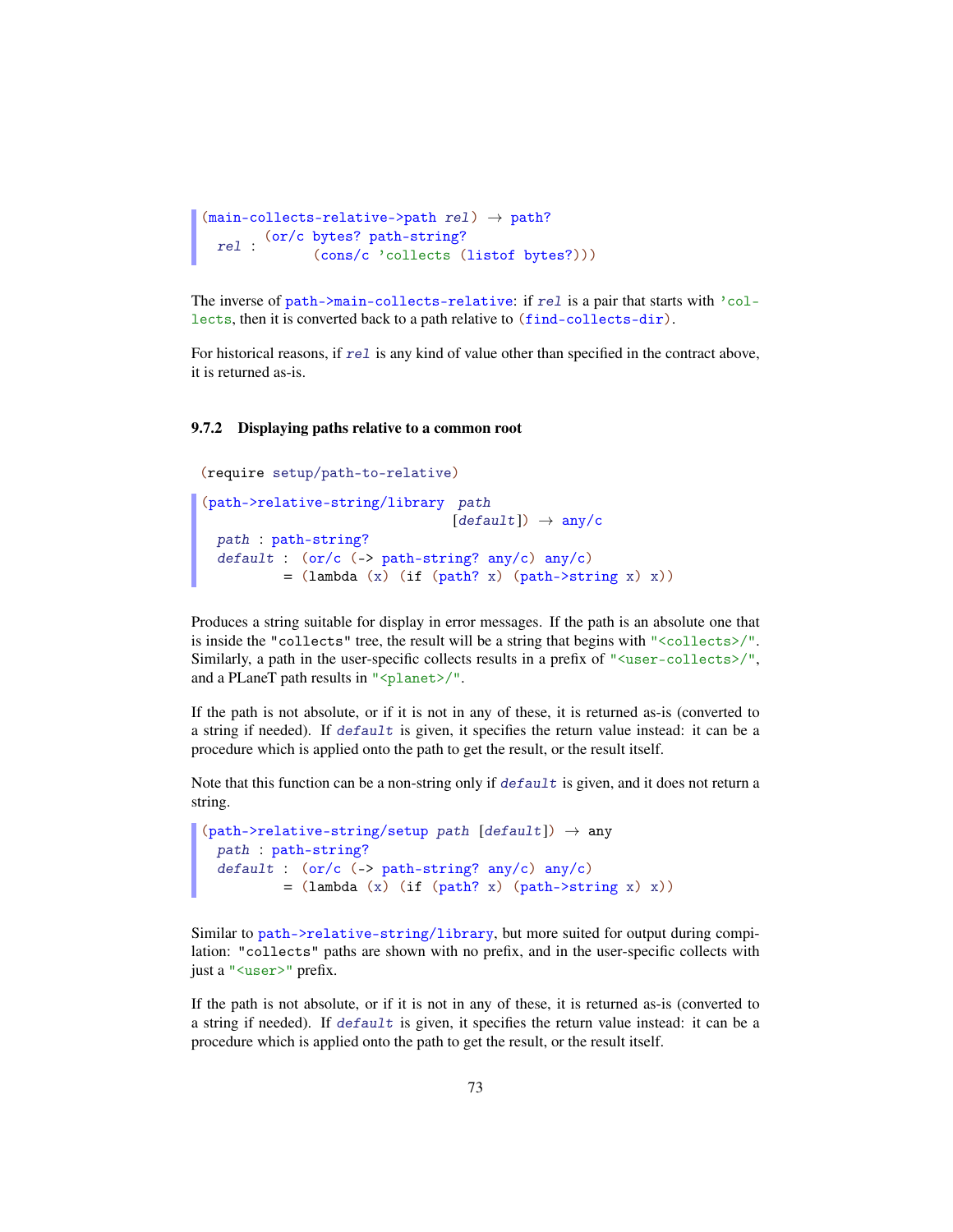```
(main-collects-relative->path rel) → path?
  rel : (or/c bytes? path-string?
              (cons/c 'collects (listof bytes?)))
```

The inverse of `path->main-collects-relative`: if *rel* is a pair that starts with `'collects`, then it is converted back to a path relative to `(find-collects-dir)`.

For historical reasons, if *rel* is any kind of value other than specified in the contract above, it is returned as-is.

### 9.7.2 Displaying paths relative to a common root

```
(require setup/path-to-relative)
```

```
(path->relative-string/library path
                               [default]) → any/c
  path : path-string?
  default : (or/c (-> path-string? any/c) any/c)
          = (lambda (x) (if (path? x) (path->string x) x))
```

Produces a string suitable for display in error messages. If the path is an absolute one that is inside the `"collects"` tree, the result will be a string that begins with `"<collects>/"`. Similarly, a path in the user-specific collects results in a prefix of `"<user-collects>/"`, and a PLaneT path results in `"<planet>/"`.

If the path is not absolute, or if it is not in any of these, it is returned as-is (converted to a string if needed). If *default* is given, it specifies the return value instead: it can be a procedure which is applied onto the path to get the result, or the result itself.

Note that this function can be a non-string only if *default* is given, and it does not return a string.

```
(path->relative-string/setup path [default]) → any
  path : path-string?
  default : (or/c (-> path-string? any/c) any/c)
          = (lambda (x) (if (path? x) (path->string x) x))
```

Similar to `path->relative-string/library`, but more suited for output during compilation: `"collects"` paths are shown with no prefix, and in the user-specific collects with just a `"<user>"` prefix.

If the path is not absolute, or if it is not in any of these, it is returned as-is (converted to a string if needed). If *default* is given, it specifies the return value instead: it can be a procedure which is applied onto the path to get the result, or the result itself.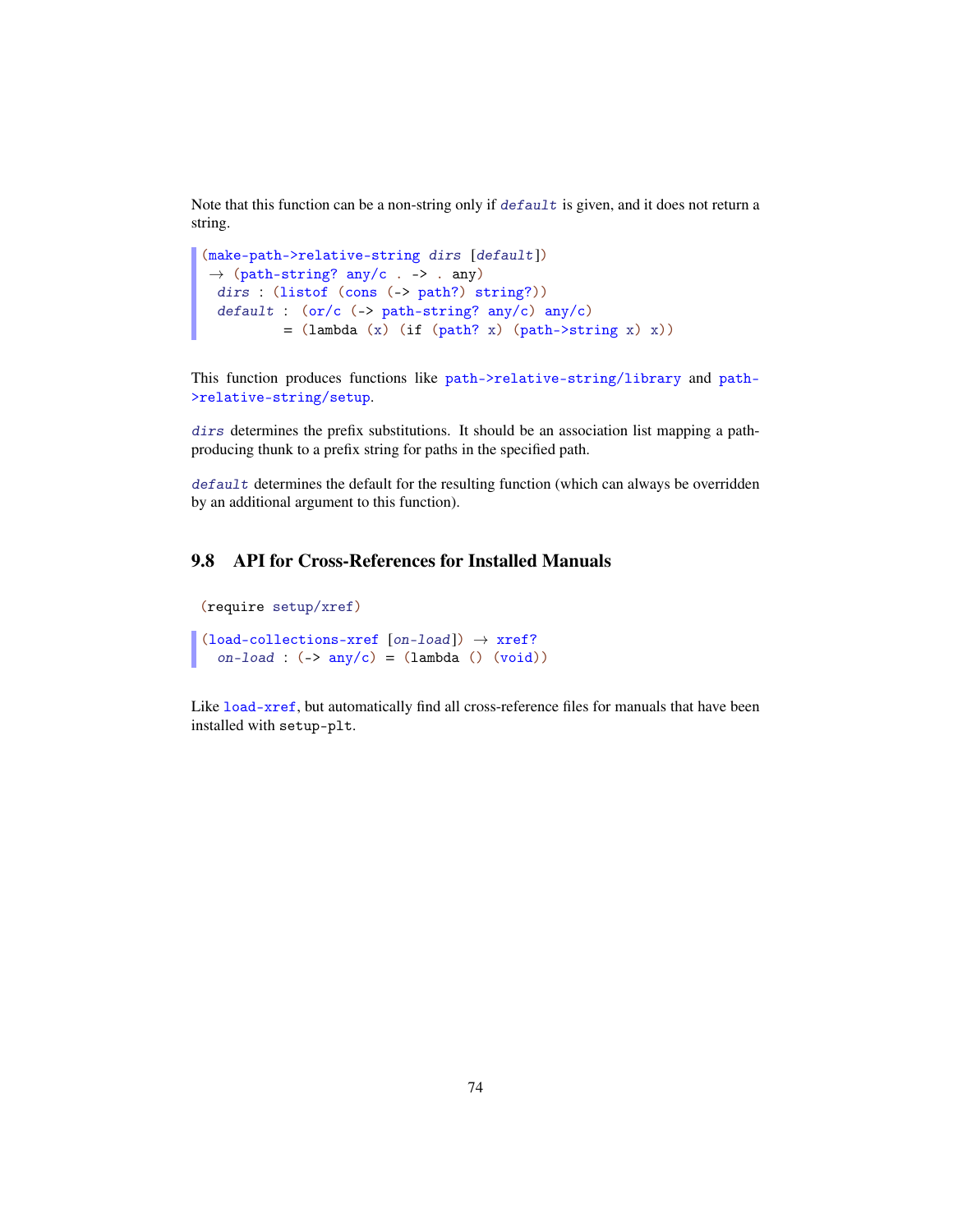Note that this function can be a non-string only if *default* is given, and it does not return a string.

```
(make-path->relative-string dirs [default])
 → (path-string? any/c . -> . any)
  dirs : (listof (cons (-> path?) string?))
  default :  (or/c (-> path-string? any/c) any/c)
          = (lambda (x) (if (path? x) (path->string x) x))
```

This function produces functions like `path->relative-string/library` and `path->relative-string/setup`.

*dirs* determines the prefix substitutions. It should be an association list mapping a path-producing thunk to a prefix string for paths in the specified path.

*default* determines the default for the resulting function (which can always be overridden by an additional argument to this function).

## 9.8 API for Cross-References for Installed Manuals

```
(require setup/xref)
```

```
(load-collections-xref [on-load]) → xref?
  on-load : (-> any/c) = (lambda () (void))
```

Like `load-xref`, but automatically find all cross-reference files for manuals that have been installed with `setup-plt`.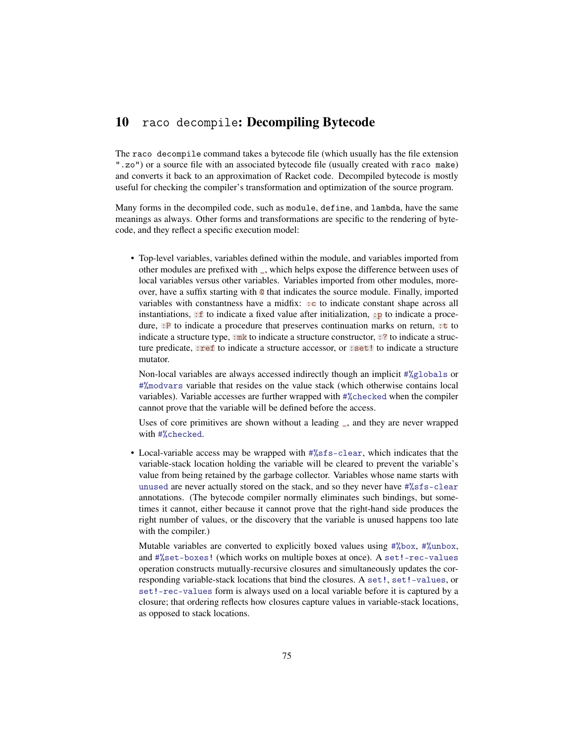# 10 `raco decompile`: Decompiling Bytecode

The `raco decompile` command takes a bytecode file (which usually has the file extension `".zo"`) or a source file with an associated bytecode file (usually created with `raco make`) and converts it back to an approximation of Racket code. Decompiled bytecode is mostly useful for checking the compiler's transformation and optimization of the source program.

Many forms in the decompiled code, such as `module`, `define`, and `lambda`, have the same meanings as always. Other forms and transformations are specific to the rendering of bytecode, and they reflect a specific execution model:

- Top-level variables, variables defined within the module, and variables imported from other modules are prefixed with `_`, which helps expose the difference between uses of local variables versus other variables. Variables imported from other modules, moreover, have a suffix starting with `@` that indicates the source module. Finally, imported variables with constantness have a midfix: `:c` to indicate constant shape across all instantiations, `:f` to indicate a fixed value after initialization, `:p` to indicate a procedure, `:P` to indicate a procedure that preserves continuation marks on return, `:t` to indicate a structure type, `:mk` to indicate a structure constructor, `:?` to indicate a structure predicate, `:ref` to indicate a structure accessor, or `:set!` to indicate a structure mutator.

  Non-local variables are always accessed indirectly though an implicit `#%globals` or `#%modvars` variable that resides on the value stack (which otherwise contains local variables). Variable accesses are further wrapped with `#%checked` when the compiler cannot prove that the variable will be defined before the access.

  Uses of core primitives are shown without a leading `_`, and they are never wrapped with `#%checked`.

- Local-variable access may be wrapped with `#%sfs-clear`, which indicates that the variable-stack location holding the variable will be cleared to prevent the variable's value from being retained by the garbage collector. Variables whose name starts with `unused` are never actually stored on the stack, and so they never have `#%sfs-clear` annotations. (The bytecode compiler normally eliminates such bindings, but sometimes it cannot, either because it cannot prove that the right-hand side produces the right number of values, or the discovery that the variable is unused happens too late with the compiler.)

  Mutable variables are converted to explicitly boxed values using `#%box`, `#%unbox`, and `#%set-boxes!` (which works on multiple boxes at once). A `set!-rec-values` operation constructs mutually-recursive closures and simultaneously updates the corresponding variable-stack locations that bind the closures. A `set!`, `set!-values`, or `set!-rec-values` form is always used on a local variable before it is captured by a closure; that ordering reflects how closures capture values in variable-stack locations, as opposed to stack locations.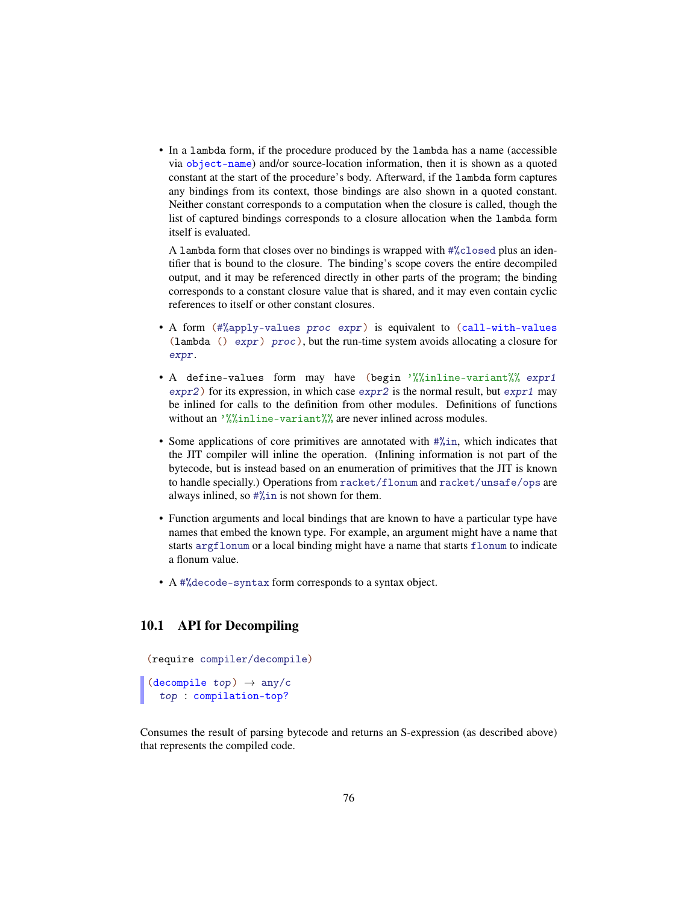- In a `lambda` form, if the procedure produced by the `lambda` has a name (accessible via `object-name`) and/or source-location information, then it is shown as a quoted constant at the start of the procedure's body. Afterward, if the `lambda` form captures any bindings from its context, those bindings are also shown in a quoted constant. Neither constant corresponds to a computation when the closure is called, though the list of captured bindings corresponds to a closure allocation when the `lambda` form itself is evaluated.

  A `lambda` form that closes over no bindings is wrapped with `#%closed` plus an identifier that is bound to the closure. The binding's scope covers the entire decompiled output, and it may be referenced directly in other parts of the program; the binding corresponds to a constant closure value that is shared, and it may even contain cyclic references to itself or other constant closures.

- A form `(#%apply-values proc expr)` is equivalent to `(call-with-values (lambda () expr) proc)`, but the run-time system avoids allocating a closure for *expr*.

- A `define-values` form may have `(begin '%%inline-variant%% expr1 expr2)` for its expression, in which case *expr2* is the normal result, but *expr1* may be inlined for calls to the definition from other modules. Definitions of functions without an `'%%inline-variant%%` are never inlined across modules.

- Some applications of core primitives are annotated with `#%in`, which indicates that the JIT compiler will inline the operation. (Inlining information is not part of the bytecode, but is instead based on an enumeration of primitives that the JIT is known to handle specially.) Operations from `racket/flonum` and `racket/unsafe/ops` are always inlined, so `#%in` is not shown for them.

- Function arguments and local bindings that are known to have a particular type have names that embed the known type. For example, an argument might have a name that starts `argflonum` or a local binding might have a name that starts `flonum` to indicate a flonum value.

- A `#%decode-syntax` form corresponds to a syntax object.

## 10.1 API for Decompiling

```
(require compiler/decompile)
```

```
(decompile top) → any/c
  top : compilation-top?
```

Consumes the result of parsing bytecode and returns an S-expression (as described above) that represents the compiled code.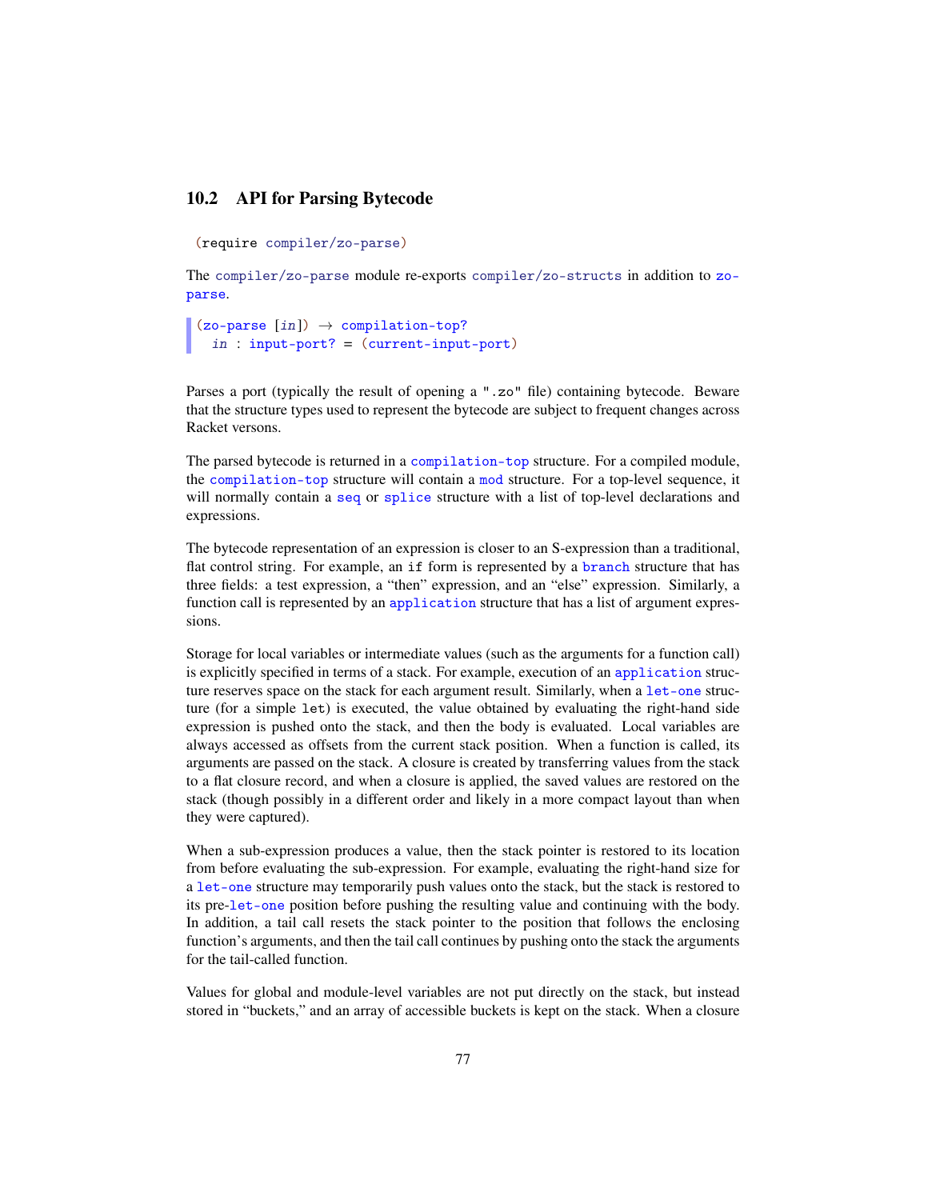## 10.2 API for Parsing Bytecode

```
(require compiler/zo-parse)
```

The `compiler/zo-parse` module re-exports `compiler/zo-structs` in addition to `zo-parse`.

```
(zo-parse [in]) → compilation-top?
  in : input-port? = (current-input-port)
```

Parses a port (typically the result of opening a ".zo" file) containing bytecode. Beware that the structure types used to represent the bytecode are subject to frequent changes across Racket versons.

The parsed bytecode is returned in a `compilation-top` structure. For a compiled module, the `compilation-top` structure will contain a `mod` structure. For a top-level sequence, it will normally contain a `seq` or `splice` structure with a list of top-level declarations and expressions.

The bytecode representation of an expression is closer to an S-expression than a traditional, flat control string. For example, an `if` form is represented by a `branch` structure that has three fields: a test expression, a "then" expression, and an "else" expression. Similarly, a function call is represented by an `application` structure that has a list of argument expressions.

Storage for local variables or intermediate values (such as the arguments for a function call) is explicitly specified in terms of a stack. For example, execution of an `application` structure reserves space on the stack for each argument result. Similarly, when a `let-one` structure (for a simple `let`) is executed, the value obtained by evaluating the right-hand side expression is pushed onto the stack, and then the body is evaluated. Local variables are always accessed as offsets from the current stack position. When a function is called, its arguments are passed on the stack. A closure is created by transferring values from the stack to a flat closure record, and when a closure is applied, the saved values are restored on the stack (though possibly in a different order and likely in a more compact layout than when they were captured).

When a sub-expression produces a value, then the stack pointer is restored to its location from before evaluating the sub-expression. For example, evaluating the right-hand size for a `let-one` structure may temporarily push values onto the stack, but the stack is restored to its pre-`let-one` position before pushing the resulting value and continuing with the body. In addition, a tail call resets the stack pointer to the position that follows the enclosing function's arguments, and then the tail call continues by pushing onto the stack the arguments for the tail-called function.

Values for global and module-level variables are not put directly on the stack, but instead stored in "buckets," and an array of accessible buckets is kept on the stack. When a closure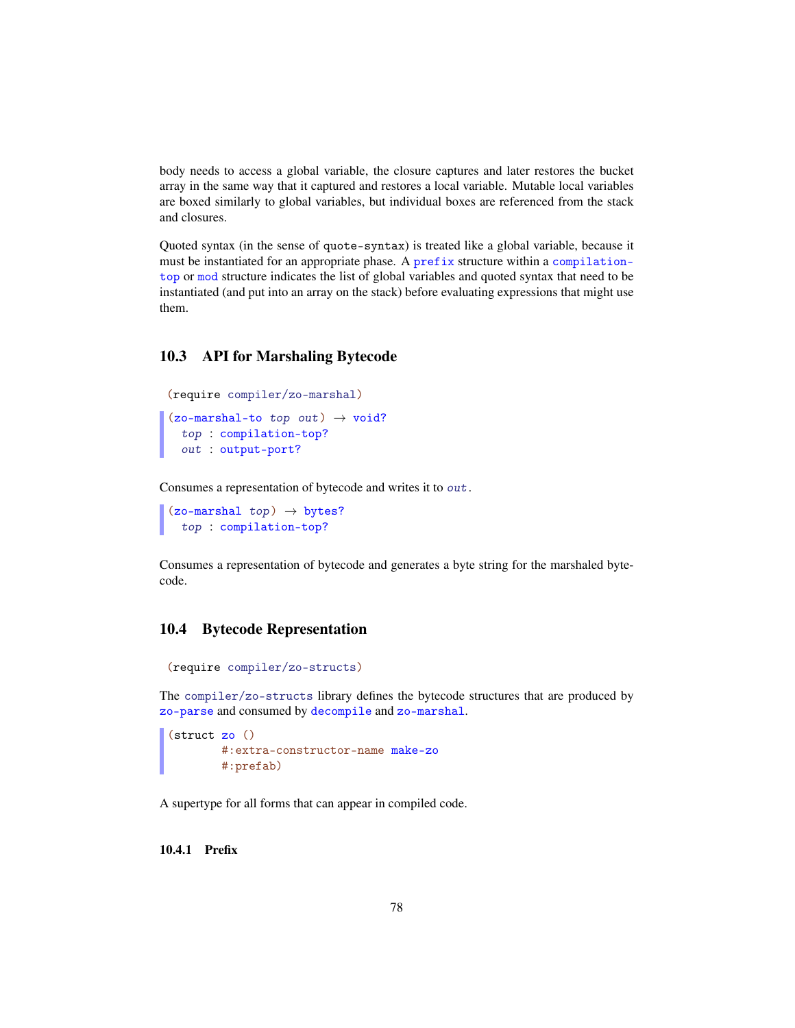body needs to access a global variable, the closure captures and later restores the bucket array in the same way that it captured and restores a local variable. Mutable local variables are boxed similarly to global variables, but individual boxes are referenced from the stack and closures.

Quoted syntax (in the sense of `quote-syntax`) is treated like a global variable, because it must be instantiated for an appropriate phase. A `prefix` structure within a `compilation-top` or `mod` structure indicates the list of global variables and quoted syntax that need to be instantiated (and put into an array on the stack) before evaluating expressions that might use them.

## 10.3 API for Marshaling Bytecode

```
(require compiler/zo-marshal)
```

```
(zo-marshal-to top out) → void?
  top : compilation-top?
  out : output-port?
```

Consumes a representation of bytecode and writes it to *out*.

```
(zo-marshal top) → bytes?
  top : compilation-top?
```

Consumes a representation of bytecode and generates a byte string for the marshaled bytecode.

## 10.4 Bytecode Representation

```
(require compiler/zo-structs)
```

The `compiler/zo-structs` library defines the bytecode structures that are produced by `zo-parse` and consumed by `decompile` and `zo-marshal`.

```
(struct zo ()
        #:extra-constructor-name make-zo
        #:prefab)
```

A supertype for all forms that can appear in compiled code.

### 10.4.1 Prefix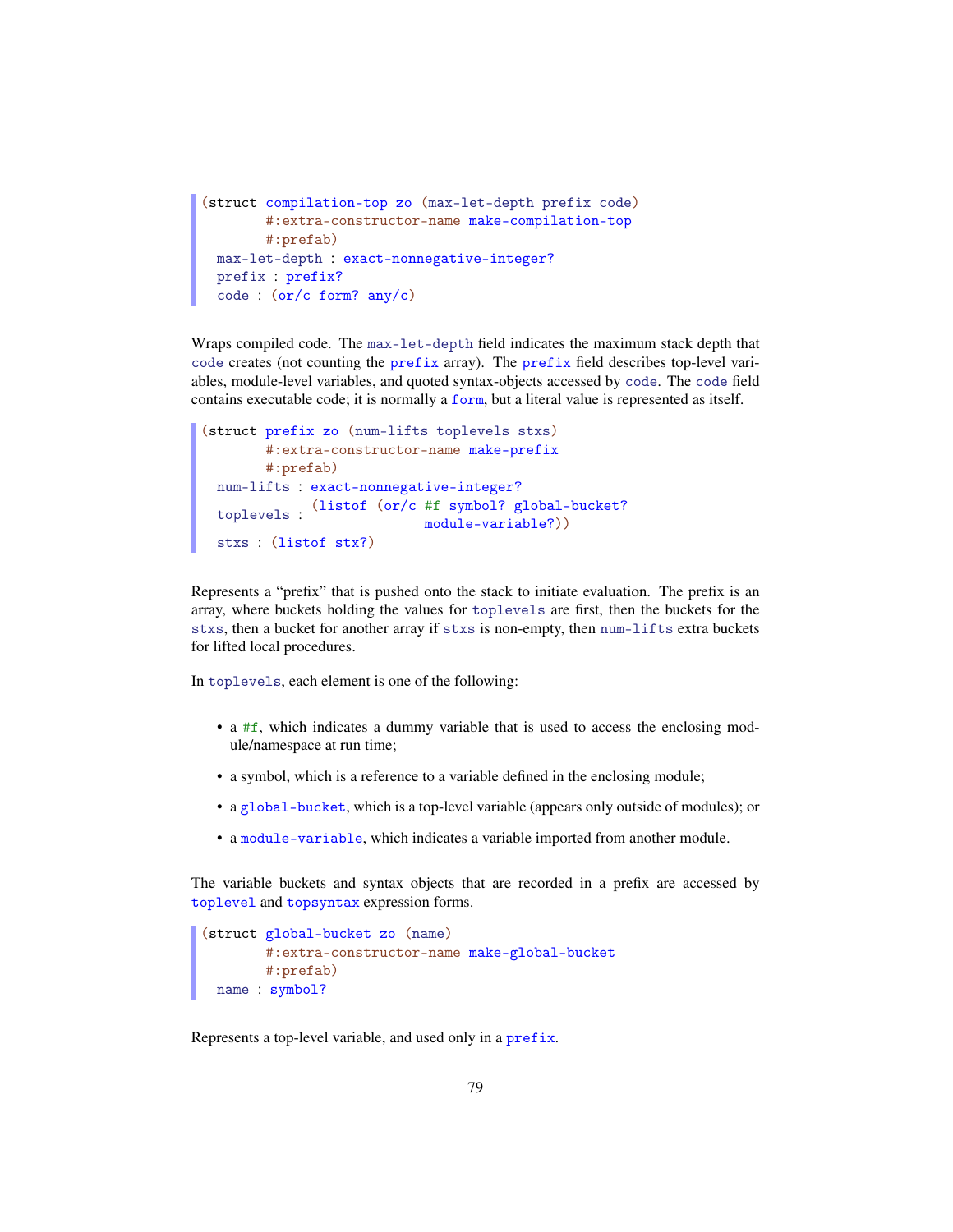```
(struct compilation-top zo (max-let-depth prefix code)
        #:extra-constructor-name make-compilation-top
        #:prefab)
  max-let-depth : exact-nonnegative-integer?
  prefix : prefix?
  code : (or/c form? any/c)
```

Wraps compiled code. The `max-let-depth` field indicates the maximum stack depth that `code` creates (not counting the `prefix` array). The `prefix` field describes top-level variables, module-level variables, and quoted syntax-objects accessed by `code`. The `code` field contains executable code; it is normally a `form`, but a literal value is represented as itself.

```
(struct prefix zo (num-lifts toplevels stxs)
        #:extra-constructor-name make-prefix
        #:prefab)
  num-lifts : exact-nonnegative-integer?
  toplevels : (listof (or/c #f symbol? global-bucket?
                             module-variable?))
  stxs : (listof stx?)
```

Represents a "prefix" that is pushed onto the stack to initiate evaluation. The prefix is an array, where buckets holding the values for `toplevels` are first, then the buckets for the `stxs`, then a bucket for another array if `stxs` is non-empty, then `num-lifts` extra buckets for lifted local procedures.

In `toplevels`, each element is one of the following:

- a `#f`, which indicates a dummy variable that is used to access the enclosing module/namespace at run time;
- a symbol, which is a reference to a variable defined in the enclosing module;
- a `global-bucket`, which is a top-level variable (appears only outside of modules); or
- a `module-variable`, which indicates a variable imported from another module.

The variable buckets and syntax objects that are recorded in a prefix are accessed by `toplevel` and `topsyntax` expression forms.

```
(struct global-bucket zo (name)
        #:extra-constructor-name make-global-bucket
        #:prefab)
  name : symbol?
```

Represents a top-level variable, and used only in a `prefix`.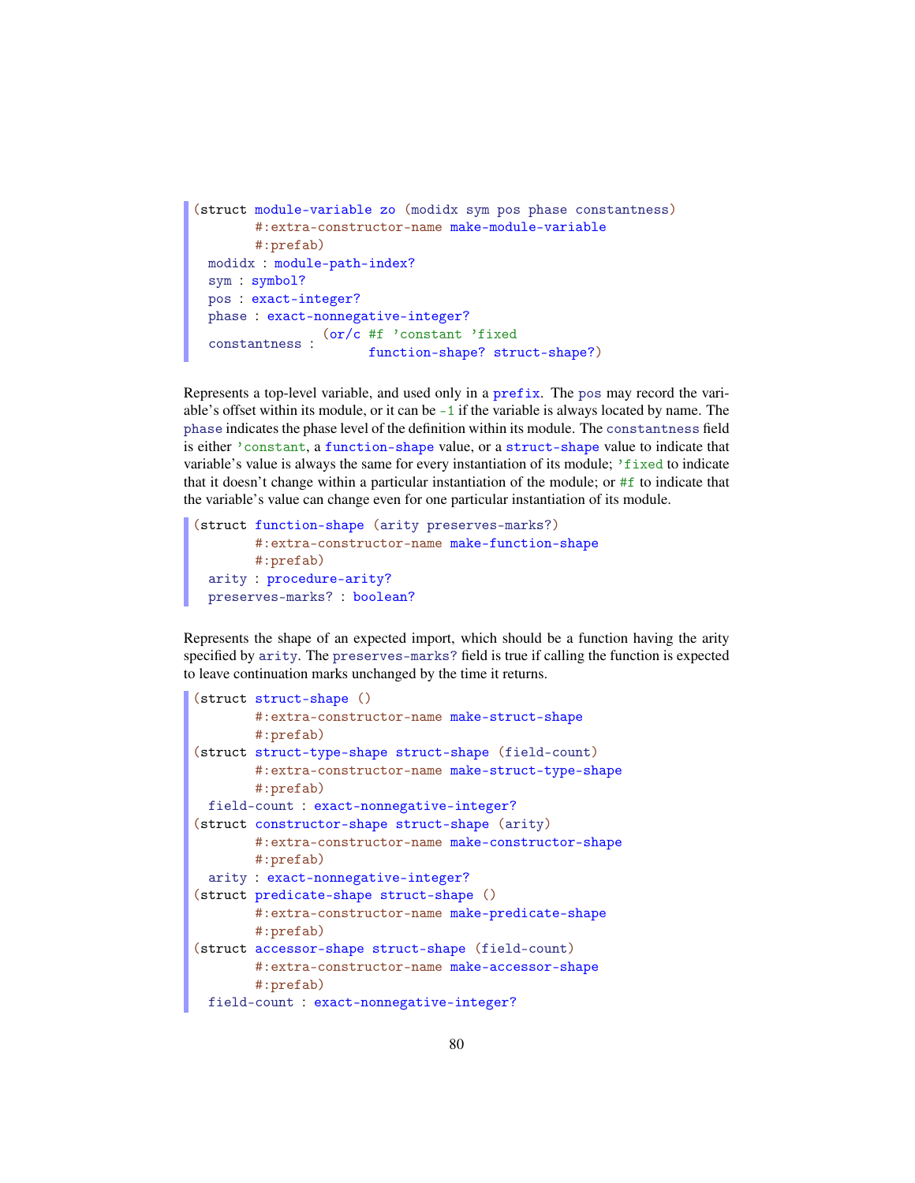```
(struct module-variable zo (modidx sym pos phase constantness)
        #:extra-constructor-name make-module-variable
        #:prefab)
  modidx : module-path-index?
  sym : symbol?
  pos : exact-integer?
  phase : exact-nonnegative-integer?
  constantness : (or/c #f 'constant 'fixed
                       function-shape? struct-shape?)
```

Represents a top-level variable, and used only in a `prefix`. The `pos` may record the variable's offset within its module, or it can be `-1` if the variable is always located by name. The `phase` indicates the phase level of the definition within its module. The `constantness` field is either `'constant`, a `function-shape` value, or a `struct-shape` value to indicate that variable's value is always the same for every instantiation of its module; `'fixed` to indicate that it doesn't change within a particular instantiation of the module; or `#f` to indicate that the variable's value can change even for one particular instantiation of its module.

```
(struct function-shape (arity preserves-marks?)
        #:extra-constructor-name make-function-shape
        #:prefab)
  arity : procedure-arity?
  preserves-marks? : boolean?
```

Represents the shape of an expected import, which should be a function having the arity specified by `arity`. The `preserves-marks?` field is true if calling the function is expected to leave continuation marks unchanged by the time it returns.

```
(struct struct-shape ()
        #:extra-constructor-name make-struct-shape
        #:prefab)
(struct struct-type-shape struct-shape (field-count)
        #:extra-constructor-name make-struct-type-shape
        #:prefab)
  field-count : exact-nonnegative-integer?
(struct constructor-shape struct-shape (arity)
        #:extra-constructor-name make-constructor-shape
        #:prefab)
  arity : exact-nonnegative-integer?
(struct predicate-shape struct-shape ()
        #:extra-constructor-name make-predicate-shape
        #:prefab)
(struct accessor-shape struct-shape (field-count)
        #:extra-constructor-name make-accessor-shape
        #:prefab)
  field-count : exact-nonnegative-integer?
```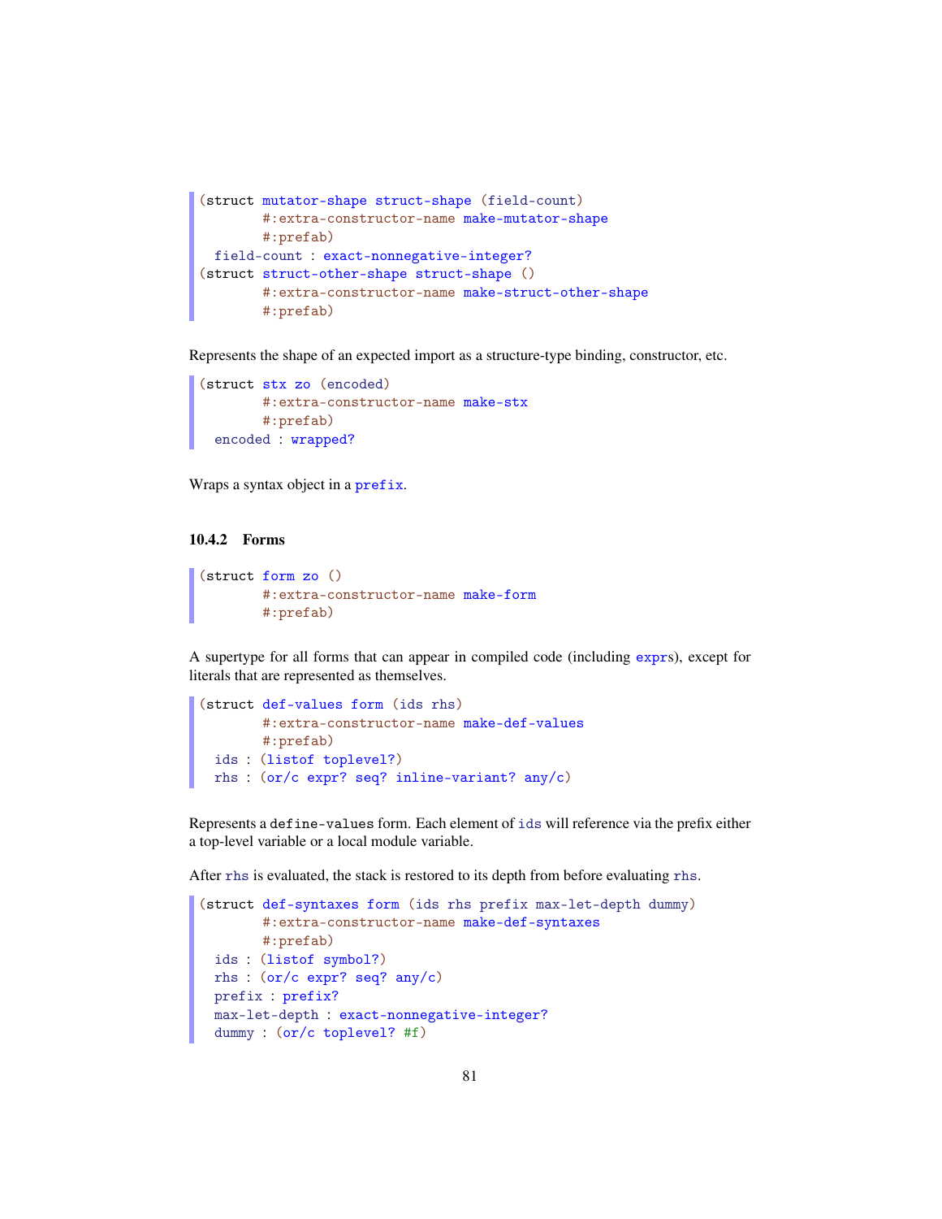```
(struct mutator-shape struct-shape (field-count)
        #:extra-constructor-name make-mutator-shape
        #:prefab)
  field-count : exact-nonnegative-integer?
(struct struct-other-shape struct-shape ()
        #:extra-constructor-name make-struct-other-shape
        #:prefab)
```

Represents the shape of an expected import as a structure-type binding, constructor, etc.

```
(struct stx zo (encoded)
        #:extra-constructor-name make-stx
        #:prefab)
  encoded : wrapped?
```

Wraps a syntax object in a `prefix`.

### 10.4.2 Forms

```
(struct form zo ()
        #:extra-constructor-name make-form
        #:prefab)
```

A supertype for all forms that can appear in compiled code (including `expr`s), except for literals that are represented as themselves.

```
(struct def-values form (ids rhs)
        #:extra-constructor-name make-def-values
        #:prefab)
  ids : (listof toplevel?)
  rhs : (or/c expr? seq? inline-variant? any/c)
```

Represents a `define-values` form. Each element of `ids` will reference via the prefix either a top-level variable or a local module variable.

After `rhs` is evaluated, the stack is restored to its depth from before evaluating `rhs`.

```
(struct def-syntaxes form (ids rhs prefix max-let-depth dummy)
        #:extra-constructor-name make-def-syntaxes
        #:prefab)
  ids : (listof symbol?)
  rhs : (or/c expr? seq? any/c)
  prefix : prefix?
  max-let-depth : exact-nonnegative-integer?
  dummy : (or/c toplevel? #f)
```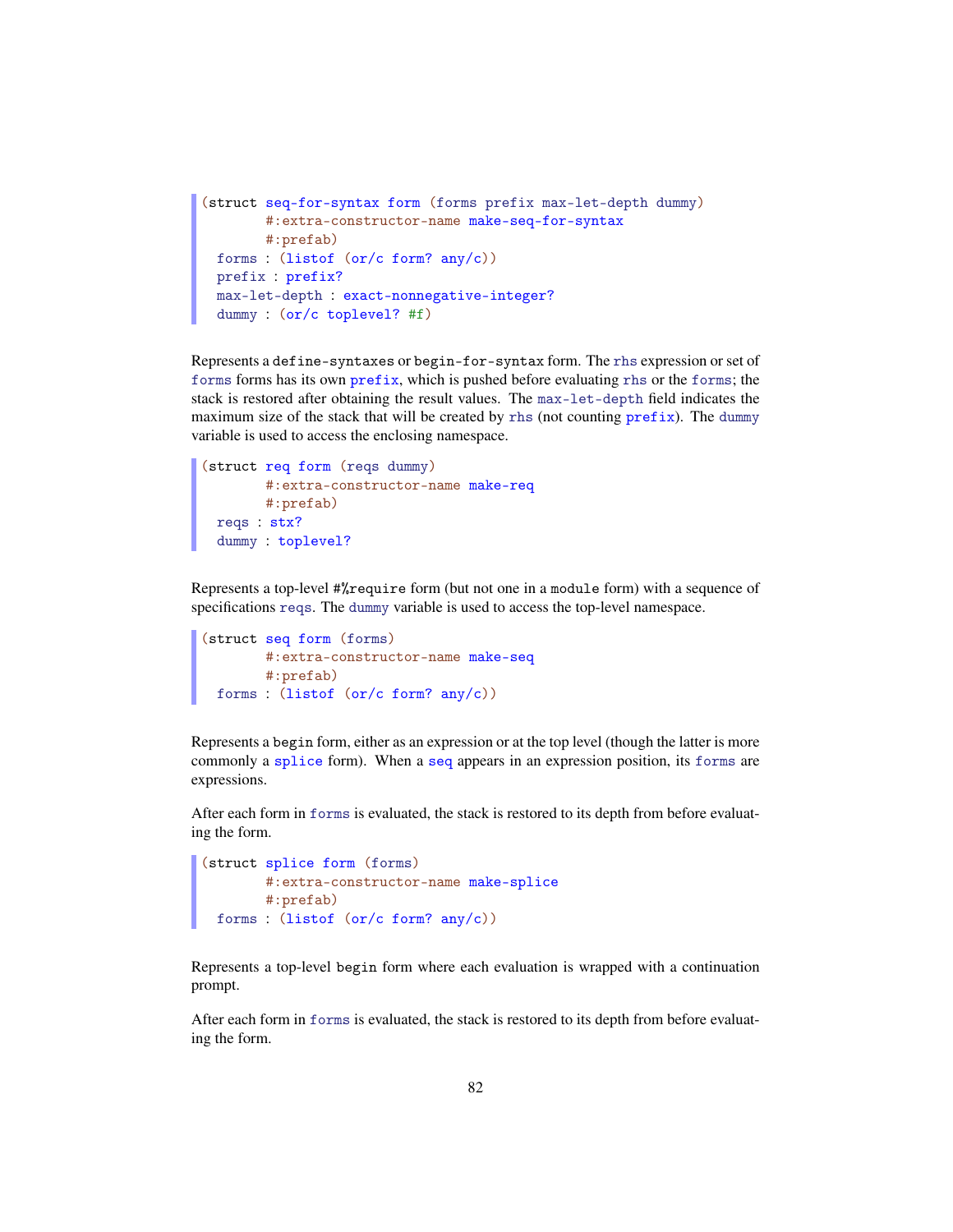```
(struct seq-for-syntax form (forms prefix max-let-depth dummy)
        #:extra-constructor-name make-seq-for-syntax
        #:prefab)
  forms : (listof (or/c form? any/c))
  prefix : prefix?
  max-let-depth : exact-nonnegative-integer?
  dummy : (or/c toplevel? #f)
```

Represents a `define-syntaxes` or `begin-for-syntax` form. The `rhs` expression or set of `forms` forms has its own `prefix`, which is pushed before evaluating `rhs` or the `forms`; the stack is restored after obtaining the result values. The `max-let-depth` field indicates the maximum size of the stack that will be created by `rhs` (not counting `prefix`). The `dummy` variable is used to access the enclosing namespace.

```
(struct req form (reqs dummy)
        #:extra-constructor-name make-req
        #:prefab)
  reqs : stx?
  dummy : toplevel?
```

Represents a top-level `#%require` form (but not one in a `module` form) with a sequence of specifications `reqs`. The `dummy` variable is used to access the top-level namespace.

```
(struct seq form (forms)
        #:extra-constructor-name make-seq
        #:prefab)
  forms : (listof (or/c form? any/c))
```

Represents a `begin` form, either as an expression or at the top level (though the latter is more commonly a `splice` form). When a `seq` appears in an expression position, its `forms` are expressions.

After each form in `forms` is evaluated, the stack is restored to its depth from before evaluating the form.

```
(struct splice form (forms)
        #:extra-constructor-name make-splice
        #:prefab)
  forms : (listof (or/c form? any/c))
```

Represents a top-level `begin` form where each evaluation is wrapped with a continuation prompt.

After each form in `forms` is evaluated, the stack is restored to its depth from before evaluating the form.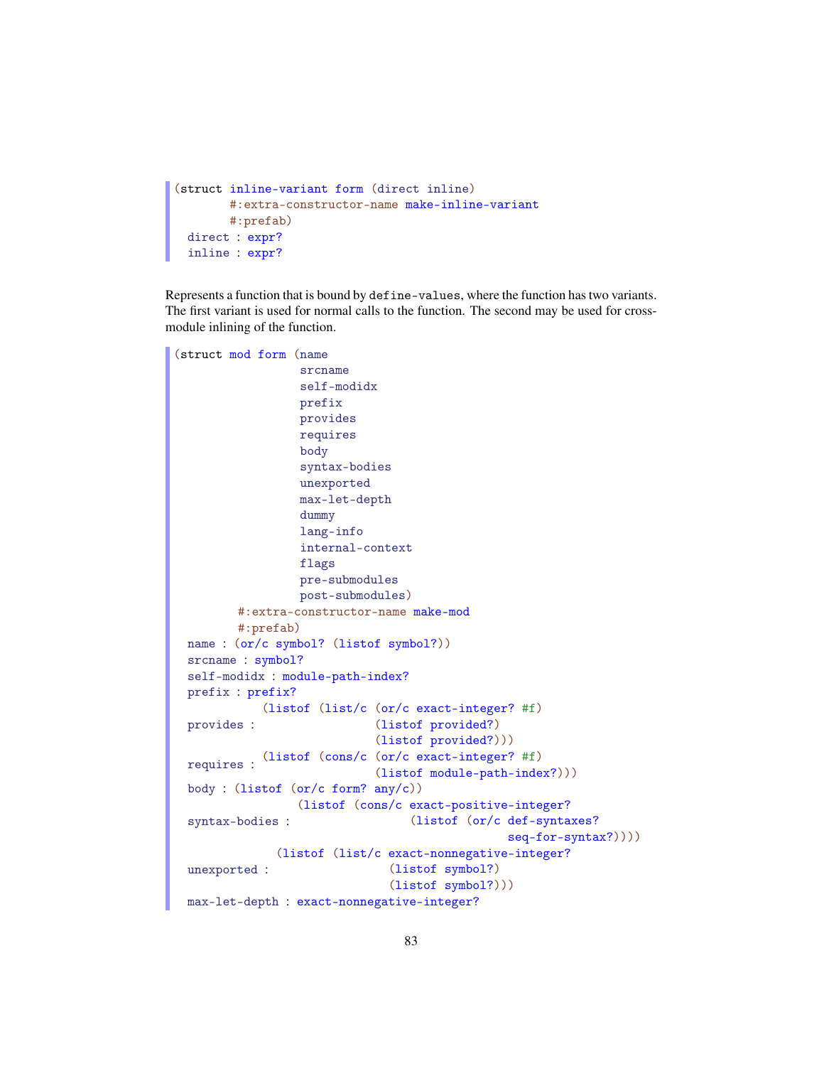```
(struct inline-variant form (direct inline)
        #:extra-constructor-name make-inline-variant
        #:prefab)
  direct : expr?
  inline : expr?
```

Represents a function that is bound by `define-values`, where the function has two variants. The first variant is used for normal calls to the function. The second may be used for cross-module inlining of the function.

```
(struct mod form (name
                  srcname
                  self-modidx
                  prefix
                  provides
                  requires
                  body
                  syntax-bodies
                  unexported
                  max-let-depth
                  dummy
                  lang-info
                  internal-context
                  flags
                  pre-submodules
                  post-submodules)
        #:extra-constructor-name make-mod
        #:prefab)
  name : (or/c symbol? (listof symbol?))
  srcname : symbol?
  self-modidx : module-path-index?
  prefix : prefix?
             (listof (list/c (or/c exact-integer? #f)
  provides :                 (listof provided?)
                             (listof provided?)))
  requires : (listof (cons/c (or/c exact-integer? #f)
                             (listof module-path-index?)))
  body : (listof (or/c form? any/c))
                  (listof (cons/c exact-positive-integer?
  syntax-bodies :                 (listof (or/c def-syntaxes?
                                                seq-for-syntax?))))
               (listof (list/c exact-nonnegative-integer?
  unexported :                 (listof symbol?)
                               (listof symbol?)))
  max-let-depth : exact-nonnegative-integer?
```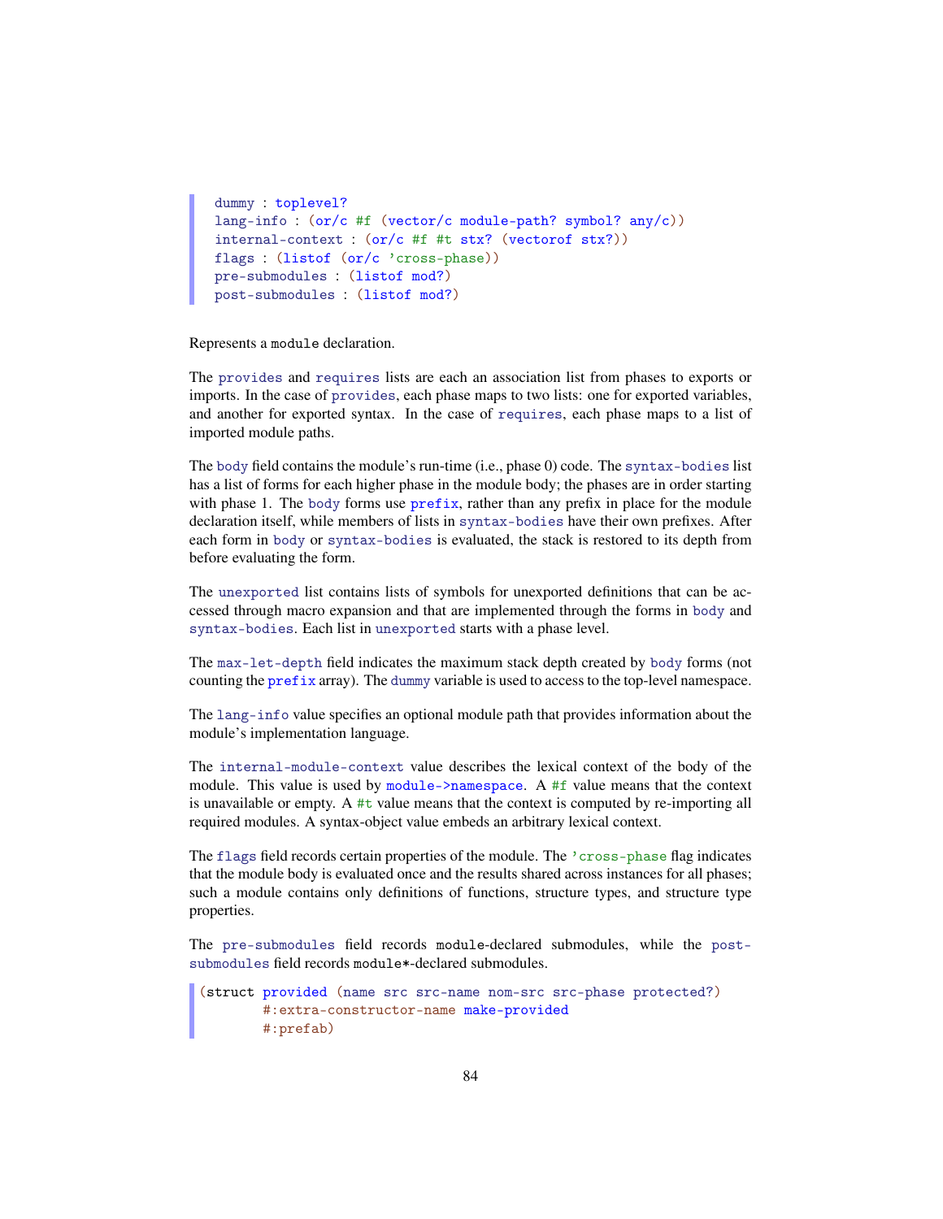```
dummy : toplevel?
lang-info : (or/c #f (vector/c module-path? symbol? any/c))
internal-context : (or/c #f #t stx? (vectorof stx?))
flags : (listof (or/c 'cross-phase))
pre-submodules : (listof mod?)
post-submodules : (listof mod?)
```

Represents a module declaration.

The provides and requires lists are each an association list from phases to exports or imports. In the case of provides, each phase maps to two lists: one for exported variables, and another for exported syntax. In the case of requires, each phase maps to a list of imported module paths.

The body field contains the module's run-time (i.e., phase 0) code. The syntax-bodies list has a list of forms for each higher phase in the module body; the phases are in order starting with phase 1. The body forms use prefix, rather than any prefix in place for the module declaration itself, while members of lists in syntax-bodies have their own prefixes. After each form in body or syntax-bodies is evaluated, the stack is restored to its depth from before evaluating the form.

The unexported list contains lists of symbols for unexported definitions that can be accessed through macro expansion and that are implemented through the forms in body and syntax-bodies. Each list in unexported starts with a phase level.

The max-let-depth field indicates the maximum stack depth created by body forms (not counting the prefix array). The dummy variable is used to access to the top-level namespace.

The lang-info value specifies an optional module path that provides information about the module's implementation language.

The internal-module-context value describes the lexical context of the body of the module. This value is used by module->namespace. A #f value means that the context is unavailable or empty. A #t value means that the context is computed by re-importing all required modules. A syntax-object value embeds an arbitrary lexical context.

The flags field records certain properties of the module. The 'cross-phase flag indicates that the module body is evaluated once and the results shared across instances for all phases; such a module contains only definitions of functions, structure types, and structure type properties.

The pre-submodules field records module-declared submodules, while the post-submodules field records module*-declared submodules.

```
(struct provided (name src src-name nom-src src-phase protected?)
        #:extra-constructor-name make-provided
        #:prefab)
```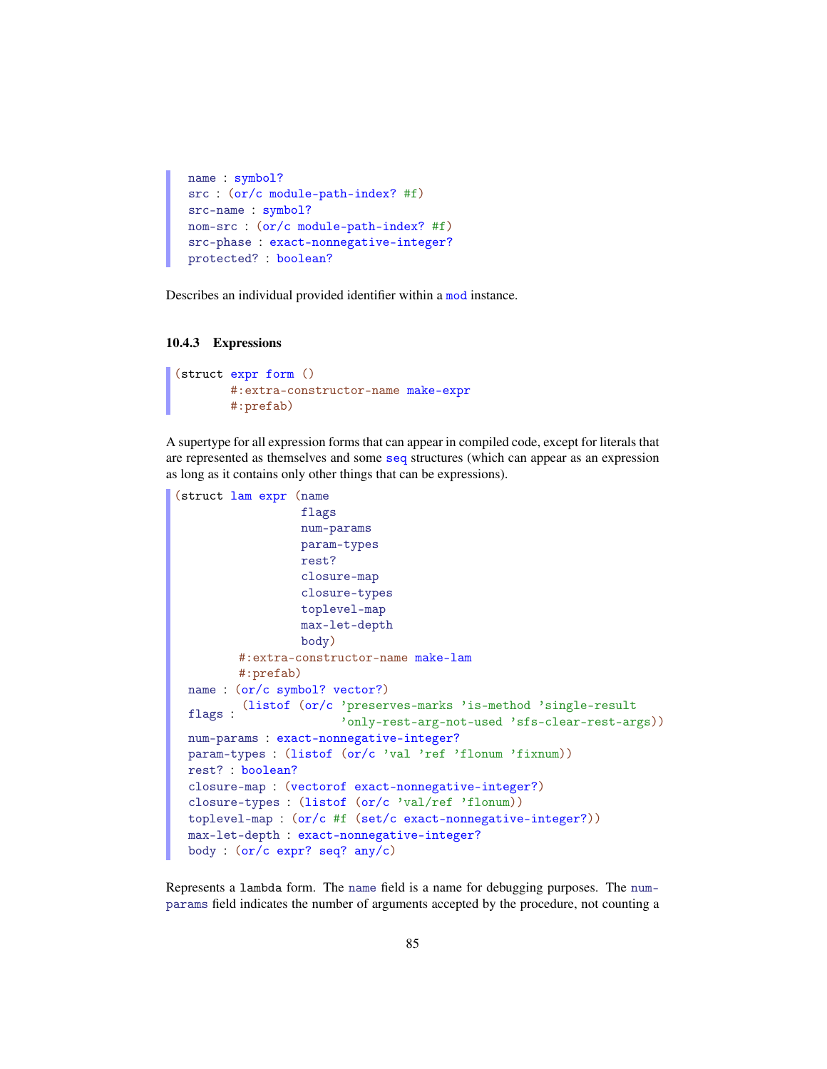```
name : symbol?
src : (or/c module-path-index? #f)
src-name : symbol?
nom-src : (or/c module-path-index? #f)
src-phase : exact-nonnegative-integer?
protected? : boolean?
```

Describes an individual provided identifier within a `mod` instance.

### 10.4.3 Expressions

```
(struct expr form ()
        #:extra-constructor-name make-expr
        #:prefab)
```

A supertype for all expression forms that can appear in compiled code, except for literals that are represented as themselves and some `seq` structures (which can appear as an expression as long as it contains only other things that can be expressions).

```
(struct lam expr (name
                  flags
                  num-params
                  param-types
                  rest?
                  closure-map
                  closure-types
                  toplevel-map
                  max-let-depth
                  body)
         #:extra-constructor-name make-lam
         #:prefab)
  name : (or/c symbol? vector?)
  flags : (listof (or/c 'preserves-marks 'is-method 'single-result
                        'only-rest-arg-not-used 'sfs-clear-rest-args))
  num-params : exact-nonnegative-integer?
  param-types : (listof (or/c 'val 'ref 'flonum 'fixnum))
  rest? : boolean?
  closure-map : (vectorof exact-nonnegative-integer?)
  closure-types : (listof (or/c 'val/ref 'flonum))
  toplevel-map : (or/c #f (set/c exact-nonnegative-integer?))
  max-let-depth : exact-nonnegative-integer?
  body : (or/c expr? seq? any/c)
```

Represents a `lambda` form. The `name` field is a name for debugging purposes. The `num-params` field indicates the number of arguments accepted by the procedure, not counting a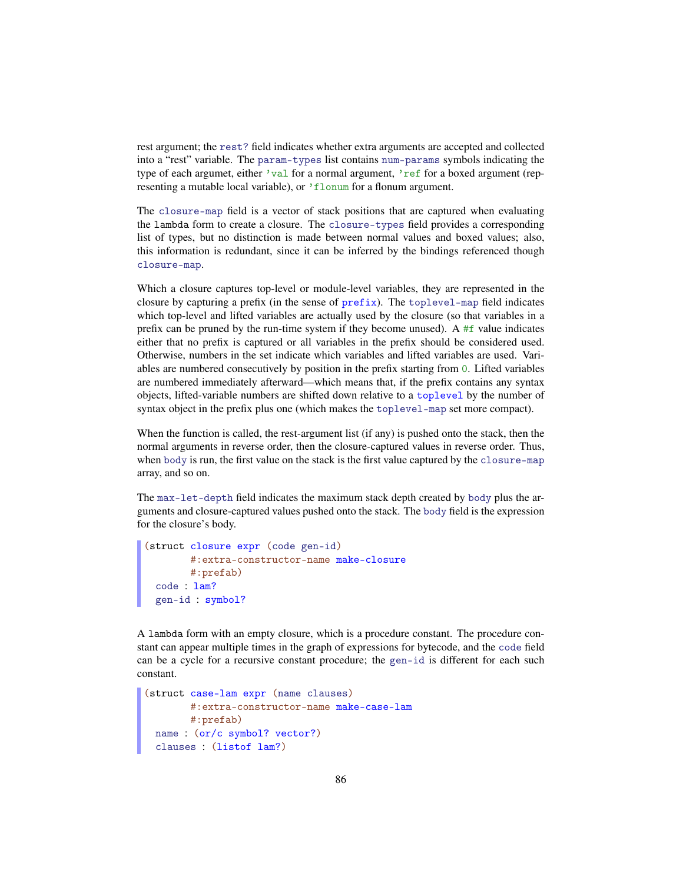rest argument; the `rest?` field indicates whether extra arguments are accepted and collected into a "rest" variable. The `param-types` list contains `num-params` symbols indicating the type of each argumet, either `'val` for a normal argument, `'ref` for a boxed argument (representing a mutable local variable), or `'flonum` for a flonum argument.

The `closure-map` field is a vector of stack positions that are captured when evaluating the `lambda` form to create a closure. The `closure-types` field provides a corresponding list of types, but no distinction is made between normal values and boxed values; also, this information is redundant, since it can be inferred by the bindings referenced though `closure-map`.

Which a closure captures top-level or module-level variables, they are represented in the closure by capturing a prefix (in the sense of `prefix`). The `toplevel-map` field indicates which top-level and lifted variables are actually used by the closure (so that variables in a prefix can be pruned by the run-time system if they become unused). A `#f` value indicates either that no prefix is captured or all variables in the prefix should be considered used. Otherwise, numbers in the set indicate which variables and lifted variables are used. Variables are numbered consecutively by position in the prefix starting from `0`. Lifted variables are numbered immediately afterward—which means that, if the prefix contains any syntax objects, lifted-variable numbers are shifted down relative to a `toplevel` by the number of syntax object in the prefix plus one (which makes the `toplevel-map` set more compact).

When the function is called, the rest-argument list (if any) is pushed onto the stack, then the normal arguments in reverse order, then the closure-captured values in reverse order. Thus, when `body` is run, the first value on the stack is the first value captured by the `closure-map` array, and so on.

The `max-let-depth` field indicates the maximum stack depth created by `body` plus the arguments and closure-captured values pushed onto the stack. The `body` field is the expression for the closure's body.

```
(struct closure expr (code gen-id)
        #:extra-constructor-name make-closure
        #:prefab)
  code : lam?
  gen-id : symbol?
```

A `lambda` form with an empty closure, which is a procedure constant. The procedure constant can appear multiple times in the graph of expressions for bytecode, and the `code` field can be a cycle for a recursive constant procedure; the `gen-id` is different for each such constant.

```
(struct case-lam expr (name clauses)
        #:extra-constructor-name make-case-lam
        #:prefab)
  name : (or/c symbol? vector?)
  clauses : (listof lam?)
```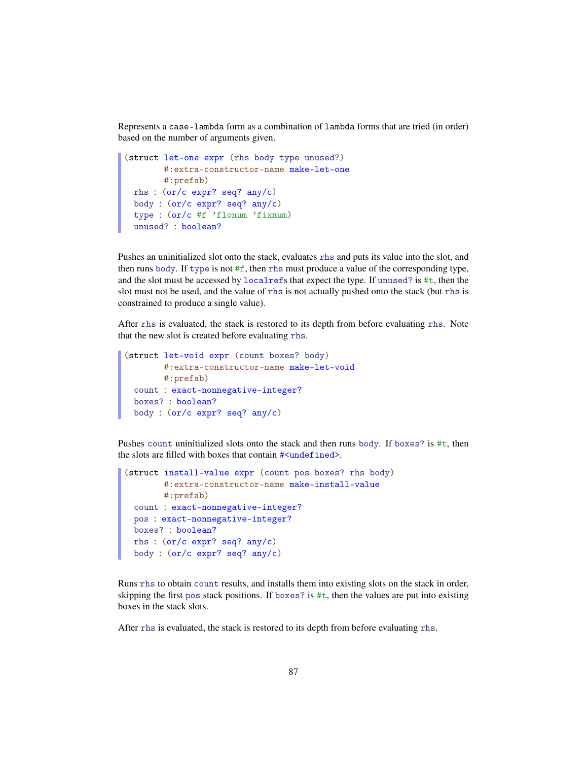Represents a `case-lambda` form as a combination of `lambda` forms that are tried (in order) based on the number of arguments given.

```
(struct let-one expr (rhs body type unused?)
        #:extra-constructor-name make-let-one
        #:prefab)
  rhs : (or/c expr? seq? any/c)
  body : (or/c expr? seq? any/c)
  type : (or/c #f 'flonum 'fixnum)
  unused? : boolean?
```

Pushes an uninitialized slot onto the stack, evaluates `rhs` and puts its value into the slot, and then runs `body`. If `type` is not `#f`, then `rhs` must produce a value of the corresponding type, and the slot must be accessed by `localref`s that expect the type. If `unused?` is `#t`, then the slot must not be used, and the value of `rhs` is not actually pushed onto the stack (but `rhs` is constrained to produce a single value).

After `rhs` is evaluated, the stack is restored to its depth from before evaluating `rhs`. Note that the new slot is created before evaluating `rhs`.

```
(struct let-void expr (count boxes? body)
        #:extra-constructor-name make-let-void
        #:prefab)
  count : exact-nonnegative-integer?
  boxes? : boolean?
  body : (or/c expr? seq? any/c)
```

Pushes `count` uninitialized slots onto the stack and then runs `body`. If `boxes?` is `#t`, then the slots are filled with boxes that contain `#<undefined>`.

```
(struct install-value expr (count pos boxes? rhs body)
        #:extra-constructor-name make-install-value
        #:prefab)
  count : exact-nonnegative-integer?
  pos : exact-nonnegative-integer?
  boxes? : boolean?
  rhs : (or/c expr? seq? any/c)
  body : (or/c expr? seq? any/c)
```

Runs `rhs` to obtain `count` results, and installs them into existing slots on the stack in order, skipping the first `pos` stack positions. If `boxes?` is `#t`, then the values are put into existing boxes in the stack slots.

After `rhs` is evaluated, the stack is restored to its depth from before evaluating `rhs`.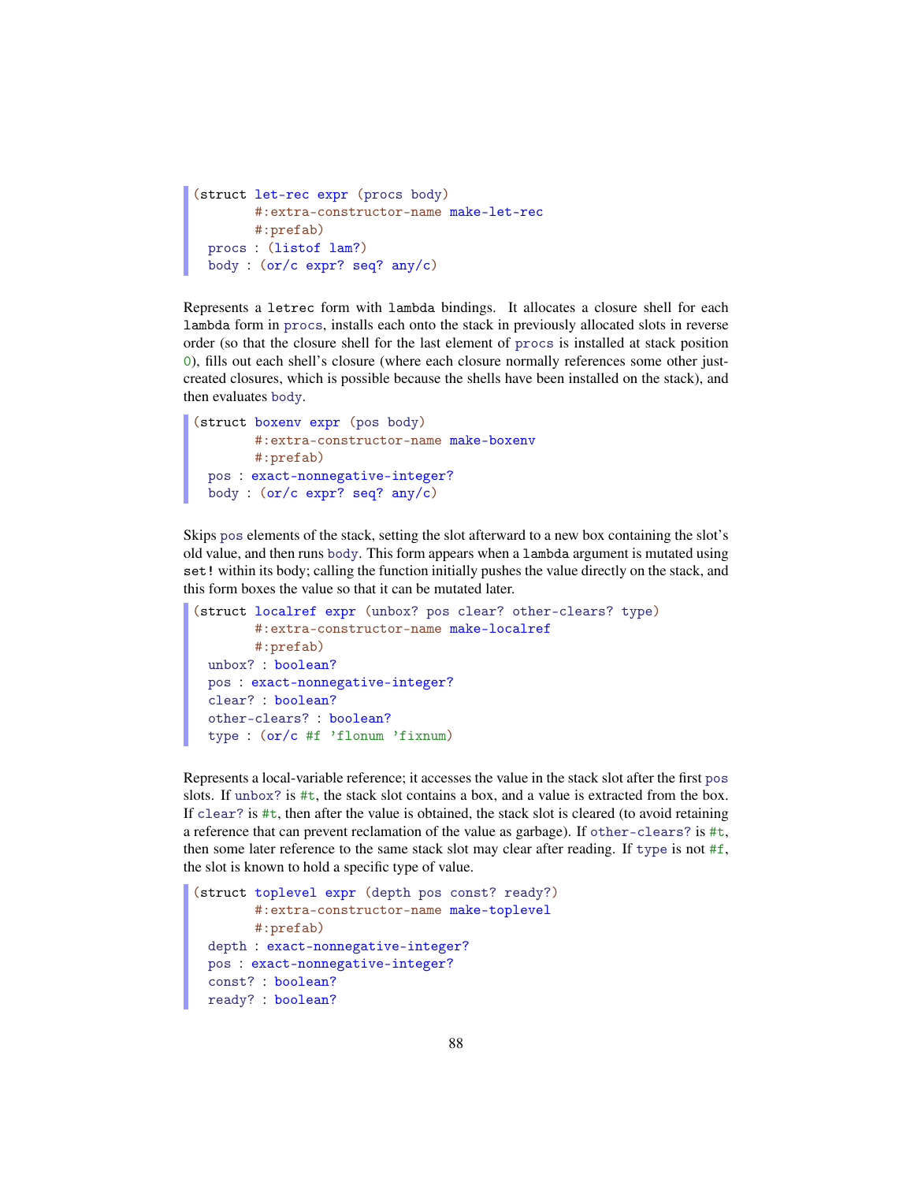```
(struct let-rec expr (procs body)
        #:extra-constructor-name make-let-rec
        #:prefab)
  procs : (listof lam?)
  body : (or/c expr? seq? any/c)
```

Represents a `letrec` form with `lambda` bindings. It allocates a closure shell for each `lambda` form in `procs`, installs each onto the stack in previously allocated slots in reverse order (so that the closure shell for the last element of `procs` is installed at stack position `0`), fills out each shell's closure (where each closure normally references some other just-created closures, which is possible because the shells have been installed on the stack), and then evaluates `body`.

```
(struct boxenv expr (pos body)
        #:extra-constructor-name make-boxenv
        #:prefab)
  pos : exact-nonnegative-integer?
  body : (or/c expr? seq? any/c)
```

Skips `pos` elements of the stack, setting the slot afterward to a new box containing the slot's old value, and then runs `body`. This form appears when a `lambda` argument is mutated using `set!` within its body; calling the function initially pushes the value directly on the stack, and this form boxes the value so that it can be mutated later.

```
(struct localref expr (unbox? pos clear? other-clears? type)
        #:extra-constructor-name make-localref
        #:prefab)
  unbox? : boolean?
  pos : exact-nonnegative-integer?
  clear? : boolean?
  other-clears? : boolean?
  type : (or/c #f 'flonum 'fixnum)
```

Represents a local-variable reference; it accesses the value in the stack slot after the first `pos` slots. If `unbox?` is `#t`, the stack slot contains a box, and a value is extracted from the box. If `clear?` is `#t`, then after the value is obtained, the stack slot is cleared (to avoid retaining a reference that can prevent reclamation of the value as garbage). If `other-clears?` is `#t`, then some later reference to the same stack slot may clear after reading. If `type` is not `#f`, the slot is known to hold a specific type of value.

```
(struct toplevel expr (depth pos const? ready?)
        #:extra-constructor-name make-toplevel
        #:prefab)
  depth : exact-nonnegative-integer?
  pos : exact-nonnegative-integer?
  const? : boolean?
  ready? : boolean?
```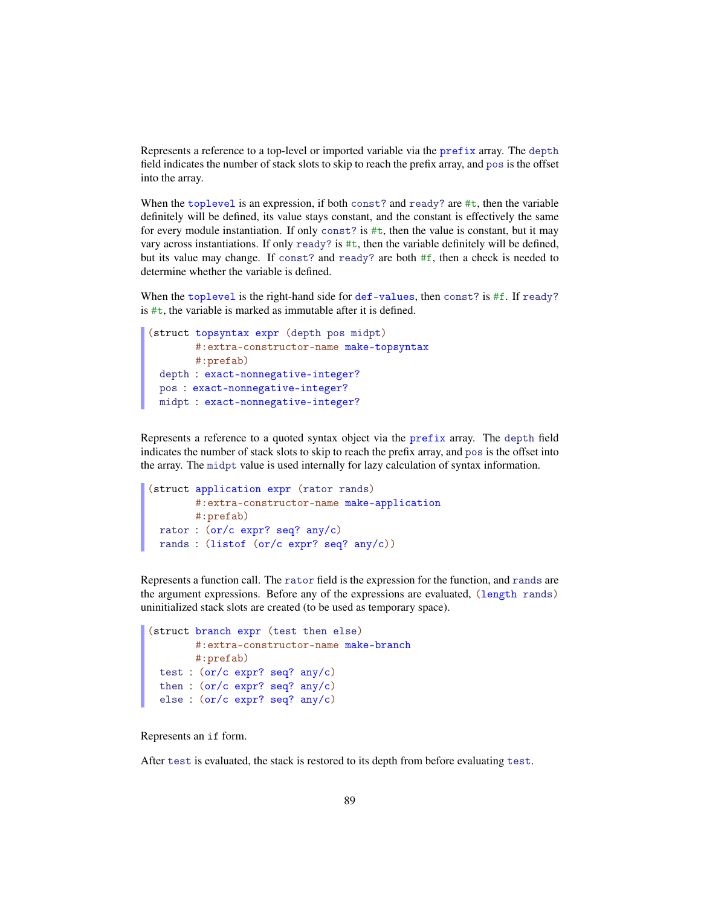Represents a reference to a top-level or imported variable via the `prefix` array. The `depth` field indicates the number of stack slots to skip to reach the prefix array, and `pos` is the offset into the array.

When the `toplevel` is an expression, if both `const?` and `ready?` are `#t`, then the variable definitely will be defined, its value stays constant, and the constant is effectively the same for every module instantiation. If only `const?` is `#t`, then the value is constant, but it may vary across instantiations. If only `ready?` is `#t`, then the variable definitely will be defined, but its value may change. If `const?` and `ready?` are both `#f`, then a check is needed to determine whether the variable is defined.

When the `toplevel` is the right-hand side for `def-values`, then `const?` is `#f`. If `ready?` is `#t`, the variable is marked as immutable after it is defined.

```
(struct topsyntax expr (depth pos midpt)
        #:extra-constructor-name make-topsyntax
        #:prefab)
  depth : exact-nonnegative-integer?
  pos : exact-nonnegative-integer?
  midpt : exact-nonnegative-integer?
```

Represents a reference to a quoted syntax object via the `prefix` array. The `depth` field indicates the number of stack slots to skip to reach the prefix array, and `pos` is the offset into the array. The `midpt` value is used internally for lazy calculation of syntax information.

```
(struct application expr (rator rands)
        #:extra-constructor-name make-application
        #:prefab)
  rator : (or/c expr? seq? any/c)
  rands : (listof (or/c expr? seq? any/c))
```

Represents a function call. The `rator` field is the expression for the function, and `rands` are the argument expressions. Before any of the expressions are evaluated, `(length rands)` uninitialized stack slots are created (to be used as temporary space).

```
(struct branch expr (test then else)
        #:extra-constructor-name make-branch
        #:prefab)
  test : (or/c expr? seq? any/c)
  then : (or/c expr? seq? any/c)
  else : (or/c expr? seq? any/c)
```

Represents an `if` form.

After `test` is evaluated, the stack is restored to its depth from before evaluating `test`.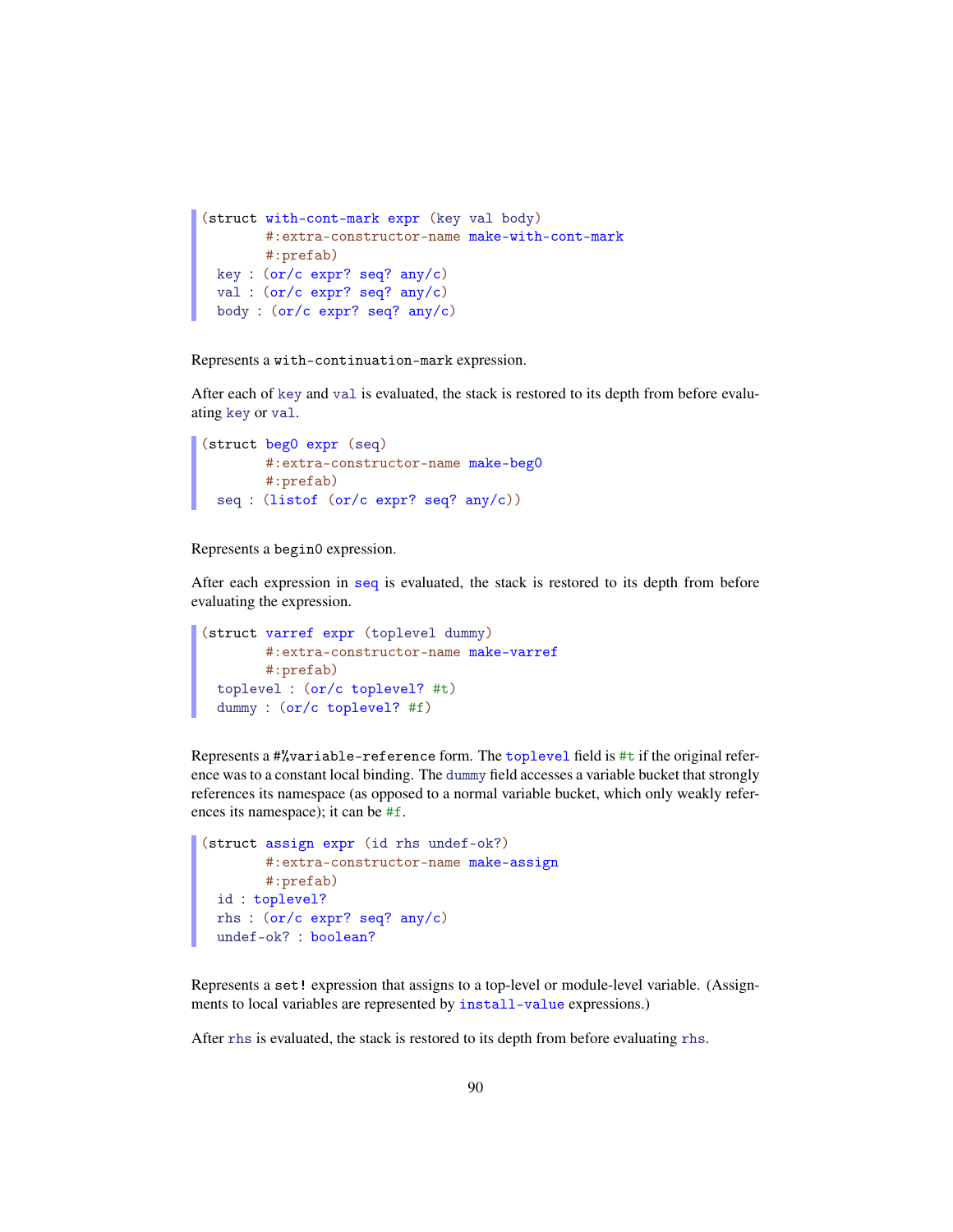```
(struct with-cont-mark expr (key val body)
        #:extra-constructor-name make-with-cont-mark
        #:prefab)
  key : (or/c expr? seq? any/c)
  val : (or/c expr? seq? any/c)
  body : (or/c expr? seq? any/c)
```

Represents a `with-continuation-mark` expression.

After each of `key` and `val` is evaluated, the stack is restored to its depth from before evaluating `key` or `val`.

```
(struct beg0 expr (seq)
        #:extra-constructor-name make-beg0
        #:prefab)
  seq : (listof (or/c expr? seq? any/c))
```

Represents a `begin0` expression.

After each expression in `seq` is evaluated, the stack is restored to its depth from before evaluating the expression.

```
(struct varref expr (toplevel dummy)
        #:extra-constructor-name make-varref
        #:prefab)
  toplevel : (or/c toplevel? #t)
  dummy : (or/c toplevel? #f)
```

Represents a `#%variable-reference` form. The `toplevel` field is `#t` if the original reference was to a constant local binding. The `dummy` field accesses a variable bucket that strongly references its namespace (as opposed to a normal variable bucket, which only weakly references its namespace); it can be `#f`.

```
(struct assign expr (id rhs undef-ok?)
        #:extra-constructor-name make-assign
        #:prefab)
  id : toplevel?
  rhs : (or/c expr? seq? any/c)
  undef-ok? : boolean?
```

Represents a `set!` expression that assigns to a top-level or module-level variable. (Assignments to local variables are represented by `install-value` expressions.)

After `rhs` is evaluated, the stack is restored to its depth from before evaluating `rhs`.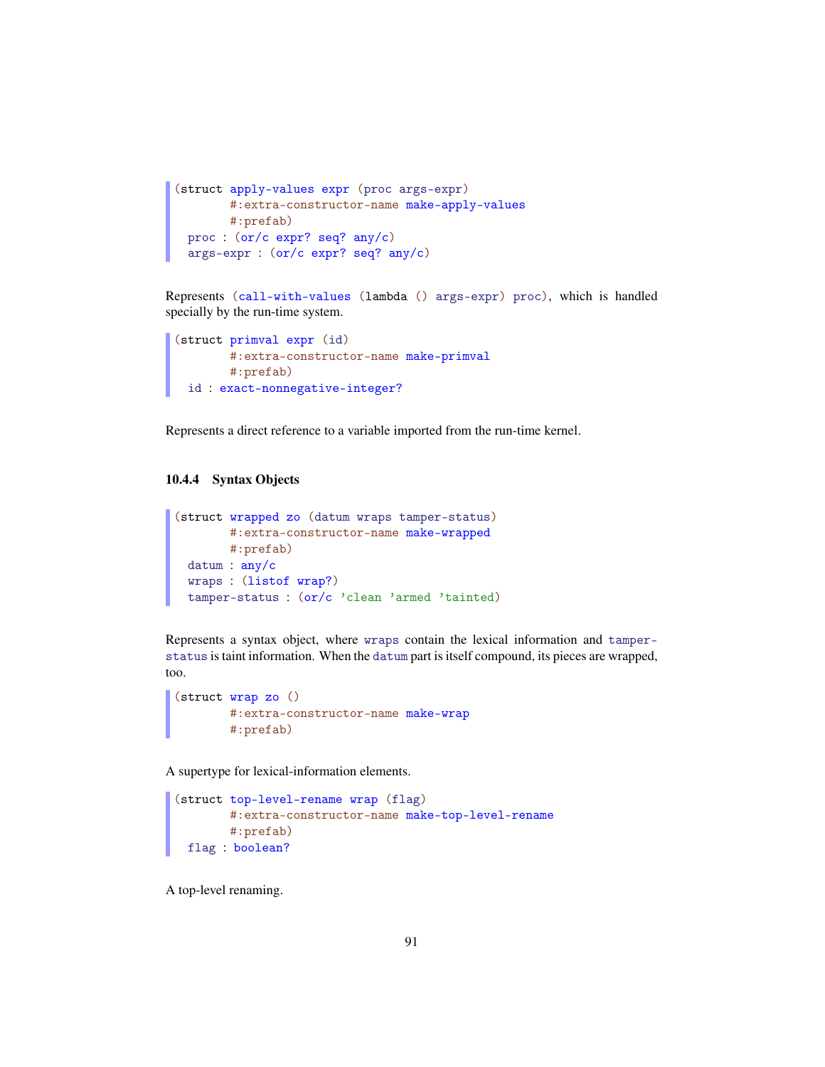```
(struct apply-values expr (proc args-expr)
        #:extra-constructor-name make-apply-values
        #:prefab)
  proc : (or/c expr? seq? any/c)
  args-expr : (or/c expr? seq? any/c)
```

Represents `(call-with-values (lambda () args-expr) proc)`, which is handled specially by the run-time system.

```
(struct primval expr (id)
        #:extra-constructor-name make-primval
        #:prefab)
  id : exact-nonnegative-integer?
```

Represents a direct reference to a variable imported from the run-time kernel.

### 10.4.4 Syntax Objects

```
(struct wrapped zo (datum wraps tamper-status)
        #:extra-constructor-name make-wrapped
        #:prefab)
  datum : any/c
  wraps : (listof wrap?)
  tamper-status : (or/c 'clean 'armed 'tainted)
```

Represents a syntax object, where `wraps` contain the lexical information and `tamper-status` is taint information. When the `datum` part is itself compound, its pieces are wrapped, too.

```
(struct wrap zo ()
        #:extra-constructor-name make-wrap
        #:prefab)
```

A supertype for lexical-information elements.

```
(struct top-level-rename wrap (flag)
        #:extra-constructor-name make-top-level-rename
        #:prefab)
  flag : boolean?
```

A top-level renaming.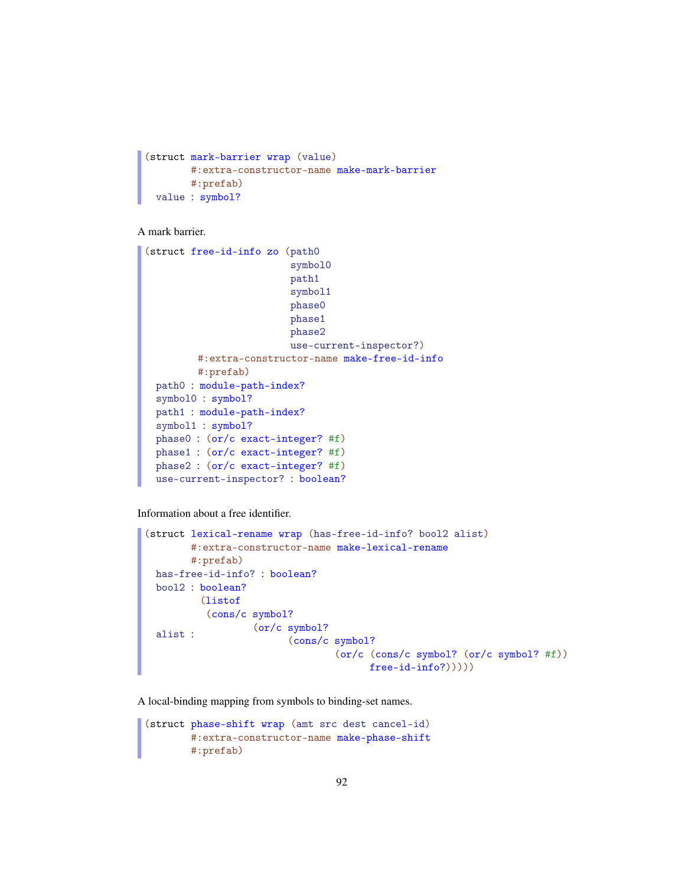```
(struct mark-barrier wrap (value)
        #:extra-constructor-name make-mark-barrier
        #:prefab)
  value : symbol?
```

A mark barrier.

```
(struct free-id-info zo (path0
                         symbol0
                         path1
                         symbol1
                         phase0
                         phase1
                         phase2
                         use-current-inspector?)
         #:extra-constructor-name make-free-id-info
         #:prefab)
  path0 : module-path-index?
  symbol0 : symbol?
  path1 : module-path-index?
  symbol1 : symbol?
  phase0 : (or/c exact-integer? #f)
  phase1 : (or/c exact-integer? #f)
  phase2 : (or/c exact-integer? #f)
  use-current-inspector? : boolean?
```

Information about a free identifier.

```
(struct lexical-rename wrap (has-free-id-info? bool2 alist)
        #:extra-constructor-name make-lexical-rename
        #:prefab)
  has-free-id-info? : boolean?
  bool2 : boolean?
          (listof
           (cons/c symbol?
                   (or/c symbol?
  alist :                (cons/c symbol?
                                 (or/c (cons/c symbol? (or/c symbol? #f))
                                       free-id-info?)))))
```

A local-binding mapping from symbols to binding-set names.

```
(struct phase-shift wrap (amt src dest cancel-id)
        #:extra-constructor-name make-phase-shift
        #:prefab)
```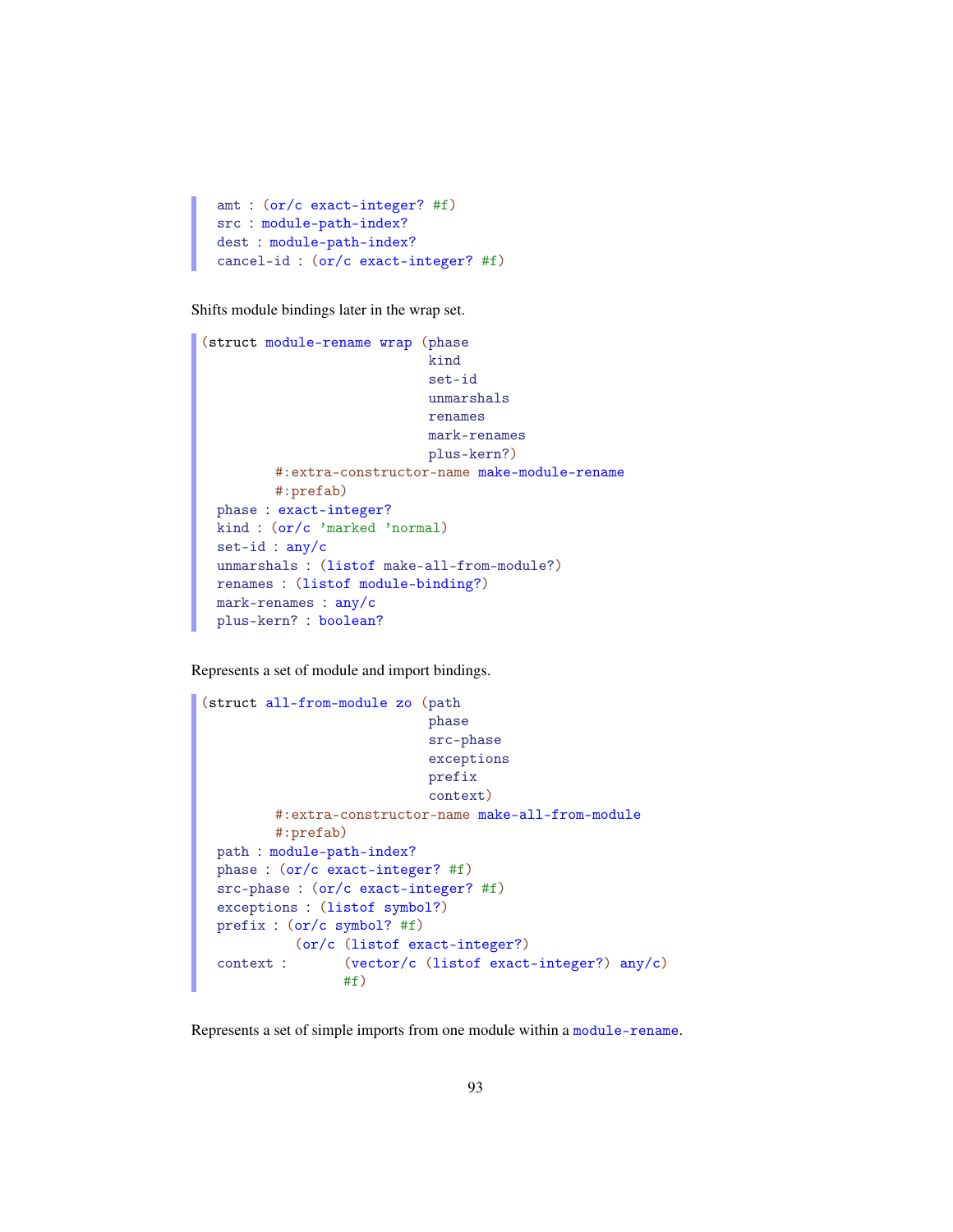```
  amt : (or/c exact-integer? #f)
  src : module-path-index?
  dest : module-path-index?
  cancel-id : (or/c exact-integer? #f)
```

Shifts module bindings later in the wrap set.

```
(struct module-rename wrap (phase
                            kind
                            set-id
                            unmarshals
                            renames
                            mark-renames
                            plus-kern?)
        #:extra-constructor-name make-module-rename
        #:prefab)
  phase : exact-integer?
  kind : (or/c 'marked 'normal)
  set-id : any/c
  unmarshals : (listof make-all-from-module?)
  renames : (listof module-binding?)
  mark-renames : any/c
  plus-kern? : boolean?
```

Represents a set of module and import bindings.

```
(struct all-from-module zo (path
                            phase
                            src-phase
                            exceptions
                            prefix
                            context)
        #:extra-constructor-name make-all-from-module
        #:prefab)
  path : module-path-index?
  phase : (or/c exact-integer? #f)
  src-phase : (or/c exact-integer? #f)
  exceptions : (listof symbol?)
  prefix : (or/c symbol? #f)
           (or/c (listof exact-integer?)
  context :       (vector/c (listof exact-integer?) any/c)
                  #f)
```

Represents a set of simple imports from one module within a `module-rename`.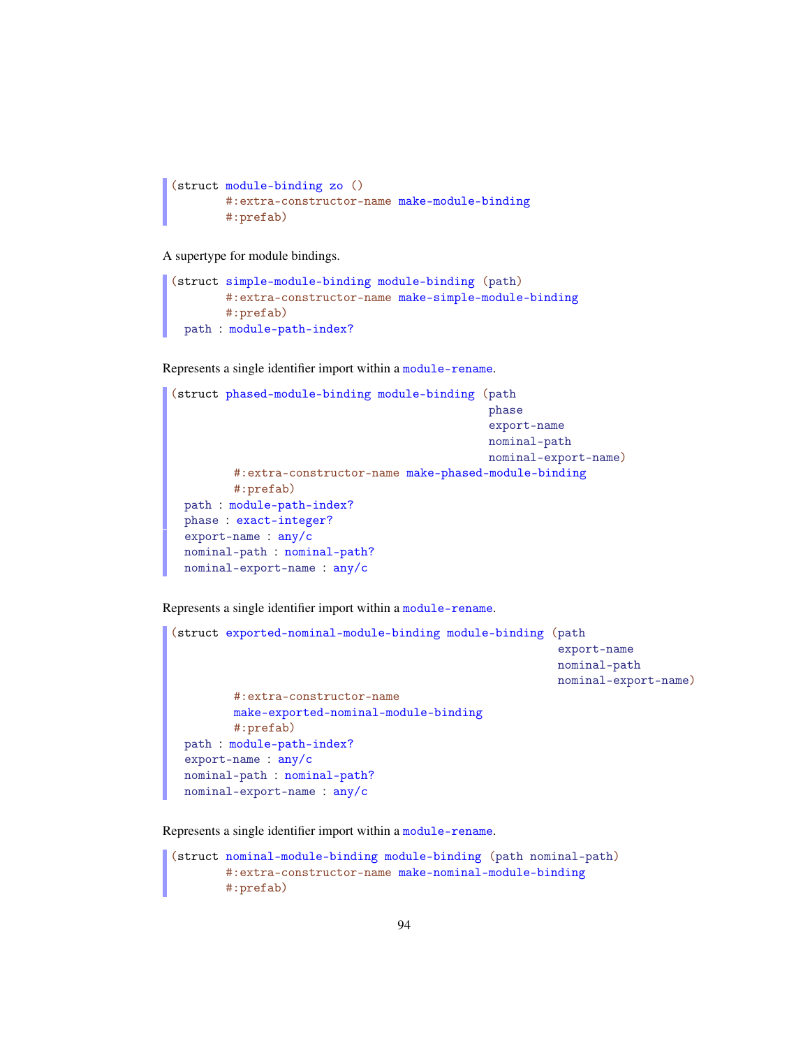```
(struct module-binding zo ()
        #:extra-constructor-name make-module-binding
        #:prefab)
```

A supertype for module bindings.

```
(struct simple-module-binding module-binding (path)
        #:extra-constructor-name make-simple-module-binding
        #:prefab)
  path : module-path-index?
```

Represents a single identifier import within a `module-rename`.

```
(struct phased-module-binding module-binding (path
                                              phase
                                              export-name
                                              nominal-path
                                              nominal-export-name)
         #:extra-constructor-name make-phased-module-binding
         #:prefab)
  path : module-path-index?
  phase : exact-integer?
  export-name : any/c
  nominal-path : nominal-path?
  nominal-export-name : any/c
```

Represents a single identifier import within a `module-rename`.

```
(struct exported-nominal-module-binding module-binding (path
                                                        export-name
                                                        nominal-path
                                                        nominal-export-name)
         #:extra-constructor-name
         make-exported-nominal-module-binding
         #:prefab)
  path : module-path-index?
  export-name : any/c
  nominal-path : nominal-path?
  nominal-export-name : any/c
```

Represents a single identifier import within a `module-rename`.

```
(struct nominal-module-binding module-binding (path nominal-path)
        #:extra-constructor-name make-nominal-module-binding
        #:prefab)
```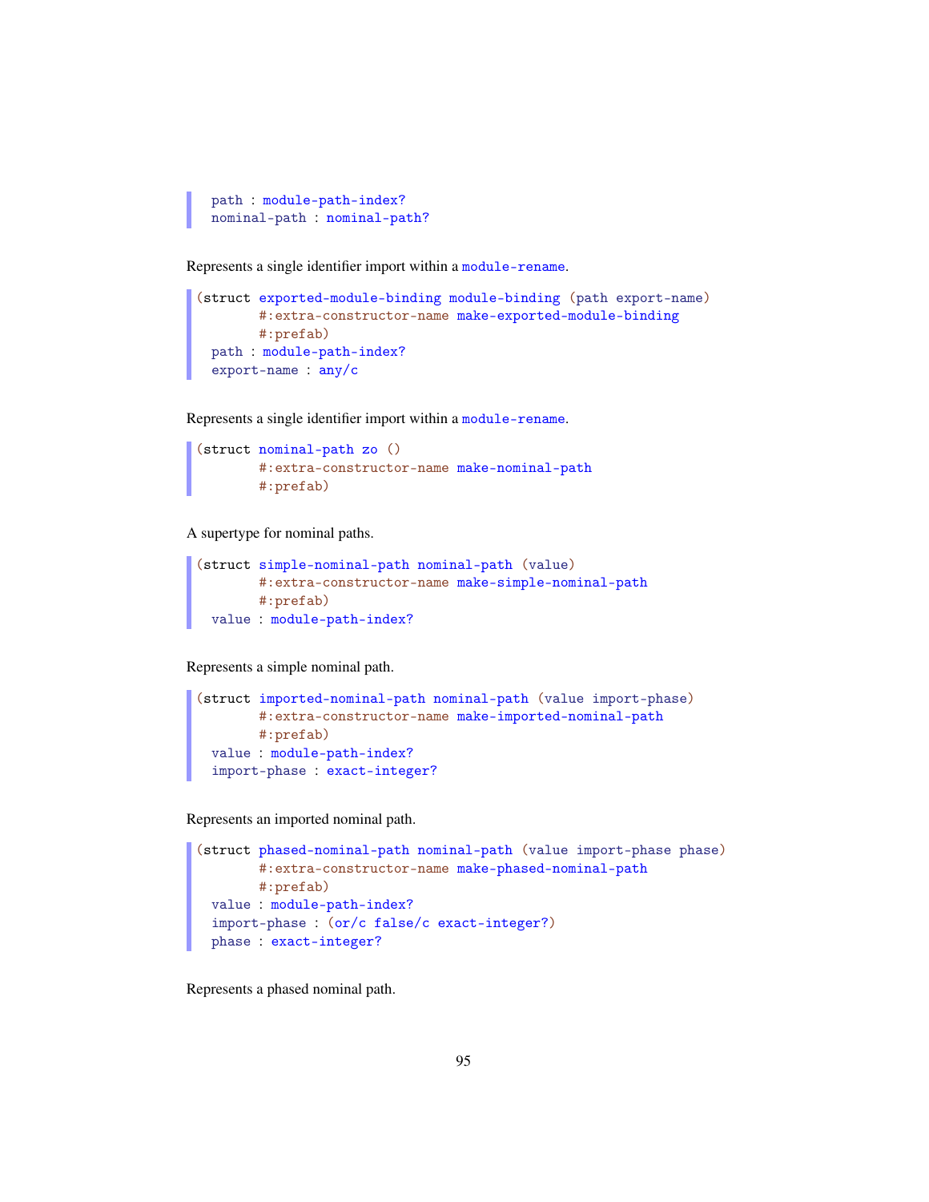```
  path : module-path-index?
  nominal-path : nominal-path?
```

Represents a single identifier import within a `module-rename`.

```
(struct exported-module-binding module-binding (path export-name)
        #:extra-constructor-name make-exported-module-binding
        #:prefab)
  path : module-path-index?
  export-name : any/c
```

Represents a single identifier import within a `module-rename`.

```
(struct nominal-path zo ()
        #:extra-constructor-name make-nominal-path
        #:prefab)
```

A supertype for nominal paths.

```
(struct simple-nominal-path nominal-path (value)
        #:extra-constructor-name make-simple-nominal-path
        #:prefab)
  value : module-path-index?
```

Represents a simple nominal path.

```
(struct imported-nominal-path nominal-path (value import-phase)
        #:extra-constructor-name make-imported-nominal-path
        #:prefab)
  value : module-path-index?
  import-phase : exact-integer?
```

Represents an imported nominal path.

```
(struct phased-nominal-path nominal-path (value import-phase phase)
        #:extra-constructor-name make-phased-nominal-path
        #:prefab)
  value : module-path-index?
  import-phase : (or/c false/c exact-integer?)
  phase : exact-integer?
```

Represents a phased nominal path.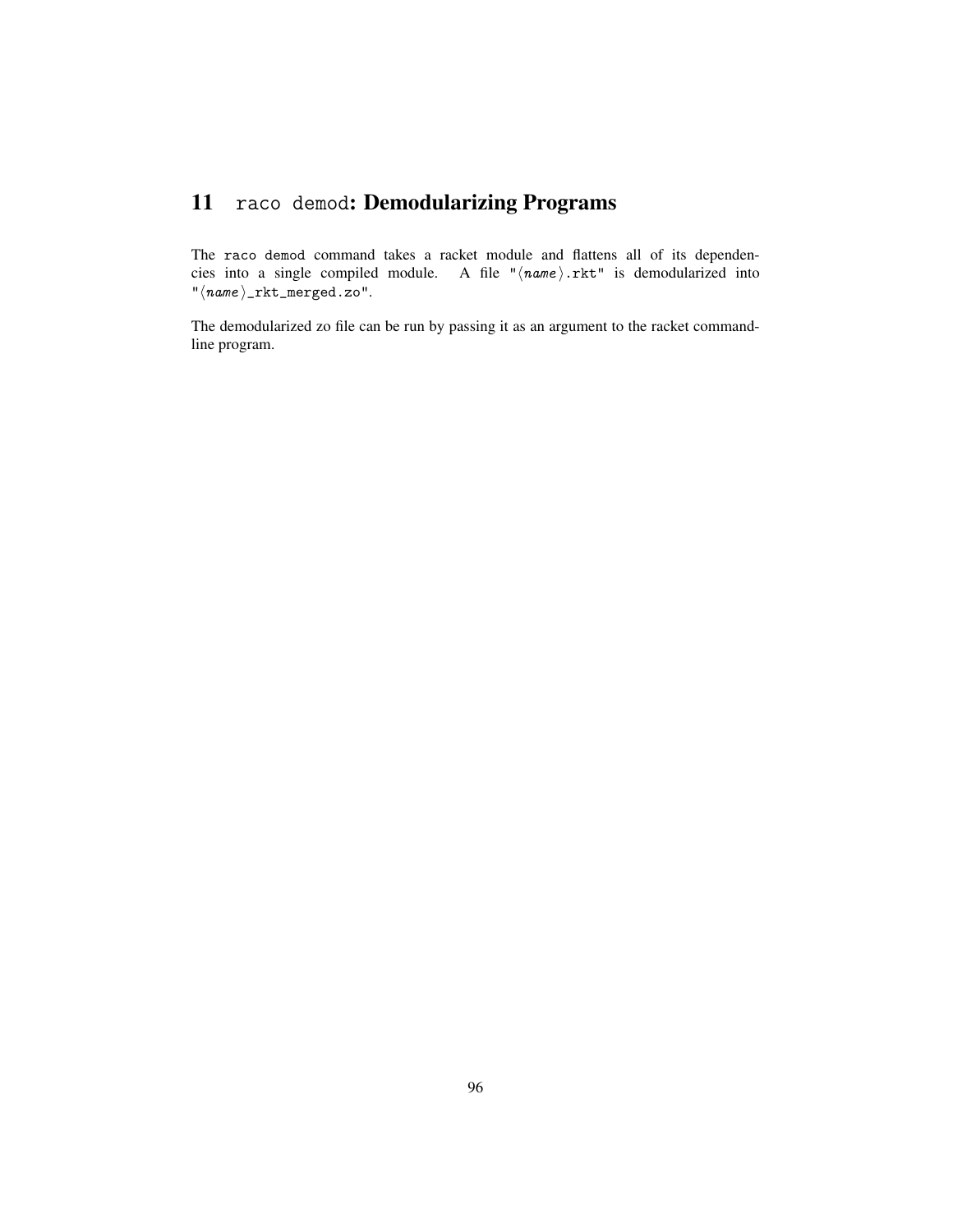# 11 `raco demod`: Demodularizing Programs

The `raco demod` command takes a racket module and flattens all of its dependencies into a single compiled module. A file "⟨*name*⟩.rkt" is demodularized into "⟨*name*⟩_rkt_merged.zo".

The demodularized zo file can be run by passing it as an argument to the racket command-line program.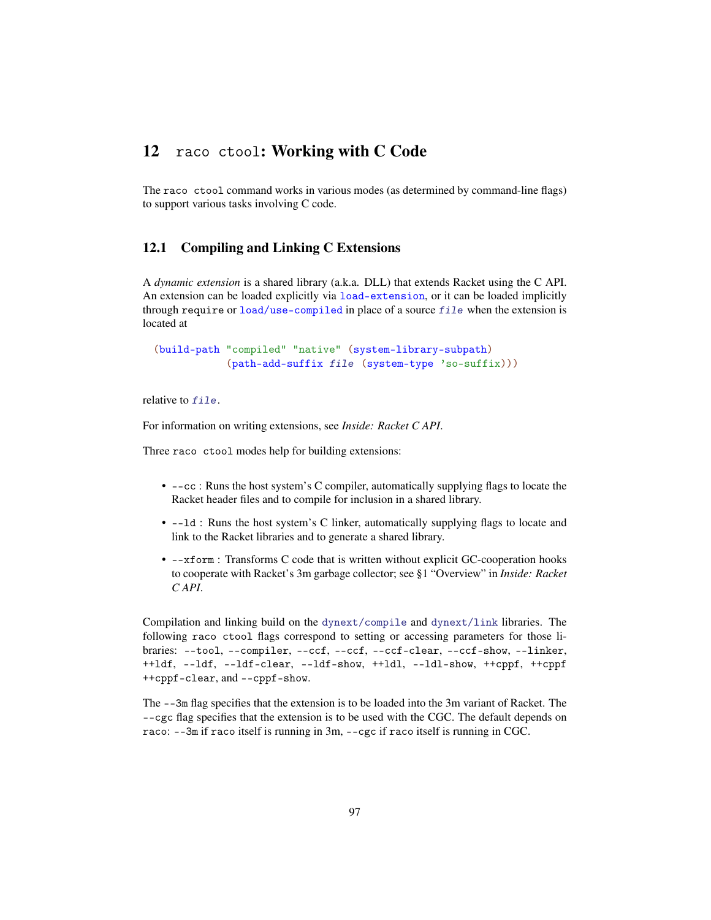# 12 `raco ctool`: Working with C Code

The `raco ctool` command works in various modes (as determined by command-line flags) to support various tasks involving C code.

## 12.1 Compiling and Linking C Extensions

A *dynamic extension* is a shared library (a.k.a. DLL) that extends Racket using the C API. An extension can be loaded explicitly via `load-extension`, or it can be loaded implicitly through `require` or `load/use-compiled` in place of a source *file* when the extension is located at

```
(build-path "compiled" "native" (system-library-subpath)
            (path-add-suffix file (system-type 'so-suffix)))
```

relative to *file*.

For information on writing extensions, see *Inside: Racket C API*.

Three `raco ctool` modes help for building extensions:

- `--cc` : Runs the host system's C compiler, automatically supplying flags to locate the Racket header files and to compile for inclusion in a shared library.
- `--ld` : Runs the host system's C linker, automatically supplying flags to locate and link to the Racket libraries and to generate a shared library.
- `--xform` : Transforms C code that is written without explicit GC-cooperation hooks to cooperate with Racket's 3m garbage collector; see §1 "Overview" in *Inside: Racket C API*.

Compilation and linking build on the `dynext/compile` and `dynext/link` libraries. The following `raco ctool` flags correspond to setting or accessing parameters for those libraries: `--tool`, `--compiler`, `--ccf`, `--ccf`, `--ccf-clear`, `--ccf-show`, `--linker`, `++ldf`, `--ldf`, `--ldf-clear`, `--ldf-show`, `++ldl`, `--ldl-show`, `++cppf`, `++cppf` `++cppf-clear`, and `--cppf-show`.

The `--3m` flag specifies that the extension is to be loaded into the 3m variant of Racket. The `--cgc` flag specifies that the extension is to be used with the CGC. The default depends on `raco`: `--3m` if `raco` itself is running in 3m, `--cgc` if `raco` itself is running in CGC.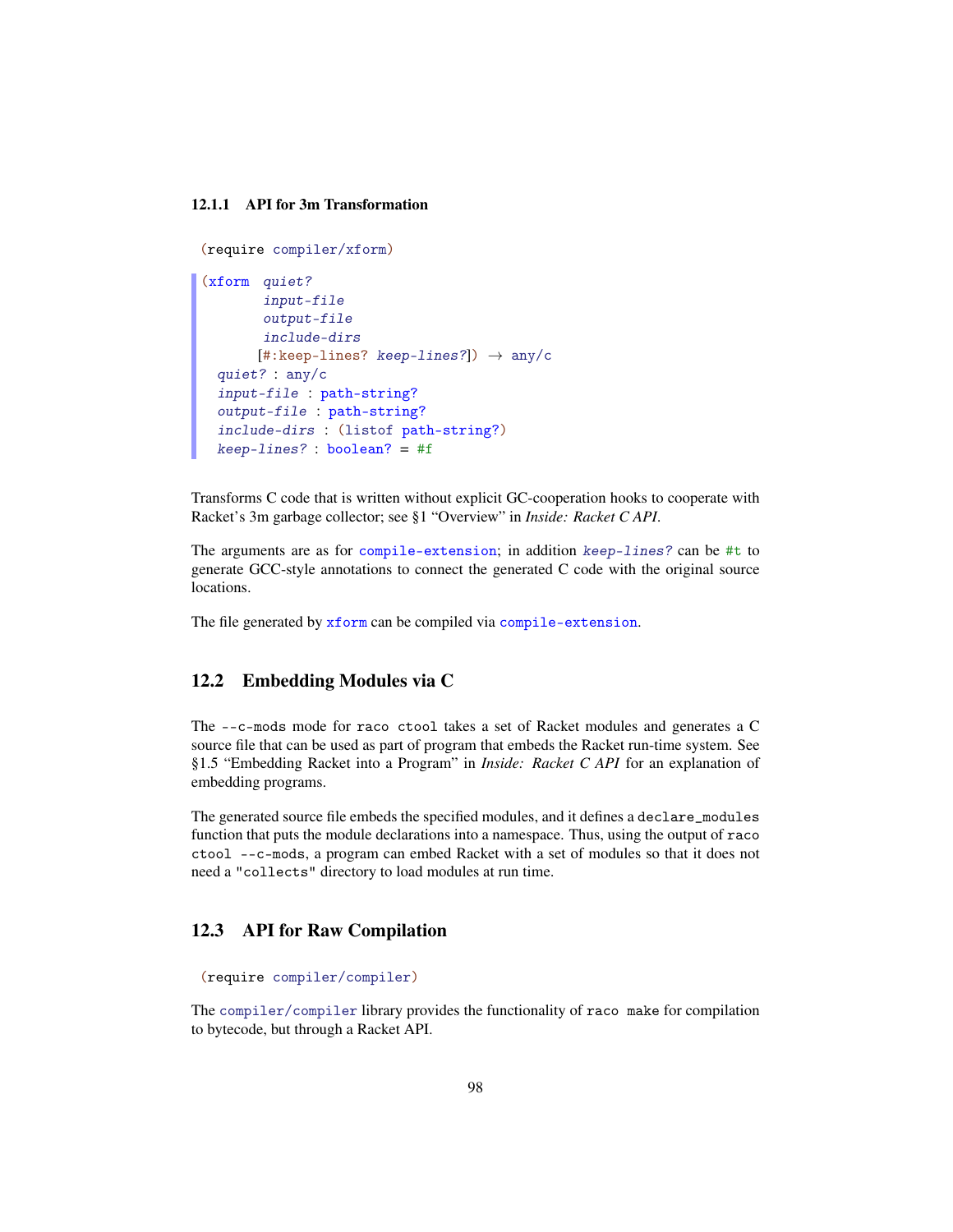### 12.1.1 API for 3m Transformation

```
(require compiler/xform)
```

```
(xform  quiet?
        input-file
        output-file
        include-dirs
       [#:keep-lines? keep-lines?]) → any/c
  quiet? : any/c
  input-file : path-string?
  output-file : path-string?
  include-dirs : (listof path-string?)
  keep-lines? : boolean? = #f
```

Transforms C code that is written without explicit GC-cooperation hooks to cooperate with Racket's 3m garbage collector; see §1 "Overview" in *Inside: Racket C API*.

The arguments are as for `compile-extension`; in addition `keep-lines?` can be `#t` to generate GCC-style annotations to connect the generated C code with the original source locations.

The file generated by `xform` can be compiled via `compile-extension`.

## 12.2 Embedding Modules via C

The `--c-mods` mode for `raco ctool` takes a set of Racket modules and generates a C source file that can be used as part of program that embeds the Racket run-time system. See §1.5 "Embedding Racket into a Program" in *Inside: Racket C API* for an explanation of embedding programs.

The generated source file embeds the specified modules, and it defines a `declare_modules` function that puts the module declarations into a namespace. Thus, using the output of `raco ctool --c-mods`, a program can embed Racket with a set of modules so that it does not need a `"collects"` directory to load modules at run time.

## 12.3 API for Raw Compilation

```
(require compiler/compiler)
```

The `compiler/compiler` library provides the functionality of `raco make` for compilation to bytecode, but through a Racket API.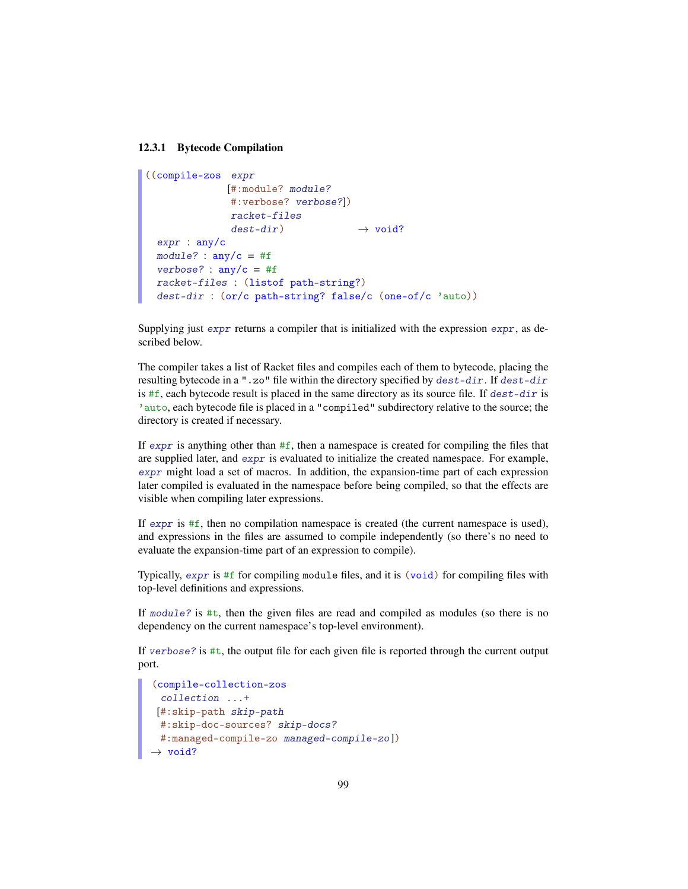### 12.3.1 Bytecode Compilation

```
((compile-zos  expr
              [#:module? module?
               #:verbose? verbose?])
               racket-files
               dest-dir)             → void?
  expr : any/c
  module? : any/c = #f
  verbose? : any/c = #f
  racket-files : (listof path-string?)
  dest-dir : (or/c path-string? false/c (one-of/c 'auto))
```

Supplying just *expr* returns a compiler that is initialized with the expression *expr*, as described below.

The compiler takes a list of Racket files and compiles each of them to bytecode, placing the resulting bytecode in a ".zo" file within the directory specified by *dest-dir*. If *dest-dir* is #f, each bytecode result is placed in the same directory as its source file. If *dest-dir* is 'auto, each bytecode file is placed in a "compiled" subdirectory relative to the source; the directory is created if necessary.

If *expr* is anything other than #f, then a namespace is created for compiling the files that are supplied later, and *expr* is evaluated to initialize the created namespace. For example, *expr* might load a set of macros. In addition, the expansion-time part of each expression later compiled is evaluated in the namespace before being compiled, so that the effects are visible when compiling later expressions.

If *expr* is #f, then no compilation namespace is created (the current namespace is used), and expressions in the files are assumed to compile independently (so there's no need to evaluate the expansion-time part of an expression to compile).

Typically, *expr* is #f for compiling module files, and it is (void) for compiling files with top-level definitions and expressions.

If *module?* is #t, then the given files are read and compiled as modules (so there is no dependency on the current namespace's top-level environment).

If *verbose?* is #t, the output file for each given file is reported through the current output port.

```
(compile-collection-zos
  collection ...+
 [#:skip-path skip-path
  #:skip-doc-sources? skip-docs?
  #:managed-compile-zo managed-compile-zo])
→ void?
```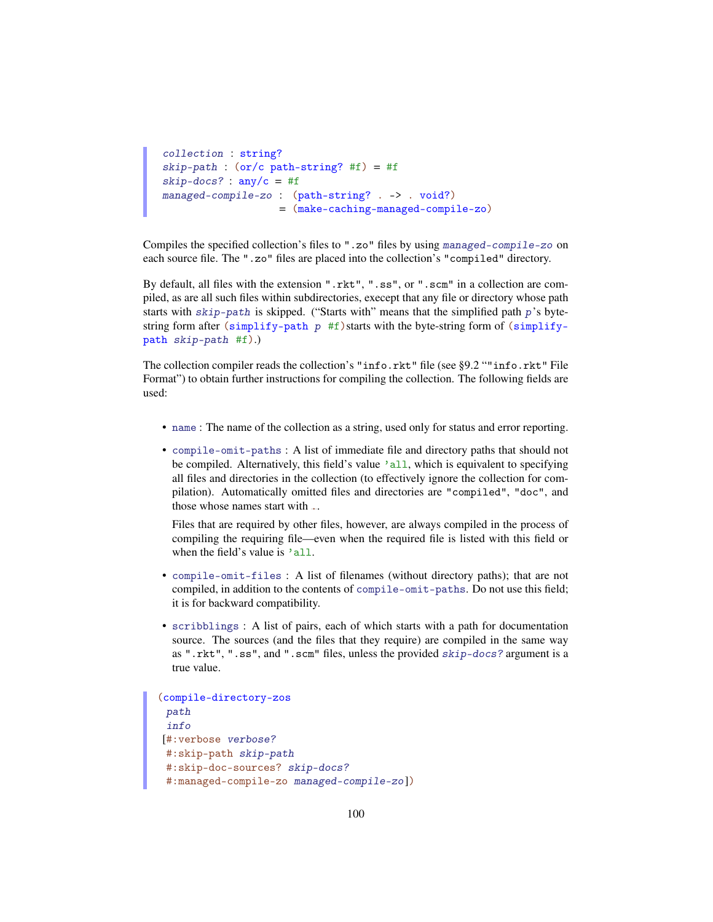```
collection : string?
skip-path : (or/c path-string? #f) = #f
skip-docs? : any/c = #f
managed-compile-zo : (path-string? . -> . void?)
                   = (make-caching-managed-compile-zo)
```

Compiles the specified collection's files to ".zo" files by using *managed-compile-zo* on each source file. The ".zo" files are placed into the collection's "compiled" directory.

By default, all files with the extension ".rkt", ".ss", or ".scm" in a collection are compiled, as are all such files within subdirectories, execept that any file or directory whose path starts with *skip-path* is skipped. ("Starts with" means that the simplified path *p*'s byte-string form after `(simplify-path p #f)` starts with the byte-string form of `(simplify-path skip-path #f)`.)

The collection compiler reads the collection's "info.rkt" file (see §9.2 ""info.rkt" File Format") to obtain further instructions for compiling the collection. The following fields are used:

- `name` : The name of the collection as a string, used only for status and error reporting.
- `compile-omit-paths` : A list of immediate file and directory paths that should not be compiled. Alternatively, this field's value `'all`, which is equivalent to specifying all files and directories in the collection (to effectively ignore the collection for compilation). Automatically omitted files and directories are "compiled", "doc", and those whose names start with `.`.

  Files that are required by other files, however, are always compiled in the process of compiling the requiring file—even when the required file is listed with this field or when the field's value is `'all`.
- `compile-omit-files` : A list of filenames (without directory paths); that are not compiled, in addition to the contents of `compile-omit-paths`. Do not use this field; it is for backward compatibility.
- `scribblings` : A list of pairs, each of which starts with a path for documentation source. The sources (and the files that they require) are compiled in the same way as ".rkt", ".ss", and ".scm" files, unless the provided *skip-docs?* argument is a true value.

```
(compile-directory-zos
 path
 info
[#:verbose verbose?
 #:skip-path skip-path
 #:skip-doc-sources? skip-docs?
 #:managed-compile-zo managed-compile-zo])
```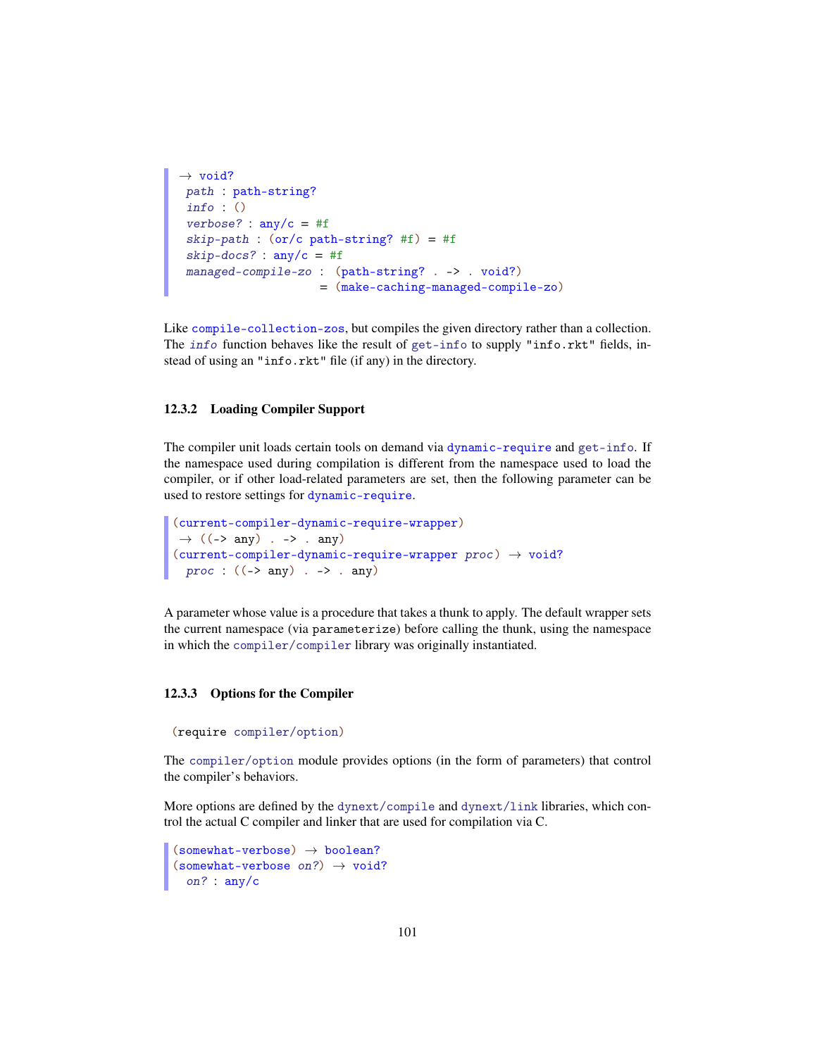```
 → void?
  path : path-string?
  info : ()
  verbose? : any/c = #f
  skip-path : (or/c path-string? #f) = #f
  skip-docs? : any/c = #f
  managed-compile-zo : (path-string? . -> . void?)
                     = (make-caching-managed-compile-zo)
```

Like `compile-collection-zos`, but compiles the given directory rather than a collection. The *`info`* function behaves like the result of `get-info` to supply `"info.rkt"` fields, instead of using an `"info.rkt"` file (if any) in the directory.

### 12.3.2 Loading Compiler Support

The compiler unit loads certain tools on demand via `dynamic-require` and `get-info`. If the namespace used during compilation is different from the namespace used to load the compiler, or if other load-related parameters are set, then the following parameter can be used to restore settings for `dynamic-require`.

```
(current-compiler-dynamic-require-wrapper)
 → ((-> any) . -> . any)
(current-compiler-dynamic-require-wrapper proc) → void?
  proc : ((-> any) . -> . any)
```

A parameter whose value is a procedure that takes a thunk to apply. The default wrapper sets the current namespace (via `parameterize`) before calling the thunk, using the namespace in which the `compiler/compiler` library was originally instantiated.

### 12.3.3 Options for the Compiler

```
(require compiler/option)
```

The `compiler/option` module provides options (in the form of parameters) that control the compiler's behaviors.

More options are defined by the `dynext/compile` and `dynext/link` libraries, which control the actual C compiler and linker that are used for compilation via C.

```
(somewhat-verbose) → boolean?
(somewhat-verbose on?) → void?
  on? : any/c
```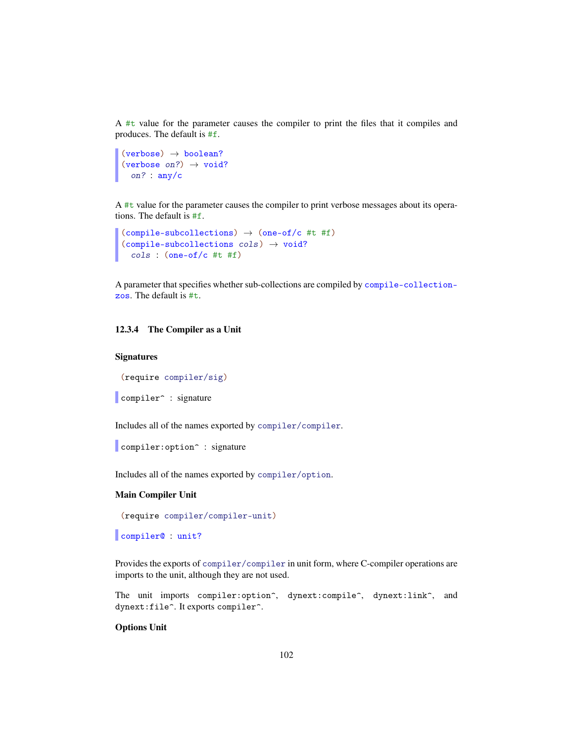A #t value for the parameter causes the compiler to print the files that it compiles and produces. The default is #f.

```
(verbose) → boolean?
(verbose on?) → void?
  on? : any/c
```

A #t value for the parameter causes the compiler to print verbose messages about its operations. The default is #f.

```
(compile-subcollections) → (one-of/c #t #f)
(compile-subcollections cols) → void?
  cols : (one-of/c #t #f)
```

A parameter that specifies whether sub-collections are compiled by compile-collection-zos. The default is #t.

### 12.3.4 The Compiler as a Unit

#### Signatures

```
(require compiler/sig)
```

```
compiler^ : signature
```

Includes all of the names exported by compiler/compiler.

```
compiler:option^ : signature
```

Includes all of the names exported by compiler/option.

#### Main Compiler Unit

```
(require compiler/compiler-unit)
```

```
compiler@ : unit?
```

Provides the exports of compiler/compiler in unit form, where C-compiler operations are imports to the unit, although they are not used.

The unit imports compiler:option^, dynext:compile^, dynext:link^, and dynext:file^. It exports compiler^.

#### Options Unit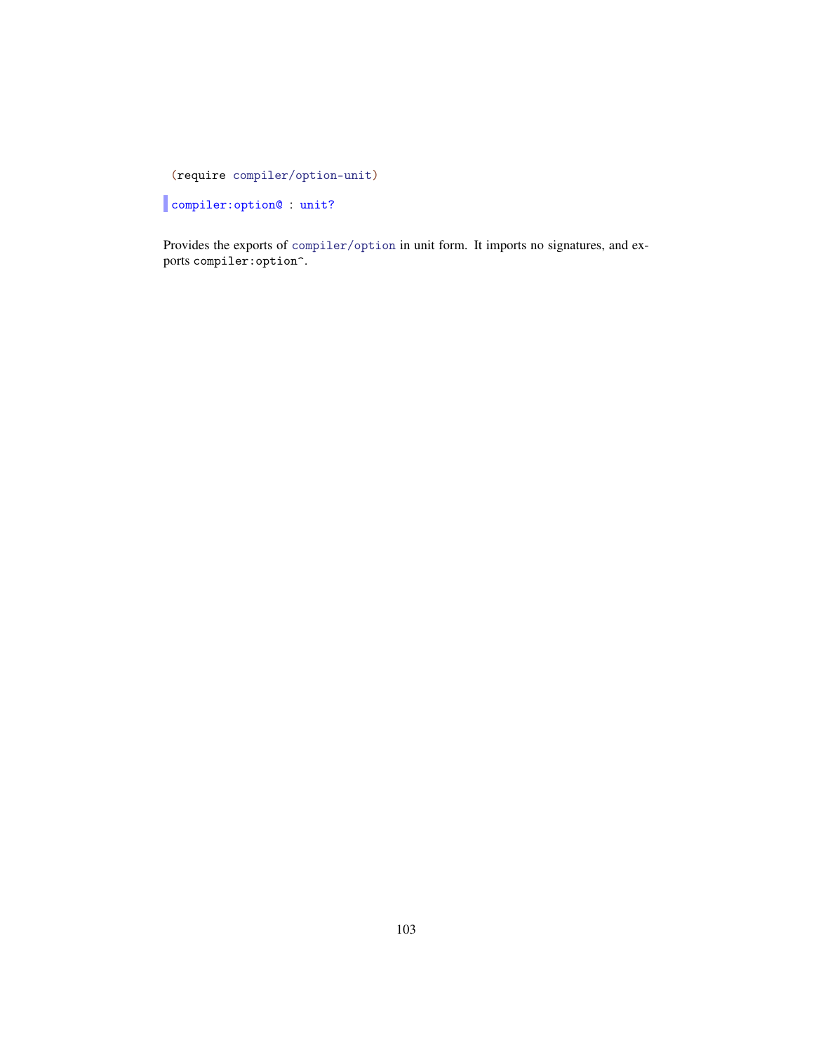```
(require compiler/option-unit)
```

```
compiler:option@ : unit?
```

Provides the exports of `compiler/option` in unit form. It imports no signatures, and exports `compiler:option^`.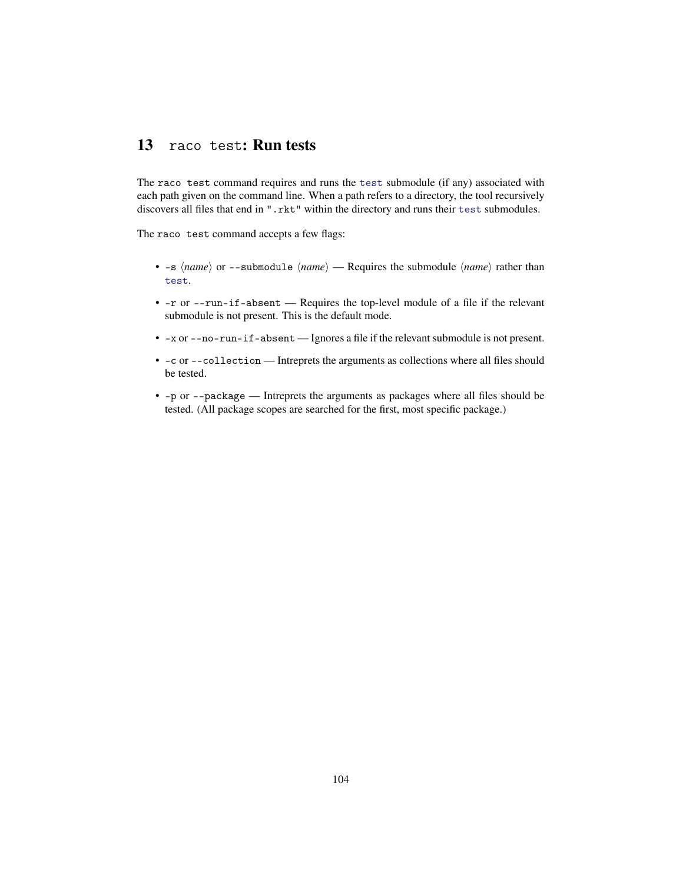# 13 `raco test`: Run tests

The `raco test` command requires and runs the `test` submodule (if any) associated with each path given on the command line. When a path refers to a directory, the tool recursively discovers all files that end in `".rkt"` within the directory and runs their `test` submodules.

The `raco test` command accepts a few flags:

- `-s` ⟨*name*⟩ or `--submodule` ⟨*name*⟩ — Requires the submodule ⟨*name*⟩ rather than `test`.
- `-r` or `--run-if-absent` — Requires the top-level module of a file if the relevant submodule is not present. This is the default mode.
- `-x` or `--no-run-if-absent` — Ignores a file if the relevant submodule is not present.
- `-c` or `--collection` — Intreprets the arguments as collections where all files should be tested.
- `-p` or `--package` — Intreprets the arguments as packages where all files should be tested. (All package scopes are searched for the first, most specific package.)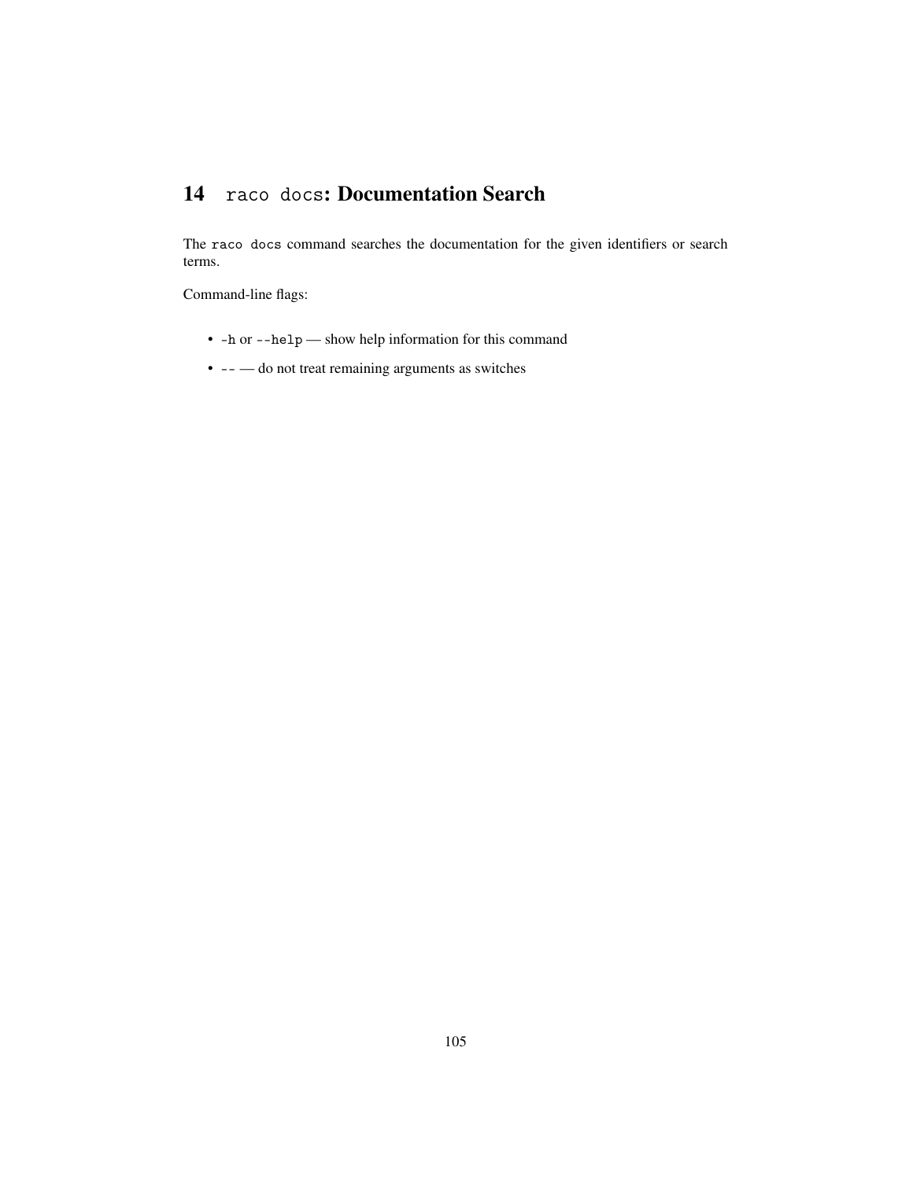# 14 `raco docs`: Documentation Search

The `raco docs` command searches the documentation for the given identifiers or search terms.

Command-line flags:

- `-h` or `--help` — show help information for this command
- `--` — do not treat remaining arguments as switches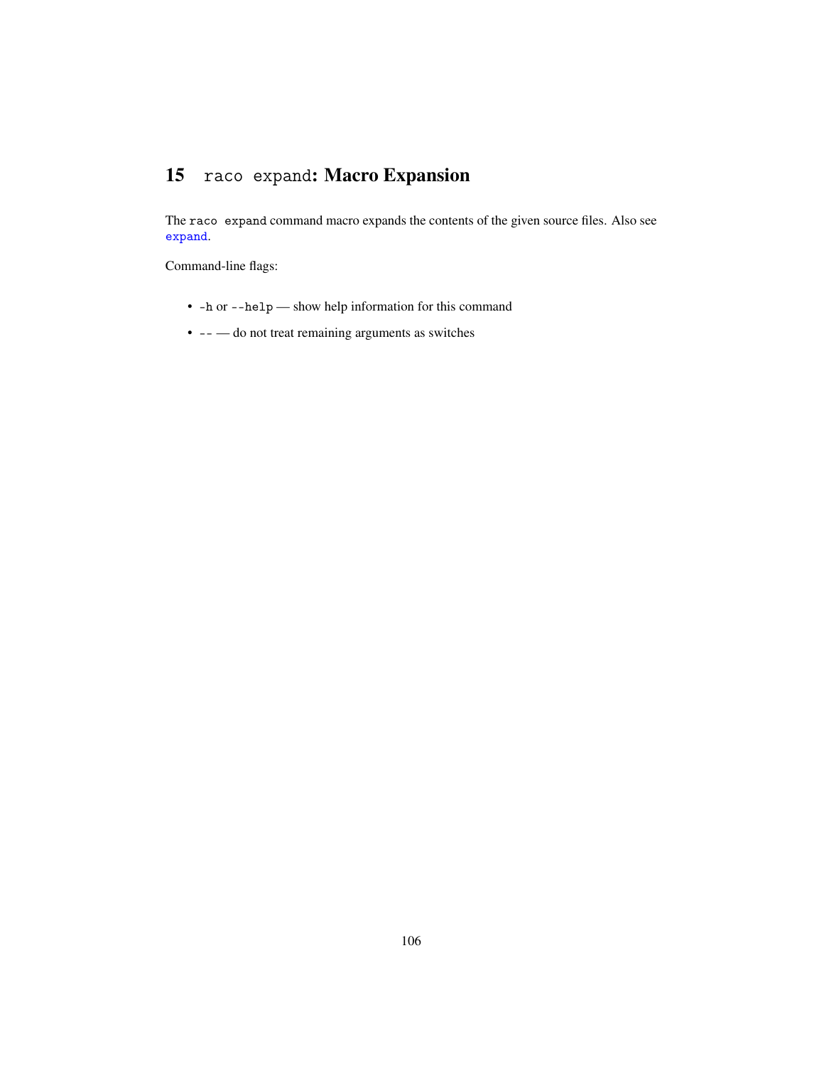# 15 `raco expand`: Macro Expansion

The `raco expand` command macro expands the contents of the given source files. Also see `expand`.

Command-line flags:

- `-h` or `--help` — show help information for this command
- `--` — do not treat remaining arguments as switches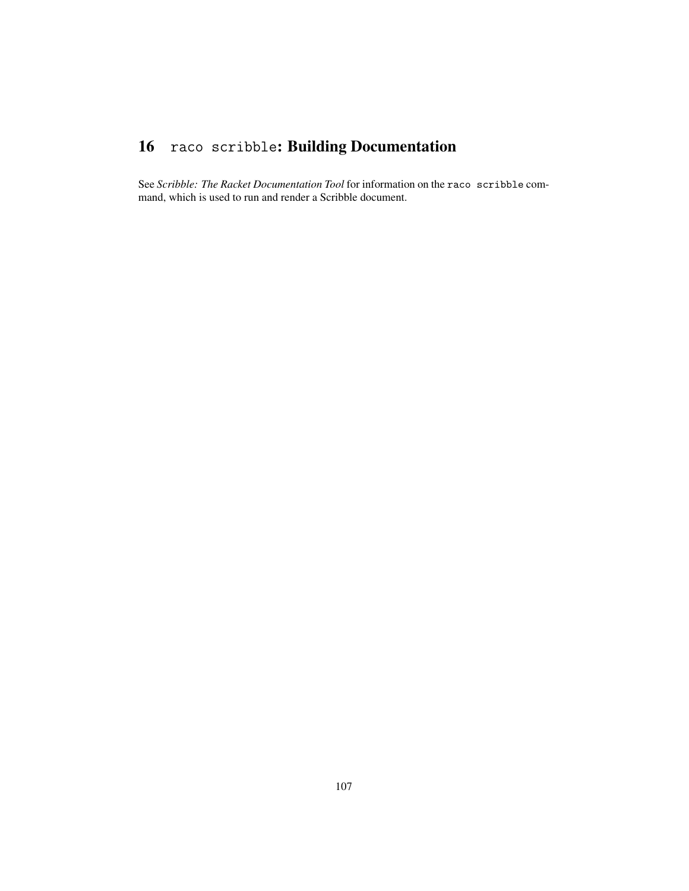# 16 `raco scribble`: Building Documentation

See *Scribble: The Racket Documentation Tool* for information on the `raco scribble` command, which is used to run and render a Scribble document.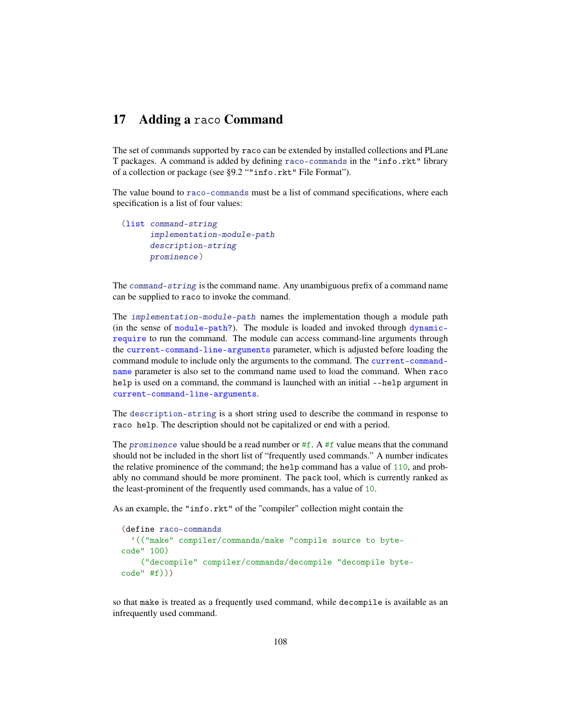## 17 Adding a `raco` Command

The set of commands supported by `raco` can be extended by installed collections and PLaneT packages. A command is added by defining `raco-commands` in the `"info.rkt"` library of a collection or package (see §9.2 “`"info.rkt"` File Format”).

The value bound to `raco-commands` must be a list of command specifications, where each specification is a list of four values:

```
(list command-string
      implementation-module-path
      description-string
      prominence)
```

The *`command-string`* is the command name. Any unambiguous prefix of a command name can be supplied to `raco` to invoke the command.

The *`implementation-module-path`* names the implementation though a module path (in the sense of `module-path?`). The module is loaded and invoked through `dynamic-require` to run the command. The module can access command-line arguments through the `current-command-line-arguments` parameter, which is adjusted before loading the command module to include only the arguments to the command. The `current-command-name` parameter is also set to the command name used to load the command. When `raco help` is used on a command, the command is launched with an initial `--help` argument in `current-command-line-arguments`.

The `description-string` is a short string used to describe the command in response to `raco help`. The description should not be capitalized or end with a period.

The *`prominence`* value should be a read number or `#f`. A `#f` value means that the command should not be included in the short list of “frequently used commands.” A number indicates the relative prominence of the command; the `help` command has a value of `110`, and probably no command should be more prominent. The `pack` tool, which is currently ranked as the least-prominent of the frequently used commands, has a value of `10`.

As an example, the `"info.rkt"` of the "compiler" collection might contain the

```
(define raco-commands
  '(("make" compiler/commands/make "compile source to byte-code" 100)
    ("decompile" compiler/commands/decompile "decompile byte-code" #f)))
```

so that `make` is treated as a frequently used command, while `decompile` is available as an infrequently used command.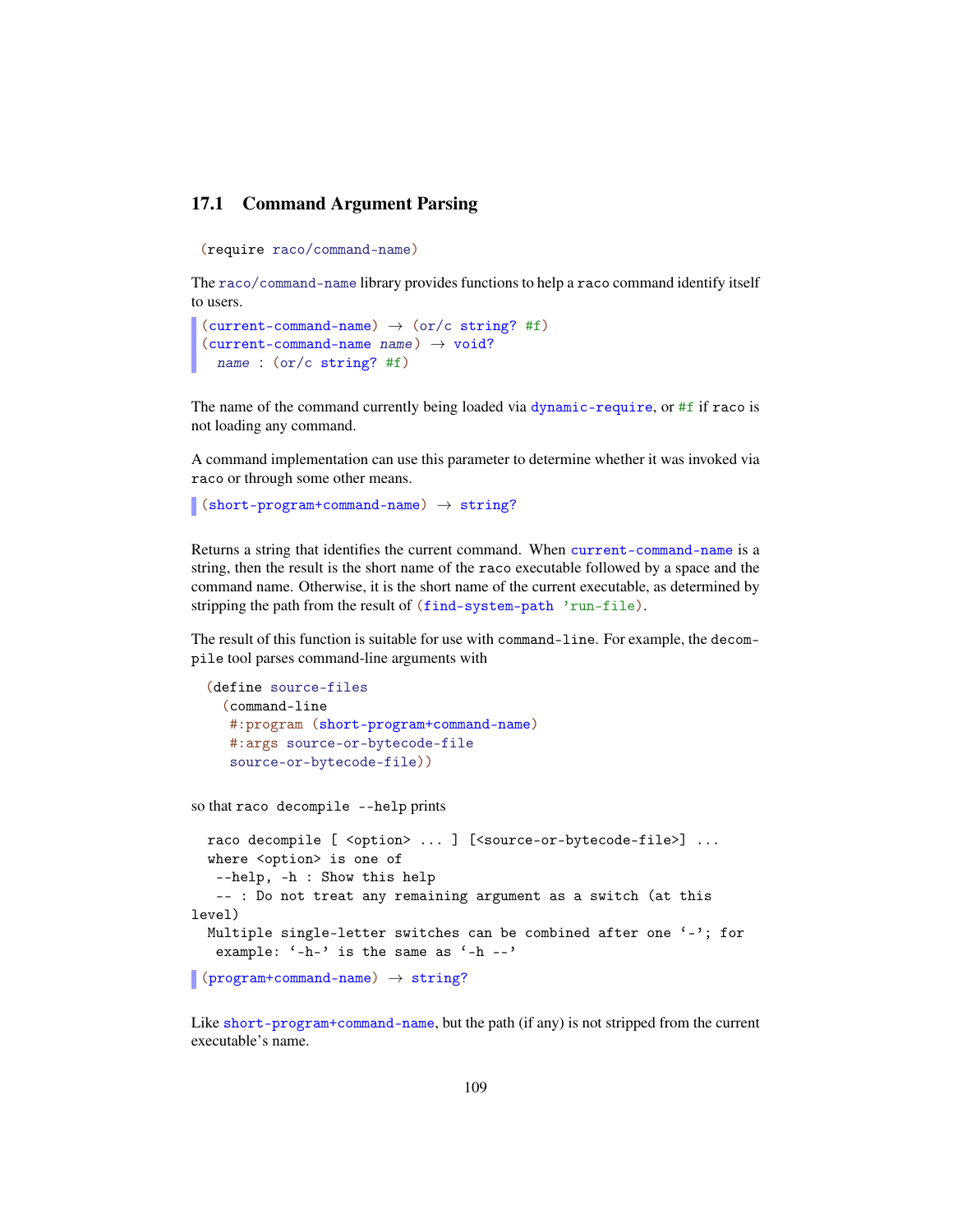## 17.1 Command Argument Parsing

```
(require raco/command-name)
```

The `raco/command-name` library provides functions to help a `raco` command identify itself to users.

```
(current-command-name) → (or/c string? #f)
(current-command-name name) → void?
  name : (or/c string? #f)
```

The name of the command currently being loaded via `dynamic-require`, or `#f` if `raco` is not loading any command.

A command implementation can use this parameter to determine whether it was invoked via `raco` or through some other means.

```
(short-program+command-name) → string?
```

Returns a string that identifies the current command. When `current-command-name` is a string, then the result is the short name of the `raco` executable followed by a space and the command name. Otherwise, it is the short name of the current executable, as determined by stripping the path from the result of `(find-system-path 'run-file)`.

The result of this function is suitable for use with `command-line`. For example, the `decompile` tool parses command-line arguments with

```
(define source-files
  (command-line
   #:program (short-program+command-name)
   #:args source-or-bytecode-file
   source-or-bytecode-file))
```

so that `raco decompile --help` prints

```
  raco decompile [ <option> ... ] [<source-or-bytecode-file>] ...
  where <option> is one of
   --help, -h : Show this help
   -- : Do not treat any remaining argument as a switch (at this
level)
  Multiple single-letter switches can be combined after one `-'; for
   example: `-h-' is the same as `-h --'
```

```
(program+command-name) → string?
```

Like `short-program+command-name`, but the path (if any) is not stripped from the current executable's name.